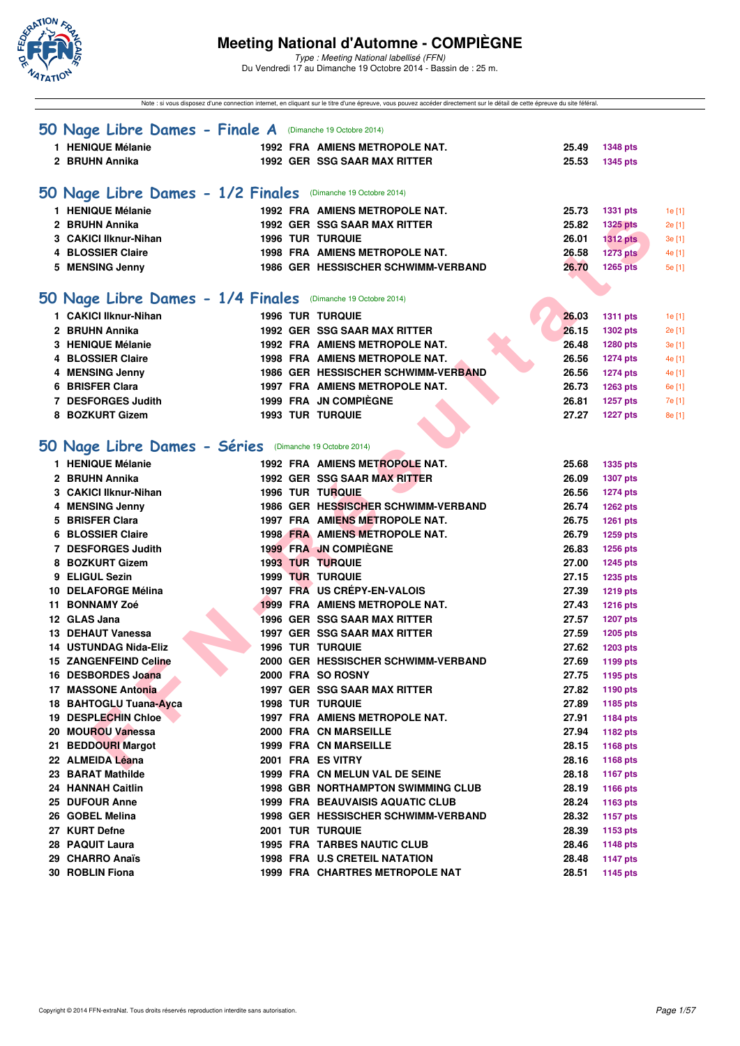# Meeting National d'Automne - COMPIÈGNE

*Type : Meeting National labellisé (FFN)*

Du Vendredi 17 au Dimanche 19 Octobre 2014 - Bassin de : 25 m.

Note : si vous disposez d'une connection internet, en cliquant sur le titre d'une épreuve, vous pouvez accéder directement sur le détail de cette épreuve du site féféral.

## 50 Nage Libre Dames - Finale A (Dimanche 19 Octobre 2014)

| | | | | | | |
|---|---|---|---|---|---|---|
| 1 | HENIQUE Mélanie | 1992 | FRA | AMIENS METROPOLE NAT. | 25.49 | 1348 pts |
| 2 | BRUHN Annika | 1992 | GER | SSG SAAR MAX RITTER | 25.53 | 1345 pts |

## 50 Nage Libre Dames - 1/2 Finales (Dimanche 19 Octobre 2014)

| | | | | | | | |
|---|---|---|---|---|---|---|---|
| 1 | HENIQUE Mélanie | 1992 | FRA | AMIENS METROPOLE NAT. | 25.73 | 1331 pts | 1e [1] |
| 2 | BRUHN Annika | 1992 | GER | SSG SAAR MAX RITTER | 25.82 | 1325 pts | 2e [1] |
| 3 | CAKICI Ilknur-Nihan | 1996 | TUR | TURQUIE | 26.01 | 1312 pts | 3e [1] |
| 4 | BLOSSIER Claire | 1998 | FRA | AMIENS METROPOLE NAT. | 26.58 | 1273 pts | 4e [1] |
| 5 | MENSING Jenny | 1986 | GER | HESSISCHER SCHWIMM-VERBAND | 26.70 | 1265 pts | 5e [1] |

## 50 Nage Libre Dames - 1/4 Finales (Dimanche 19 Octobre 2014)

| | | | | | | | |
|---|---|---|---|---|---|---|---|
| 1 | CAKICI Ilknur-Nihan | 1996 | TUR | TURQUIE | 26.03 | 1311 pts | 1e [1] |
| 2 | BRUHN Annika | 1992 | GER | SSG SAAR MAX RITTER | 26.15 | 1302 pts | 2e [1] |
| 3 | HENIQUE Mélanie | 1992 | FRA | AMIENS METROPOLE NAT. | 26.48 | 1280 pts | 3e [1] |
| 4 | BLOSSIER Claire | 1998 | FRA | AMIENS METROPOLE NAT. | 26.56 | 1274 pts | 4e [1] |
| 4 | MENSING Jenny | 1986 | GER | HESSISCHER SCHWIMM-VERBAND | 26.56 | 1274 pts | 4e [1] |
| 6 | BRISFER Clara | 1997 | FRA | AMIENS METROPOLE NAT. | 26.73 | 1263 pts | 6e [1] |
| 7 | DESFORGES Judith | 1999 | FRA | JN COMPIÈGNE | 26.81 | 1257 pts | 7e [1] |
| 8 | BOZKURT Gizem | 1993 | TUR | TURQUIE | 27.27 | 1227 pts | 8e [1] |

## 50 Nage Libre Dames - Séries (Dimanche 19 Octobre 2014)

| | | | | | | |
|---|---|---|---|---|---|---|
| 1 | HENIQUE Mélanie | 1992 | FRA | AMIENS METROPOLE NAT. | 25.68 | 1335 pts |
| 2 | BRUHN Annika | 1992 | GER | SSG SAAR MAX RITTER | 26.09 | 1307 pts |
| 3 | CAKICI Ilknur-Nihan | 1996 | TUR | TURQUIE | 26.56 | 1274 pts |
| 4 | MENSING Jenny | 1986 | GER | HESSISCHER SCHWIMM-VERBAND | 26.74 | 1262 pts |
| 5 | BRISFER Clara | 1997 | FRA | AMIENS METROPOLE NAT. | 26.75 | 1261 pts |
| 6 | BLOSSIER Claire | 1998 | FRA | AMIENS METROPOLE NAT. | 26.79 | 1259 pts |
| 7 | DESFORGES Judith | 1999 | FRA | JN COMPIÈGNE | 26.83 | 1256 pts |
| 8 | BOZKURT Gizem | 1993 | TUR | TURQUIE | 27.00 | 1245 pts |
| 9 | ELIGUL Sezin | 1999 | TUR | TURQUIE | 27.15 | 1235 pts |
| 10 | DELAFORGE Mélina | 1997 | FRA | US CRÉPY-EN-VALOIS | 27.39 | 1219 pts |
| 11 | BONNAMY Zoé | 1999 | FRA | AMIENS METROPOLE NAT. | 27.43 | 1216 pts |
| 12 | GLAS Jana | 1996 | GER | SSG SAAR MAX RITTER | 27.57 | 1207 pts |
| 13 | DEHAUT Vanessa | 1997 | GER | SSG SAAR MAX RITTER | 27.59 | 1205 pts |
| 14 | USTUNDAG Nida-Eliz | 1996 | TUR | TURQUIE | 27.62 | 1203 pts |
| 15 | ZANGENFEIND Celine | 2000 | GER | HESSISCHER SCHWIMM-VERBAND | 27.69 | 1199 pts |
| 16 | DESBORDES Joana | 2000 | FRA | SO ROSNY | 27.75 | 1195 pts |
| 17 | MASSONE Antonia | 1997 | GER | SSG SAAR MAX RITTER | 27.82 | 1190 pts |
| 18 | BAHTOGLU Tuana-Ayca | 1998 | TUR | TURQUIE | 27.89 | 1185 pts |
| 19 | DESPLECHIN Chloe | 1997 | FRA | AMIENS METROPOLE NAT. | 27.91 | 1184 pts |
| 20 | MOUROU Vanessa | 2000 | FRA | CN MARSEILLE | 27.94 | 1182 pts |
| 21 | BEDDOURI Margot | 1999 | FRA | CN MARSEILLE | 28.15 | 1168 pts |
| 22 | ALMEIDA Léana | 2001 | FRA | ES VITRY | 28.16 | 1168 pts |
| 23 | BARAT Mathilde | 1999 | FRA | CN MELUN VAL DE SEINE | 28.18 | 1167 pts |
| 24 | HANNAH Caitlin | 1998 | GBR | NORTHAMPTON SWIMMING CLUB | 28.19 | 1166 pts |
| 25 | DUFOUR Anne | 1999 | FRA | BEAUVAISIS AQUATIC CLUB | 28.24 | 1163 pts |
| 26 | GOBEL Melina | 1998 | GER | HESSISCHER SCHWIMM-VERBAND | 28.32 | 1157 pts |
| 27 | KURT Defne | 2001 | TUR | TURQUIE | 28.39 | 1153 pts |
| 28 | PAQUIT Laura | 1995 | FRA | TARBES NAUTIC CLUB | 28.46 | 1148 pts |
| 29 | CHARRO Anaïs | 1998 | FRA | U.S CRETEIL NATATION | 28.48 | 1147 pts |
| 30 | ROBLIN Fiona | 1999 | FRA | CHARTRES METROPOLE NAT | 28.51 | 1145 pts |

Copyright © 2014 FFN-extraNat. Tous droits réservés reproduction interdite sans autorisation.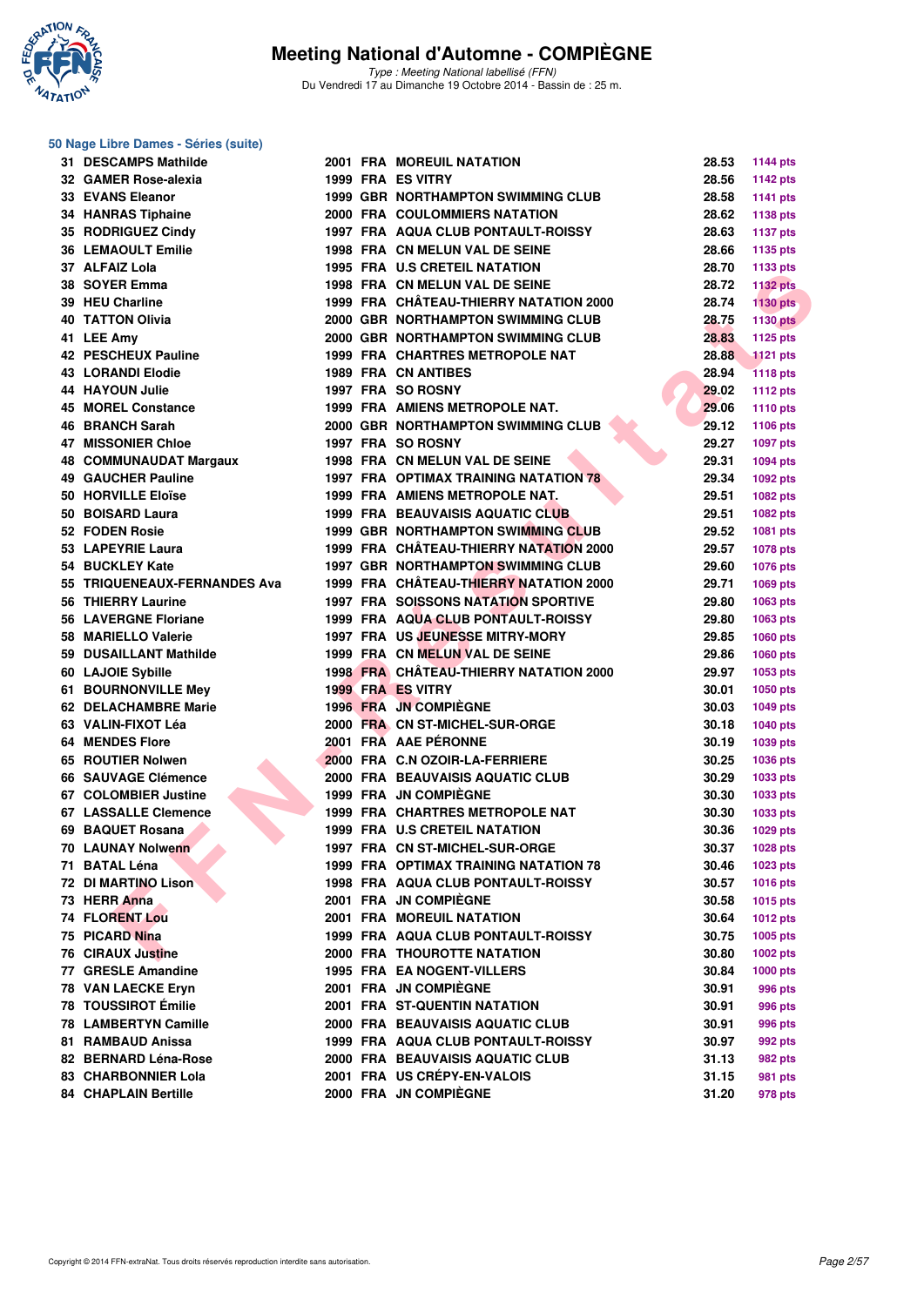## 50 Nage Libre Dames - Séries (suite)

| | | | | | | |
|---|---|---|---|---|---|---|
| 31 | DESCAMPS Mathilde | 2001 | FRA | MOREUIL NATATION | 28.53 | 1144 pts |
| 32 | GAMER Rose-alexia | 1999 | FRA | ES VITRY | 28.56 | 1142 pts |
| 33 | EVANS Eleanor | 1999 | GBR | NORTHAMPTON SWIMMING CLUB | 28.58 | 1141 pts |
| 34 | HANRAS Tiphaine | 2000 | FRA | COULOMMIERS NATATION | 28.62 | 1138 pts |
| 35 | RODRIGUEZ Cindy | 1997 | FRA | AQUA CLUB PONTAULT-ROISSY | 28.63 | 1137 pts |
| 36 | LEMAOULT Emilie | 1998 | FRA | CN MELUN VAL DE SEINE | 28.66 | 1135 pts |
| 37 | ALFAIZ Lola | 1995 | FRA | U.S CRETEIL NATATION | 28.70 | 1133 pts |
| 38 | SOYER Emma | 1998 | FRA | CN MELUN VAL DE SEINE | 28.72 | 1132 pts |
| 39 | HEU Charline | 1999 | FRA | CHÂTEAU-THIERRY NATATION 2000 | 28.74 | 1130 pts |
| 40 | TATTON Olivia | 2000 | GBR | NORTHAMPTON SWIMMING CLUB | 28.75 | 1130 pts |
| 41 | LEE Amy | 2000 | GBR | NORTHAMPTON SWIMMING CLUB | 28.83 | 1125 pts |
| 42 | PESCHEUX Pauline | 1999 | FRA | CHARTRES METROPOLE NAT | 28.88 | 1121 pts |
| 43 | LORANDI Elodie | 1989 | FRA | CN ANTIBES | 28.94 | 1118 pts |
| 44 | HAYOUN Julie | 1997 | FRA | SO ROSNY | 29.02 | 1112 pts |
| 45 | MOREL Constance | 1999 | FRA | AMIENS METROPOLE NAT. | 29.06 | 1110 pts |
| 46 | BRANCH Sarah | 2000 | GBR | NORTHAMPTON SWIMMING CLUB | 29.12 | 1106 pts |
| 47 | MISSONIER Chloe | 1997 | FRA | SO ROSNY | 29.27 | 1097 pts |
| 48 | COMMUNAUDAT Margaux | 1998 | FRA | CN MELUN VAL DE SEINE | 29.31 | 1094 pts |
| 49 | GAUCHER Pauline | 1997 | FRA | OPTIMAX TRAINING NATATION 78 | 29.34 | 1092 pts |
| 50 | HORVILLE Eloïse | 1999 | FRA | AMIENS METROPOLE NAT. | 29.51 | 1082 pts |
| 50 | BOISARD Laura | 1999 | FRA | BEAUVAISIS AQUATIC CLUB | 29.51 | 1082 pts |
| 52 | FODEN Rosie | 1999 | GBR | NORTHAMPTON SWIMMING CLUB | 29.52 | 1081 pts |
| 53 | LAPEYRIE Laura | 1999 | FRA | CHÂTEAU-THIERRY NATATION 2000 | 29.57 | 1078 pts |
| 54 | BUCKLEY Kate | 1997 | GBR | NORTHAMPTON SWIMMING CLUB | 29.60 | 1076 pts |
| 55 | TRIQUENEAUX-FERNANDES Ava | 1999 | FRA | CHÂTEAU-THIERRY NATATION 2000 | 29.71 | 1069 pts |
| 56 | THIERRY Laurine | 1997 | FRA | SOISSONS NATATION SPORTIVE | 29.80 | 1063 pts |
| 56 | LAVERGNE Floriane | 1999 | FRA | AQUA CLUB PONTAULT-ROISSY | 29.80 | 1063 pts |
| 58 | MARIELLO Valerie | 1997 | FRA | US JEUNESSE MITRY-MORY | 29.85 | 1060 pts |
| 59 | DUSAILLANT Mathilde | 1999 | FRA | CN MELUN VAL DE SEINE | 29.86 | 1060 pts |
| 60 | LAJOIE Sybille | 1998 | FRA | CHÂTEAU-THIERRY NATATION 2000 | 29.97 | 1053 pts |
| 61 | BOURNONVILLE Mey | 1999 | FRA | ES VITRY | 30.01 | 1050 pts |
| 62 | DELACHAMBRE Marie | 1996 | FRA | JN COMPIÈGNE | 30.03 | 1049 pts |
| 63 | VALIN-FIXOT Léa | 2000 | FRA | CN ST-MICHEL-SUR-ORGE | 30.18 | 1040 pts |
| 64 | MENDES Flore | 2001 | FRA | AAE PÉRONNE | 30.19 | 1039 pts |
| 65 | ROUTIER Nolwen | 2000 | FRA | C.N OZOIR-LA-FERRIERE | 30.25 | 1036 pts |
| 66 | SAUVAGE Clémence | 2000 | FRA | BEAUVAISIS AQUATIC CLUB | 30.29 | 1033 pts |
| 67 | COLOMBIER Justine | 1999 | FRA | JN COMPIÈGNE | 30.30 | 1033 pts |
| 67 | LASSALLE Clemence | 1999 | FRA | CHARTRES METROPOLE NAT | 30.30 | 1033 pts |
| 69 | BAQUET Rosana | 1999 | FRA | U.S CRETEIL NATATION | 30.36 | 1029 pts |
| 70 | LAUNAY Nolwenn | 1997 | FRA | CN ST-MICHEL-SUR-ORGE | 30.37 | 1028 pts |
| 71 | BATAL Léna | 1999 | FRA | OPTIMAX TRAINING NATATION 78 | 30.46 | 1023 pts |
| 72 | DI MARTINO Lison | 1998 | FRA | AQUA CLUB PONTAULT-ROISSY | 30.57 | 1016 pts |
| 73 | HERR Anna | 2001 | FRA | JN COMPIÈGNE | 30.58 | 1015 pts |
| 74 | FLORENT Lou | 2001 | FRA | MOREUIL NATATION | 30.64 | 1012 pts |
| 75 | PICARD Nina | 1999 | FRA | AQUA CLUB PONTAULT-ROISSY | 30.75 | 1005 pts |
| 76 | CIRAUX Justine | 2000 | FRA | THOUROTTE NATATION | 30.80 | 1002 pts |
| 77 | GRESLE Amandine | 1995 | FRA | EA NOGENT-VILLERS | 30.84 | 1000 pts |
| 78 | VAN LAECKE Eryn | 2001 | FRA | JN COMPIÈGNE | 30.91 | 996 pts |
| 78 | TOUSSIROT Émilie | 2001 | FRA | ST-QUENTIN NATATION | 30.91 | 996 pts |
| 78 | LAMBERTYN Camille | 2000 | FRA | BEAUVAISIS AQUATIC CLUB | 30.91 | 996 pts |
| 81 | RAMBAUD Anissa | 1999 | FRA | AQUA CLUB PONTAULT-ROISSY | 30.97 | 992 pts |
| 82 | BERNARD Léna-Rose | 2000 | FRA | BEAUVAISIS AQUATIC CLUB | 31.13 | 982 pts |
| 83 | CHARBONNIER Lola | 2001 | FRA | US CRÉPY-EN-VALOIS | 31.15 | 981 pts |
| 84 | CHAPLAIN Bertille | 2000 | FRA | JN COMPIÈGNE | 31.20 | 978 pts |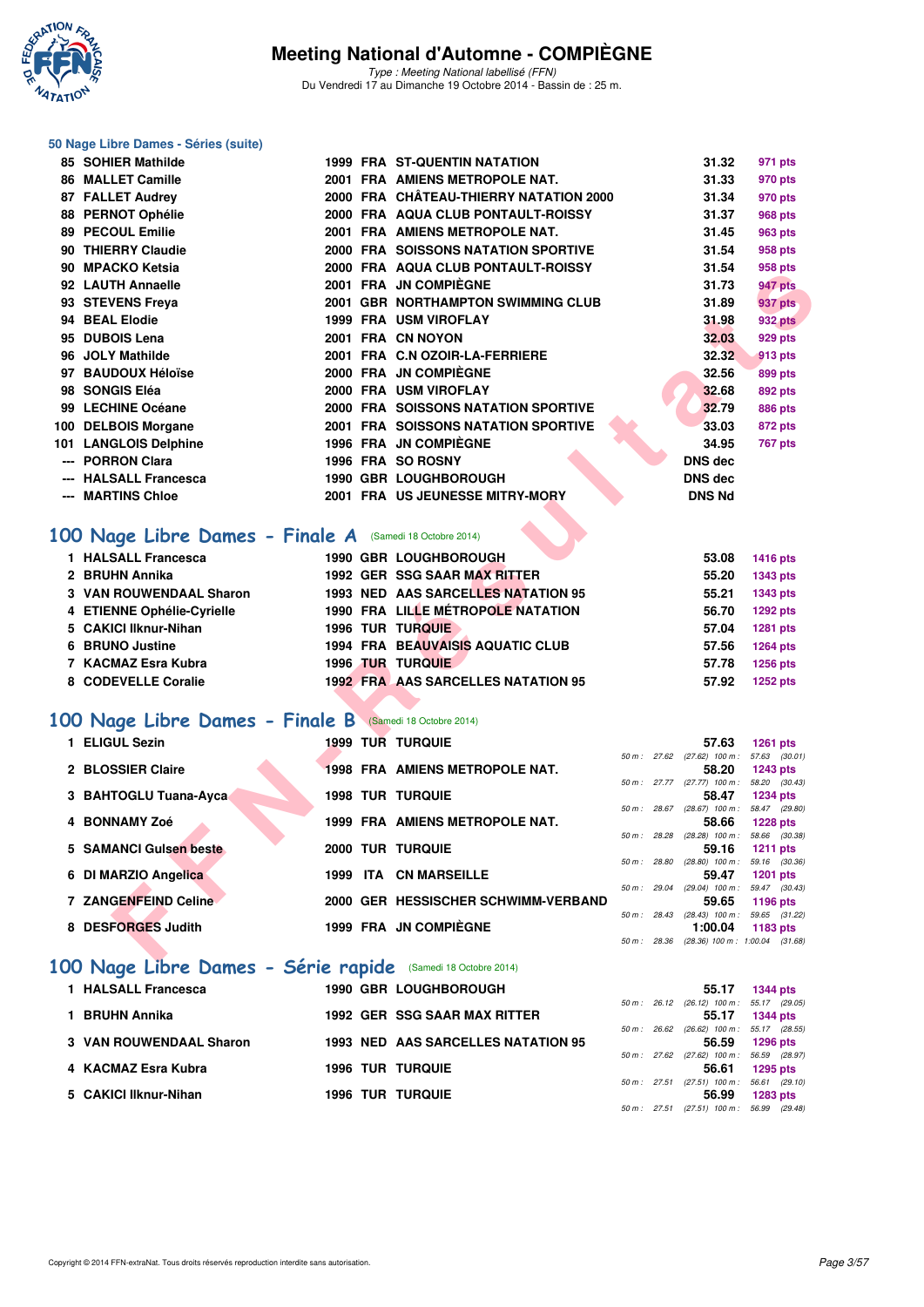# Meeting National d'Automne - COMPIÈGNE

*Type : Meeting National labellisé (FFN)*
Du Vendredi 17 au Dimanche 19 Octobre 2014 - Bassin de : 25 m.

### 50 Nage Libre Dames - Séries (suite)

| Rang | Nom | Année | Nat | Club | Temps | Points |
|---|---|---|---|---|---|---|
| 85 | SOHIER Mathilde | 1999 | FRA | ST-QUENTIN NATATION | 31.32 | 971 pts |
| 86 | MALLET Camille | 2001 | FRA | AMIENS METROPOLE NAT. | 31.33 | 970 pts |
| 87 | FALLET Audrey | 2000 | FRA | CHÂTEAU-THIERRY NATATION 2000 | 31.34 | 970 pts |
| 88 | PERNOT Ophélie | 2000 | FRA | AQUA CLUB PONTAULT-ROISSY | 31.37 | 968 pts |
| 89 | PECOUL Emilie | 2001 | FRA | AMIENS METROPOLE NAT. | 31.45 | 963 pts |
| 90 | THIERRY Claudie | 2000 | FRA | SOISSONS NATATION SPORTIVE | 31.54 | 958 pts |
| 90 | MPACKO Ketsia | 2000 | FRA | AQUA CLUB PONTAULT-ROISSY | 31.54 | 958 pts |
| 92 | LAUTH Annaelle | 2001 | FRA | JN COMPIÈGNE | 31.73 | 947 pts |
| 93 | STEVENS Freya | 2001 | GBR | NORTHAMPTON SWIMMING CLUB | 31.89 | 937 pts |
| 94 | BEAL Elodie | 1999 | FRA | USM VIROFLAY | 31.98 | 932 pts |
| 95 | DUBOIS Lena | 2001 | FRA | CN NOYON | 32.03 | 929 pts |
| 96 | JOLY Mathilde | 2001 | FRA | C.N OZOIR-LA-FERRIERE | 32.32 | 913 pts |
| 97 | BAUDOUX Héloïse | 2000 | FRA | JN COMPIÈGNE | 32.56 | 899 pts |
| 98 | SONGIS Eléa | 2000 | FRA | USM VIROFLAY | 32.68 | 892 pts |
| 99 | LECHINE Océane | 2000 | FRA | SOISSONS NATATION SPORTIVE | 32.79 | 886 pts |
| 100 | DELBOIS Morgane | 2001 | FRA | SOISSONS NATATION SPORTIVE | 33.03 | 872 pts |
| 101 | LANGLOIS Delphine | 1996 | FRA | JN COMPIÈGNE | 34.95 | 767 pts |
| --- | PORRON Clara | 1996 | FRA | SO ROSNY | DNS dec | |
| --- | HALSALL Francesca | 1990 | GBR | LOUGHBOROUGH | DNS dec | |
| --- | MARTINS Chloe | 2001 | FRA | US JEUNESSE MITRY-MORY | DNS Nd | |

## 100 Nage Libre Dames - Finale A (Samedi 18 Octobre 2014)

| Rang | Nom | Année | Nat | Club | Temps | Points |
|---|---|---|---|---|---|---|
| 1 | HALSALL Francesca | 1990 | GBR | LOUGHBOROUGH | 53.08 | 1416 pts |
| 2 | BRUHN Annika | 1992 | GER | SSG SAAR MAX RITTER | 55.20 | 1343 pts |
| 3 | VAN ROUWENDAAL Sharon | 1993 | NED | AAS SARCELLES NATATION 95 | 55.21 | 1343 pts |
| 4 | ETIENNE Ophélie-Cyrielle | 1990 | FRA | LILLE MÉTROPOLE NATATION | 56.70 | 1292 pts |
| 5 | CAKICI Ilknur-Nihan | 1996 | TUR | TURQUIE | 57.04 | 1281 pts |
| 6 | BRUNO Justine | 1994 | FRA | BEAUVAISIS AQUATIC CLUB | 57.56 | 1264 pts |
| 7 | KACMAZ Esra Kubra | 1996 | TUR | TURQUIE | 57.78 | 1256 pts |
| 8 | CODEVELLE Coralie | 1992 | FRA | AAS SARCELLES NATATION 95 | 57.92 | 1252 pts |

## 100 Nage Libre Dames - Finale B (Samedi 18 Octobre 2014)

| Rang | Nom | Année | Nat | Club | Temps | Points | Intermédiaires |
|---|---|---|---|---|---|---|---|
| 1 | ELIGUL Sezin | 1999 | TUR | TURQUIE | 57.63 | 1261 pts | 50 m : 27.62 (27.62) 100 m : 57.63 (30.01) |
| 2 | BLOSSIER Claire | 1998 | FRA | AMIENS METROPOLE NAT. | 58.20 | 1243 pts | 50 m : 27.77 (27.77) 100 m : 58.20 (30.43) |
| 3 | BAHTOGLU Tuana-Ayca | 1998 | TUR | TURQUIE | 58.47 | 1234 pts | 50 m : 28.67 (28.67) 100 m : 58.47 (29.80) |
| 4 | BONNAMY Zoé | 1999 | FRA | AMIENS METROPOLE NAT. | 58.66 | 1228 pts | 50 m : 28.28 (28.28) 100 m : 58.66 (30.38) |
| 5 | SAMANCI Gulsen beste | 2000 | TUR | TURQUIE | 59.16 | 1211 pts | 50 m : 28.80 (28.80) 100 m : 59.16 (30.36) |
| 6 | DI MARZIO Angelica | 1999 | ITA | CN MARSEILLE | 59.47 | 1201 pts | 50 m : 29.04 (29.04) 100 m : 59.47 (30.43) |
| 7 | ZANGENFEIND Celine | 2000 | GER | HESSISCHER SCHWIMM-VERBAND | 59.65 | 1196 pts | 50 m : 28.43 (28.43) 100 m : 59.65 (31.22) |
| 8 | DESFORGES Judith | 1999 | FRA | JN COMPIÈGNE | 1:00.04 | 1183 pts | 50 m : 28.36 (28.36) 100 m : 1:00.04 (31.68) |

## 100 Nage Libre Dames - Série rapide (Samedi 18 Octobre 2014)

| Rang | Nom | Année | Nat | Club | Temps | Points | Intermédiaires |
|---|---|---|---|---|---|---|---|
| 1 | HALSALL Francesca | 1990 | GBR | LOUGHBOROUGH | 55.17 | 1344 pts | 50 m : 26.12 (26.12) 100 m : 55.17 (29.05) |
| 1 | BRUHN Annika | 1992 | GER | SSG SAAR MAX RITTER | 55.17 | 1344 pts | 50 m : 26.62 (26.62) 100 m : 55.17 (28.55) |
| 3 | VAN ROUWENDAAL Sharon | 1993 | NED | AAS SARCELLES NATATION 95 | 56.59 | 1296 pts | 50 m : 27.62 (27.62) 100 m : 56.59 (28.97) |
| 4 | KACMAZ Esra Kubra | 1996 | TUR | TURQUIE | 56.61 | 1295 pts | 50 m : 27.51 (27.51) 100 m : 56.61 (29.10) |
| 5 | CAKICI Ilknur-Nihan | 1996 | TUR | TURQUIE | 56.99 | 1283 pts | 50 m : 27.51 (27.51) 100 m : 56.99 (29.48) |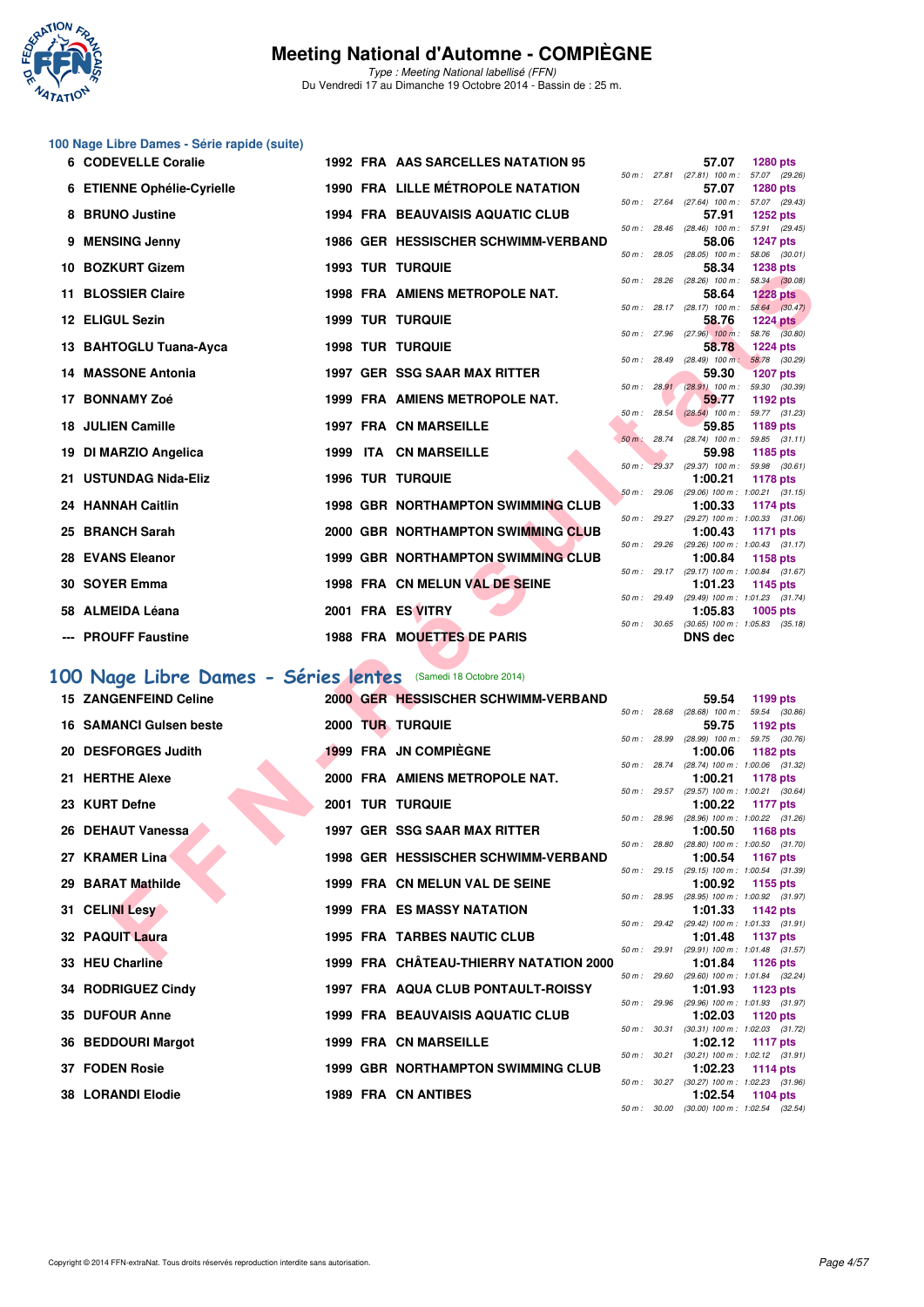# Meeting National d'Automne - COMPIÈGNE

*Type : Meeting National labellisé (FFN)*
Du Vendredi 17 au Dimanche 19 Octobre 2014 - Bassin de : 25 m.

## 100 Nage Libre Dames - Série rapide (suite)

| Pl. | Nom | Année | Nat. | Club | Temps | Points | Splits |
|---|---|---|---|---|---|---|---|
| 6 | CODEVELLE Coralie | 1992 | FRA | AAS SARCELLES NATATION 95 | 57.07 | 1280 pts | 50 m : 27.81 (27.81) 100 m : 57.07 (29.26) |
| 6 | ETIENNE Ophélie-Cyrielle | 1990 | FRA | LILLE MÉTROPOLE NATATION | 57.07 | 1280 pts | 50 m : 27.64 (27.64) 100 m : 57.07 (29.43) |
| 8 | BRUNO Justine | 1994 | FRA | BEAUVAISIS AQUATIC CLUB | 57.91 | 1252 pts | 50 m : 28.46 (28.46) 100 m : 57.91 (29.45) |
| 9 | MENSING Jenny | 1986 | GER | HESSISCHER SCHWIMM-VERBAND | 58.06 | 1247 pts | 50 m : 28.05 (28.05) 100 m : 58.06 (30.01) |
| 10 | BOZKURT Gizem | 1993 | TUR | TURQUIE | 58.34 | 1238 pts | 50 m : 28.26 (28.26) 100 m : 58.34 (30.08) |
| 11 | BLOSSIER Claire | 1998 | FRA | AMIENS METROPOLE NAT. | 58.64 | 1228 pts | 50 m : 28.17 (28.17) 100 m : 58.64 (30.47) |
| 12 | ELIGUL Sezin | 1999 | TUR | TURQUIE | 58.76 | 1224 pts | 50 m : 27.96 (27.96) 100 m : 58.76 (30.80) |
| 13 | BAHTOGLU Tuana-Ayca | 1998 | TUR | TURQUIE | 58.78 | 1224 pts | 50 m : 28.49 (28.49) 100 m : 58.78 (30.29) |
| 14 | MASSONE Antonia | 1997 | GER | SSG SAAR MAX RITTER | 59.30 | 1207 pts | 50 m : 28.91 (28.91) 100 m : 59.30 (30.39) |
| 17 | BONNAMY Zoé | 1999 | FRA | AMIENS METROPOLE NAT. | 59.77 | 1192 pts | 50 m : 28.54 (28.54) 100 m : 59.77 (31.23) |
| 18 | JULIEN Camille | 1997 | FRA | CN MARSEILLE | 59.85 | 1189 pts | 50 m : 28.74 (28.74) 100 m : 59.85 (31.11) |
| 19 | DI MARZIO Angelica | 1999 | ITA | CN MARSEILLE | 59.98 | 1185 pts | 50 m : 29.37 (29.37) 100 m : 59.98 (30.61) |
| 21 | USTUNDAG Nida-Eliz | 1996 | TUR | TURQUIE | 1:00.21 | 1178 pts | 50 m : 29.06 (29.06) 100 m : 1:00.21 (31.15) |
| 24 | HANNAH Caitlin | 1998 | GBR | NORTHAMPTON SWIMMING CLUB | 1:00.33 | 1174 pts | 50 m : 29.27 (29.27) 100 m : 1:00.33 (31.06) |
| 25 | BRANCH Sarah | 2000 | GBR | NORTHAMPTON SWIMMING CLUB | 1:00.43 | 1171 pts | 50 m : 29.26 (29.26) 100 m : 1:00.43 (31.17) |
| 28 | EVANS Eleanor | 1999 | GBR | NORTHAMPTON SWIMMING CLUB | 1:00.84 | 1158 pts | 50 m : 29.17 (29.17) 100 m : 1:00.84 (31.67) |
| 30 | SOYER Emma | 1998 | FRA | CN MELUN VAL DE SEINE | 1:01.23 | 1145 pts | 50 m : 29.49 (29.49) 100 m : 1:01.23 (31.74) |
| 58 | ALMEIDA Léana | 2001 | FRA | ES VITRY | 1:05.83 | 1005 pts | 50 m : 30.65 (30.65) 100 m : 1:05.83 (35.18) |
| --- | PROUFF Faustine | 1988 | FRA | MOUETTES DE PARIS | DNS dec | | |

## 100 Nage Libre Dames - Séries lentes (Samedi 18 Octobre 2014)

| Pl. | Nom | Année | Nat. | Club | Temps | Points | Splits |
|---|---|---|---|---|---|---|---|
| 15 | ZANGENFEIND Celine | 2000 | GER | HESSISCHER SCHWIMM-VERBAND | 59.54 | 1199 pts | 50 m : 28.68 (28.68) 100 m : 59.54 (30.86) |
| 16 | SAMANCI Gulsen beste | 2000 | TUR | TURQUIE | 59.75 | 1192 pts | 50 m : 28.99 (28.99) 100 m : 59.75 (30.76) |
| 20 | DESFORGES Judith | 1999 | FRA | JN COMPIÈGNE | 1:00.06 | 1182 pts | 50 m : 28.74 (28.74) 100 m : 1:00.06 (31.32) |
| 21 | HERTHE Alexe | 2000 | FRA | AMIENS METROPOLE NAT. | 1:00.21 | 1178 pts | 50 m : 29.57 (29.57) 100 m : 1:00.21 (30.64) |
| 23 | KURT Defne | 2001 | TUR | TURQUIE | 1:00.22 | 1177 pts | 50 m : 28.96 (28.96) 100 m : 1:00.22 (31.26) |
| 26 | DEHAUT Vanessa | 1997 | GER | SSG SAAR MAX RITTER | 1:00.50 | 1168 pts | 50 m : 28.80 (28.80) 100 m : 1:00.50 (31.70) |
| 27 | KRAMER Lina | 1998 | GER | HESSISCHER SCHWIMM-VERBAND | 1:00.54 | 1167 pts | 50 m : 29.15 (29.15) 100 m : 1:00.54 (31.39) |
| 29 | BARAT Mathilde | 1999 | FRA | CN MELUN VAL DE SEINE | 1:00.92 | 1155 pts | 50 m : 28.95 (28.95) 100 m : 1:00.92 (31.97) |
| 31 | CELINI Lesy | 1999 | FRA | ES MASSY NATATION | 1:01.33 | 1142 pts | 50 m : 29.42 (29.42) 100 m : 1:01.33 (31.91) |
| 32 | PAQUIT Laura | 1995 | FRA | TARBES NAUTIC CLUB | 1:01.48 | 1137 pts | 50 m : 29.91 (29.91) 100 m : 1:01.48 (31.57) |
| 33 | HEU Charline | 1999 | FRA | CHÂTEAU-THIERRY NATATION 2000 | 1:01.84 | 1126 pts | 50 m : 29.60 (29.60) 100 m : 1:01.84 (32.24) |
| 34 | RODRIGUEZ Cindy | 1997 | FRA | AQUA CLUB PONTAULT-ROISSY | 1:01.93 | 1123 pts | 50 m : 29.96 (29.96) 100 m : 1:01.93 (31.97) |
| 35 | DUFOUR Anne | 1999 | FRA | BEAUVAISIS AQUATIC CLUB | 1:02.03 | 1120 pts | 50 m : 30.31 (30.31) 100 m : 1:02.03 (31.72) |
| 36 | BEDDOURI Margot | 1999 | FRA | CN MARSEILLE | 1:02.12 | 1117 pts | 50 m : 30.21 (30.21) 100 m : 1:02.12 (31.91) |
| 37 | FODEN Rosie | 1999 | GBR | NORTHAMPTON SWIMMING CLUB | 1:02.23 | 1114 pts | 50 m : 30.27 (30.27) 100 m : 1:02.23 (31.96) |
| 38 | LORANDI Elodie | 1989 | FRA | CN ANTIBES | 1:02.54 | 1104 pts | 50 m : 30.00 (30.00) 100 m : 1:02.54 (32.54) |

Copyright © 2014 FFN-extraNat. Tous droits réservés reproduction interdite sans autorisation.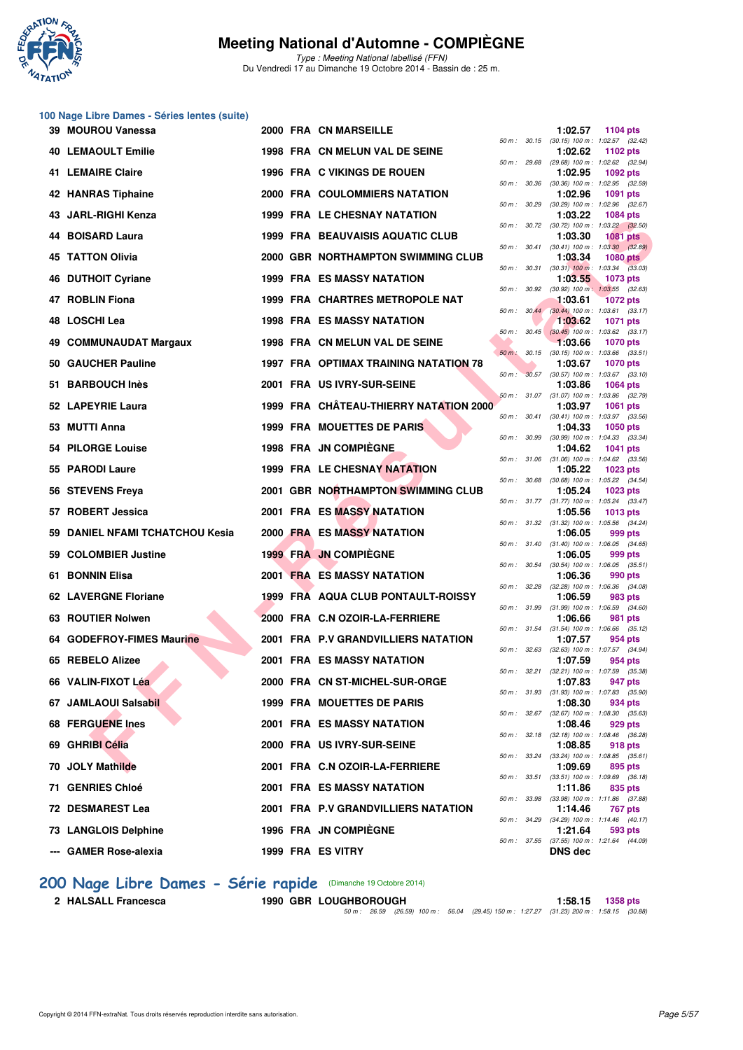# Meeting National d'Automne - COMPIÈGNE

*Type : Meeting National labellisé (FFN)*
Du Vendredi 17 au Dimanche 19 Octobre 2014 - Bassin de : 25 m.

## 100 Nage Libre Dames - Séries lentes (suite)

| Rang | Nom | Année | Nat | Club | Temps | Points | Splits |
|---|---|---|---|---|---|---|---|
| 39 | MOUROU Vanessa | 2000 | FRA | CN MARSEILLE | 1:02.57 | 1104 pts | 50 m : 30.15 (30.15) 100 m : 1:02.57 (32.42) |
| 40 | LEMAOULT Emilie | 1998 | FRA | CN MELUN VAL DE SEINE | 1:02.62 | 1102 pts | 50 m : 29.68 (29.68) 100 m : 1:02.62 (32.94) |
| 41 | LEMAIRE Claire | 1996 | FRA | C VIKINGS DE ROUEN | 1:02.95 | 1092 pts | 50 m : 30.36 (30.36) 100 m : 1:02.95 (32.59) |
| 42 | HANRAS Tiphaine | 2000 | FRA | COULOMMIERS NATATION | 1:02.96 | 1091 pts | 50 m : 30.29 (30.29) 100 m : 1:02.96 (32.67) |
| 43 | JARL-RIGHI Kenza | 1999 | FRA | LE CHESNAY NATATION | 1:03.22 | 1084 pts | 50 m : 30.72 (30.72) 100 m : 1:03.22 (32.50) |
| 44 | BOISARD Laura | 1999 | FRA | BEAUVAISIS AQUATIC CLUB | 1:03.30 | 1081 pts | 50 m : 30.41 (30.41) 100 m : 1:03.30 (32.89) |
| 45 | TATTON Olivia | 2000 | GBR | NORTHAMPTON SWIMMING CLUB | 1:03.34 | 1080 pts | 50 m : 30.31 (30.31) 100 m : 1:03.34 (33.03) |
| 46 | DUTHOIT Cyriane | 1999 | FRA | ES MASSY NATATION | 1:03.55 | 1073 pts | 50 m : 30.92 (30.92) 100 m : 1:03.55 (32.63) |
| 47 | ROBLIN Fiona | 1999 | FRA | CHARTRES METROPOLE NAT | 1:03.61 | 1072 pts | 50 m : 30.44 (30.44) 100 m : 1:03.61 (33.17) |
| 48 | LOSCHI Lea | 1998 | FRA | ES MASSY NATATION | 1:03.62 | 1071 pts | 50 m : 30.45 (30.45) 100 m : 1:03.62 (33.17) |
| 49 | COMMUNAUDAT Margaux | 1998 | FRA | CN MELUN VAL DE SEINE | 1:03.66 | 1070 pts | 50 m : 30.15 (30.15) 100 m : 1:03.66 (33.51) |
| 50 | GAUCHER Pauline | 1997 | FRA | OPTIMAX TRAINING NATATION 78 | 1:03.67 | 1070 pts | 50 m : 30.57 (30.57) 100 m : 1:03.67 (33.10) |
| 51 | BARBOUCH Inès | 2001 | FRA | US IVRY-SUR-SEINE | 1:03.86 | 1064 pts | 50 m : 31.07 (31.07) 100 m : 1:03.86 (32.79) |
| 52 | LAPEYRIE Laura | 1999 | FRA | CHÂTEAU-THIERRY NATATION 2000 | 1:03.97 | 1061 pts | 50 m : 30.41 (30.41) 100 m : 1:03.97 (33.56) |
| 53 | MUTTI Anna | 1999 | FRA | MOUETTES DE PARIS | 1:04.33 | 1050 pts | 50 m : 30.99 (30.99) 100 m : 1:04.33 (33.34) |
| 54 | PILORGE Louise | 1998 | FRA | JN COMPIÈGNE | 1:04.62 | 1041 pts | 50 m : 31.06 (31.06) 100 m : 1:04.62 (33.56) |
| 55 | PARODI Laure | 1999 | FRA | LE CHESNAY NATATION | 1:05.22 | 1023 pts | 50 m : 30.68 (30.68) 100 m : 1:05.22 (34.54) |
| 56 | STEVENS Freya | 2001 | GBR | NORTHAMPTON SWIMMING CLUB | 1:05.24 | 1023 pts | 50 m : 31.77 (31.77) 100 m : 1:05.24 (33.47) |
| 57 | ROBERT Jessica | 2001 | FRA | ES MASSY NATATION | 1:05.56 | 1013 pts | 50 m : 31.32 (31.32) 100 m : 1:05.56 (34.24) |
| 59 | DANIEL NFAMI TCHATCHOU Kesia | 2000 | FRA | ES MASSY NATATION | 1:06.05 | 999 pts | 50 m : 31.40 (31.40) 100 m : 1:06.05 (34.65) |
| 59 | COLOMBIER Justine | 1999 | FRA | JN COMPIÈGNE | 1:06.05 | 999 pts | 50 m : 30.54 (30.54) 100 m : 1:06.05 (35.51) |
| 61 | BONNIN Elisa | 2001 | FRA | ES MASSY NATATION | 1:06.36 | 990 pts | 50 m : 32.28 (32.28) 100 m : 1:06.36 (34.08) |
| 62 | LAVERGNE Floriane | 1999 | FRA | AQUA CLUB PONTAULT-ROISSY | 1:06.59 | 983 pts | 50 m : 31.99 (31.99) 100 m : 1:06.59 (34.60) |
| 63 | ROUTIER Nolwen | 2000 | FRA | C.N OZOIR-LA-FERRIERE | 1:06.66 | 981 pts | 50 m : 31.54 (31.54) 100 m : 1:06.66 (35.12) |
| 64 | GODEFROY-FIMES Maurine | 2001 | FRA | P.V GRANDVILLIERS NATATION | 1:07.57 | 954 pts | 50 m : 32.63 (32.63) 100 m : 1:07.57 (34.94) |
| 65 | REBELO Alizee | 2001 | FRA | ES MASSY NATATION | 1:07.59 | 954 pts | 50 m : 32.21 (32.21) 100 m : 1:07.59 (35.38) |
| 66 | VALIN-FIXOT Léa | 2000 | FRA | CN ST-MICHEL-SUR-ORGE | 1:07.83 | 947 pts | 50 m : 31.93 (31.93) 100 m : 1:07.83 (35.90) |
| 67 | JAMLAOUI Salsabil | 1999 | FRA | MOUETTES DE PARIS | 1:08.30 | 934 pts | 50 m : 32.67 (32.67) 100 m : 1:08.30 (35.63) |
| 68 | FERGUENE Ines | 2001 | FRA | ES MASSY NATATION | 1:08.46 | 929 pts | 50 m : 32.18 (32.18) 100 m : 1:08.46 (36.28) |
| 69 | GHRIBI Célia | 2000 | FRA | US IVRY-SUR-SEINE | 1:08.85 | 918 pts | 50 m : 33.24 (33.24) 100 m : 1:08.85 (35.61) |
| 70 | JOLY Mathilde | 2001 | FRA | C.N OZOIR-LA-FERRIERE | 1:09.69 | 895 pts | 50 m : 33.51 (33.51) 100 m : 1:09.69 (36.18) |
| 71 | GENRIES Chloé | 2001 | FRA | ES MASSY NATATION | 1:11.86 | 835 pts | 50 m : 33.98 (33.98) 100 m : 1:11.86 (37.88) |
| 72 | DESMAREST Lea | 2001 | FRA | P.V GRANDVILLIERS NATATION | 1:14.46 | 767 pts | 50 m : 34.29 (34.29) 100 m : 1:14.46 (40.17) |
| 73 | LANGLOIS Delphine | 1996 | FRA | JN COMPIÈGNE | 1:21.64 | 593 pts | 50 m : 37.55 (37.55) 100 m : 1:21.64 (44.09) |
| --- | GAMER Rose-alexia | 1999 | FRA | ES VITRY | DNS dec | | |

## 200 Nage Libre Dames - Série rapide (Dimanche 19 Octobre 2014)

| Rang | Nom | Année | Nat | Club | Temps | Points | Splits |
|---|---|---|---|---|---|---|---|
| 2 | HALSALL Francesca | 1990 | GBR | LOUGHBOROUGH | 1:58.15 | 1358 pts | 50 m : 26.59 (26.59) 100 m : 56.04 (29.45) 150 m : 1:27.27 (31.23) 200 m : 1:58.15 (30.88) |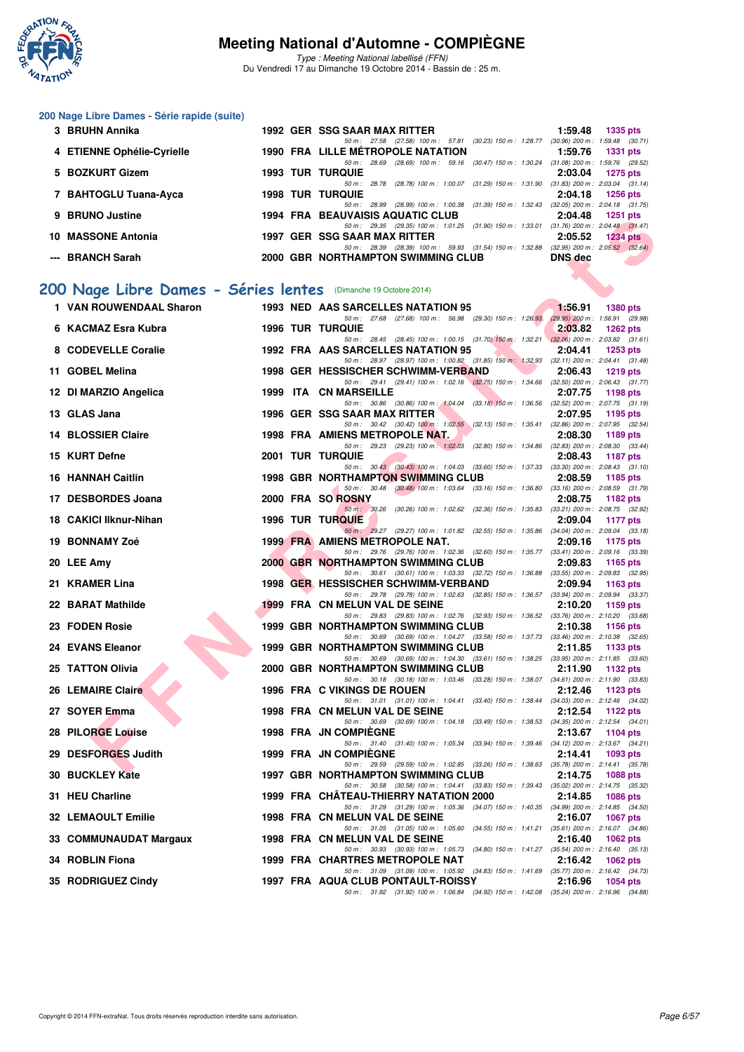# Meeting National d'Automne - COMPIÈGNE

*Type : Meeting National labellisé (FFN)*
Du Vendredi 17 au Dimanche 19 Octobre 2014 - Bassin de : 25 m.

## 200 Nage Libre Dames - Série rapide (suite)

| Rang | Nom | Année | Nat | Club | Temps | Points |
|---|---|---|---|---|---|---|
| 3 | BRUHN Annika | 1992 | GER | SSG SAAR MAX RITTER | 1:59.48 | 1335 pts |
| | | | | 50 m : 27.58 (27.58) 100 m : 57.81 (30.23) 150 m : 1:28.77 (30.96) 200 m : 1:59.48 (30.71) | | |
| 4 | ETIENNE Ophélie-Cyrielle | 1990 | FRA | LILLE MÉTROPOLE NATATION | 1:59.76 | 1331 pts |
| | | | | 50 m : 28.69 (28.69) 100 m : 59.16 (30.47) 150 m : 1:30.24 (31.08) 200 m : 1:59.76 (29.52) | | |
| 5 | BOZKURT Gizem | 1993 | TUR | TURQUIE | 2:03.04 | 1275 pts |
| | | | | 50 m : 28.78 (28.78) 100 m : 1:00.07 (31.29) 150 m : 1:31.90 (31.83) 200 m : 2:03.04 (31.14) | | |
| 7 | BAHTOGLU Tuana-Ayca | 1998 | TUR | TURQUIE | 2:04.18 | 1256 pts |
| | | | | 50 m : 28.99 (28.99) 100 m : 1:00.38 (31.39) 150 m : 1:32.43 (32.05) 200 m : 2:04.18 (31.75) | | |
| 9 | BRUNO Justine | 1994 | FRA | BEAUVAISIS AQUATIC CLUB | 2:04.48 | 1251 pts |
| | | | | 50 m : 29.35 (29.35) 100 m : 1:01.25 (31.90) 150 m : 1:33.01 (31.76) 200 m : 2:04.48 (31.47) | | |
| 10 | MASSONE Antonia | 1997 | GER | SSG SAAR MAX RITTER | 2:05.52 | 1234 pts |
| | | | | 50 m : 28.39 (28.39) 100 m : 59.93 (31.54) 150 m : 1:32.88 (32.95) 200 m : 2:05.52 (32.64) | | |
| --- | BRANCH Sarah | 2000 | GBR | NORTHAMPTON SWIMMING CLUB | DNS dec | |

## 200 Nage Libre Dames - Séries lentes (Dimanche 19 Octobre 2014)

| Rang | Nom | Année | Nat | Club | Temps | Points |
|---|---|---|---|---|---|---|
| 1 | VAN ROUWENDAAL Sharon | 1993 | NED | AAS SARCELLES NATATION 95 | 1:56.91 | 1380 pts |
| | | | | 50 m : 27.68 (27.68) 100 m : 56.98 (29.30) 150 m : 1:26.93 (29.95) 200 m : 1:56.91 (29.98) | | |
| 6 | KACMAZ Esra Kubra | 1996 | TUR | TURQUIE | 2:03.82 | 1262 pts |
| | | | | 50 m : 28.45 (28.45) 100 m : 1:00.15 (31.70) 150 m : 1:32.21 (32.06) 200 m : 2:03.82 (31.61) | | |
| 8 | CODEVELLE Coralie | 1992 | FRA | AAS SARCELLES NATATION 95 | 2:04.41 | 1253 pts |
| | | | | 50 m : 28.97 (28.97) 100 m : 1:00.82 (31.85) 150 m : 1:32.93 (32.11) 200 m : 2:04.41 (31.48) | | |
| 11 | GOBEL Melina | 1998 | GER | HESSISCHER SCHWIMM-VERBAND | 2:06.43 | 1219 pts |
| | | | | 50 m : 29.41 (29.41) 100 m : 1:02.16 (32.75) 150 m : 1:34.66 (32.50) 200 m : 2:06.43 (31.77) | | |
| 12 | DI MARZIO Angelica | 1999 | ITA | CN MARSEILLE | 2:07.75 | 1198 pts |
| | | | | 50 m : 30.86 (30.86) 100 m : 1:04.04 (33.18) 150 m : 1:36.56 (32.52) 200 m : 2:07.75 (31.19) | | |
| 13 | GLAS Jana | 1996 | GER | SSG SAAR MAX RITTER | 2:07.95 | 1195 pts |
| | | | | 50 m : 30.42 (30.42) 100 m : 1:02.55 (32.13) 150 m : 1:35.41 (32.86) 200 m : 2:07.95 (32.54) | | |
| 14 | BLOSSIER Claire | 1998 | FRA | AMIENS METROPOLE NAT. | 2:08.30 | 1189 pts |
| | | | | 50 m : 29.23 (29.23) 100 m : 1:02.03 (32.80) 150 m : 1:34.86 (32.83) 200 m : 2:08.30 (33.44) | | |
| 15 | KURT Defne | 2001 | TUR | TURQUIE | 2:08.43 | 1187 pts |
| | | | | 50 m : 30.43 (30.43) 100 m : 1:04.03 (33.60) 150 m : 1:37.33 (33.30) 200 m : 2:08.43 (31.10) | | |
| 16 | HANNAH Caitlin | 1998 | GBR | NORTHAMPTON SWIMMING CLUB | 2:08.59 | 1185 pts |
| | | | | 50 m : 30.48 (30.48) 100 m : 1:03.64 (33.16) 150 m : 1:36.80 (33.16) 200 m : 2:08.59 (31.79) | | |
| 17 | DESBORDES Joana | 2000 | FRA | SO ROSNY | 2:08.75 | 1182 pts |
| | | | | 50 m : 30.26 (30.26) 100 m : 1:02.62 (32.36) 150 m : 1:35.83 (33.21) 200 m : 2:08.75 (32.92) | | |
| 18 | CAKICI Ilknur-Nihan | 1996 | TUR | TURQUIE | 2:09.04 | 1177 pts |
| | | | | 50 m : 29.27 (29.27) 100 m : 1:01.82 (32.55) 150 m : 1:35.86 (34.04) 200 m : 2:09.04 (33.18) | | |
| 19 | BONNAMY Zoé | 1999 | FRA | AMIENS METROPOLE NAT. | 2:09.16 | 1175 pts |
| | | | | 50 m : 29.76 (29.76) 100 m : 1:02.36 (32.60) 150 m : 1:35.77 (33.41) 200 m : 2:09.16 (33.39) | | |
| 20 | LEE Amy | 2000 | GBR | NORTHAMPTON SWIMMING CLUB | 2:09.83 | 1165 pts |
| | | | | 50 m : 30.61 (30.61) 100 m : 1:03.33 (32.72) 150 m : 1:36.88 (33.55) 200 m : 2:09.83 (32.95) | | |
| 21 | KRAMER Lina | 1998 | GER | HESSISCHER SCHWIMM-VERBAND | 2:09.94 | 1163 pts |
| | | | | 50 m : 29.78 (29.78) 100 m : 1:02.63 (32.85) 150 m : 1:36.57 (33.94) 200 m : 2:09.94 (33.37) | | |
| 22 | BARAT Mathilde | 1999 | FRA | CN MELUN VAL DE SEINE | 2:10.20 | 1159 pts |
| | | | | 50 m : 29.83 (29.83) 100 m : 1:02.76 (32.93) 150 m : 1:36.52 (33.76) 200 m : 2:10.20 (33.68) | | |
| 23 | FODEN Rosie | 1999 | GBR | NORTHAMPTON SWIMMING CLUB | 2:10.38 | 1156 pts |
| | | | | 50 m : 30.69 (30.69) 100 m : 1:04.27 (33.58) 150 m : 1:37.73 (33.46) 200 m : 2:10.38 (32.65) | | |
| 24 | EVANS Eleanor | 1999 | GBR | NORTHAMPTON SWIMMING CLUB | 2:11.85 | 1133 pts |
| | | | | 50 m : 30.69 (30.69) 100 m : 1:04.30 (33.61) 150 m : 1:38.25 (33.95) 200 m : 2:11.85 (33.60) | | |
| 25 | TATTON Olivia | 2000 | GBR | NORTHAMPTON SWIMMING CLUB | 2:11.90 | 1132 pts |
| | | | | 50 m : 30.18 (30.18) 100 m : 1:03.46 (33.28) 150 m : 1:38.07 (34.61) 200 m : 2:11.90 (33.83) | | |
| 26 | LEMAIRE Claire | 1996 | FRA | C VIKINGS DE ROUEN | 2:12.46 | 1123 pts |
| | | | | 50 m : 31.01 (31.01) 100 m : 1:04.41 (33.40) 150 m : 1:38.44 (34.03) 200 m : 2:12.46 (34.02) | | |
| 27 | SOYER Emma | 1998 | FRA | CN MELUN VAL DE SEINE | 2:12.54 | 1122 pts |
| | | | | 50 m : 30.69 (30.69) 100 m : 1:04.18 (33.49) 150 m : 1:38.53 (34.35) 200 m : 2:12.54 (34.01) | | |
| 28 | PILORGE Louise | 1998 | FRA | JN COMPIÈGNE | 2:13.67 | 1104 pts |
| | | | | 50 m : 31.40 (31.40) 100 m : 1:05.34 (33.94) 150 m : 1:39.46 (34.12) 200 m : 2:13.67 (34.21) | | |
| 29 | DESFORGES Judith | 1999 | FRA | JN COMPIÈGNE | 2:14.41 | 1093 pts |
| | | | | 50 m : 29.59 (29.59) 100 m : 1:02.85 (33.26) 150 m : 1:38.63 (35.78) 200 m : 2:14.41 (35.78) | | |
| 30 | BUCKLEY Kate | 1997 | GBR | NORTHAMPTON SWIMMING CLUB | 2:14.75 | 1088 pts |
| | | | | 50 m : 30.58 (30.58) 100 m : 1:04.41 (33.83) 150 m : 1:39.43 (35.02) 200 m : 2:14.75 (35.32) | | |
| 31 | HEU Charline | 1999 | FRA | CHÂTEAU-THIERRY NATATION 2000 | 2:14.85 | 1086 pts |
| | | | | 50 m : 31.29 (31.29) 100 m : 1:05.36 (34.07) 150 m : 1:40.35 (34.99) 200 m : 2:14.85 (34.50) | | |
| 32 | LEMAOULT Emilie | 1998 | FRA | CN MELUN VAL DE SEINE | 2:16.07 | 1067 pts |
| | | | | 50 m : 31.05 (31.05) 100 m : 1:05.60 (34.55) 150 m : 1:41.21 (35.61) 200 m : 2:16.07 (34.86) | | |
| 33 | COMMUNAUDAT Margaux | 1998 | FRA | CN MELUN VAL DE SEINE | 2:16.40 | 1062 pts |
| | | | | 50 m : 30.93 (30.93) 100 m : 1:05.73 (34.80) 150 m : 1:41.27 (35.54) 200 m : 2:16.40 (35.13) | | |
| 34 | ROBLIN Fiona | 1999 | FRA | CHARTRES METROPOLE NAT | 2:16.42 | 1062 pts |
| | | | | 50 m : 31.09 (31.09) 100 m : 1:05.92 (34.83) 150 m : 1:41.69 (35.77) 200 m : 2:16.42 (34.73) | | |
| 35 | RODRIGUEZ Cindy | 1997 | FRA | AQUA CLUB PONTAULT-ROISSY | 2:16.96 | 1054 pts |
| | | | | 50 m : 31.92 (31.92) 100 m : 1:06.84 (34.92) 150 m : 1:42.08 (35.24) 200 m : 2:16.96 (34.88) | | |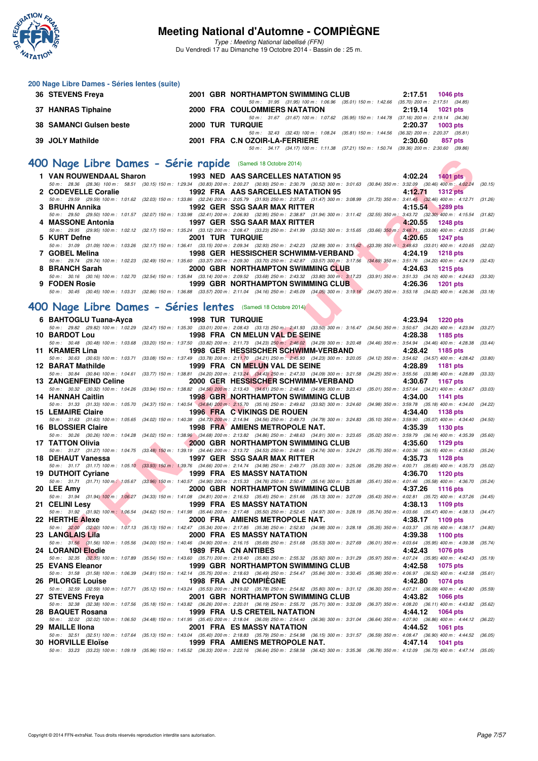# Meeting National d'Automne - COMPIÈGNE

*Type : Meeting National labellisé (FFN)*
Du Vendredi 17 au Dimanche 19 Octobre 2014 - Bassin de : 25 m.

### 200 Nage Libre Dames - Séries lentes (suite)

| Rang | Nom | Année | Nat | Club | Temps | Points |
|---|---|---|---|---|---|---|
| 36 | STEVENS Freya | 2001 | GBR | NORTHAMPTON SWIMMING CLUB | 2:17.51 | 1046 pts |
| | 50 m : 31.95 (31.95) 100 m : 1:06.96 (35.01) 150 m : 1:42.66 (35.70) 200 m : 2:17.51 (34.85) | | | | | |
| 37 | HANRAS Tiphaine | 2000 | FRA | COULOMMIERS NATATION | 2:19.14 | 1021 pts |
| | 50 m : 31.67 (31.67) 100 m : 1:07.62 (35.95) 150 m : 1:44.78 (37.16) 200 m : 2:19.14 (34.36) | | | | | |
| 38 | SAMANCI Gulsen beste | 2000 | TUR | TURQUIE | 2:20.37 | 1003 pts |
| | 50 m : 32.43 (32.43) 100 m : 1:08.24 (35.81) 150 m : 1:44.56 (36.32) 200 m : 2:20.37 (35.81) | | | | | |
| 39 | JOLY Mathilde | 2001 | FRA | C.N OZOIR-LA-FERRIERE | 2:30.60 | 857 pts |
| | 50 m : 34.17 (34.17) 100 m : 1:11.38 (37.21) 150 m : 1:50.74 (39.36) 200 m : 2:30.60 (39.86) | | | | | |

## 400 Nage Libre Dames - Série rapide (Samedi 18 Octobre 2014)

| Rang | Nom | Année | Nat | Club | Temps | Points |
|---|---|---|---|---|---|---|
| 1 | VAN ROUWENDAAL Sharon | 1993 | NED | AAS SARCELLES NATATION 95 | 4:02.24 | 1401 pts |
| | 50 m : 28.36 (28.36) 100 m : 58.51 (30.15) 150 m : 1:29.34 (30.83) 200 m : 2:00.27 (30.93) 250 m : 2:30.79 (30.52) 300 m : 3:01.63 (30.84) 350 m : 3:32.09 (30.46) 400 m : 4:02.24 (30.15) | | | | | |
| 2 | CODEVELLE Coralie | 1992 | FRA | AAS SARCELLES NATATION 95 | 4:12.71 | 1312 pts |
| | 50 m : 29.59 (29.59) 100 m : 1:01.62 (32.03) 150 m : 1:33.86 (32.24) 200 m : 2:05.79 (31.93) 250 m : 2:37.26 (31.47) 300 m : 3:08.99 (31.73) 350 m : 3:41.45 (32.46) 400 m : 4:12.71 (31.26) | | | | | |
| 3 | BRUHN Annika | 1992 | GER | SSG SAAR MAX RITTER | 4:15.54 | 1289 pts |
| | 50 m : 29.50 (29.50) 100 m : 1:01.57 (32.07) 150 m : 1:33.98 (32.41) 200 m : 2:06.93 (32.95) 250 m : 2:38.87 (31.94) 300 m : 3:11.42 (32.55) 350 m : 3:43.72 (32.30) 400 m : 4:15.54 (31.82) | | | | | |
| 4 | MASSONE Antonia | 1997 | GER | SSG SAAR MAX RITTER | 4:20.55 | 1248 pts |
| | 50 m : 29.95 (29.95) 100 m : 1:02.12 (32.17) 150 m : 1:35.24 (33.12) 200 m : 2:08.47 (33.23) 250 m : 2:41.99 (33.52) 300 m : 3:15.65 (33.66) 350 m : 3:48.71 (33.06) 400 m : 4:20.55 (31.84) | | | | | |
| 5 | KURT Defne | 2001 | TUR | TURQUIE | 4:20.65 | 1247 pts |
| | 50 m : 31.09 (31.09) 100 m : 1:03.26 (32.17) 150 m : 1:36.41 (33.15) 200 m : 2:09.34 (32.93) 250 m : 2:42.23 (32.89) 300 m : 3:15.62 (33.39) 350 m : 3:48.63 (33.01) 400 m : 4:20.65 (32.02) | | | | | |
| 7 | GOBEL Melina | 1998 | GER | HESSISCHER SCHWIMM-VERBAND | 4:24.19 | 1218 pts |
| | 50 m : 29.74 (29.74) 100 m : 1:02.23 (32.49) 150 m : 1:35.60 (33.37) 200 m : 2:09.30 (33.70) 250 m : 2:42.87 (33.57) 300 m : 3:17.56 (34.69) 350 m : 3:51.76 (34.20) 400 m : 4:24.19 (32.43) | | | | | |
| 8 | BRANCH Sarah | 2000 | GBR | NORTHAMPTON SWIMMING CLUB | 4:24.63 | 1215 pts |
| | 50 m : 30.16 (30.16) 100 m : 1:02.70 (32.54) 150 m : 1:35.84 (33.14) 200 m : 2:09.52 (33.68) 250 m : 2:43.32 (33.80) 300 m : 3:17.23 (33.91) 350 m : 3:51.33 (34.10) 400 m : 4:24.63 (33.30) | | | | | |
| 9 | FODEN Rosie | 1999 | GBR | NORTHAMPTON SWIMMING CLUB | 4:26.36 | 1201 pts |
| | 50 m : 30.45 (30.45) 100 m : 1:03.31 (32.86) 150 m : 1:36.88 (33.57) 200 m : 2:11.04 (34.16) 250 m : 2:45.09 (34.05) 300 m : 3:19.16 (34.07) 350 m : 3:53.18 (34.02) 400 m : 4:26.36 (33.18) | | | | | |

## 400 Nage Libre Dames - Séries lentes (Samedi 18 Octobre 2014)

| Rang | Nom | Année | Nat | Club | Temps | Points |
|---|---|---|---|---|---|---|
| 6 | BAHTOGLU Tuana-Ayca | 1998 | TUR | TURQUIE | 4:23.94 | 1220 pts |
| | 50 m : 29.82 (29.82) 100 m : 1:02.29 (32.47) 150 m : 1:35.30 (33.01) 200 m : 2:08.43 (33.13) 250 m : 2:41.93 (33.50) 300 m : 3:16.47 (34.54) 350 m : 3:50.67 (34.20) 400 m : 4:23.94 (33.27) | | | | | |
| 10 | BARDOT Lou | 1998 | FRA | CN MELUN VAL DE SEINE | 4:28.38 | 1185 pts |
| | 50 m : 30.48 (30.48) 100 m : 1:03.68 (33.20) 150 m : 1:37.50 (33.82) 200 m : 2:11.73 (34.23) 250 m : 2:46.02 (34.29) 300 m : 3:20.48 (34.46) 350 m : 3:54.94 (34.46) 400 m : 4:28.38 (33.44) | | | | | |
| 11 | KRAMER Lina | 1998 | GER | HESSISCHER SCHWIMM-VERBAND | 4:28.42 | 1185 pts |
| | 50 m : 30.63 (30.63) 100 m : 1:03.71 (33.08) 150 m : 1:37.49 (33.78) 200 m : 2:11.70 (34.21) 250 m : 2:45.93 (34.23) 300 m : 3:20.05 (34.12) 350 m : 3:54.62 (34.57) 400 m : 4:28.42 (33.80) | | | | | |
| 12 | BARAT Mathilde | 1999 | FRA | CN MELUN VAL DE SEINE | 4:28.89 | 1181 pts |
| | 50 m : 30.84 (30.84) 100 m : 1:04.61 (33.77) 150 m : 1:38.81 (34.20) 200 m : 2:13.24 (34.43) 250 m : 2:47.33 (34.09) 300 m : 3:21.58 (34.25) 350 m : 3:55.56 (33.98) 400 m : 4:28.89 (33.33) | | | | | |
| 13 | ZANGENFEIND Celine | 2000 | GER | HESSISCHER SCHWIMM-VERBAND | 4:30.67 | 1167 pts |
| | 50 m : 30.32 (30.32) 100 m : 1:04.26 (33.94) 150 m : 1:38.82 (34.56) 200 m : 2:13.43 (34.61) 250 m : 2:48.42 (34.99) 300 m : 3:23.43 (35.01) 350 m : 3:57.64 (34.21) 400 m : 4:30.67 (33.03) | | | | | |
| 14 | HANNAH Caitlin | 1998 | GBR | NORTHAMPTON SWIMMING CLUB | 4:34.00 | 1141 pts |
| | 50 m : 31.33 (31.33) 100 m : 1:05.70 (34.37) 150 m : 1:40.54 (34.84) 200 m : 2:15.70 (35.16) 250 m : 2:49.62 (33.92) 300 m : 3:24.60 (34.98) 350 m : 3:59.78 (35.18) 400 m : 4:34.00 (34.22) | | | | | |
| 15 | LEMAIRE Claire | 1996 | FRA | C VIKINGS DE ROUEN | 4:34.40 | 1138 pts |
| | 50 m : 31.63 (31.63) 100 m : 1:05.65 (34.02) 150 m : 1:40.38 (34.73) 200 m : 2:14.94 (34.56) 250 m : 2:49.73 (34.79) 300 m : 3:24.83 (35.10) 350 m : 3:59.90 (35.07) 400 m : 4:34.40 (34.50) | | | | | |
| 16 | BLOSSIER Claire | 1998 | FRA | AMIENS METROPOLE NAT. | 4:35.39 | 1130 pts |
| | 50 m : 30.26 (30.26) 100 m : 1:04.28 (34.02) 150 m : 1:38.96 (34.68) 200 m : 2:13.82 (34.86) 250 m : 2:48.63 (34.81) 300 m : 3:23.65 (35.02) 350 m : 3:59.79 (36.14) 400 m : 4:35.39 (35.60) | | | | | |
| 17 | TATTON Olivia | 2000 | GBR | NORTHAMPTON SWIMMING CLUB | 4:35.60 | 1129 pts |
| | 50 m : 31.27 (31.27) 100 m : 1:04.75 (33.48) 150 m : 1:39.19 (34.44) 200 m : 2:13.72 (34.53) 250 m : 2:48.46 (34.74) 300 m : 3:24.21 (35.75) 350 m : 4:00.36 (36.15) 400 m : 4:35.60 (35.24) | | | | | |
| 18 | DEHAUT Vanessa | 1997 | GER | SSG SAAR MAX RITTER | 4:35.73 | 1128 pts |
| | 50 m : 31.17 (31.17) 100 m : 1:05.10 (33.93) 150 m : 1:39.76 (34.66) 200 m : 2:14.74 (34.98) 250 m : 2:49.77 (35.03) 300 m : 3:25.06 (35.29) 350 m : 4:00.71 (35.65) 400 m : 4:35.73 (35.02) | | | | | |
| 19 | DUTHOIT Cyriane | 1999 | FRA | ES MASSY NATATION | 4:36.70 | 1120 pts |
| | 50 m : 31.71 (31.71) 100 m : 1:05.67 (33.96) 150 m : 1:40.57 (34.90) 200 m : 2:15.33 (34.76) 250 m : 2:50.47 (35.14) 300 m : 3:25.88 (35.41) 350 m : 4:01.46 (35.58) 400 m : 4:36.70 (35.24) | | | | | |
| 20 | LEE Amy | 2000 | GBR | NORTHAMPTON SWIMMING CLUB | 4:37.26 | 1116 pts |
| | 50 m : 31.94 (31.94) 100 m : 1:06.27 (34.33) 150 m : 1:41.08 (34.81) 200 m : 2:16.53 (35.45) 250 m : 2:51.66 (35.13) 300 m : 3:27.09 (35.43) 350 m : 4:02.81 (35.72) 400 m : 4:37.26 (34.45) | | | | | |
| 21 | CELINI Lesy | 1999 | FRA | ES MASSY NATATION | 4:38.13 | 1109 pts |
| | 50 m : 31.92 (31.92) 100 m : 1:06.54 (34.62) 150 m : 1:41.98 (35.44) 200 m : 2:17.48 (35.50) 250 m : 2:52.45 (34.97) 300 m : 3:28.19 (35.74) 350 m : 4:03.66 (35.47) 400 m : 4:38.13 (34.47) | | | | | |
| 22 | HERTHE Alexe | 2000 | FRA | AMIENS METROPOLE NAT. | 4:38.17 | 1109 pts |
| | 50 m : 32.00 (32.00) 100 m : 1:07.13 (35.13) 150 m : 1:42.47 (35.34) 200 m : 2:17.85 (35.38) 250 m : 2:52.83 (34.98) 300 m : 3:28.18 (35.35) 350 m : 4:03.37 (35.19) 400 m : 4:38.17 (34.80) | | | | | |
| 23 | LANGLAIS Lila | 2000 | FRA | ES MASSY NATATION | 4:39.38 | 1100 pts |
| | 50 m : 31.56 (31.56) 100 m : 1:05.56 (34.00) 150 m : 1:40.46 (34.90) 200 m : 2:16.15 (35.69) 250 m : 2:51.68 (35.53) 300 m : 3:27.69 (36.01) 350 m : 4:03.64 (35.95) 400 m : 4:39.38 (35.74) | | | | | |
| 24 | LORANDI Elodie | 1989 | FRA | CN ANTIBES | 4:42.43 | 1076 pts |
| | 50 m : 32.35 (32.35) 100 m : 1:07.89 (35.54) 150 m : 1:43.60 (35.71) 200 m : 2:19.40 (35.80) 250 m : 2:55.32 (35.92) 300 m : 3:31.29 (35.97) 350 m : 4:07.24 (35.95) 400 m : 4:42.43 (35.19) | | | | | |
| 25 | EVANS Eleanor | 1999 | GBR | NORTHAMPTON SWIMMING CLUB | 4:42.58 | 1075 pts |
| | 50 m : 31.58 (31.58) 100 m : 1:06.39 (34.81) 150 m : 1:42.14 (35.75) 200 m : 2:18.63 (36.49) 250 m : 2:54.47 (35.84) 300 m : 3:30.45 (35.98) 350 m : 4:06.97 (36.52) 400 m : 4:42.58 (35.61) | | | | | |
| 26 | PILORGE Louise | 1998 | FRA | JN COMPIÈGNE | 4:42.80 | 1074 pts |
| | 50 m : 32.59 (32.59) 100 m : 1:07.71 (35.12) 150 m : 1:43.24 (35.53) 200 m : 2:19.02 (35.78) 250 m : 2:54.82 (35.80) 300 m : 3:31.12 (36.30) 350 m : 4:07.21 (36.09) 400 m : 4:42.80 (35.59) | | | | | |
| 27 | STEVENS Freya | 2001 | GBR | NORTHAMPTON SWIMMING CLUB | 4:43.82 | 1066 pts |
| | 50 m : 32.38 (32.38) 100 m : 1:07.56 (35.18) 150 m : 1:43.82 (36.26) 200 m : 2:20.01 (36.19) 250 m : 2:55.72 (35.71) 300 m : 3:32.09 (36.37) 350 m : 4:08.20 (36.11) 400 m : 4:43.82 (35.62) | | | | | |
| 28 | BAQUET Rosana | 1999 | FRA | U.S CRETEIL NATATION | 4:44.12 | 1064 pts |
| | 50 m : 32.02 (32.02) 100 m : 1:06.50 (34.48) 150 m : 1:41.95 (35.45) 200 m : 2:18.04 (36.09) 250 m : 2:54.40 (36.36) 300 m : 3:31.04 (36.64) 350 m : 4:07.90 (36.86) 400 m : 4:44.12 (36.22) | | | | | |
| 29 | MAILLE Ilona | 2001 | FRA | ES MASSY NATATION | 4:44.52 | 1061 pts |
| | 50 m : 32.51 (32.51) 100 m : 1:07.64 (35.13) 150 m : 1:43.04 (35.40) 200 m : 2:18.83 (35.79) 250 m : 2:54.98 (36.15) 300 m : 3:31.57 (36.59) 350 m : 4:08.47 (36.90) 400 m : 4:44.52 (36.05) | | | | | |
| 30 | HORVILLE Eloïse | 1999 | FRA | AMIENS METROPOLE NAT. | 4:47.14 | 1041 pts |
| | 50 m : 33.23 (33.23) 100 m : 1:09.19 (35.96) 150 m : 1:45.52 (36.33) 200 m : 2:22.16 (36.64) 250 m : 2:58.58 (36.42) 300 m : 3:35.36 (36.78) 350 m : 4:12.09 (36.73) 400 m : 4:47.14 (35.05) | | | | | |

Copyright © 2014 FFN-extraNat. Tous droits réservés reproduction interdite sans autorisation.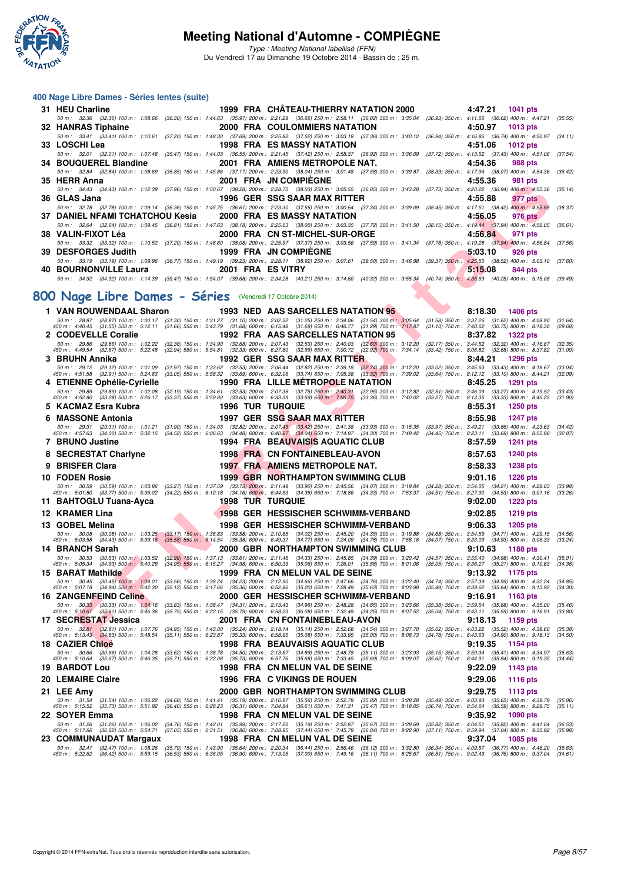# Meeting National d'Automne - COMPIÈGNE

*Type : Meeting National labellisé (FFN)*
Du Vendredi 17 au Dimanche 19 Octobre 2014 - Bassin de : 25 m.

## 400 Nage Libre Dames - Séries lentes (suite)

31 HEU Charline 1999 FRA CHÂTEAU-THIERRY NATATION 2000 4:47.21 1041 pts
50 m : 32.36 (32.36) 100 m : 1:08.66 (36.30) 150 m : 1:44.63 (35.97) 200 m : 2:21.29 (36.66) 250 m : 2:58.11 (36.82) 300 m : 3:35.04 (36.93) 350 m : 4:11.66 (36.62) 400 m : 4:47.21 (35.55)

32 HANRAS Tiphaine 2000 FRA COULOMMIERS NATATION 4:50.97 1013 pts
50 m : 33.41 (33.41) 100 m : 1:10.61 (37.20) 150 m : 1:48.30 (37.69) 200 m : 2:25.82 (37.52) 250 m : 3:03.18 (37.36) 300 m : 3:40.12 (36.94) 350 m : 4:16.86 (36.74) 400 m : 4:50.97 (34.11)

33 LOSCHI Lea 1998 FRA ES MASSY NATATION 4:51.06 1012 pts
50 m : 32.01 (32.01) 100 m : 1:07.48 (35.47) 150 m : 1:44.03 (36.55) 200 m : 2:21.45 (37.42) 250 m : 2:58.37 (36.92) 300 m : 3:36.09 (37.72) 350 m : 4:13.52 (37.43) 400 m : 4:51.06 (37.54)

34 BOUQUEREL Blandine 2001 FRA AMIENS METROPOLE NAT. 4:54.36 988 pts
50 m : 32.84 (32.84) 100 m : 1:08.69 (35.85) 150 m : 1:45.86 (37.17) 200 m : 2:23.90 (38.04) 250 m : 3:01.48 (37.58) 300 m : 3:39.87 (38.39) 350 m : 4:17.94 (38.07) 400 m : 4:54.36 (36.42)

35 HERR Anna 2001 FRA JN COMPIÈGNE 4:55.36 981 pts
50 m : 34.43 (34.43) 100 m : 1:12.39 (37.96) 150 m : 1:50.67 (38.28) 200 m : 2:28.70 (38.03) 250 m : 3:05.55 (36.85) 300 m : 3:43.28 (37.73) 350 m : 4:20.22 (36.94) 400 m : 4:55.36 (35.14)

36 GLAS Jana 1996 GER SSG SAAR MAX RITTER 4:55.88 977 pts
50 m : 32.78 (32.78) 100 m : 1:09.14 (36.36) 150 m : 1:45.75 (36.61) 200 m : 2:23.30 (37.55) 250 m : 3:00.64 (37.34) 300 m : 3:39.09 (38.45) 350 m : 4:17.51 (38.42) 400 m : 4:55.88 (38.37)

37 DANIEL NFAMI TCHATCHOU Kesia 2000 FRA ES MASSY NATATION 4:56.05 976 pts
50 m : 32.64 (32.64) 100 m : 1:09.45 (36.81) 150 m : 1:47.63 (38.18) 200 m : 2:25.63 (38.00) 250 m : 3:03.35 (37.72) 300 m : 3:41.50 (38.15) 350 m : 4:19.44 (37.94) 400 m : 4:56.05 (36.61)

38 VALIN-FIXOT Léa 2000 FRA CN ST-MICHEL-SUR-ORGE 4:56.84 971 pts
50 m : 33.32 (33.32) 100 m : 1:10.52 (37.20) 150 m : 1:48.60 (38.08) 200 m : 2:25.97 (37.37) 250 m : 3:03.56 (37.59) 300 m : 3:41.34 (37.78) 350 m : 4:19.28 (37.94) 400 m : 4:56.84 (37.56)

39 DESFORGES Judith 1999 FRA JN COMPIÈGNE 5:03.10 926 pts
50 m : 33.19 (33.19) 100 m : 1:09.96 (36.77) 150 m : 1:49.19 (39.23) 200 m : 2:28.11 (38.92) 250 m : 3:07.61 (39.50) 300 m : 3:46.98 (39.37) 350 m : 4:25.50 (38.52) 400 m : 5:03.10 (37.60)

40 BOURNONVILLE Laura 2001 FRA ES VITRY 5:15.08 844 pts
50 m : 34.92 (34.92) 100 m : 1:14.39 (39.47) 150 m : 1:54.07 (39.68) 200 m : 2:34.28 (40.21) 250 m : 3:14.60 (40.32) 300 m : 3:55.34 (40.74) 350 m : 4:35.59 (40.25) 400 m : 5:15.08 (39.49)

## 800 Nage Libre Dames - Séries (Vendredi 17 Octobre 2014)

1 VAN ROUWENDAAL Sharon 1993 NED AAS SARCELLES NATATION 95 8:18.30 1406 pts
50 m : 28.87 (28.87) 100 m : 1:00.17 (31.30) 150 m : 1:31.27 (31.10) 200 m : 2:02.52 (31.25) 250 m : 2:34.06 (31.54) 300 m : 3:05.64 (31.58) 350 m : 3:37.26 (31.62) 400 m : 4:08.90 (31.64)
450 m : 4:40.45 (31.55) 500 m : 5:12.11 (31.66) 550 m : 5:43.79 (31.68) 600 m : 6:15.48 (31.69) 650 m : 6:46.77 (31.29) 700 m : 7:17.87 (31.10) 750 m : 7:48.62 (30.75) 800 m : 8:18.30 (29.68)

2 CODEVELLE Coralie 1992 FRA AAS SARCELLES NATATION 95 8:37.82 1322 pts
50 m : 29.86 (29.86) 100 m : 1:02.22 (32.36) 150 m : 1:34.90 (32.68) 200 m : 2:07.43 (32.53) 250 m : 2:40.03 (32.60) 300 m : 3:12.20 (32.17) 350 m : 3:44.52 (32.32) 400 m : 4:16.87 (32.35)
450 m : 4:49.54 (32.67) 500 m : 5:22.48 (32.94) 550 m : 5:54.81 (32.33) 600 m : 6:27.80 (32.99) 650 m : 7:00.72 (32.92) 700 m : 7:34.14 (33.42) 750 m : 8:06.82 (32.68) 800 m : 8:37.82 (31.00)

3 BRUHN Annika 1992 GER SSG SAAR MAX RITTER 8:44.21 1296 pts
50 m : 29.12 (29.12) 100 m : 1:01.09 (31.97) 150 m : 1:33.62 (32.53) 200 m : 2:06.44 (32.82) 250 m : 2:39.18 (32.74) 300 m : 3:12.20 (33.02) 350 m : 3:45.63 (33.43) 400 m : 4:18.67 (33.04)
450 m : 4:51.58 (32.91) 500 m : 5:24.63 (33.05) 550 m : 5:58.32 (33.69) 600 m : 6:32.06 (33.74) 650 m : 7:05.38 (33.32) 700 m : 7:39.02 (33.64) 750 m : 8:12.12 (33.10) 800 m : 8:44.21 (32.09)

4 ETIENNE Ophélie-Cyrielle 1990 FRA LILLE MÉTROPOLE NATATION 8:45.25 1291 pts
50 m : 29.89 (29.89) 100 m : 1:02.08 (32.19) 150 m : 1:34.61 (32.53) 200 m : 2:07.36 (32.75) 250 m : 2:40.31 (32.95) 300 m : 3:12.82 (32.51) 350 m : 3:46.09 (33.27) 400 m : 4:19.52 (33.43)
450 m : 4:52.80 (33.28) 500 m : 5:26.17 (33.37) 550 m : 5:59.80 (33.63) 600 m : 6:33.39 (33.59) 650 m : 7:06.75 (33.36) 700 m : 7:40.02 (33.27) 750 m : 8:13.35 (33.33) 800 m : 8:45.25 (31.90)

5 KACMAZ Esra Kubra 1996 TUR TURQUIE 8:55.31 1250 pts

6 MASSONE Antonia 1997 GER SSG SAAR MAX RITTER 8:55.98 1247 pts
50 m : 29.31 (29.31) 100 m : 1:01.21 (31.90) 150 m : 1:34.03 (32.82) 200 m : 2:07.45 (33.42) 250 m : 2:41.38 (33.93) 300 m : 3:15.35 (33.97) 350 m : 3:49.21 (33.86) 400 m : 4:23.63 (34.42)
450 m : 4:57.63 (34.00) 500 m : 5:32.15 (34.52) 550 m : 6:06.63 (34.48) 600 m : 6:40.67 (34.04) 650 m : 7:14.97 (34.30) 700 m : 7:49.42 (34.45) 750 m : 8:23.11 (33.69) 800 m : 8:55.98 (32.87)

7 BRUNO Justine 1994 FRA BEAUVAISIS AQUATIC CLUB 8:57.59 1241 pts

8 SECRESTAT Charlyne 1998 FRA CN FONTAINEBLEAU-AVON 8:57.63 1240 pts

9 BRISFER Clara 1997 FRA AMIENS METROPOLE NAT. 8:58.33 1238 pts

10 FODEN Rosie 1999 GBR NORTHAMPTON SWIMMING CLUB 9:01.16 1226 pts
50 m : 30.59 (30.59) 100 m : 1:03.86 (33.27) 150 m : 1:37.59 (33.73) 200 m : 2:11.49 (33.90) 250 m : 2:45.56 (34.07) 300 m : 3:19.84 (34.28) 350 m : 3:54.05 (34.21) 400 m : 4:28.03 (33.98)
450 m : 5:01.80 (33.77) 500 m : 5:36.02 (34.22) 550 m : 6:10.18 (34.16) 600 m : 6:44.53 (34.35) 650 m : 7:18.86 (34.33) 700 m : 7:53.37 (34.51) 750 m : 8:27.90 (34.53) 800 m : 9:01.16 (33.26)

11 BAHTOGLU Tuana-Ayca 1998 TUR TURQUIE 9:02.00 1223 pts

12 KRAMER Lina 1998 GER HESSISCHER SCHWIMM-VERBAND 9:02.85 1219 pts

13 GOBEL Melina 1998 GER HESSISCHER SCHWIMM-VERBAND 9:06.33 1205 pts
50 m : 30.08 (30.08) 100 m : 1:03.25 (33.17) 150 m : 1:36.83 (33.58) 200 m : 2:10.85 (34.02) 250 m : 2:45.20 (34.35) 300 m : 3:19.88 (34.68) 350 m : 3:54.59 (34.71) 400 m : 4:29.15 (34.56)
450 m : 5:03.58 (34.43) 500 m : 5:39.16 (35.58) 550 m : 6:14.54 (35.38) 600 m : 6:49.31 (34.77) 650 m : 7:24.09 (34.78) 700 m : 7:58.16 (34.07) 750 m : 8:33.09 (34.93) 800 m : 9:06.33 (33.24)

14 BRANCH Sarah 2000 GBR NORTHAMPTON SWIMMING CLUB 9:10.63 1188 pts
50 m : 30.53 (30.53) 100 m : 1:03.52 (32.99) 150 m : 1:37.13 (33.61) 200 m : 2:11.46 (34.33) 250 m : 2:45.85 (34.39) 300 m : 3:20.42 (34.57) 350 m : 3:55.40 (34.98) 400 m : 4:30.41 (35.01)
450 m : 5:05.34 (34.93) 500 m : 5:40.29 (34.95) 550 m : 6:15.27 (34.98) 600 m : 6:50.33 (35.06) 650 m : 7:26.01 (35.68) 700 m : 8:01.06 (35.05) 750 m : 8:36.27 (35.21) 800 m : 9:10.63 (34.36)

15 BARAT Mathilde 1999 FRA CN MELUN VAL DE SEINE 9:13.92 1175 pts
50 m : 30.45 (30.45) 100 m : 1:04.01 (33.56) 150 m : 1:38.24 (34.23) 200 m : 2:12.90 (34.66) 250 m : 2:47.66 (34.76) 300 m : 3:22.40 (34.74) 350 m : 3:57.39 (34.99) 400 m : 4:32.24 (34.85)
450 m : 5:07.18 (34.94) 500 m : 5:42.30 (35.12) 550 m : 6:17.66 (35.36) 600 m : 6:52.86 (35.20) 650 m : 7:28.49 (35.63) 700 m : 8:03.98 (35.49) 750 m : 8:39.62 (35.64) 800 m : 9:13.92 (34.30)

16 ZANGENFEIND Celine 2000 GER HESSISCHER SCHWIMM-VERBAND 9:16.91 1163 pts
50 m : 30.33 (30.33) 100 m : 1:04.16 (33.83) 150 m : 1:38.47 (34.31) 200 m : 2:13.43 (34.96) 250 m : 2:48.28 (34.85) 300 m : 3:23.66 (35.38) 350 m : 3:59.54 (35.88) 400 m : 4:35.00 (35.46)
450 m : 5:10.61 (35.61) 500 m : 5:46.36 (35.75) 550 m : 6:22.15 (35.79) 600 m : 6:58.23 (36.08) 650 m : 7:32.48 (34.25) 700 m : 8:07.52 (35.04) 750 m : 8:43.11 (35.59) 800 m : 9:16.91 (33.80)

17 SECRESTAT Jessica 2001 FRA CN FONTAINEBLEAU-AVON 9:18.13 1159 pts
50 m : 32.81 (32.81) 100 m : 1:07.76 (34.95) 150 m : 1:43.00 (35.24) 200 m : 2:18.14 (35.14) 250 m : 2:52.68 (34.54) 300 m : 3:27.70 (35.02) 350 m : 4:03.22 (35.52) 400 m : 4:38.60 (35.38)
450 m : 5:13.43 (34.83) 500 m : 5:48.54 (35.11) 550 m : 6:23.87 (35.33) 600 m : 6:58.95 (35.08) 650 m : 7:33.95 (35.00) 700 m : 8:08.73 (34.78) 750 m : 8:43.63 (34.90) 800 m : 9:18.13 (34.50)

18 CAZIER Chloé 1998 FRA BEAUVAISIS AQUATIC CLUB 9:19.35 1154 pts
50 m : 30.66 (30.66) 100 m : 1:04.28 (33.62) 150 m : 1:38.78 (34.50) 200 m : 2:13.67 (34.89) 250 m : 2:48.78 (35.11) 300 m : 3:23.93 (35.15) 350 m : 3:59.34 (35.41) 400 m : 4:34.97 (35.63)
450 m : 5:10.64 (35.67) 500 m : 5:46.35 (35.71) 550 m : 6:22.08 (35.73) 600 m : 6:57.76 (35.68) 650 m : 7:33.45 (35.69) 700 m : 8:09.07 (35.62) 750 m : 8:44.91 (35.84) 800 m : 9:19.35 (34.44)

19 BARDOT Lou 1998 FRA CN MELUN VAL DE SEINE 9:22.09 1143 pts

20 LEMAIRE Claire 1996 FRA C VIKINGS DE ROUEN 9:29.06 1116 pts

21 LEE Amy 2000 GBR NORTHAMPTON SWIMMING CLUB 9:29.75 1113 pts
50 m : 31.54 (31.54) 100 m : 1:06.22 (34.68) 150 m : 1:41.41 (35.19) 200 m : 2:16.97 (35.56) 250 m : 2:52.79 (35.82) 300 m : 3:28.28 (35.49) 350 m : 4:03.93 (35.65) 400 m : 4:39.79 (35.86)
450 m : 5:15.52 (35.73) 500 m : 5:51.92 (36.40) 550 m : 6:28.23 (36.31) 600 m : 7:04.84 (36.61) 650 m : 7:41.31 (36.47) 700 m : 8:18.05 (36.74) 750 m : 8:54.64 (36.59) 800 m : 9:29.75 (35.11)

22 SOYER Emma 1998 FRA CN MELUN VAL DE SEINE 9:35.92 1090 pts
50 m : 31.26 (31.26) 100 m : 1:06.02 (34.76) 150 m : 1:42.01 (35.99) 200 m : 2:17.20 (35.19) 250 m : 2:52.87 (35.67) 300 m : 3:28.69 (35.82) 350 m : 4:04.51 (35.82) 400 m : 4:41.04 (36.53)
450 m : 5:17.66 (36.62) 500 m : 5:54.71 (37.05) 550 m : 6:31.51 (36.80) 600 m : 7:08.95 (37.44) 650 m : 7:45.79 (36.84) 700 m : 8:22.90 (37.11) 750 m : 8:59.94 (37.04) 800 m : 9:35.92 (35.98)

23 COMMUNAUDAT Margaux 1998 FRA CN MELUN VAL DE SEINE 9:37.04 1085 pts
50 m : 32.47 (32.47) 100 m : 1:08.26 (35.79) 150 m : 1:43.90 (35.64) 200 m : 2:20.34 (36.44) 250 m : 2:56.46 (36.12) 300 m : 3:32.80 (36.34) 350 m : 4:09.57 (36.77) 400 m : 4:46.20 (36.63)
450 m : 5:22.62 (36.42) 500 m : 5:59.15 (36.53) 550 m : 6:36.05 (36.90) 600 m : 7:13.05 (37.00) 650 m : 7:49.16 (36.11) 700 m : 8:25.67 (36.51) 750 m : 9:02.43 (36.76) 800 m : 9:37.04 (34.61)

Copyright © 2014 FFN-extraNat. Tous droits réservés reproduction interdite sans autorisation.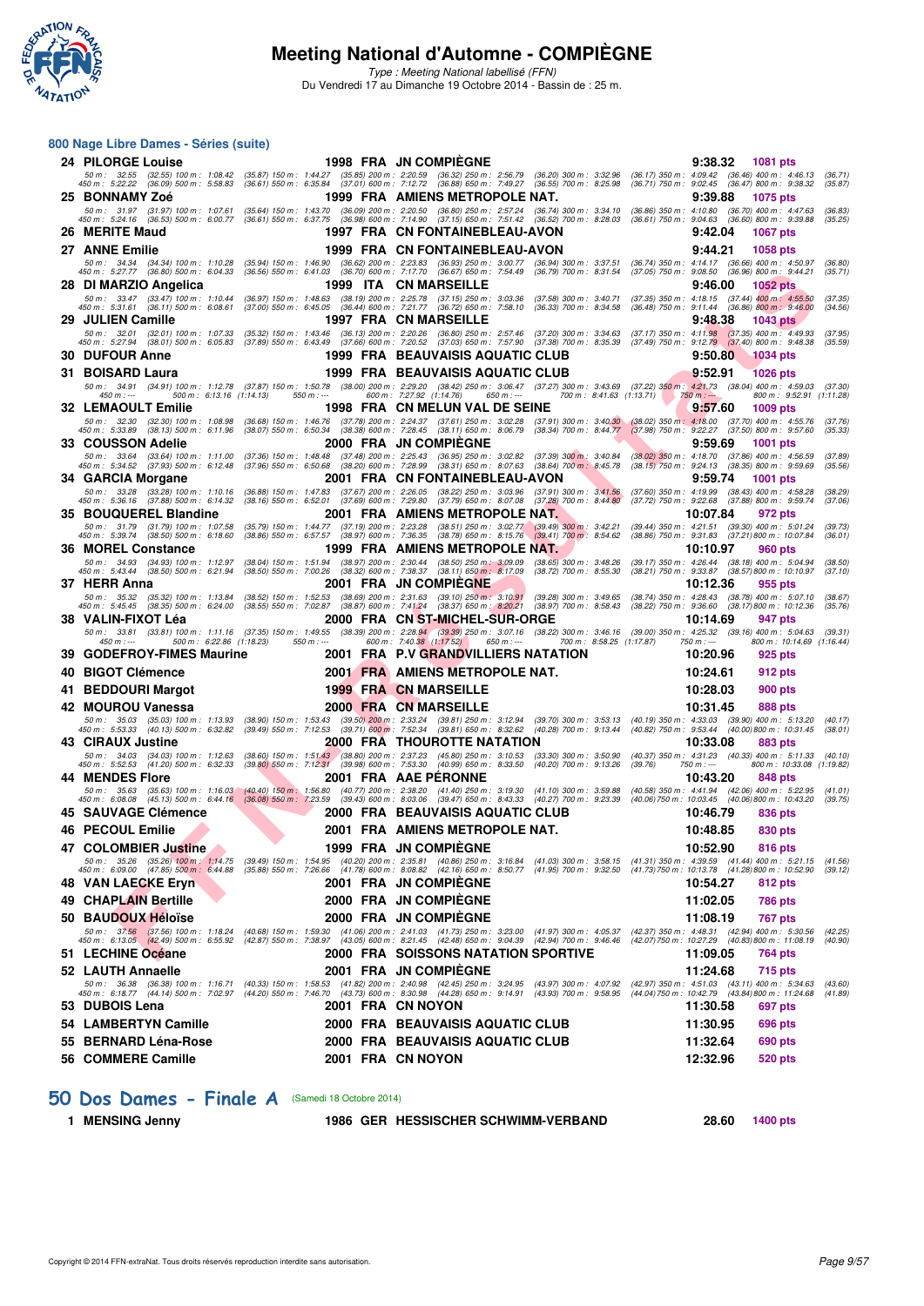# Meeting National d'Automne - COMPIÈGNE

*Type : Meeting National labellisé (FFN)*

Du Vendredi 17 au Dimanche 19 Octobre 2014 - Bassin de : 25 m.

## 800 Nage Libre Dames - Séries (suite)

| Rg | Nom | Année | Nat | Club | Temps | Points |
|---|---|---|---|---|---|---|
| 24 | PILORGE Louise | 1998 | FRA | JN COMPIÈGNE | 9:38.32 | 1081 pts |
| | 50 m : 32.55 (32.55) 100 m : 1:08.42 (35.87) 150 m : 1:44.27 (35.85) 200 m : 2:20.59 (36.32) 250 m : 2:56.79 (36.20) 300 m : 3:32.96 (36.17) 350 m : 4:09.42 (36.46) 400 m : 4:46.13 (36.71) 450 m : 5:22.22 (36.09) 500 m : 5:58.83 (36.61) 550 m : 6:35.84 (37.01) 600 m : 7:12.72 (36.88) 650 m : 7:49.27 (36.55) 700 m : 8:25.98 (36.71) 750 m : 9:02.45 (36.47) 800 m : 9:38.32 (35.87) | | | | | |
| 25 | BONNAMY Zoé | 1999 | FRA | AMIENS METROPOLE NAT. | 9:39.88 | 1075 pts |
| | 50 m : 31.97 (31.97) 100 m : 1:07.61 (35.64) 150 m : 1:43.70 (36.09) 200 m : 2:20.50 (36.80) 250 m : 2:57.24 (36.74) 300 m : 3:34.10 (36.86) 350 m : 4:10.80 (36.70) 400 m : 4:47.63 (36.83) 450 m : 5:24.16 (36.53) 500 m : 6:00.77 (36.61) 550 m : 6:37.75 (36.98) 600 m : 7:14.90 (37.15) 650 m : 7:51.42 (36.52) 700 m : 8:28.03 (36.61) 750 m : 9:04.63 (36.60) 800 m : 9:39.88 (35.25) | | | | | |
| 26 | MERITE Maud | 1997 | FRA | CN FONTAINEBLEAU-AVON | 9:42.04 | 1067 pts |
| 27 | ANNE Emilie | 1999 | FRA | CN FONTAINEBLEAU-AVON | 9:44.21 | 1058 pts |
| | 50 m : 34.34 (34.34) 100 m : 1:10.28 (35.94) 150 m : 1:46.90 (36.62) 200 m : 2:23.83 (36.93) 250 m : 3:00.77 (36.94) 300 m : 3:37.51 (36.74) 350 m : 4:14.17 (36.66) 400 m : 4:50.97 (36.80) 450 m : 5:27.77 (36.80) 500 m : 6:04.33 (36.56) 550 m : 6:41.03 (36.70) 600 m : 7:17.70 (36.67) 650 m : 7:54.49 (36.79) 700 m : 8:31.54 (37.05) 750 m : 9:08.50 (36.96) 800 m : 9:44.21 (35.71) | | | | | |
| 28 | DI MARZIO Angelica | 1999 | ITA | CN MARSEILLE | 9:46.00 | 1052 pts |
| | 50 m : 33.47 (33.47) 100 m : 1:10.44 (36.97) 150 m : 1:48.63 (38.19) 200 m : 2:25.78 (37.15) 250 m : 3:03.36 (37.58) 300 m : 3:40.71 (37.35) 350 m : 4:18.15 (37.44) 400 m : 4:55.50 (37.35) 450 m : 5:31.61 (36.11) 500 m : 6:08.61 (37.00) 550 m : 6:45.05 (36.44) 600 m : 7:21.77 (36.72) 650 m : 7:58.10 (36.33) 700 m : 8:34.58 (36.48) 750 m : 9:11.44 (36.86) 800 m : 9:46.00 (34.56) | | | | | |
| 29 | JULIEN Camille | 1997 | FRA | CN MARSEILLE | 9:48.38 | 1043 pts |
| | 50 m : 32.01 (32.01) 100 m : 1:07.33 (35.32) 150 m : 1:43.46 (36.13) 200 m : 2:20.26 (36.80) 250 m : 2:57.46 (37.20) 300 m : 3:34.63 (37.17) 350 m : 4:11.98 (37.35) 400 m : 4:49.93 (37.95) 450 m : 5:27.94 (38.01) 500 m : 6:05.83 (37.89) 550 m : 6:43.49 (37.66) 600 m : 7:20.52 (37.03) 650 m : 7:57.90 (37.38) 700 m : 8:35.39 (37.49) 750 m : 9:12.79 (37.40) 800 m : 9:48.38 (35.59) | | | | | |
| 30 | DUFOUR Anne | 1999 | FRA | BEAUVAISIS AQUATIC CLUB | 9:50.80 | 1034 pts |
| 31 | BOISARD Laura | 1999 | FRA | BEAUVAISIS AQUATIC CLUB | 9:52.91 | 1026 pts |
| | 50 m : 34.91 (34.91) 100 m : 1:12.78 (37.87) 150 m : 1:50.78 (38.00) 200 m : 2:29.20 (38.42) 250 m : 3:06.47 (37.27) 300 m : 3:43.69 (37.22) 350 m : 4:21.73 (38.04) 400 m : 4:59.03 (37.30) 450 m : --- 500 m : 6:13.16 (1:14.13) 550 m : --- 600 m : 7:27.92 (1:14.76) 650 m : --- 700 m : 8:41.63 (1:13.71) 750 m : --- 800 m : 9:52.91 (1:11.28) | | | | | |
| 32 | LEMAOULT Emilie | 1998 | FRA | CN MELUN VAL DE SEINE | 9:57.60 | 1009 pts |
| | 50 m : 32.30 (32.30) 100 m : 1:08.98 (36.68) 150 m : 1:46.76 (37.78) 200 m : 2:24.37 (37.61) 250 m : 3:02.28 (37.91) 300 m : 3:40.30 (38.02) 350 m : 4:18.00 (37.70) 400 m : 4:55.76 (37.76) 450 m : 5:33.89 (38.13) 500 m : 6:11.96 (38.07) 550 m : 6:50.34 (38.38) 600 m : 7:28.45 (38.11) 650 m : 8:06.79 (38.34) 700 m : 8:44.77 (37.98) 750 m : 9:22.27 (37.50) 800 m : 9:57.60 (35.33) | | | | | |
| 33 | COUSSON Adelie | 2000 | FRA | JN COMPIÈGNE | 9:59.69 | 1001 pts |
| | 50 m : 33.64 (33.64) 100 m : 1:11.00 (37.36) 150 m : 1:48.48 (37.48) 200 m : 2:25.43 (36.95) 250 m : 3:02.82 (37.39) 300 m : 3:40.84 (38.02) 350 m : 4:18.70 (37.86) 400 m : 4:56.59 (37.89) 450 m : 5:34.52 (37.93) 500 m : 6:12.48 (37.96) 550 m : 6:50.68 (38.20) 600 m : 7:28.99 (38.31) 650 m : 8:07.63 (38.64) 700 m : 8:45.78 (38.15) 750 m : 9:24.13 (38.35) 800 m : 9:59.69 (35.56) | | | | | |
| 34 | GARCIA Morgane | 2001 | FRA | CN FONTAINEBLEAU-AVON | 9:59.74 | 1001 pts |
| | 50 m : 33.28 (33.28) 100 m : 1:10.16 (36.88) 150 m : 1:47.83 (37.67) 200 m : 2:26.05 (38.22) 250 m : 3:03.96 (37.91) 300 m : 3:41.56 (37.60) 350 m : 4:19.99 (38.43) 400 m : 4:58.28 (38.29) 450 m : 5:36.16 (37.88) 500 m : 6:14.32 (38.16) 550 m : 6:52.01 (37.69) 600 m : 7:29.80 (37.79) 650 m : 8:07.08 (37.28) 700 m : 8:44.80 (37.72) 750 m : 9:22.68 (37.88) 800 m : 9:59.74 (37.06) | | | | | |
| 35 | BOUQUEREL Blandine | 2001 | FRA | AMIENS METROPOLE NAT. | 10:07.84 | 972 pts |
| | 50 m : 31.79 (31.79) 100 m : 1:07.58 (35.79) 150 m : 1:44.77 (37.19) 200 m : 2:23.28 (38.51) 250 m : 3:02.77 (39.49) 300 m : 3:42.21 (39.44) 350 m : 4:21.51 (39.30) 400 m : 5:01.24 (39.73) 450 m : 5:39.74 (38.50) 500 m : 6:18.60 (38.86) 550 m : 6:57.57 (38.97) 600 m : 7:36.35 (38.78) 650 m : 8:15.76 (39.41) 700 m : 8:54.62 (38.86) 750 m : 9:31.83 (37.21) 800 m : 10:07.84 (36.01) | | | | | |
| 36 | MOREL Constance | 1999 | FRA | AMIENS METROPOLE NAT. | 10:10.97 | 960 pts |
| | 50 m : 34.93 (34.93) 100 m : 1:12.97 (38.04) 150 m : 1:51.94 (38.97) 200 m : 2:30.44 (38.50) 250 m : 3:09.09 (38.65) 300 m : 3:48.26 (39.17) 350 m : 4:26.44 (38.18) 400 m : 5:04.94 (38.50) 450 m : 5:43.44 (38.50) 500 m : 6:21.94 (38.50) 550 m : 7:00.26 (38.32) 600 m : 7:38.37 (38.11) 650 m : 8:17.09 (38.72) 700 m : 8:55.30 (38.21) 750 m : 9:33.87 (38.57) 800 m : 10:10.97 (37.10) | | | | | |
| 37 | HERR Anna | 2001 | FRA | JN COMPIÈGNE | 10:12.36 | 955 pts |
| | 50 m : 35.32 (35.32) 100 m : 1:13.84 (38.52) 150 m : 1:52.53 (38.69) 200 m : 2:31.63 (39.10) 250 m : 3:10.91 (39.28) 300 m : 3:49.65 (38.74) 350 m : 4:28.43 (38.78) 400 m : 5:07.10 (38.67) 450 m : 5:45.45 (38.35) 500 m : 6:24.00 (38.55) 550 m : 7:02.87 (38.87) 600 m : 7:41.24 (38.37) 650 m : 8:20.21 (38.97) 700 m : 8:58.43 (38.22) 750 m : 9:36.60 (38.17) 800 m : 10:12.36 (35.76) | | | | | |
| 38 | VALIN-FIXOT Léa | 2000 | FRA | CN ST-MICHEL-SUR-ORGE | 10:14.69 | 947 pts |
| | 50 m : 33.81 (33.81) 100 m : 1:11.16 (37.35) 150 m : 1:49.55 (38.39) 200 m : 2:28.94 (39.39) 250 m : 3:07.16 (38.22) 300 m : 3:46.16 (39.00) 350 m : 4:25.32 (39.16) 400 m : 5:04.63 (39.31) 450 m : --- 500 m : 6:22.86 (1:18.23) 550 m : --- 600 m : 7:40.38 (1:17.52) 650 m : --- 700 m : 8:58.25 (1:17.87) 750 m : --- 800 m : 10:14.69 (1:16.44) | | | | | |
| 39 | GODEFROY-FIMES Maurine | 2001 | FRA | P.V GRANDVILLIERS NATATION | 10:20.96 | 925 pts |
| 40 | BIGOT Clémence | 2001 | FRA | AMIENS METROPOLE NAT. | 10:24.61 | 912 pts |
| 41 | BEDDOURI Margot | 1999 | FRA | CN MARSEILLE | 10:28.03 | 900 pts |
| 42 | MOUROU Vanessa | 2000 | FRA | CN MARSEILLE | 10:31.45 | 888 pts |
| | 50 m : 35.03 (35.03) 100 m : 1:13.93 (38.90) 150 m : 1:53.43 (39.50) 200 m : 2:33.24 (39.81) 250 m : 3:12.94 (39.70) 300 m : 3:53.13 (40.19) 350 m : 4:33.03 (39.90) 400 m : 5:13.20 (40.17) 450 m : 5:53.33 (40.13) 500 m : 6:32.82 (39.49) 550 m : 7:12.53 (39.71) 600 m : 7:52.34 (39.81) 650 m : 8:32.62 (40.28) 700 m : 9:13.44 (40.82) 750 m : 9:53.44 (40.00) 800 m : 10:31.45 (38.01) | | | | | |
| 43 | CIRAUX Justine | 2000 | FRA | THOUROTTE NATATION | 10:33.08 | 883 pts |
| | 50 m : 34.03 (34.03) 100 m : 1:12.63 (38.60) 150 m : 1:51.43 (38.80) 200 m : 2:37.23 (45.80) 250 m : 3:10.53 (33.30) 300 m : 3:50.90 (40.37) 350 m : 4:31.23 (40.33) 400 m : 5:11.33 (40.10) 450 m : 5:52.53 (41.20) 500 m : 6:32.33 (39.80) 550 m : 7:12.31 (39.98) 600 m : 7:53.30 (40.99) 650 m : 8:33.50 (40.20) 700 m : 9:13.26 (39.76) 750 m : --- 800 m : 10:33.08 (1:19.82) | | | | | |
| 44 | MENDES Flore | 2001 | FRA | AAE PÉRONNE | 10:43.20 | 848 pts |
| | 50 m : 35.63 (35.63) 100 m : 1:16.03 (40.40) 150 m : 1:56.80 (40.77) 200 m : 2:38.20 (41.40) 250 m : 3:19.30 (41.10) 300 m : 3:59.88 (40.58) 350 m : 4:41.94 (42.06) 400 m : 5:22.95 (41.01) 450 m : 6:08.08 (45.13) 500 m : 6:44.16 (36.08) 550 m : 7:23.59 (39.43) 600 m : 8:03.06 (39.47) 650 m : 8:43.33 (40.27) 700 m : 9:23.39 (40.06) 750 m : 10:03.45 (40.06) 800 m : 10:43.20 (39.75) | | | | | |
| 45 | SAUVAGE Clémence | 2000 | FRA | BEAUVAISIS AQUATIC CLUB | 10:46.79 | 836 pts |
| 46 | PECOUL Emilie | 2001 | FRA | AMIENS METROPOLE NAT. | 10:48.85 | 830 pts |
| 47 | COLOMBIER Justine | 1999 | FRA | JN COMPIÈGNE | 10:52.90 | 816 pts |
| | 50 m : 35.26 (35.26) 100 m : 1:14.75 (39.49) 150 m : 1:54.95 (40.20) 200 m : 2:35.81 (40.86) 250 m : 3:16.84 (41.03) 300 m : 3:58.15 (41.31) 350 m : 4:39.59 (41.44) 400 m : 5:21.15 (41.56) 450 m : 6:09.00 (47.85) 500 m : 6:44.88 (35.88) 550 m : 7:26.66 (41.78) 600 m : 8:08.82 (42.16) 650 m : 8:50.77 (41.95) 700 m : 9:32.50 (41.73) 750 m : 10:13.78 (41.28) 800 m : 10:52.90 (39.12) | | | | | |
| 48 | VAN LAECKE Eryn | 2001 | FRA | JN COMPIÈGNE | 10:54.27 | 812 pts |
| 49 | CHAPLAIN Bertille | 2000 | FRA | JN COMPIÈGNE | 11:02.05 | 786 pts |
| 50 | BAUDOUX Héloïse | 2000 | FRA | JN COMPIÈGNE | 11:08.19 | 767 pts |
| | 50 m : 37.56 (37.56) 100 m : 1:18.24 (40.68) 150 m : 1:59.30 (41.06) 200 m : 2:41.03 (41.73) 250 m : 3:23.00 (41.97) 300 m : 4:05.37 (42.37) 350 m : 4:48.31 (42.94) 400 m : 5:30.56 (42.25) 450 m : 6:13.05 (42.49) 500 m : 6:55.92 (42.87) 550 m : 7:38.97 (43.05) 600 m : 8:21.45 (42.48) 650 m : 9:04.39 (42.94) 700 m : 9:46.46 (42.07) 750 m : 10:27.29 (40.83) 800 m : 11:08.19 (40.90) | | | | | |
| 51 | LECHINE Océane | 2000 | FRA | SOISSONS NATATION SPORTIVE | 11:09.05 | 764 pts |
| 52 | LAUTH Annaelle | 2001 | FRA | JN COMPIÈGNE | 11:24.68 | 715 pts |
| | 50 m : 36.38 (36.38) 100 m : 1:16.71 (40.33) 150 m : 1:58.53 (41.82) 200 m : 2:40.98 (42.45) 250 m : 3:24.95 (43.97) 300 m : 4:07.92 (42.97) 350 m : 4:51.03 (43.11) 400 m : 5:34.63 (43.60) 450 m : 6:18.77 (44.14) 500 m : 7:02.97 (44.20) 550 m : 7:46.70 (43.73) 600 m : 8:30.98 (44.28) 650 m : 9:14.91 (43.93) 700 m : 9:58.95 (44.04) 750 m : 10:42.79 (43.84) 800 m : 11:24.68 (41.89) | | | | | |
| 53 | DUBOIS Lena | 2001 | FRA | CN NOYON | 11:30.58 | 697 pts |
| 54 | LAMBERTYN Camille | 2000 | FRA | BEAUVAISIS AQUATIC CLUB | 11:30.95 | 696 pts |
| 55 | BERNARD Léna-Rose | 2000 | FRA | BEAUVAISIS AQUATIC CLUB | 11:32.64 | 690 pts |
| 56 | COMMERE Camille | 2001 | FRA | CN NOYON | 12:32.96 | 520 pts |

## 50 Dos Dames - Finale A (Samedi 18 Octobre 2014)

| Rg | Nom | Année | Nat | Club | Temps | Points |
|---|---|---|---|---|---|---|
| 1 | MENSING Jenny | 1986 | GER | HESSISCHER SCHWIMM-VERBAND | 28.60 | 1400 pts |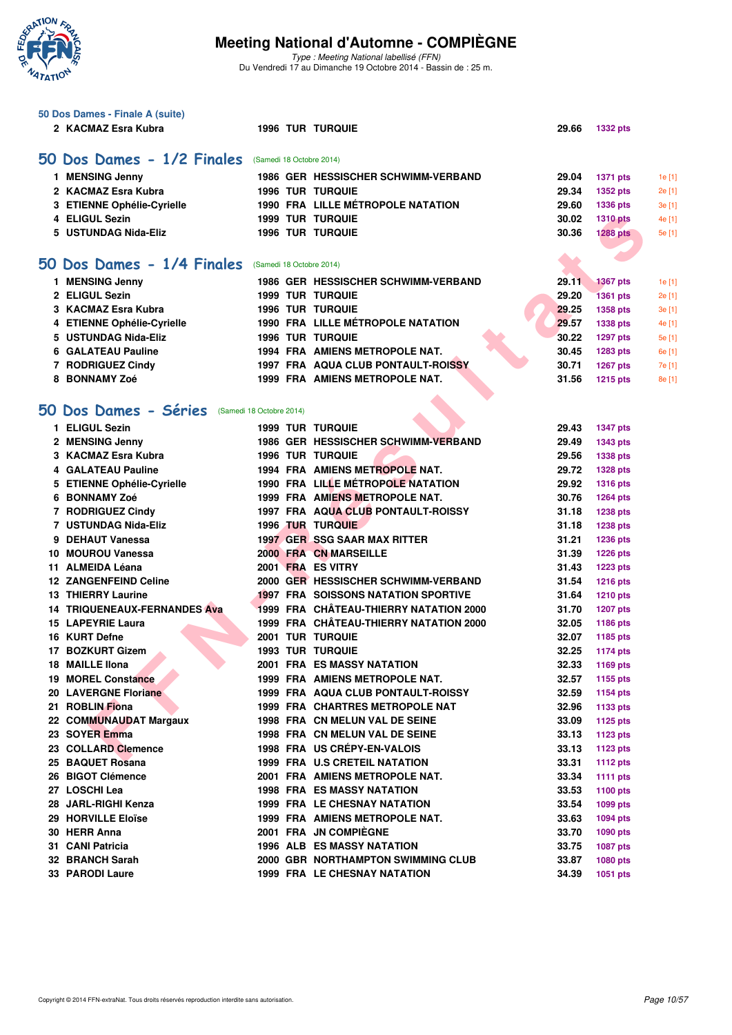# Meeting National d'Automne - COMPIÈGNE

*Type : Meeting National labellisé (FFN)*
Du Vendredi 17 au Dimanche 19 Octobre 2014 - Bassin de : 25 m.

### 50 Dos Dames - Finale A (suite)

| | | | | | | |
|---|---|---|---|---|---|---|
| 2 | KACMAZ Esra Kubra | 1996 | TUR | TURQUIE | 29.66 | 1332 pts |

## 50 Dos Dames - 1/2 Finales (Samedi 18 Octobre 2014)

| | | | | | | | |
|---|---|---|---|---|---|---|---|
| 1 | MENSING Jenny | 1986 | GER | HESSISCHER SCHWIMM-VERBAND | 29.04 | 1371 pts | 1e [1] |
| 2 | KACMAZ Esra Kubra | 1996 | TUR | TURQUIE | 29.34 | 1352 pts | 2e [1] |
| 3 | ETIENNE Ophélie-Cyrielle | 1990 | FRA | LILLE MÉTROPOLE NATATION | 29.60 | 1336 pts | 3e [1] |
| 4 | ELIGUL Sezin | 1999 | TUR | TURQUIE | 30.02 | 1310 pts | 4e [1] |
| 5 | USTUNDAG Nida-Eliz | 1996 | TUR | TURQUIE | 30.36 | 1288 pts | 5e [1] |

## 50 Dos Dames - 1/4 Finales (Samedi 18 Octobre 2014)

| | | | | | | | |
|---|---|---|---|---|---|---|---|
| 1 | MENSING Jenny | 1986 | GER | HESSISCHER SCHWIMM-VERBAND | 29.11 | 1367 pts | 1e [1] |
| 2 | ELIGUL Sezin | 1999 | TUR | TURQUIE | 29.20 | 1361 pts | 2e [1] |
| 3 | KACMAZ Esra Kubra | 1996 | TUR | TURQUIE | 29.25 | 1358 pts | 3e [1] |
| 4 | ETIENNE Ophélie-Cyrielle | 1990 | FRA | LILLE MÉTROPOLE NATATION | 29.57 | 1338 pts | 4e [1] |
| 5 | USTUNDAG Nida-Eliz | 1996 | TUR | TURQUIE | 30.22 | 1297 pts | 5e [1] |
| 6 | GALATEAU Pauline | 1994 | FRA | AMIENS METROPOLE NAT. | 30.45 | 1283 pts | 6e [1] |
| 7 | RODRIGUEZ Cindy | 1997 | FRA | AQUA CLUB PONTAULT-ROISSY | 30.71 | 1267 pts | 7e [1] |
| 8 | BONNAMY Zoé | 1999 | FRA | AMIENS METROPOLE NAT. | 31.56 | 1215 pts | 8e [1] |

## 50 Dos Dames - Séries (Samedi 18 Octobre 2014)

| | | | | | | |
|---|---|---|---|---|---|---|
| 1 | ELIGUL Sezin | 1999 | TUR | TURQUIE | 29.43 | 1347 pts |
| 2 | MENSING Jenny | 1986 | GER | HESSISCHER SCHWIMM-VERBAND | 29.49 | 1343 pts |
| 3 | KACMAZ Esra Kubra | 1996 | TUR | TURQUIE | 29.56 | 1338 pts |
| 4 | GALATEAU Pauline | 1994 | FRA | AMIENS METROPOLE NAT. | 29.72 | 1328 pts |
| 5 | ETIENNE Ophélie-Cyrielle | 1990 | FRA | LILLE MÉTROPOLE NATATION | 29.92 | 1316 pts |
| 6 | BONNAMY Zoé | 1999 | FRA | AMIENS METROPOLE NAT. | 30.76 | 1264 pts |
| 7 | RODRIGUEZ Cindy | 1997 | FRA | AQUA CLUB PONTAULT-ROISSY | 31.18 | 1238 pts |
| 7 | USTUNDAG Nida-Eliz | 1996 | TUR | TURQUIE | 31.18 | 1238 pts |
| 9 | DEHAUT Vanessa | 1997 | GER | SSG SAAR MAX RITTER | 31.21 | 1236 pts |
| 10 | MOUROU Vanessa | 2000 | FRA | CN MARSEILLE | 31.39 | 1226 pts |
| 11 | ALMEIDA Léana | 2001 | FRA | ES VITRY | 31.43 | 1223 pts |
| 12 | ZANGENFEIND Celine | 2000 | GER | HESSISCHER SCHWIMM-VERBAND | 31.54 | 1216 pts |
| 13 | THIERRY Laurine | 1997 | FRA | SOISSONS NATATION SPORTIVE | 31.64 | 1210 pts |
| 14 | TRIQUENEAUX-FERNANDES Ava | 1999 | FRA | CHÂTEAU-THIERRY NATATION 2000 | 31.70 | 1207 pts |
| 15 | LAPEYRIE Laura | 1999 | FRA | CHÂTEAU-THIERRY NATATION 2000 | 32.05 | 1186 pts |
| 16 | KURT Defne | 2001 | TUR | TURQUIE | 32.07 | 1185 pts |
| 17 | BOZKURT Gizem | 1993 | TUR | TURQUIE | 32.25 | 1174 pts |
| 18 | MAILLE Ilona | 2001 | FRA | ES MASSY NATATION | 32.33 | 1169 pts |
| 19 | MOREL Constance | 1999 | FRA | AMIENS METROPOLE NAT. | 32.57 | 1155 pts |
| 20 | LAVERGNE Floriane | 1999 | FRA | AQUA CLUB PONTAULT-ROISSY | 32.59 | 1154 pts |
| 21 | ROBLIN Fiona | 1999 | FRA | CHARTRES METROPOLE NAT | 32.96 | 1133 pts |
| 22 | COMMUNAUDAT Margaux | 1998 | FRA | CN MELUN VAL DE SEINE | 33.09 | 1125 pts |
| 23 | SOYER Emma | 1998 | FRA | CN MELUN VAL DE SEINE | 33.13 | 1123 pts |
| 23 | COLLARD Clemence | 1998 | FRA | US CRÉPY-EN-VALOIS | 33.13 | 1123 pts |
| 25 | BAQUET Rosana | 1999 | FRA | U.S CRETEIL NATATION | 33.31 | 1112 pts |
| 26 | BIGOT Clémence | 2001 | FRA | AMIENS METROPOLE NAT. | 33.34 | 1111 pts |
| 27 | LOSCHI Lea | 1998 | FRA | ES MASSY NATATION | 33.53 | 1100 pts |
| 28 | JARL-RIGHI Kenza | 1999 | FRA | LE CHESNAY NATATION | 33.54 | 1099 pts |
| 29 | HORVILLE Eloïse | 1999 | FRA | AMIENS METROPOLE NAT. | 33.63 | 1094 pts |
| 30 | HERR Anna | 2001 | FRA | JN COMPIÈGNE | 33.70 | 1090 pts |
| 31 | CANI Patricia | 1996 | ALB | ES MASSY NATATION | 33.75 | 1087 pts |
| 32 | BRANCH Sarah | 2000 | GBR | NORTHAMPTON SWIMMING CLUB | 33.87 | 1080 pts |
| 33 | PARODI Laure | 1999 | FRA | LE CHESNAY NATATION | 34.39 | 1051 pts |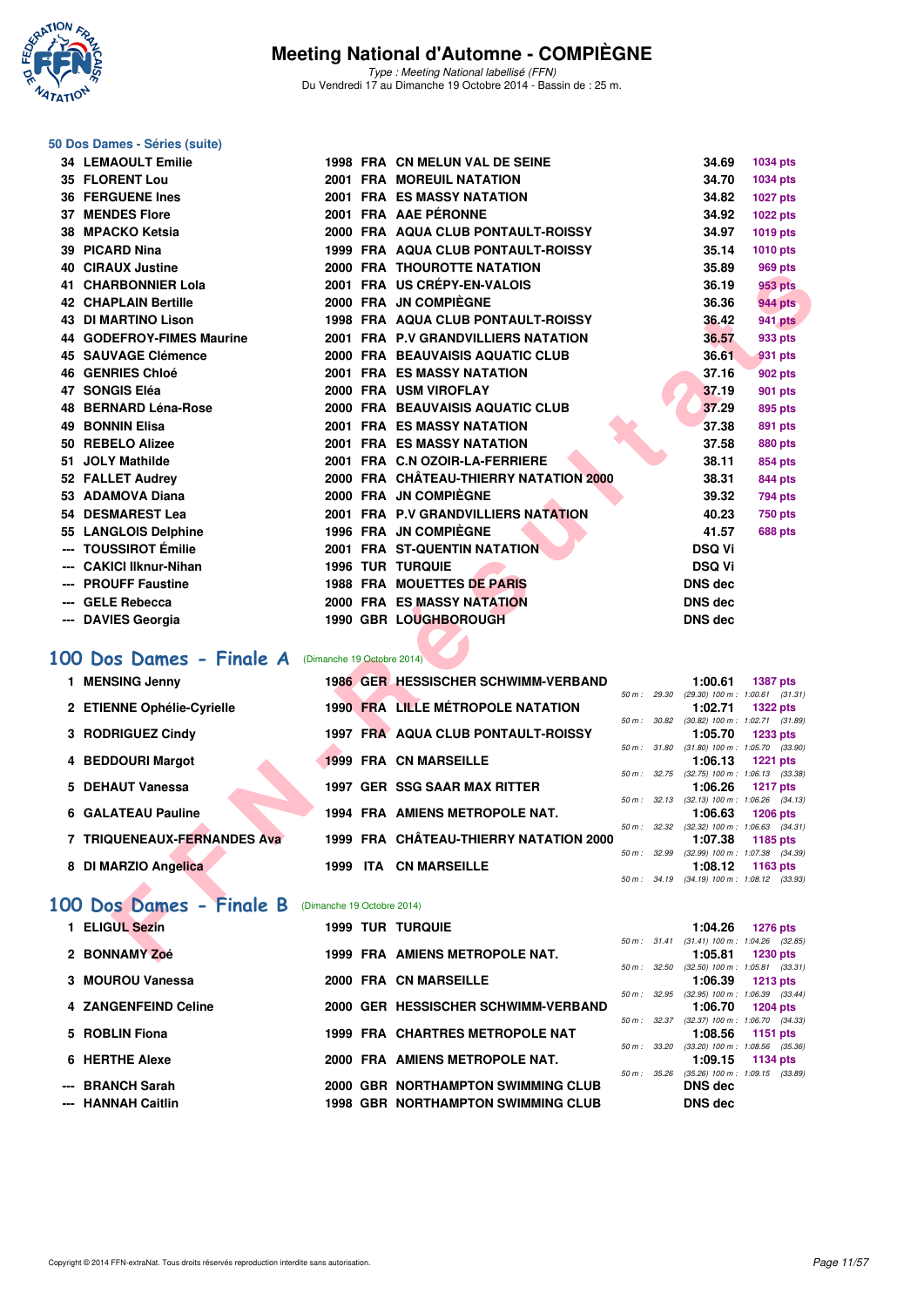# Meeting National d'Automne - COMPIÈGNE

*Type : Meeting National labellisé (FFN)*

Du Vendredi 17 au Dimanche 19 Octobre 2014 - Bassin de : 25 m.

## 50 Dos Dames - Séries (suite)

| Rang | Nom | Année | Nat | Club | Temps | Points |
|---|---|---|---|---|---|---|
| 34 | LEMAOULT Emilie | 1998 | FRA | CN MELUN VAL DE SEINE | 34.69 | 1034 pts |
| 35 | FLORENT Lou | 2001 | FRA | MOREUIL NATATION | 34.70 | 1034 pts |
| 36 | FERGUENE Ines | 2001 | FRA | ES MASSY NATATION | 34.82 | 1027 pts |
| 37 | MENDES Flore | 2001 | FRA | AAE PÉRONNE | 34.92 | 1022 pts |
| 38 | MPACKO Ketsia | 2000 | FRA | AQUA CLUB PONTAULT-ROISSY | 34.97 | 1019 pts |
| 39 | PICARD Nina | 1999 | FRA | AQUA CLUB PONTAULT-ROISSY | 35.14 | 1010 pts |
| 40 | CIRAUX Justine | 2000 | FRA | THOUROTTE NATATION | 35.89 | 969 pts |
| 41 | CHARBONNIER Lola | 2001 | FRA | US CRÉPY-EN-VALOIS | 36.19 | 953 pts |
| 42 | CHAPLAIN Bertille | 2000 | FRA | JN COMPIÈGNE | 36.36 | 944 pts |
| 43 | DI MARTINO Lison | 1998 | FRA | AQUA CLUB PONTAULT-ROISSY | 36.42 | 941 pts |
| 44 | GODEFROY-FIMES Maurine | 2001 | FRA | P.V GRANDVILLIERS NATATION | 36.57 | 933 pts |
| 45 | SAUVAGE Clémence | 2000 | FRA | BEAUVAISIS AQUATIC CLUB | 36.61 | 931 pts |
| 46 | GENRIES Chloé | 2001 | FRA | ES MASSY NATATION | 37.16 | 902 pts |
| 47 | SONGIS Eléa | 2000 | FRA | USM VIROFLAY | 37.19 | 901 pts |
| 48 | BERNARD Léna-Rose | 2000 | FRA | BEAUVAISIS AQUATIC CLUB | 37.29 | 895 pts |
| 49 | BONNIN Elisa | 2001 | FRA | ES MASSY NATATION | 37.38 | 891 pts |
| 50 | REBELO Alizee | 2001 | FRA | ES MASSY NATATION | 37.58 | 880 pts |
| 51 | JOLY Mathilde | 2001 | FRA | C.N OZOIR-LA-FERRIERE | 38.11 | 854 pts |
| 52 | FALLET Audrey | 2000 | FRA | CHÂTEAU-THIERRY NATATION 2000 | 38.31 | 844 pts |
| 53 | ADAMOVA Diana | 2000 | FRA | JN COMPIÈGNE | 39.32 | 794 pts |
| 54 | DESMAREST Lea | 2001 | FRA | P.V GRANDVILLIERS NATATION | 40.23 | 750 pts |
| 55 | LANGLOIS Delphine | 1996 | FRA | JN COMPIÈGNE | 41.57 | 688 pts |
| --- | TOUSSIROT Émilie | 2001 | FRA | ST-QUENTIN NATATION | DSQ Vi | |
| --- | CAKICI Ilknur-Nihan | 1996 | TUR | TURQUIE | DSQ Vi | |
| --- | PROUFF Faustine | 1988 | FRA | MOUETTES DE PARIS | DNS dec | |
| --- | GELE Rebecca | 2000 | FRA | ES MASSY NATATION | DNS dec | |
| --- | DAVIES Georgia | 1990 | GBR | LOUGHBOROUGH | DNS dec | |

## 100 Dos Dames - Finale A (Dimanche 19 Octobre 2014)

| Rang | Nom | Année | Nat | Club | Temps | Points | Intermédiaires |
|---|---|---|---|---|---|---|---|
| 1 | MENSING Jenny | 1986 | GER | HESSISCHER SCHWIMM-VERBAND | 1:00.61 | 1387 pts | 50 m : 29.30 (29.30) 100 m : 1:00.61 (31.31) |
| 2 | ETIENNE Ophélie-Cyrielle | 1990 | FRA | LILLE MÉTROPOLE NATATION | 1:02.71 | 1322 pts | 50 m : 30.82 (30.82) 100 m : 1:02.71 (31.89) |
| 3 | RODRIGUEZ Cindy | 1997 | FRA | AQUA CLUB PONTAULT-ROISSY | 1:05.70 | 1233 pts | 50 m : 31.80 (31.80) 100 m : 1:05.70 (33.90) |
| 4 | BEDDOURI Margot | 1999 | FRA | CN MARSEILLE | 1:06.13 | 1221 pts | 50 m : 32.75 (32.75) 100 m : 1:06.13 (33.38) |
| 5 | DEHAUT Vanessa | 1997 | GER | SSG SAAR MAX RITTER | 1:06.26 | 1217 pts | 50 m : 32.13 (32.13) 100 m : 1:06.26 (34.13) |
| 6 | GALATEAU Pauline | 1994 | FRA | AMIENS METROPOLE NAT. | 1:06.63 | 1206 pts | 50 m : 32.32 (32.32) 100 m : 1:06.63 (34.31) |
| 7 | TRIQUENEAUX-FERNANDES Ava | 1999 | FRA | CHÂTEAU-THIERRY NATATION 2000 | 1:07.38 | 1185 pts | 50 m : 32.99 (32.99) 100 m : 1:07.38 (34.39) |
| 8 | DI MARZIO Angelica | 1999 | ITA | CN MARSEILLE | 1:08.12 | 1163 pts | 50 m : 34.19 (34.19) 100 m : 1:08.12 (33.93) |

## 100 Dos Dames - Finale B (Dimanche 19 Octobre 2014)

| Rang | Nom | Année | Nat | Club | Temps | Points | Intermédiaires |
|---|---|---|---|---|---|---|---|
| 1 | ELIGUL Sezin | 1999 | TUR | TURQUIE | 1:04.26 | 1276 pts | 50 m : 31.41 (31.41) 100 m : 1:04.26 (32.85) |
| 2 | BONNAMY Zoé | 1999 | FRA | AMIENS METROPOLE NAT. | 1:05.81 | 1230 pts | 50 m : 32.50 (32.50) 100 m : 1:05.81 (33.31) |
| 3 | MOUROU Vanessa | 2000 | FRA | CN MARSEILLE | 1:06.39 | 1213 pts | 50 m : 32.95 (32.95) 100 m : 1:06.39 (33.44) |
| 4 | ZANGENFEIND Celine | 2000 | GER | HESSISCHER SCHWIMM-VERBAND | 1:06.70 | 1204 pts | 50 m : 32.37 (32.37) 100 m : 1:06.70 (34.33) |
| 5 | ROBLIN Fiona | 1999 | FRA | CHARTRES METROPOLE NAT | 1:08.56 | 1151 pts | 50 m : 33.20 (33.20) 100 m : 1:08.56 (35.36) |
| 6 | HERTHE Alexe | 2000 | FRA | AMIENS METROPOLE NAT. | 1:09.15 | 1134 pts | 50 m : 35.26 (35.26) 100 m : 1:09.15 (33.89) |
| --- | BRANCH Sarah | 2000 | GBR | NORTHAMPTON SWIMMING CLUB | DNS dec | | |
| --- | HANNAH Caitlin | 1998 | GBR | NORTHAMPTON SWIMMING CLUB | DNS dec | | |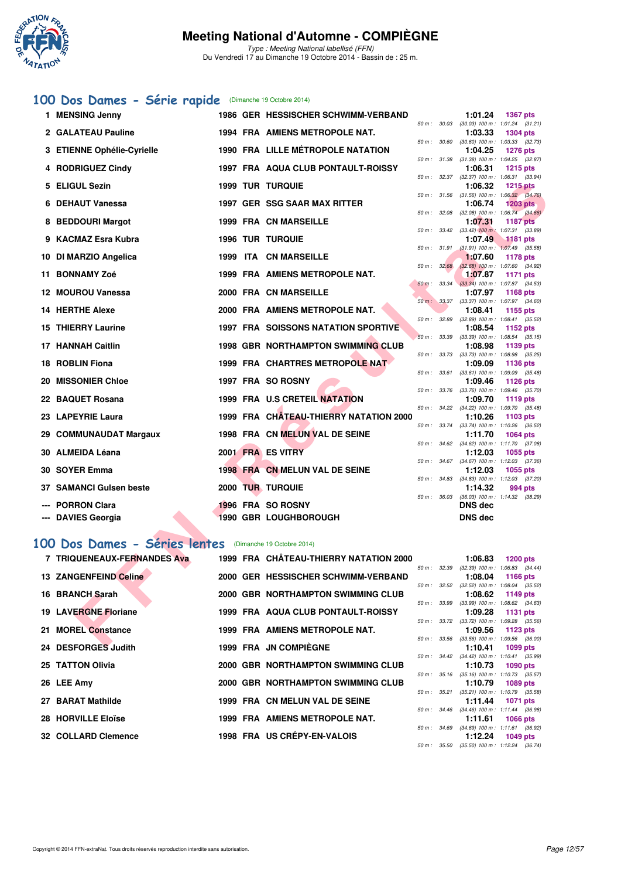# Meeting National d'Automne - COMPIÈGNE

*Type : Meeting National labellisé (FFN)*
Du Vendredi 17 au Dimanche 19 Octobre 2014 - Bassin de : 25 m.

## 100 Dos Dames - Série rapide (Dimanche 19 Octobre 2014)

| Rang | Nom | Année | Nat | Club | Temps | Points | Splits |
|---|---|---|---|---|---|---|---|
| 1 | MENSING Jenny | 1986 | GER | HESSISCHER SCHWIMM-VERBAND | 1:01.24 | 1367 pts | 50 m : 30.03 (30.03) 100 m : 1:01.24 (31.21) |
| 2 | GALATEAU Pauline | 1994 | FRA | AMIENS METROPOLE NAT. | 1:03.33 | 1304 pts | 50 m : 30.60 (30.60) 100 m : 1:03.33 (32.73) |
| 3 | ETIENNE Ophélie-Cyrielle | 1990 | FRA | LILLE MÉTROPOLE NATATION | 1:04.25 | 1276 pts | 50 m : 31.38 (31.38) 100 m : 1:04.25 (32.87) |
| 4 | RODRIGUEZ Cindy | 1997 | FRA | AQUA CLUB PONTAULT-ROISSY | 1:06.31 | 1215 pts | 50 m : 32.37 (32.37) 100 m : 1:06.31 (33.94) |
| 5 | ELIGUL Sezin | 1999 | TUR | TURQUIE | 1:06.32 | 1215 pts | 50 m : 31.56 (31.56) 100 m : 1:06.32 (34.76) |
| 6 | DEHAUT Vanessa | 1997 | GER | SSG SAAR MAX RITTER | 1:06.74 | 1203 pts | 50 m : 32.08 (32.08) 100 m : 1:06.74 (34.66) |
| 8 | BEDDOURI Margot | 1999 | FRA | CN MARSEILLE | 1:07.31 | 1187 pts | 50 m : 33.42 (33.42) 100 m : 1:07.31 (33.89) |
| 9 | KACMAZ Esra Kubra | 1996 | TUR | TURQUIE | 1:07.49 | 1181 pts | 50 m : 31.91 (31.91) 100 m : 1:07.49 (35.58) |
| 10 | DI MARZIO Angelica | 1999 | ITA | CN MARSEILLE | 1:07.60 | 1178 pts | 50 m : 32.68 (32.68) 100 m : 1:07.60 (34.92) |
| 11 | BONNAMY Zoé | 1999 | FRA | AMIENS METROPOLE NAT. | 1:07.87 | 1171 pts | 50 m : 33.34 (33.34) 100 m : 1:07.87 (34.53) |
| 12 | MOUROU Vanessa | 2000 | FRA | CN MARSEILLE | 1:07.97 | 1168 pts | 50 m : 33.37 (33.37) 100 m : 1:07.97 (34.60) |
| 14 | HERTHE Alexe | 2000 | FRA | AMIENS METROPOLE NAT. | 1:08.41 | 1155 pts | 50 m : 32.89 (32.89) 100 m : 1:08.41 (35.52) |
| 15 | THIERRY Laurine | 1997 | FRA | SOISSONS NATATION SPORTIVE | 1:08.54 | 1152 pts | 50 m : 33.39 (33.39) 100 m : 1:08.54 (35.15) |
| 17 | HANNAH Caitlin | 1998 | GBR | NORTHAMPTON SWIMMING CLUB | 1:08.98 | 1139 pts | 50 m : 33.73 (33.73) 100 m : 1:08.98 (35.25) |
| 18 | ROBLIN Fiona | 1999 | FRA | CHARTRES METROPOLE NAT | 1:09.09 | 1136 pts | 50 m : 33.61 (33.61) 100 m : 1:09.09 (35.48) |
| 20 | MISSONIER Chloe | 1997 | FRA | SO ROSNY | 1:09.46 | 1126 pts | 50 m : 33.76 (33.76) 100 m : 1:09.46 (35.70) |
| 22 | BAQUET Rosana | 1999 | FRA | U.S CRETEIL NATATION | 1:09.70 | 1119 pts | 50 m : 34.22 (34.22) 100 m : 1:09.70 (35.48) |
| 23 | LAPEYRIE Laura | 1999 | FRA | CHÂTEAU-THIERRY NATATION 2000 | 1:10.26 | 1103 pts | 50 m : 33.74 (33.74) 100 m : 1:10.26 (36.52) |
| 29 | COMMUNAUDAT Margaux | 1998 | FRA | CN MELUN VAL DE SEINE | 1:11.70 | 1064 pts | 50 m : 34.62 (34.62) 100 m : 1:11.70 (37.08) |
| 30 | ALMEIDA Léana | 2001 | FRA | ES VITRY | 1:12.03 | 1055 pts | 50 m : 34.67 (34.67) 100 m : 1:12.03 (37.36) |
| 30 | SOYER Emma | 1998 | FRA | CN MELUN VAL DE SEINE | 1:12.03 | 1055 pts | 50 m : 34.83 (34.83) 100 m : 1:12.03 (37.20) |
| 37 | SAMANCI Gulsen beste | 2000 | TUR | TURQUIE | 1:14.32 | 994 pts | 50 m : 36.03 (36.03) 100 m : 1:14.32 (38.29) |
| --- | PORRON Clara | 1996 | FRA | SO ROSNY | DNS dec | | |
| --- | DAVIES Georgia | 1990 | GBR | LOUGHBOROUGH | DNS dec | | |

## 100 Dos Dames - Séries lentes (Dimanche 19 Octobre 2014)

| Rang | Nom | Année | Nat | Club | Temps | Points | Splits |
|---|---|---|---|---|---|---|---|
| 7 | TRIQUENEAUX-FERNANDES Ava | 1999 | FRA | CHÂTEAU-THIERRY NATATION 2000 | 1:06.83 | 1200 pts | 50 m : 32.39 (32.39) 100 m : 1:06.83 (34.44) |
| 13 | ZANGENFEIND Celine | 2000 | GER | HESSISCHER SCHWIMM-VERBAND | 1:08.04 | 1166 pts | 50 m : 32.52 (32.52) 100 m : 1:08.04 (35.52) |
| 16 | BRANCH Sarah | 2000 | GBR | NORTHAMPTON SWIMMING CLUB | 1:08.62 | 1149 pts | 50 m : 33.99 (33.99) 100 m : 1:08.62 (34.63) |
| 19 | LAVERGNE Floriane | 1999 | FRA | AQUA CLUB PONTAULT-ROISSY | 1:09.28 | 1131 pts | 50 m : 33.72 (33.72) 100 m : 1:09.28 (35.56) |
| 21 | MOREL Constance | 1999 | FRA | AMIENS METROPOLE NAT. | 1:09.56 | 1123 pts | 50 m : 33.56 (33.56) 100 m : 1:09.56 (36.00) |
| 24 | DESFORGES Judith | 1999 | FRA | JN COMPIÈGNE | 1:10.41 | 1099 pts | 50 m : 34.42 (34.42) 100 m : 1:10.41 (35.99) |
| 25 | TATTON Olivia | 2000 | GBR | NORTHAMPTON SWIMMING CLUB | 1:10.73 | 1090 pts | 50 m : 35.16 (35.16) 100 m : 1:10.73 (35.57) |
| 26 | LEE Amy | 2000 | GBR | NORTHAMPTON SWIMMING CLUB | 1:10.79 | 1089 pts | 50 m : 35.21 (35.21) 100 m : 1:10.79 (35.58) |
| 27 | BARAT Mathilde | 1999 | FRA | CN MELUN VAL DE SEINE | 1:11.44 | 1071 pts | 50 m : 34.46 (34.46) 100 m : 1:11.44 (36.98) |
| 28 | HORVILLE Eloïse | 1999 | FRA | AMIENS METROPOLE NAT. | 1:11.61 | 1066 pts | 50 m : 34.69 (34.69) 100 m : 1:11.61 (36.92) |
| 32 | COLLARD Clemence | 1998 | FRA | US CRÉPY-EN-VALOIS | 1:12.24 | 1049 pts | 50 m : 35.50 (35.50) 100 m : 1:12.24 (36.74) |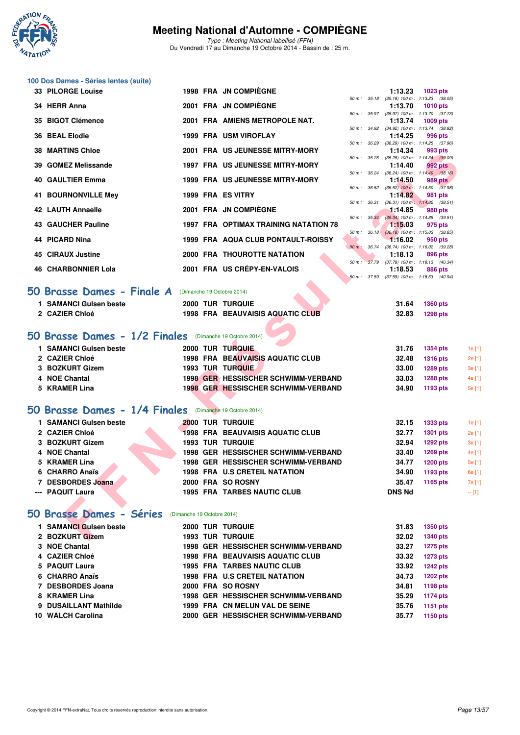# Meeting National d'Automne - COMPIÈGNE

*Type : Meeting National labellisé (FFN)*
Du Vendredi 17 au Dimanche 19 Octobre 2014 - Bassin de : 25 m.

### 100 Dos Dames - Séries lentes (suite)

| Pl. | Nom | Année | Nat. | Club | Splits | Temps | Points |
|---|---|---|---|---|---|---|---|
| 33 | PILORGE Louise | 1998 | FRA | JN COMPIÈGNE | 50 m : 35.18 (35.18) 100 m : 1:13.23 (38.05) | 1:13.23 | 1023 pts |
| 34 | HERR Anna | 2001 | FRA | JN COMPIÈGNE | 50 m : 35.97 (35.97) 100 m : 1:13.70 (37.73) | 1:13.70 | 1010 pts |
| 35 | BIGOT Clémence | 2001 | FRA | AMIENS METROPOLE NAT. | 50 m : 34.92 (34.92) 100 m : 1:13.74 (38.82) | 1:13.74 | 1009 pts |
| 36 | BEAL Elodie | 1999 | FRA | USM VIROFLAY | 50 m : 36.29 (36.29) 100 m : 1:14.25 (37.96) | 1:14.25 | 996 pts |
| 38 | MARTINS Chloe | 2001 | FRA | US JEUNESSE MITRY-MORY | 50 m : 35.25 (35.25) 100 m : 1:14.34 (39.09) | 1:14.34 | 993 pts |
| 39 | GOMEZ Melissande | 1997 | FRA | US JEUNESSE MITRY-MORY | 50 m : 36.24 (36.24) 100 m : 1:14.40 (38.16) | 1:14.40 | 992 pts |
| 40 | GAULTIER Emma | 1999 | FRA | US JEUNESSE MITRY-MORY | 50 m : 36.52 (36.52) 100 m : 1:14.50 (37.98) | 1:14.50 | 989 pts |
| 41 | BOURNONVILLE Mey | 1999 | FRA | ES VITRY | 50 m : 36.31 (36.31) 100 m : 1:14.82 (38.51) | 1:14.82 | 981 pts |
| 42 | LAUTH Annaelle | 2001 | FRA | JN COMPIÈGNE | 50 m : 35.34 (35.34) 100 m : 1:14.85 (39.51) | 1:14.85 | 980 pts |
| 43 | GAUCHER Pauline | 1997 | FRA | OPTIMAX TRAINING NATATION 78 | 50 m : 36.18 (36.18) 100 m : 1:15.03 (38.85) | 1:15.03 | 975 pts |
| 44 | PICARD Nina | 1999 | FRA | AQUA CLUB PONTAULT-ROISSY | 50 m : 36.74 (36.74) 100 m : 1:16.02 (39.28) | 1:16.02 | 950 pts |
| 45 | CIRAUX Justine | 2000 | FRA | THOUROTTE NATATION | 50 m : 37.79 (37.79) 100 m : 1:18.13 (40.34) | 1:18.13 | 896 pts |
| 46 | CHARBONNIER Lola | 2001 | FRA | US CRÉPY-EN-VALOIS | 50 m : 37.59 (37.59) 100 m : 1:18.53 (40.94) | 1:18.53 | 886 pts |

## 50 Brasse Dames - Finale A (Dimanche 19 Octobre 2014)

| Pl. | Nom | Année | Nat. | Club | Temps | Points |
|---|---|---|---|---|---|---|
| 1 | SAMANCI Gulsen beste | 2000 | TUR | TURQUIE | 31.64 | 1360 pts |
| 2 | CAZIER Chloé | 1998 | FRA | BEAUVAISIS AQUATIC CLUB | 32.83 | 1298 pts |

## 50 Brasse Dames - 1/2 Finales (Dimanche 19 Octobre 2014)

| Pl. | Nom | Année | Nat. | Club | Temps | Points | Rang |
|---|---|---|---|---|---|---|---|
| 1 | SAMANCI Gulsen beste | 2000 | TUR | TURQUIE | 31.76 | 1354 pts | 1e [1] |
| 2 | CAZIER Chloé | 1998 | FRA | BEAUVAISIS AQUATIC CLUB | 32.48 | 1316 pts | 2e [1] |
| 3 | BOZKURT Gizem | 1993 | TUR | TURQUIE | 33.00 | 1289 pts | 3e [1] |
| 4 | NOE Chantal | 1998 | GER | HESSISCHER SCHWIMM-VERBAND | 33.03 | 1288 pts | 4e [1] |
| 5 | KRAMER Lina | 1998 | GER | HESSISCHER SCHWIMM-VERBAND | 34.90 | 1193 pts | 5e [1] |

## 50 Brasse Dames - 1/4 Finales (Dimanche 19 Octobre 2014)

| Pl. | Nom | Année | Nat. | Club | Temps | Points | Rang |
|---|---|---|---|---|---|---|---|
| 1 | SAMANCI Gulsen beste | 2000 | TUR | TURQUIE | 32.15 | 1333 pts | 1e [1] |
| 2 | CAZIER Chloé | 1998 | FRA | BEAUVAISIS AQUATIC CLUB | 32.77 | 1301 pts | 2e [1] |
| 3 | BOZKURT Gizem | 1993 | TUR | TURQUIE | 32.94 | 1292 pts | 3e [1] |
| 4 | NOE Chantal | 1998 | GER | HESSISCHER SCHWIMM-VERBAND | 33.40 | 1269 pts | 4e [1] |
| 5 | KRAMER Lina | 1998 | GER | HESSISCHER SCHWIMM-VERBAND | 34.77 | 1200 pts | 5e [1] |
| 6 | CHARRO Anaïs | 1998 | FRA | U.S CRETEIL NATATION | 34.90 | 1193 pts | 6e [1] |
| 7 | DESBORDES Joana | 2000 | FRA | SO ROSNY | 35.47 | 1165 pts | 7e [1] |
| --- | PAQUIT Laura | 1995 | FRA | TARBES NAUTIC CLUB | DNS Nd | | -- [1] |

## 50 Brasse Dames - Séries (Dimanche 19 Octobre 2014)

| Pl. | Nom | Année | Nat. | Club | Temps | Points |
|---|---|---|---|---|---|---|
| 1 | SAMANCI Gulsen beste | 2000 | TUR | TURQUIE | 31.83 | 1350 pts |
| 2 | BOZKURT Gizem | 1993 | TUR | TURQUIE | 32.02 | 1340 pts |
| 3 | NOE Chantal | 1998 | GER | HESSISCHER SCHWIMM-VERBAND | 33.27 | 1275 pts |
| 4 | CAZIER Chloé | 1998 | FRA | BEAUVAISIS AQUATIC CLUB | 33.32 | 1273 pts |
| 5 | PAQUIT Laura | 1995 | FRA | TARBES NAUTIC CLUB | 33.92 | 1242 pts |
| 6 | CHARRO Anaïs | 1998 | FRA | U.S CRETEIL NATATION | 34.73 | 1202 pts |
| 7 | DESBORDES Joana | 2000 | FRA | SO ROSNY | 34.81 | 1198 pts |
| 8 | KRAMER Lina | 1998 | GER | HESSISCHER SCHWIMM-VERBAND | 35.29 | 1174 pts |
| 9 | DUSAILLANT Mathilde | 1999 | FRA | CN MELUN VAL DE SEINE | 35.76 | 1151 pts |
| 10 | WALCH Carolina | 2000 | GER | HESSISCHER SCHWIMM-VERBAND | 35.77 | 1150 pts |

Copyright © 2014 FFN-extraNat. Tous droits réservés reproduction interdite sans autorisation.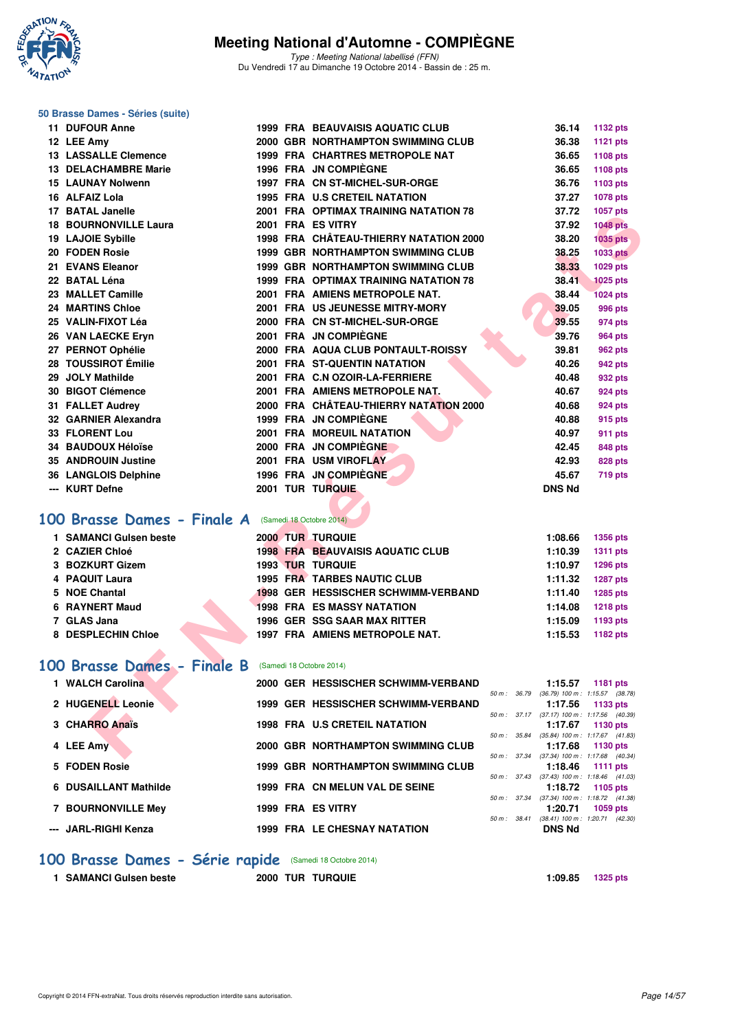# Meeting National d'Automne - COMPIÈGNE

*Type : Meeting National labellisé (FFN)*
Du Vendredi 17 au Dimanche 19 Octobre 2014 - Bassin de : 25 m.

### 50 Brasse Dames - Séries (suite)

| Rang | Nom | Année | Nat | Club | Temps | Points |
|---|---|---|---|---|---|---|
| 11 | DUFOUR Anne | 1999 | FRA | BEAUVAISIS AQUATIC CLUB | 36.14 | 1132 pts |
| 12 | LEE Amy | 2000 | GBR | NORTHAMPTON SWIMMING CLUB | 36.38 | 1121 pts |
| 13 | LASSALLE Clemence | 1999 | FRA | CHARTRES METROPOLE NAT | 36.65 | 1108 pts |
| 13 | DELACHAMBRE Marie | 1996 | FRA | JN COMPIÈGNE | 36.65 | 1108 pts |
| 15 | LAUNAY Nolwenn | 1997 | FRA | CN ST-MICHEL-SUR-ORGE | 36.76 | 1103 pts |
| 16 | ALFAIZ Lola | 1995 | FRA | U.S CRETEIL NATATION | 37.27 | 1078 pts |
| 17 | BATAL Janelle | 2001 | FRA | OPTIMAX TRAINING NATATION 78 | 37.72 | 1057 pts |
| 18 | BOURNONVILLE Laura | 2001 | FRA | ES VITRY | 37.92 | 1048 pts |
| 19 | LAJOIE Sybille | 1998 | FRA | CHÂTEAU-THIERRY NATATION 2000 | 38.20 | 1035 pts |
| 20 | FODEN Rosie | 1999 | GBR | NORTHAMPTON SWIMMING CLUB | 38.25 | 1033 pts |
| 21 | EVANS Eleanor | 1999 | GBR | NORTHAMPTON SWIMMING CLUB | 38.33 | 1029 pts |
| 22 | BATAL Léna | 1999 | FRA | OPTIMAX TRAINING NATATION 78 | 38.41 | 1025 pts |
| 23 | MALLET Camille | 2001 | FRA | AMIENS METROPOLE NAT. | 38.44 | 1024 pts |
| 24 | MARTINS Chloe | 2001 | FRA | US JEUNESSE MITRY-MORY | 39.05 | 996 pts |
| 25 | VALIN-FIXOT Léa | 2000 | FRA | CN ST-MICHEL-SUR-ORGE | 39.55 | 974 pts |
| 26 | VAN LAECKE Eryn | 2001 | FRA | JN COMPIÈGNE | 39.76 | 964 pts |
| 27 | PERNOT Ophélie | 2000 | FRA | AQUA CLUB PONTAULT-ROISSY | 39.81 | 962 pts |
| 28 | TOUSSIROT Émilie | 2001 | FRA | ST-QUENTIN NATATION | 40.26 | 942 pts |
| 29 | JOLY Mathilde | 2001 | FRA | C.N OZOIR-LA-FERRIERE | 40.48 | 932 pts |
| 30 | BIGOT Clémence | 2001 | FRA | AMIENS METROPOLE NAT. | 40.67 | 924 pts |
| 31 | FALLET Audrey | 2000 | FRA | CHÂTEAU-THIERRY NATATION 2000 | 40.68 | 924 pts |
| 32 | GARNIER Alexandra | 1999 | FRA | JN COMPIÈGNE | 40.88 | 915 pts |
| 33 | FLORENT Lou | 2001 | FRA | MOREUIL NATATION | 40.97 | 911 pts |
| 34 | BAUDOUX Héloïse | 2000 | FRA | JN COMPIÈGNE | 42.45 | 848 pts |
| 35 | ANDROUIN Justine | 2001 | FRA | USM VIROFLAY | 42.93 | 828 pts |
| 36 | LANGLOIS Delphine | 1996 | FRA | JN COMPIÈGNE | 45.67 | 719 pts |
| --- | KURT Defne | 2001 | TUR | TURQUIE | DNS Nd | |

## 100 Brasse Dames - Finale A (Samedi 18 Octobre 2014)

| Rang | Nom | Année | Nat | Club | Temps | Points |
|---|---|---|---|---|---|---|
| 1 | SAMANCI Gulsen beste | 2000 | TUR | TURQUIE | 1:08.66 | 1356 pts |
| 2 | CAZIER Chloé | 1998 | FRA | BEAUVAISIS AQUATIC CLUB | 1:10.39 | 1311 pts |
| 3 | BOZKURT Gizem | 1993 | TUR | TURQUIE | 1:10.97 | 1296 pts |
| 4 | PAQUIT Laura | 1995 | FRA | TARBES NAUTIC CLUB | 1:11.32 | 1287 pts |
| 5 | NOE Chantal | 1998 | GER | HESSISCHER SCHWIMM-VERBAND | 1:11.40 | 1285 pts |
| 6 | RAYNERT Maud | 1998 | FRA | ES MASSY NATATION | 1:14.08 | 1218 pts |
| 7 | GLAS Jana | 1996 | GER | SSG SAAR MAX RITTER | 1:15.09 | 1193 pts |
| 8 | DESPLECHIN Chloe | 1997 | FRA | AMIENS METROPOLE NAT. | 1:15.53 | 1182 pts |

## 100 Brasse Dames - Finale B (Samedi 18 Octobre 2014)

| Rang | Nom | Année | Nat | Club | Temps | Points | Intermédiaires |
|---|---|---|---|---|---|---|---|
| 1 | WALCH Carolina | 2000 | GER | HESSISCHER SCHWIMM-VERBAND | 1:15.57 | 1181 pts | 50 m : 36.79 (36.79) 100 m : 1:15.57 (38.78) |
| 2 | HUGENELL Leonie | 1999 | GER | HESSISCHER SCHWIMM-VERBAND | 1:17.56 | 1133 pts | 50 m : 37.17 (37.17) 100 m : 1:17.56 (40.39) |
| 3 | CHARRO Anaïs | 1998 | FRA | U.S CRETEIL NATATION | 1:17.67 | 1130 pts | 50 m : 35.84 (35.84) 100 m : 1:17.67 (41.83) |
| 4 | LEE Amy | 2000 | GBR | NORTHAMPTON SWIMMING CLUB | 1:17.68 | 1130 pts | 50 m : 37.34 (37.34) 100 m : 1:17.68 (40.34) |
| 5 | FODEN Rosie | 1999 | GBR | NORTHAMPTON SWIMMING CLUB | 1:18.46 | 1111 pts | 50 m : 37.43 (37.43) 100 m : 1:18.46 (41.03) |
| 6 | DUSAILLANT Mathilde | 1999 | FRA | CN MELUN VAL DE SEINE | 1:18.72 | 1105 pts | 50 m : 37.34 (37.34) 100 m : 1:18.72 (41.38) |
| 7 | BOURNONVILLE Mey | 1999 | FRA | ES VITRY | 1:20.71 | 1059 pts | 50 m : 38.41 (38.41) 100 m : 1:20.71 (42.30) |
| --- | JARL-RIGHI Kenza | 1999 | FRA | LE CHESNAY NATATION | DNS Nd | | |

## 100 Brasse Dames - Série rapide (Samedi 18 Octobre 2014)

| Rang | Nom | Année | Nat | Club | Temps | Points |
|---|---|---|---|---|---|---|
| 1 | SAMANCI Gulsen beste | 2000 | TUR | TURQUIE | 1:09.85 | 1325 pts |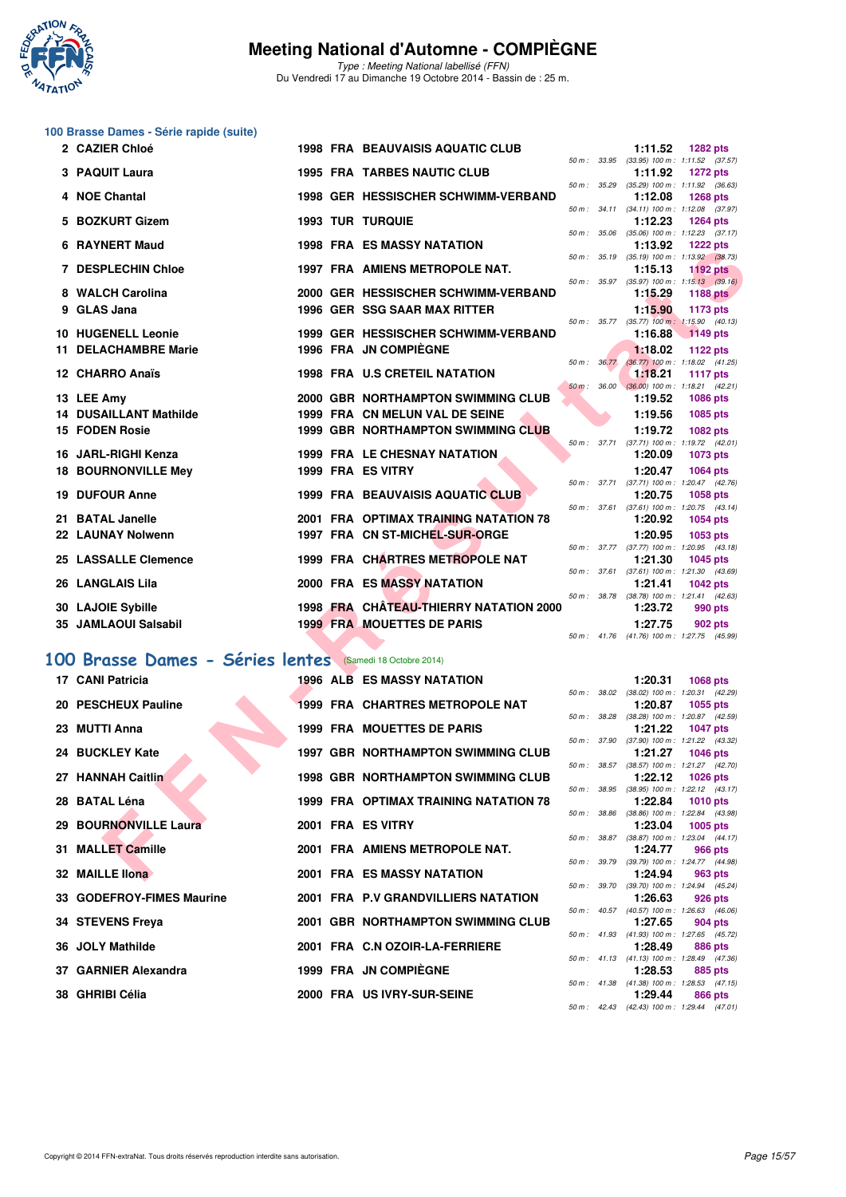# Meeting National d'Automne - COMPIÈGNE

*Type : Meeting National labellisé (FFN)*
Du Vendredi 17 au Dimanche 19 Octobre 2014 - Bassin de : 25 m.

## 100 Brasse Dames - Série rapide (suite)

| Rang | Nom | Année | Nat | Club | Temps | Points | Splits |
|---|---|---|---|---|---|---|---|
| 2 | CAZIER Chloé | 1998 | FRA | BEAUVAISIS AQUATIC CLUB | 1:11.52 | 1282 pts | 50 m : 33.95 (33.95) 100 m : 1:11.52 (37.57) |
| 3 | PAQUIT Laura | 1995 | FRA | TARBES NAUTIC CLUB | 1:11.92 | 1272 pts | 50 m : 35.29 (35.29) 100 m : 1:11.92 (36.63) |
| 4 | NOE Chantal | 1998 | GER | HESSISCHER SCHWIMM-VERBAND | 1:12.08 | 1268 pts | 50 m : 34.11 (34.11) 100 m : 1:12.08 (37.97) |
| 5 | BOZKURT Gizem | 1993 | TUR | TURQUIE | 1:12.23 | 1264 pts | 50 m : 35.06 (35.06) 100 m : 1:12.23 (37.17) |
| 6 | RAYNERT Maud | 1998 | FRA | ES MASSY NATATION | 1:13.92 | 1222 pts | 50 m : 35.19 (35.19) 100 m : 1:13.92 (38.73) |
| 7 | DESPLECHIN Chloe | 1997 | FRA | AMIENS METROPOLE NAT. | 1:15.13 | 1192 pts | 50 m : 35.97 (35.97) 100 m : 1:15.13 (39.16) |
| 8 | WALCH Carolina | 2000 | GER | HESSISCHER SCHWIMM-VERBAND | 1:15.29 | 1188 pts | |
| 9 | GLAS Jana | 1996 | GER | SSG SAAR MAX RITTER | 1:15.90 | 1173 pts | 50 m : 35.77 (35.77) 100 m : 1:15.90 (40.13) |
| 10 | HUGENELL Leonie | 1999 | GER | HESSISCHER SCHWIMM-VERBAND | 1:16.88 | 1149 pts | |
| 11 | DELACHAMBRE Marie | 1996 | FRA | JN COMPIÈGNE | 1:18.02 | 1122 pts | 50 m : 36.77 (36.77) 100 m : 1:18.02 (41.25) |
| 12 | CHARRO Anaïs | 1998 | FRA | U.S CRETEIL NATATION | 1:18.21 | 1117 pts | 50 m : 36.00 (36.00) 100 m : 1:18.21 (42.21) |
| 13 | LEE Amy | 2000 | GBR | NORTHAMPTON SWIMMING CLUB | 1:19.52 | 1086 pts | |
| 14 | DUSAILLANT Mathilde | 1999 | FRA | CN MELUN VAL DE SEINE | 1:19.56 | 1085 pts | |
| 15 | FODEN Rosie | 1999 | GBR | NORTHAMPTON SWIMMING CLUB | 1:19.72 | 1082 pts | 50 m : 37.71 (37.71) 100 m : 1:19.72 (42.01) |
| 16 | JARL-RIGHI Kenza | 1999 | FRA | LE CHESNAY NATATION | 1:20.09 | 1073 pts | |
| 18 | BOURNONVILLE Mey | 1999 | FRA | ES VITRY | 1:20.47 | 1064 pts | 50 m : 37.71 (37.71) 100 m : 1:20.47 (42.76) |
| 19 | DUFOUR Anne | 1999 | FRA | BEAUVAISIS AQUATIC CLUB | 1:20.75 | 1058 pts | 50 m : 37.61 (37.61) 100 m : 1:20.75 (43.14) |
| 21 | BATAL Janelle | 2001 | FRA | OPTIMAX TRAINING NATATION 78 | 1:20.92 | 1054 pts | |
| 22 | LAUNAY Nolwenn | 1997 | FRA | CN ST-MICHEL-SUR-ORGE | 1:20.95 | 1053 pts | 50 m : 37.77 (37.77) 100 m : 1:20.95 (43.18) |
| 25 | LASSALLE Clemence | 1999 | FRA | CHARTRES METROPOLE NAT | 1:21.30 | 1045 pts | 50 m : 37.61 (37.61) 100 m : 1:21.30 (43.69) |
| 26 | LANGLAIS Lila | 2000 | FRA | ES MASSY NATATION | 1:21.41 | 1042 pts | 50 m : 38.78 (38.78) 100 m : 1:21.41 (42.63) |
| 30 | LAJOIE Sybille | 1998 | FRA | CHÂTEAU-THIERRY NATATION 2000 | 1:23.72 | 990 pts | |
| 35 | JAMLAOUI Salsabil | 1999 | FRA | MOUETTES DE PARIS | 1:27.75 | 902 pts | 50 m : 41.76 (41.76) 100 m : 1:27.75 (45.99) |

## 100 Brasse Dames - Séries lentes (Samedi 18 Octobre 2014)

| Rang | Nom | Année | Nat | Club | Temps | Points | Splits |
|---|---|---|---|---|---|---|---|
| 17 | CANI Patricia | 1996 | ALB | ES MASSY NATATION | 1:20.31 | 1068 pts | 50 m : 38.02 (38.02) 100 m : 1:20.31 (42.29) |
| 20 | PESCHEUX Pauline | 1999 | FRA | CHARTRES METROPOLE NAT | 1:20.87 | 1055 pts | 50 m : 38.28 (38.28) 100 m : 1:20.87 (42.59) |
| 23 | MUTTI Anna | 1999 | FRA | MOUETTES DE PARIS | 1:21.22 | 1047 pts | 50 m : 37.90 (37.90) 100 m : 1:21.22 (43.32) |
| 24 | BUCKLEY Kate | 1997 | GBR | NORTHAMPTON SWIMMING CLUB | 1:21.27 | 1046 pts | 50 m : 38.57 (38.57) 100 m : 1:21.27 (42.70) |
| 27 | HANNAH Caitlin | 1998 | GBR | NORTHAMPTON SWIMMING CLUB | 1:22.12 | 1026 pts | 50 m : 38.95 (38.95) 100 m : 1:22.12 (43.17) |
| 28 | BATAL Léna | 1999 | FRA | OPTIMAX TRAINING NATATION 78 | 1:22.84 | 1010 pts | 50 m : 38.86 (38.86) 100 m : 1:22.84 (43.98) |
| 29 | BOURNONVILLE Laura | 2001 | FRA | ES VITRY | 1:23.04 | 1005 pts | 50 m : 38.87 (38.87) 100 m : 1:23.04 (44.17) |
| 31 | MALLET Camille | 2001 | FRA | AMIENS METROPOLE NAT. | 1:24.77 | 966 pts | 50 m : 39.79 (39.79) 100 m : 1:24.77 (44.98) |
| 32 | MAILLE Ilona | 2001 | FRA | ES MASSY NATATION | 1:24.94 | 963 pts | 50 m : 39.70 (39.70) 100 m : 1:24.94 (45.24) |
| 33 | GODEFROY-FIMES Maurine | 2001 | FRA | P.V GRANDVILLIERS NATATION | 1:26.63 | 926 pts | 50 m : 40.57 (40.57) 100 m : 1:26.63 (46.06) |
| 34 | STEVENS Freya | 2001 | GBR | NORTHAMPTON SWIMMING CLUB | 1:27.65 | 904 pts | 50 m : 41.93 (41.93) 100 m : 1:27.65 (45.72) |
| 36 | JOLY Mathilde | 2001 | FRA | C.N OZOIR-LA-FERRIERE | 1:28.49 | 886 pts | 50 m : 41.13 (41.13) 100 m : 1:28.49 (47.36) |
| 37 | GARNIER Alexandra | 1999 | FRA | JN COMPIÈGNE | 1:28.53 | 885 pts | 50 m : 41.38 (41.38) 100 m : 1:28.53 (47.15) |
| 38 | GHRIBI Célia | 2000 | FRA | US IVRY-SUR-SEINE | 1:29.44 | 866 pts | 50 m : 42.43 (42.43) 100 m : 1:29.44 (47.01) |

Copyright © 2014 FFN-extraNat. Tous droits réservés reproduction interdite sans autorisation.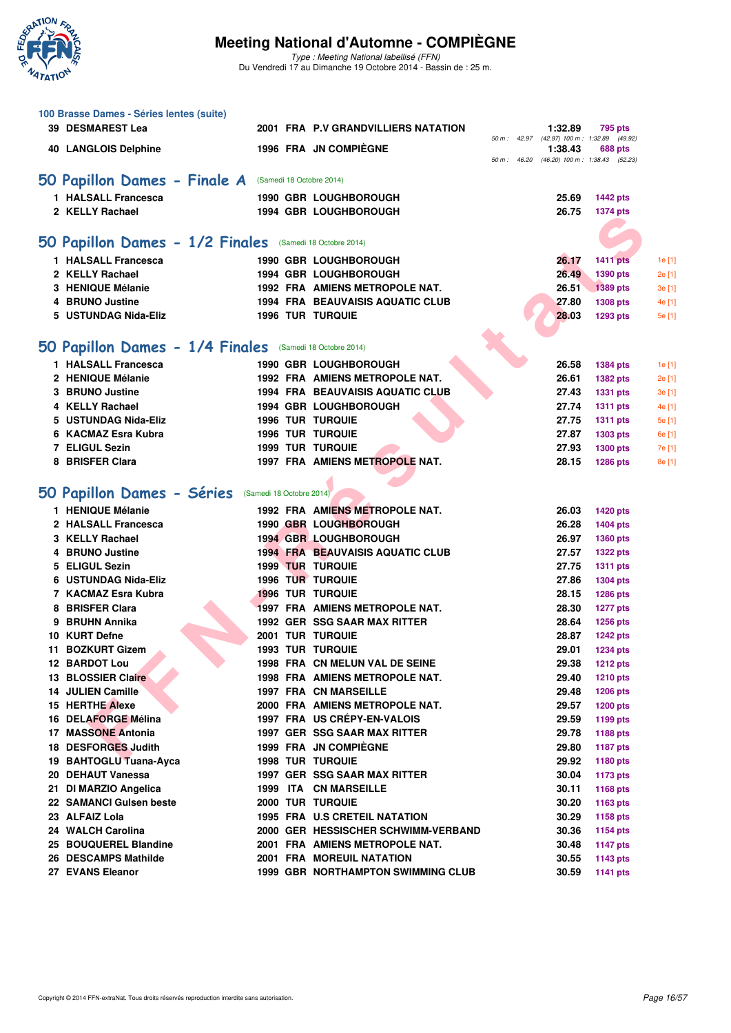# Meeting National d'Automne - COMPIÈGNE

*Type : Meeting National labellisé (FFN)*
Du Vendredi 17 au Dimanche 19 Octobre 2014 - Bassin de : 25 m.

## 100 Brasse Dames - Séries lentes (suite)

| Pl. | Nom | Année | Nat. | Club | Temps | Points |
|---|---|---|---|---|---|---|
| 39 | DESMAREST Lea | 2001 | FRA | P.V GRANDVILLIERS NATATION | 1:32.89 | 795 pts |
| | | | | 50 m : 42.97 (42.97) 100 m : 1:32.89 (49.92) | | |
| 40 | LANGLOIS Delphine | 1996 | FRA | JN COMPIÈGNE | 1:38.43 | 688 pts |
| | | | | 50 m : 46.20 (46.20) 100 m : 1:38.43 (52.23) | | |

## 50 Papillon Dames - Finale A (Samedi 18 Octobre 2014)

| Pl. | Nom | Année | Nat. | Club | Temps | Points |
|---|---|---|---|---|---|---|
| 1 | HALSALL Francesca | 1990 | GBR | LOUGHBOROUGH | 25.69 | 1442 pts |
| 2 | KELLY Rachael | 1994 | GBR | LOUGHBOROUGH | 26.75 | 1374 pts |

## 50 Papillon Dames - 1/2 Finales (Samedi 18 Octobre 2014)

| Pl. | Nom | Année | Nat. | Club | Temps | Points | |
|---|---|---|---|---|---|---|---|
| 1 | HALSALL Francesca | 1990 | GBR | LOUGHBOROUGH | 26.17 | 1411 pts | 1e [1] |
| 2 | KELLY Rachael | 1994 | GBR | LOUGHBOROUGH | 26.49 | 1390 pts | 2e [1] |
| 3 | HENIQUE Mélanie | 1992 | FRA | AMIENS METROPOLE NAT. | 26.51 | 1389 pts | 3e [1] |
| 4 | BRUNO Justine | 1994 | FRA | BEAUVAISIS AQUATIC CLUB | 27.80 | 1308 pts | 4e [1] |
| 5 | USTUNDAG Nida-Eliz | 1996 | TUR | TURQUIE | 28.03 | 1293 pts | 5e [1] |

## 50 Papillon Dames - 1/4 Finales (Samedi 18 Octobre 2014)

| Pl. | Nom | Année | Nat. | Club | Temps | Points | |
|---|---|---|---|---|---|---|---|
| 1 | HALSALL Francesca | 1990 | GBR | LOUGHBOROUGH | 26.58 | 1384 pts | 1e [1] |
| 2 | HENIQUE Mélanie | 1992 | FRA | AMIENS METROPOLE NAT. | 26.61 | 1382 pts | 2e [1] |
| 3 | BRUNO Justine | 1994 | FRA | BEAUVAISIS AQUATIC CLUB | 27.43 | 1331 pts | 3e [1] |
| 4 | KELLY Rachael | 1994 | GBR | LOUGHBOROUGH | 27.74 | 1311 pts | 4e [1] |
| 5 | USTUNDAG Nida-Eliz | 1996 | TUR | TURQUIE | 27.75 | 1311 pts | 5e [1] |
| 6 | KACMAZ Esra Kubra | 1996 | TUR | TURQUIE | 27.87 | 1303 pts | 6e [1] |
| 7 | ELIGUL Sezin | 1999 | TUR | TURQUIE | 27.93 | 1300 pts | 7e [1] |
| 8 | BRISFER Clara | 1997 | FRA | AMIENS METROPOLE NAT. | 28.15 | 1286 pts | 8e [1] |

## 50 Papillon Dames - Séries (Samedi 18 Octobre 2014)

| Pl. | Nom | Année | Nat. | Club | Temps | Points |
|---|---|---|---|---|---|---|
| 1 | HENIQUE Mélanie | 1992 | FRA | AMIENS METROPOLE NAT. | 26.03 | 1420 pts |
| 2 | HALSALL Francesca | 1990 | GBR | LOUGHBOROUGH | 26.28 | 1404 pts |
| 3 | KELLY Rachael | 1994 | GBR | LOUGHBOROUGH | 26.97 | 1360 pts |
| 4 | BRUNO Justine | 1994 | FRA | BEAUVAISIS AQUATIC CLUB | 27.57 | 1322 pts |
| 5 | ELIGUL Sezin | 1999 | TUR | TURQUIE | 27.75 | 1311 pts |
| 6 | USTUNDAG Nida-Eliz | 1996 | TUR | TURQUIE | 27.86 | 1304 pts |
| 7 | KACMAZ Esra Kubra | 1996 | TUR | TURQUIE | 28.15 | 1286 pts |
| 8 | BRISFER Clara | 1997 | FRA | AMIENS METROPOLE NAT. | 28.30 | 1277 pts |
| 9 | BRUHN Annika | 1992 | GER | SSG SAAR MAX RITTER | 28.64 | 1256 pts |
| 10 | KURT Defne | 2001 | TUR | TURQUIE | 28.87 | 1242 pts |
| 11 | BOZKURT Gizem | 1993 | TUR | TURQUIE | 29.01 | 1234 pts |
| 12 | BARDOT Lou | 1998 | FRA | CN MELUN VAL DE SEINE | 29.38 | 1212 pts |
| 13 | BLOSSIER Claire | 1998 | FRA | AMIENS METROPOLE NAT. | 29.40 | 1210 pts |
| 14 | JULIEN Camille | 1997 | FRA | CN MARSEILLE | 29.48 | 1206 pts |
| 15 | HERTHE Alexe | 2000 | FRA | AMIENS METROPOLE NAT. | 29.57 | 1200 pts |
| 16 | DELAFORGE Mélina | 1997 | FRA | US CRÉPY-EN-VALOIS | 29.59 | 1199 pts |
| 17 | MASSONE Antonia | 1997 | GER | SSG SAAR MAX RITTER | 29.78 | 1188 pts |
| 18 | DESFORGES Judith | 1999 | FRA | JN COMPIÈGNE | 29.80 | 1187 pts |
| 19 | BAHTOGLU Tuana-Ayca | 1998 | TUR | TURQUIE | 29.92 | 1180 pts |
| 20 | DEHAUT Vanessa | 1997 | GER | SSG SAAR MAX RITTER | 30.04 | 1173 pts |
| 21 | DI MARZIO Angelica | 1999 | ITA | CN MARSEILLE | 30.11 | 1168 pts |
| 22 | SAMANCI Gulsen beste | 2000 | TUR | TURQUIE | 30.20 | 1163 pts |
| 23 | ALFAIZ Lola | 1995 | FRA | U.S CRETEIL NATATION | 30.29 | 1158 pts |
| 24 | WALCH Carolina | 2000 | GER | HESSISCHER SCHWIMM-VERBAND | 30.36 | 1154 pts |
| 25 | BOUQUEREL Blandine | 2001 | FRA | AMIENS METROPOLE NAT. | 30.48 | 1147 pts |
| 26 | DESCAMPS Mathilde | 2001 | FRA | MOREUIL NATATION | 30.55 | 1143 pts |
| 27 | EVANS Eleanor | 1999 | GBR | NORTHAMPTON SWIMMING CLUB | 30.59 | 1141 pts |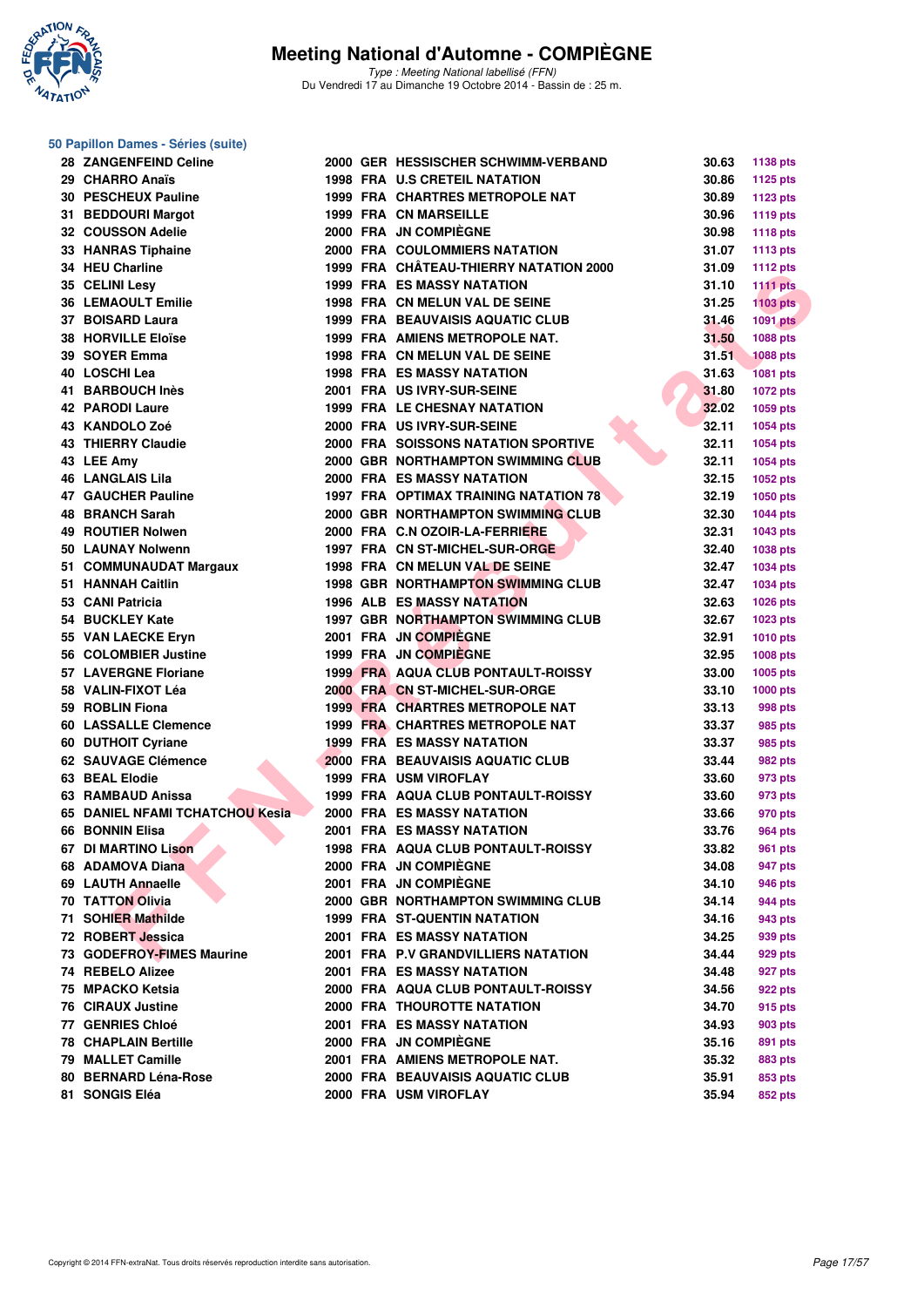# Meeting National d'Automne - COMPIÈGNE

*Type : Meeting National labellisé (FFN)*
Du Vendredi 17 au Dimanche 19 Octobre 2014 - Bassin de : 25 m.

### 50 Papillon Dames - Séries (suite)

| Rang | Nom | Année | Nat | Club | Temps | Points |
|---|---|---|---|---|---|---|
| 28 | ZANGENFEIND Celine | 2000 | GER | HESSISCHER SCHWIMM-VERBAND | 30.63 | 1138 pts |
| 29 | CHARRO Anaïs | 1998 | FRA | U.S CRETEIL NATATION | 30.86 | 1125 pts |
| 30 | PESCHEUX Pauline | 1999 | FRA | CHARTRES METROPOLE NAT | 30.89 | 1123 pts |
| 31 | BEDDOURI Margot | 1999 | FRA | CN MARSEILLE | 30.96 | 1119 pts |
| 32 | COUSSON Adelie | 2000 | FRA | JN COMPIÈGNE | 30.98 | 1118 pts |
| 33 | HANRAS Tiphaine | 2000 | FRA | COULOMMIERS NATATION | 31.07 | 1113 pts |
| 34 | HEU Charline | 1999 | FRA | CHÂTEAU-THIERRY NATATION 2000 | 31.09 | 1112 pts |
| 35 | CELINI Lesy | 1999 | FRA | ES MASSY NATATION | 31.10 | 1111 pts |
| 36 | LEMAOULT Emilie | 1998 | FRA | CN MELUN VAL DE SEINE | 31.25 | 1103 pts |
| 37 | BOISARD Laura | 1999 | FRA | BEAUVAISIS AQUATIC CLUB | 31.46 | 1091 pts |
| 38 | HORVILLE Eloïse | 1999 | FRA | AMIENS METROPOLE NAT. | 31.50 | 1088 pts |
| 39 | SOYER Emma | 1998 | FRA | CN MELUN VAL DE SEINE | 31.51 | 1088 pts |
| 40 | LOSCHI Lea | 1998 | FRA | ES MASSY NATATION | 31.63 | 1081 pts |
| 41 | BARBOUCH Inès | 2001 | FRA | US IVRY-SUR-SEINE | 31.80 | 1072 pts |
| 42 | PARODI Laure | 1999 | FRA | LE CHESNAY NATATION | 32.02 | 1059 pts |
| 43 | KANDOLO Zoé | 2000 | FRA | US IVRY-SUR-SEINE | 32.11 | 1054 pts |
| 43 | THIERRY Claudie | 2000 | FRA | SOISSONS NATATION SPORTIVE | 32.11 | 1054 pts |
| 43 | LEE Amy | 2000 | GBR | NORTHAMPTON SWIMMING CLUB | 32.11 | 1054 pts |
| 46 | LANGLAIS Lila | 2000 | FRA | ES MASSY NATATION | 32.15 | 1052 pts |
| 47 | GAUCHER Pauline | 1997 | FRA | OPTIMAX TRAINING NATATION 78 | 32.19 | 1050 pts |
| 48 | BRANCH Sarah | 2000 | GBR | NORTHAMPTON SWIMMING CLUB | 32.30 | 1044 pts |
| 49 | ROUTIER Nolwen | 2000 | FRA | C.N OZOIR-LA-FERRIERE | 32.31 | 1043 pts |
| 50 | LAUNAY Nolwenn | 1997 | FRA | CN ST-MICHEL-SUR-ORGE | 32.40 | 1038 pts |
| 51 | COMMUNAUDAT Margaux | 1998 | FRA | CN MELUN VAL DE SEINE | 32.47 | 1034 pts |
| 51 | HANNAH Caitlin | 1998 | GBR | NORTHAMPTON SWIMMING CLUB | 32.47 | 1034 pts |
| 53 | CANI Patricia | 1996 | ALB | ES MASSY NATATION | 32.63 | 1026 pts |
| 54 | BUCKLEY Kate | 1997 | GBR | NORTHAMPTON SWIMMING CLUB | 32.67 | 1023 pts |
| 55 | VAN LAECKE Eryn | 2001 | FRA | JN COMPIÈGNE | 32.91 | 1010 pts |
| 56 | COLOMBIER Justine | 1999 | FRA | JN COMPIÈGNE | 32.95 | 1008 pts |
| 57 | LAVERGNE Floriane | 1999 | FRA | AQUA CLUB PONTAULT-ROISSY | 33.00 | 1005 pts |
| 58 | VALIN-FIXOT Léa | 2000 | FRA | CN ST-MICHEL-SUR-ORGE | 33.10 | 1000 pts |
| 59 | ROBLIN Fiona | 1999 | FRA | CHARTRES METROPOLE NAT | 33.13 | 998 pts |
| 60 | LASSALLE Clemence | 1999 | FRA | CHARTRES METROPOLE NAT | 33.37 | 985 pts |
| 60 | DUTHOIT Cyriane | 1999 | FRA | ES MASSY NATATION | 33.37 | 985 pts |
| 62 | SAUVAGE Clémence | 2000 | FRA | BEAUVAISIS AQUATIC CLUB | 33.44 | 982 pts |
| 63 | BEAL Elodie | 1999 | FRA | USM VIROFLAY | 33.60 | 973 pts |
| 63 | RAMBAUD Anissa | 1999 | FRA | AQUA CLUB PONTAULT-ROISSY | 33.60 | 973 pts |
| 65 | DANIEL NFAMI TCHATCHOU Kesia | 2000 | FRA | ES MASSY NATATION | 33.66 | 970 pts |
| 66 | BONNIN Elisa | 2001 | FRA | ES MASSY NATATION | 33.76 | 964 pts |
| 67 | DI MARTINO Lison | 1998 | FRA | AQUA CLUB PONTAULT-ROISSY | 33.82 | 961 pts |
| 68 | ADAMOVA Diana | 2000 | FRA | JN COMPIÈGNE | 34.08 | 947 pts |
| 69 | LAUTH Annaelle | 2001 | FRA | JN COMPIÈGNE | 34.10 | 946 pts |
| 70 | TATTON Olivia | 2000 | GBR | NORTHAMPTON SWIMMING CLUB | 34.14 | 944 pts |
| 71 | SOHIER Mathilde | 1999 | FRA | ST-QUENTIN NATATION | 34.16 | 943 pts |
| 72 | ROBERT Jessica | 2001 | FRA | ES MASSY NATATION | 34.25 | 939 pts |
| 73 | GODEFROY-FIMES Maurine | 2001 | FRA | P.V GRANDVILLIERS NATATION | 34.44 | 929 pts |
| 74 | REBELO Alizee | 2001 | FRA | ES MASSY NATATION | 34.48 | 927 pts |
| 75 | MPACKO Ketsia | 2000 | FRA | AQUA CLUB PONTAULT-ROISSY | 34.56 | 922 pts |
| 76 | CIRAUX Justine | 2000 | FRA | THOUROTTE NATATION | 34.70 | 915 pts |
| 77 | GENRIES Chloé | 2001 | FRA | ES MASSY NATATION | 34.93 | 903 pts |
| 78 | CHAPLAIN Bertille | 2000 | FRA | JN COMPIÈGNE | 35.16 | 891 pts |
| 79 | MALLET Camille | 2001 | FRA | AMIENS METROPOLE NAT. | 35.32 | 883 pts |
| 80 | BERNARD Léna-Rose | 2000 | FRA | BEAUVAISIS AQUATIC CLUB | 35.91 | 853 pts |
| 81 | SONGIS Eléa | 2000 | FRA | USM VIROFLAY | 35.94 | 852 pts |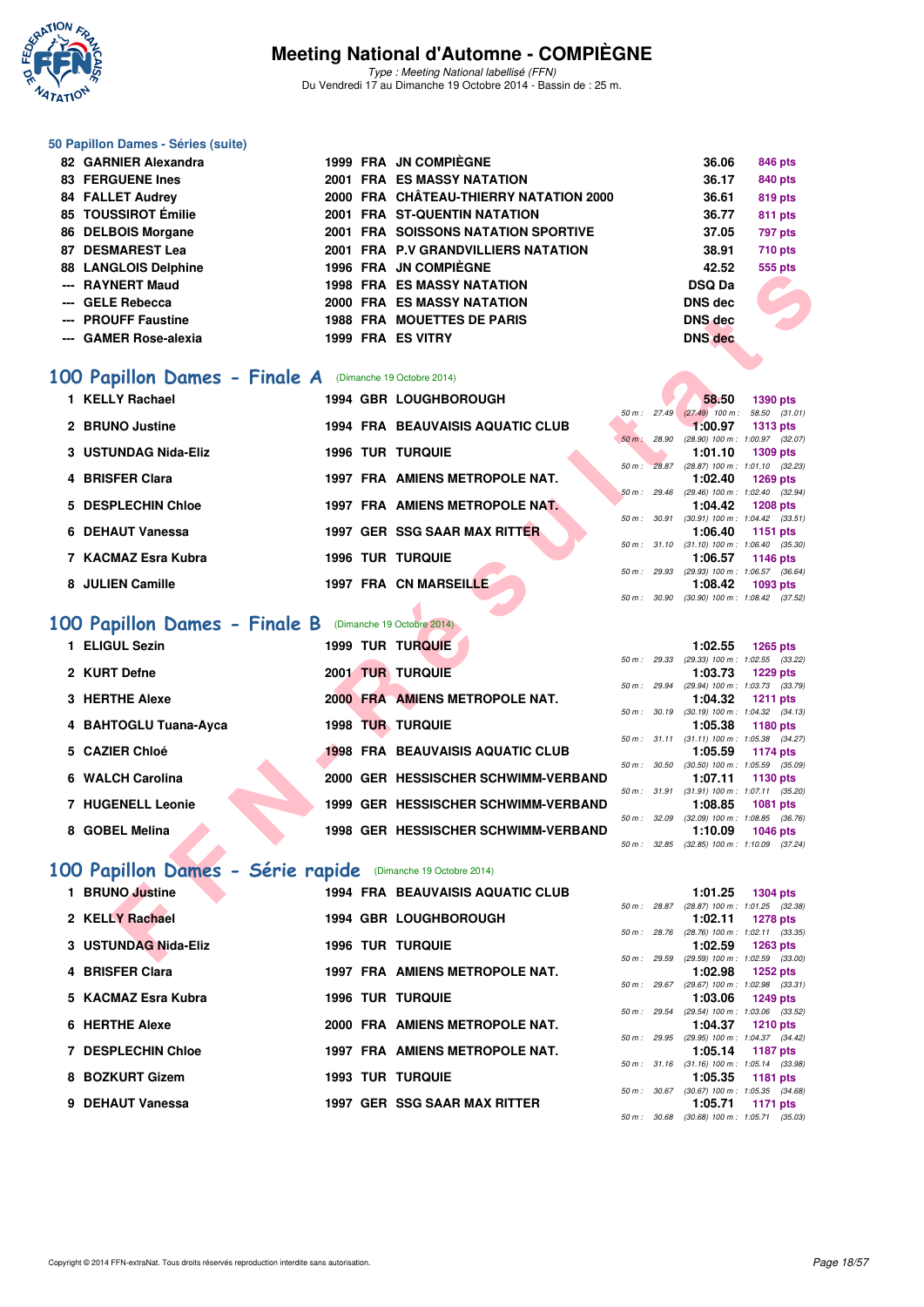# Meeting National d'Automne - COMPIÈGNE

*Type : Meeting National labellisé (FFN)*
Du Vendredi 17 au Dimanche 19 Octobre 2014 - Bassin de : 25 m.

### 50 Papillon Dames - Séries (suite)

| | | | | | | |
|---|---|---|---|---|---|---|
| 82 | GARNIER Alexandra | 1999 | FRA | JN COMPIÈGNE | 36.06 | 846 pts |
| 83 | FERGUENE Ines | 2001 | FRA | ES MASSY NATATION | 36.17 | 840 pts |
| 84 | FALLET Audrey | 2000 | FRA | CHÂTEAU-THIERRY NATATION 2000 | 36.61 | 819 pts |
| 85 | TOUSSIROT Émilie | 2001 | FRA | ST-QUENTIN NATATION | 36.77 | 811 pts |
| 86 | DELBOIS Morgane | 2001 | FRA | SOISSONS NATATION SPORTIVE | 37.05 | 797 pts |
| 87 | DESMAREST Lea | 2001 | FRA | P.V GRANDVILLIERS NATATION | 38.91 | 710 pts |
| 88 | LANGLOIS Delphine | 1996 | FRA | JN COMPIÈGNE | 42.52 | 555 pts |
| --- | RAYNERT Maud | 1998 | FRA | ES MASSY NATATION | DSQ Da | |
| --- | GELE Rebecca | 2000 | FRA | ES MASSY NATATION | DNS dec | |
| --- | PROUFF Faustine | 1988 | FRA | MOUETTES DE PARIS | DNS dec | |
| --- | GAMER Rose-alexia | 1999 | FRA | ES VITRY | DNS dec | |

## 100 Papillon Dames - Finale A (Dimanche 19 Octobre 2014)

| | | | | | | | |
|---|---|---|---|---|---|---|---|
| 1 | KELLY Rachael | 1994 | GBR | LOUGHBOROUGH | 58.50 | 1390 pts | 50 m : 27.49 (27.49) 100 m : 58.50 (31.01) |
| 2 | BRUNO Justine | 1994 | FRA | BEAUVAISIS AQUATIC CLUB | 1:00.97 | 1313 pts | 50 m : 28.90 (28.90) 100 m : 1:00.97 (32.07) |
| 3 | USTUNDAG Nida-Eliz | 1996 | TUR | TURQUIE | 1:01.10 | 1309 pts | 50 m : 28.87 (28.87) 100 m : 1:01.10 (32.23) |
| 4 | BRISFER Clara | 1997 | FRA | AMIENS METROPOLE NAT. | 1:02.40 | 1269 pts | 50 m : 29.46 (29.46) 100 m : 1:02.40 (32.94) |
| 5 | DESPLECHIN Chloe | 1997 | FRA | AMIENS METROPOLE NAT. | 1:04.42 | 1208 pts | 50 m : 30.91 (30.91) 100 m : 1:04.42 (33.51) |
| 6 | DEHAUT Vanessa | 1997 | GER | SSG SAAR MAX RITTER | 1:06.40 | 1151 pts | 50 m : 31.10 (31.10) 100 m : 1:06.40 (35.30) |
| 7 | KACMAZ Esra Kubra | 1996 | TUR | TURQUIE | 1:06.57 | 1146 pts | 50 m : 29.93 (29.93) 100 m : 1:06.57 (36.64) |
| 8 | JULIEN Camille | 1997 | FRA | CN MARSEILLE | 1:08.42 | 1093 pts | 50 m : 30.90 (30.90) 100 m : 1:08.42 (37.52) |

## 100 Papillon Dames - Finale B (Dimanche 19 Octobre 2014)

| | | | | | | | |
|---|---|---|---|---|---|---|---|
| 1 | ELIGUL Sezin | 1999 | TUR | TURQUIE | 1:02.55 | 1265 pts | 50 m : 29.33 (29.33) 100 m : 1:02.55 (33.22) |
| 2 | KURT Defne | 2001 | TUR | TURQUIE | 1:03.73 | 1229 pts | 50 m : 29.94 (29.94) 100 m : 1:03.73 (33.79) |
| 3 | HERTHE Alexe | 2000 | FRA | AMIENS METROPOLE NAT. | 1:04.32 | 1211 pts | 50 m : 30.19 (30.19) 100 m : 1:04.32 (34.13) |
| 4 | BAHTOGLU Tuana-Ayca | 1998 | TUR | TURQUIE | 1:05.38 | 1180 pts | 50 m : 31.11 (31.11) 100 m : 1:05.38 (34.27) |
| 5 | CAZIER Chloé | 1998 | FRA | BEAUVAISIS AQUATIC CLUB | 1:05.59 | 1174 pts | 50 m : 30.50 (30.50) 100 m : 1:05.59 (35.09) |
| 6 | WALCH Carolina | 2000 | GER | HESSISCHER SCHWIMM-VERBAND | 1:07.11 | 1130 pts | 50 m : 31.91 (31.91) 100 m : 1:07.11 (35.20) |
| 7 | HUGENELL Leonie | 1999 | GER | HESSISCHER SCHWIMM-VERBAND | 1:08.85 | 1081 pts | 50 m : 32.09 (32.09) 100 m : 1:08.85 (36.76) |
| 8 | GOBEL Melina | 1998 | GER | HESSISCHER SCHWIMM-VERBAND | 1:10.09 | 1046 pts | 50 m : 32.85 (32.85) 100 m : 1:10.09 (37.24) |

## 100 Papillon Dames - Série rapide (Dimanche 19 Octobre 2014)

| | | | | | | | |
|---|---|---|---|---|---|---|---|
| 1 | BRUNO Justine | 1994 | FRA | BEAUVAISIS AQUATIC CLUB | 1:01.25 | 1304 pts | 50 m : 28.87 (28.87) 100 m : 1:01.25 (32.38) |
| 2 | KELLY Rachael | 1994 | GBR | LOUGHBOROUGH | 1:02.11 | 1278 pts | 50 m : 28.76 (28.76) 100 m : 1:02.11 (33.35) |
| 3 | USTUNDAG Nida-Eliz | 1996 | TUR | TURQUIE | 1:02.59 | 1263 pts | 50 m : 29.59 (29.59) 100 m : 1:02.59 (33.00) |
| 4 | BRISFER Clara | 1997 | FRA | AMIENS METROPOLE NAT. | 1:02.98 | 1252 pts | 50 m : 29.67 (29.67) 100 m : 1:02.98 (33.31) |
| 5 | KACMAZ Esra Kubra | 1996 | TUR | TURQUIE | 1:03.06 | 1249 pts | 50 m : 29.54 (29.54) 100 m : 1:03.06 (33.52) |
| 6 | HERTHE Alexe | 2000 | FRA | AMIENS METROPOLE NAT. | 1:04.37 | 1210 pts | 50 m : 29.95 (29.95) 100 m : 1:04.37 (34.42) |
| 7 | DESPLECHIN Chloe | 1997 | FRA | AMIENS METROPOLE NAT. | 1:05.14 | 1187 pts | 50 m : 31.16 (31.16) 100 m : 1:05.14 (33.98) |
| 8 | BOZKURT Gizem | 1993 | TUR | TURQUIE | 1:05.35 | 1181 pts | 50 m : 30.67 (30.67) 100 m : 1:05.35 (34.68) |
| 9 | DEHAUT Vanessa | 1997 | GER | SSG SAAR MAX RITTER | 1:05.71 | 1171 pts | 50 m : 30.68 (30.68) 100 m : 1:05.71 (35.03) |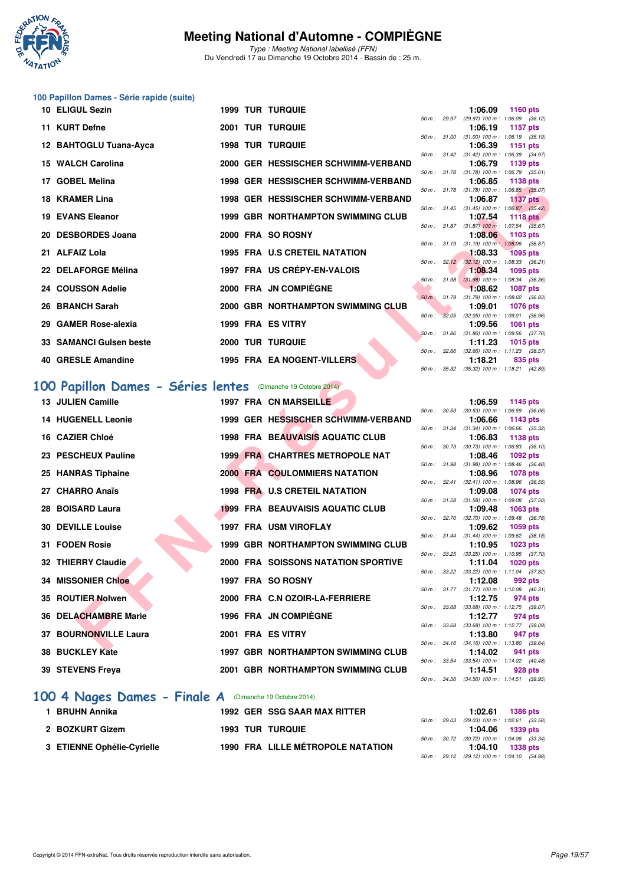### 100 Papillon Dames - Série rapide (suite)

| Rang | Nom | Année | Nat. | Club | Temps | Points | Splits |
|---|---|---|---|---|---|---|---|
| 10 | ELIGUL Sezin | 1999 | TUR | TURQUIE | 1:06.09 | 1160 pts | 50 m : 29.97 (29.97) 100 m : 1:06.09 (36.12) |
| 11 | KURT Defne | 2001 | TUR | TURQUIE | 1:06.19 | 1157 pts | 50 m : 31.00 (31.00) 100 m : 1:06.19 (35.19) |
| 12 | BAHTOGLU Tuana-Ayca | 1998 | TUR | TURQUIE | 1:06.39 | 1151 pts | 50 m : 31.42 (31.42) 100 m : 1:06.39 (34.97) |
| 15 | WALCH Carolina | 2000 | GER | HESSISCHER SCHWIMM-VERBAND | 1:06.79 | 1139 pts | 50 m : 31.78 (31.78) 100 m : 1:06.79 (35.01) |
| 17 | GOBEL Melina | 1998 | GER | HESSISCHER SCHWIMM-VERBAND | 1:06.85 | 1138 pts | 50 m : 31.78 (31.78) 100 m : 1:06.85 (35.07) |
| 18 | KRAMER Lina | 1998 | GER | HESSISCHER SCHWIMM-VERBAND | 1:06.87 | 1137 pts | 50 m : 31.45 (31.45) 100 m : 1:06.87 (35.42) |
| 19 | EVANS Eleanor | 1999 | GBR | NORTHAMPTON SWIMMING CLUB | 1:07.54 | 1118 pts | 50 m : 31.87 (31.87) 100 m : 1:07.54 (35.67) |
| 20 | DESBORDES Joana | 2000 | FRA | SO ROSNY | 1:08.06 | 1103 pts | 50 m : 31.19 (31.19) 100 m : 1:08.06 (36.87) |
| 21 | ALFAIZ Lola | 1995 | FRA | U.S CRETEIL NATATION | 1:08.33 | 1095 pts | 50 m : 32.12 (32.12) 100 m : 1:08.33 (36.21) |
| 22 | DELAFORGE Mélina | 1997 | FRA | US CRÉPY-EN-VALOIS | 1:08.34 | 1095 pts | 50 m : 31.98 (31.98) 100 m : 1:08.34 (36.36) |
| 24 | COUSSON Adelie | 2000 | FRA | JN COMPIÈGNE | 1:08.62 | 1087 pts | 50 m : 31.79 (31.79) 100 m : 1:08.62 (36.83) |
| 26 | BRANCH Sarah | 2000 | GBR | NORTHAMPTON SWIMMING CLUB | 1:09.01 | 1076 pts | 50 m : 32.05 (32.05) 100 m : 1:09.01 (36.96) |
| 29 | GAMER Rose-alexia | 1999 | FRA | ES VITRY | 1:09.56 | 1061 pts | 50 m : 31.86 (31.86) 100 m : 1:09.56 (37.70) |
| 33 | SAMANCI Gulsen beste | 2000 | TUR | TURQUIE | 1:11.23 | 1015 pts | 50 m : 32.66 (32.66) 100 m : 1:11.23 (38.57) |
| 40 | GRESLE Amandine | 1995 | FRA | EA NOGENT-VILLERS | 1:18.21 | 835 pts | 50 m : 35.32 (35.32) 100 m : 1:18.21 (42.89) |

## 100 Papillon Dames - Séries lentes (Dimanche 19 Octobre 2014)

| Rang | Nom | Année | Nat. | Club | Temps | Points | Splits |
|---|---|---|---|---|---|---|---|
| 13 | JULIEN Camille | 1997 | FRA | CN MARSEILLE | 1:06.59 | 1145 pts | 50 m : 30.53 (30.53) 100 m : 1:06.59 (36.06) |
| 14 | HUGENELL Leonie | 1999 | GER | HESSISCHER SCHWIMM-VERBAND | 1:06.66 | 1143 pts | 50 m : 31.34 (31.34) 100 m : 1:06.66 (35.32) |
| 16 | CAZIER Chloé | 1998 | FRA | BEAUVAISIS AQUATIC CLUB | 1:06.83 | 1138 pts | 50 m : 30.73 (30.73) 100 m : 1:06.83 (36.10) |
| 23 | PESCHEUX Pauline | 1999 | FRA | CHARTRES METROPOLE NAT | 1:08.46 | 1092 pts | 50 m : 31.98 (31.98) 100 m : 1:08.46 (36.48) |
| 25 | HANRAS Tiphaine | 2000 | FRA | COULOMMIERS NATATION | 1:08.96 | 1078 pts | 50 m : 32.41 (32.41) 100 m : 1:08.96 (36.55) |
| 27 | CHARRO Anaïs | 1998 | FRA | U.S CRETEIL NATATION | 1:09.08 | 1074 pts | 50 m : 31.58 (31.58) 100 m : 1:09.08 (37.50) |
| 28 | BOISARD Laura | 1999 | FRA | BEAUVAISIS AQUATIC CLUB | 1:09.48 | 1063 pts | 50 m : 32.70 (32.70) 100 m : 1:09.48 (36.78) |
| 30 | DEVILLE Louise | 1997 | FRA | USM VIROFLAY | 1:09.62 | 1059 pts | 50 m : 31.44 (31.44) 100 m : 1:09.62 (38.18) |
| 31 | FODEN Rosie | 1999 | GBR | NORTHAMPTON SWIMMING CLUB | 1:10.95 | 1023 pts | 50 m : 33.25 (33.25) 100 m : 1:10.95 (37.70) |
| 32 | THIERRY Claudie | 2000 | FRA | SOISSONS NATATION SPORTIVE | 1:11.04 | 1020 pts | 50 m : 33.22 (33.22) 100 m : 1:11.04 (37.82) |
| 34 | MISSONIER Chloe | 1997 | FRA | SO ROSNY | 1:12.08 | 992 pts | 50 m : 31.77 (31.77) 100 m : 1:12.08 (40.31) |
| 35 | ROUTIER Nolwen | 2000 | FRA | C.N OZOIR-LA-FERRIERE | 1:12.75 | 974 pts | 50 m : 33.68 (33.68) 100 m : 1:12.75 (39.07) |
| 36 | DELACHAMBRE Marie | 1996 | FRA | JN COMPIÈGNE | 1:12.77 | 974 pts | 50 m : 33.68 (33.68) 100 m : 1:12.77 (39.09) |
| 37 | BOURNONVILLE Laura | 2001 | FRA | ES VITRY | 1:13.80 | 947 pts | 50 m : 34.16 (34.16) 100 m : 1:13.80 (39.64) |
| 38 | BUCKLEY Kate | 1997 | GBR | NORTHAMPTON SWIMMING CLUB | 1:14.02 | 941 pts | 50 m : 33.54 (33.54) 100 m : 1:14.02 (40.48) |
| 39 | STEVENS Freya | 2001 | GBR | NORTHAMPTON SWIMMING CLUB | 1:14.51 | 928 pts | 50 m : 34.56 (34.56) 100 m : 1:14.51 (39.95) |

## 100 4 Nages Dames - Finale A (Dimanche 19 Octobre 2014)

| Rang | Nom | Année | Nat. | Club | Temps | Points | Splits |
|---|---|---|---|---|---|---|---|
| 1 | BRUHN Annika | 1992 | GER | SSG SAAR MAX RITTER | 1:02.61 | 1386 pts | 50 m : 29.03 (29.03) 100 m : 1:02.61 (33.58) |
| 2 | BOZKURT Gizem | 1993 | TUR | TURQUIE | 1:04.06 | 1339 pts | 50 m : 30.72 (30.72) 100 m : 1:04.06 (33.34) |
| 3 | ETIENNE Ophélie-Cyrielle | 1990 | FRA | LILLE MÉTROPOLE NATATION | 1:04.10 | 1338 pts | 50 m : 29.12 (29.12) 100 m : 1:04.10 (34.98) |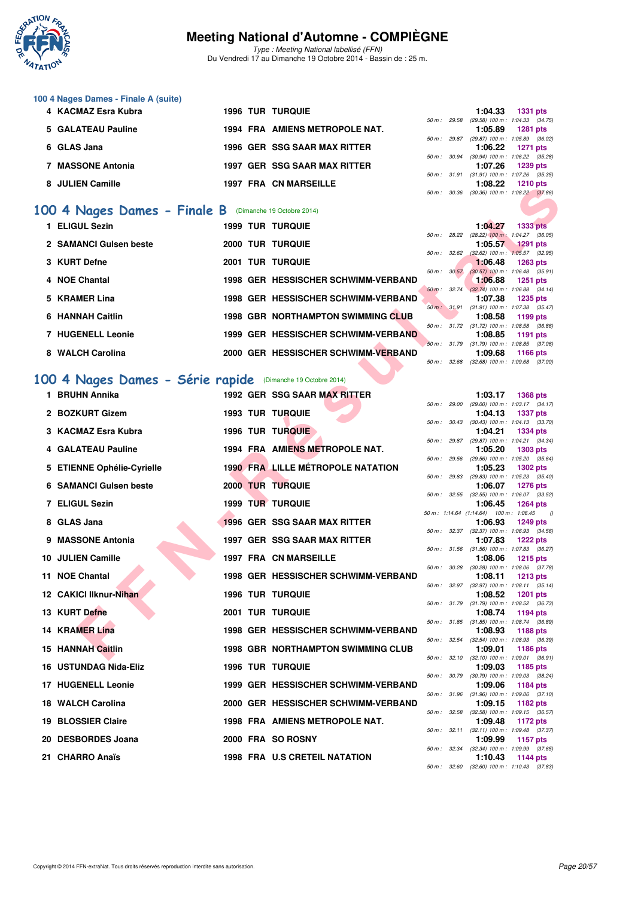## 100 4 Nages Dames - Finale A (suite)

| Pl. | Nom | Année | Nat. | Club | Temps | Points | Splits |
|---|---|---|---|---|---|---|---|
| 4 | KACMAZ Esra Kubra | 1996 | TUR | TURQUIE | 1:04.33 | 1331 pts | 50 m : 29.58 (29.58) 100 m : 1:04.33 (34.75) |
| 5 | GALATEAU Pauline | 1994 | FRA | AMIENS METROPOLE NAT. | 1:05.89 | 1281 pts | 50 m : 29.87 (29.87) 100 m : 1:05.89 (36.02) |
| 6 | GLAS Jana | 1996 | GER | SSG SAAR MAX RITTER | 1:06.22 | 1271 pts | 50 m : 30.94 (30.94) 100 m : 1:06.22 (35.28) |
| 7 | MASSONE Antonia | 1997 | GER | SSG SAAR MAX RITTER | 1:07.26 | 1239 pts | 50 m : 31.91 (31.91) 100 m : 1:07.26 (35.35) |
| 8 | JULIEN Camille | 1997 | FRA | CN MARSEILLE | 1:08.22 | 1210 pts | 50 m : 30.36 (30.36) 100 m : 1:08.22 (37.86) |

## 100 4 Nages Dames - Finale B (Dimanche 19 Octobre 2014)

| Pl. | Nom | Année | Nat. | Club | Temps | Points | Splits |
|---|---|---|---|---|---|---|---|
| 1 | ELIGUL Sezin | 1999 | TUR | TURQUIE | 1:04.27 | 1333 pts | 50 m : 28.22 (28.22) 100 m : 1:04.27 (36.05) |
| 2 | SAMANCI Gulsen beste | 2000 | TUR | TURQUIE | 1:05.57 | 1291 pts | 50 m : 32.62 (32.62) 100 m : 1:05.57 (32.95) |
| 3 | KURT Defne | 2001 | TUR | TURQUIE | 1:06.48 | 1263 pts | 50 m : 30.57 (30.57) 100 m : 1:06.48 (35.91) |
| 4 | NOE Chantal | 1998 | GER | HESSISCHER SCHWIMM-VERBAND | 1:06.88 | 1251 pts | 50 m : 32.74 (32.74) 100 m : 1:06.88 (34.14) |
| 5 | KRAMER Lina | 1998 | GER | HESSISCHER SCHWIMM-VERBAND | 1:07.38 | 1235 pts | 50 m : 31.91 (31.91) 100 m : 1:07.38 (35.47) |
| 6 | HANNAH Caitlin | 1998 | GBR | NORTHAMPTON SWIMMING CLUB | 1:08.58 | 1199 pts | 50 m : 31.72 (31.72) 100 m : 1:08.58 (36.86) |
| 7 | HUGENELL Leonie | 1999 | GER | HESSISCHER SCHWIMM-VERBAND | 1:08.85 | 1191 pts | 50 m : 31.79 (31.79) 100 m : 1:08.85 (37.06) |
| 8 | WALCH Carolina | 2000 | GER | HESSISCHER SCHWIMM-VERBAND | 1:09.68 | 1166 pts | 50 m : 32.68 (32.68) 100 m : 1:09.68 (37.00) |

## 100 4 Nages Dames - Série rapide (Dimanche 19 Octobre 2014)

| Pl. | Nom | Année | Nat. | Club | Temps | Points | Splits |
|---|---|---|---|---|---|---|---|
| 1 | BRUHN Annika | 1992 | GER | SSG SAAR MAX RITTER | 1:03.17 | 1368 pts | 50 m : 29.00 (29.00) 100 m : 1:03.17 (34.17) |
| 2 | BOZKURT Gizem | 1993 | TUR | TURQUIE | 1:04.13 | 1337 pts | 50 m : 30.43 (30.43) 100 m : 1:04.13 (33.70) |
| 3 | KACMAZ Esra Kubra | 1996 | TUR | TURQUIE | 1:04.21 | 1334 pts | 50 m : 29.87 (29.87) 100 m : 1:04.21 (34.34) |
| 4 | GALATEAU Pauline | 1994 | FRA | AMIENS METROPOLE NAT. | 1:05.20 | 1303 pts | 50 m : 29.56 (29.56) 100 m : 1:05.20 (35.64) |
| 5 | ETIENNE Ophélie-Cyrielle | 1990 | FRA | LILLE MÉTROPOLE NATATION | 1:05.23 | 1302 pts | 50 m : 29.83 (29.83) 100 m : 1:05.23 (35.40) |
| 6 | SAMANCI Gulsen beste | 2000 | TUR | TURQUIE | 1:06.07 | 1276 pts | 50 m : 32.55 (32.55) 100 m : 1:06.07 (33.52) |
| 7 | ELIGUL Sezin | 1999 | TUR | TURQUIE | 1:06.45 | 1264 pts | 50 m : 1:14.64 (1:14.64) 100 m : 1:06.45 () |
| 8 | GLAS Jana | 1996 | GER | SSG SAAR MAX RITTER | 1:06.93 | 1249 pts | 50 m : 32.37 (32.37) 100 m : 1:06.93 (34.56) |
| 9 | MASSONE Antonia | 1997 | GER | SSG SAAR MAX RITTER | 1:07.83 | 1222 pts | 50 m : 31.56 (31.56) 100 m : 1:07.83 (36.27) |
| 10 | JULIEN Camille | 1997 | FRA | CN MARSEILLE | 1:08.06 | 1215 pts | 50 m : 30.28 (30.28) 100 m : 1:08.06 (37.78) |
| 11 | NOE Chantal | 1998 | GER | HESSISCHER SCHWIMM-VERBAND | 1:08.11 | 1213 pts | 50 m : 32.97 (32.97) 100 m : 1:08.11 (35.14) |
| 12 | CAKICI Ilknur-Nihan | 1996 | TUR | TURQUIE | 1:08.52 | 1201 pts | 50 m : 31.79 (31.79) 100 m : 1:08.52 (36.73) |
| 13 | KURT Defne | 2001 | TUR | TURQUIE | 1:08.74 | 1194 pts | 50 m : 31.85 (31.85) 100 m : 1:08.74 (36.89) |
| 14 | KRAMER Lina | 1998 | GER | HESSISCHER SCHWIMM-VERBAND | 1:08.93 | 1188 pts | 50 m : 32.54 (32.54) 100 m : 1:08.93 (36.39) |
| 15 | HANNAH Caitlin | 1998 | GBR | NORTHAMPTON SWIMMING CLUB | 1:09.01 | 1186 pts | 50 m : 32.10 (32.10) 100 m : 1:09.01 (36.91) |
| 16 | USTUNDAG Nida-Eliz | 1996 | TUR | TURQUIE | 1:09.03 | 1185 pts | 50 m : 30.79 (30.79) 100 m : 1:09.03 (38.24) |
| 17 | HUGENELL Leonie | 1999 | GER | HESSISCHER SCHWIMM-VERBAND | 1:09.06 | 1184 pts | 50 m : 31.96 (31.96) 100 m : 1:09.06 (37.10) |
| 18 | WALCH Carolina | 2000 | GER | HESSISCHER SCHWIMM-VERBAND | 1:09.15 | 1182 pts | 50 m : 32.58 (32.58) 100 m : 1:09.15 (36.57) |
| 19 | BLOSSIER Claire | 1998 | FRA | AMIENS METROPOLE NAT. | 1:09.48 | 1172 pts | 50 m : 32.11 (32.11) 100 m : 1:09.48 (37.37) |
| 20 | DESBORDES Joana | 2000 | FRA | SO ROSNY | 1:09.99 | 1157 pts | 50 m : 32.34 (32.34) 100 m : 1:09.99 (37.65) |
| 21 | CHARRO Anaïs | 1998 | FRA | U.S CRETEIL NATATION | 1:10.43 | 1144 pts | 50 m : 32.60 (32.60) 100 m : 1:10.43 (37.83) |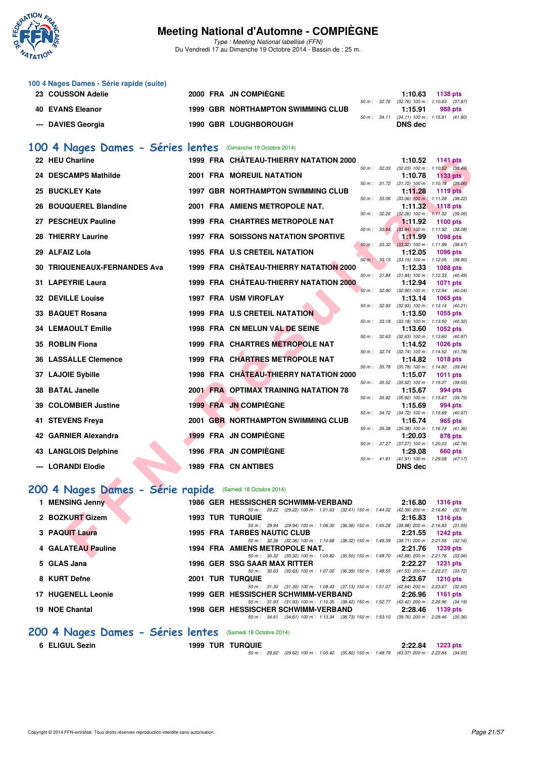### 100 4 Nages Dames - Série rapide (suite)

| Rang | Nom | Année | Nat | Club | Temps | Points | Splits |
|---|---|---|---|---|---|---|---|
| 23 | COUSSON Adelie | 2000 | FRA | JN COMPIÈGNE | 1:10.63 | 1138 pts | 50 m : 32.76 (32.76) 100 m : 1:10.63 (37.87) |
| 40 | EVANS Eleanor | 1999 | GBR | NORTHAMPTON SWIMMING CLUB | 1:15.91 | 988 pts | 50 m : 34.11 (34.11) 100 m : 1:15.91 (41.80) |
| --- | DAVIES Georgia | 1990 | GBR | LOUGHBOROUGH | DNS dec | | |

## 100 4 Nages Dames - Séries lentes (Dimanche 19 Octobre 2014)

| Rang | Nom | Année | Nat | Club | Temps | Points | Splits |
|---|---|---|---|---|---|---|---|
| 22 | HEU Charline | 1999 | FRA | CHÂTEAU-THIERRY NATATION 2000 | 1:10.52 | 1141 pts | 50 m : 32.03 (32.03) 100 m : 1:10.52 (38.49) |
| 24 | DESCAMPS Mathilde | 2001 | FRA | MOREUIL NATATION | 1:10.78 | 1133 pts | 50 m : 31.72 (31.72) 100 m : 1:10.78 (39.06) |
| 25 | BUCKLEY Kate | 1997 | GBR | NORTHAMPTON SWIMMING CLUB | 1:11.28 | 1119 pts | 50 m : 33.06 (33.06) 100 m : 1:11.28 (38.22) |
| 26 | BOUQUEREL Blandine | 2001 | FRA | AMIENS METROPOLE NAT. | 1:11.32 | 1118 pts | 50 m : 32.26 (32.26) 100 m : 1:11.32 (39.06) |
| 27 | PESCHEUX Pauline | 1999 | FRA | CHARTRES METROPOLE NAT | 1:11.92 | 1100 pts | 50 m : 33.84 (33.84) 100 m : 1:11.92 (38.08) |
| 28 | THIERRY Laurine | 1997 | FRA | SOISSONS NATATION SPORTIVE | 1:11.99 | 1098 pts | 50 m : 33.32 (33.32) 100 m : 1:11.99 (38.67) |
| 29 | ALFAIZ Lola | 1995 | FRA | U.S CRETEIL NATATION | 1:12.05 | 1096 pts | 50 m : 33.15 (33.15) 100 m : 1:12.05 (38.90) |
| 30 | TRIQUENEAUX-FERNANDES Ava | 1999 | FRA | CHÂTEAU-THIERRY NATATION 2000 | 1:12.33 | 1088 pts | 50 m : 31.84 (31.84) 100 m : 1:12.33 (40.49) |
| 31 | LAPEYRIE Laura | 1999 | FRA | CHÂTEAU-THIERRY NATATION 2000 | 1:12.94 | 1071 pts | 50 m : 32.90 (32.90) 100 m : 1:12.94 (40.04) |
| 32 | DEVILLE Louise | 1997 | FRA | USM VIROFLAY | 1:13.14 | 1065 pts | 50 m : 32.93 (32.93) 100 m : 1:13.14 (40.21) |
| 33 | BAQUET Rosana | 1999 | FRA | U.S CRETEIL NATATION | 1:13.50 | 1055 pts | 50 m : 33.18 (33.18) 100 m : 1:13.50 (40.32) |
| 34 | LEMAOULT Emilie | 1998 | FRA | CN MELUN VAL DE SEINE | 1:13.60 | 1052 pts | 50 m : 32.63 (32.63) 100 m : 1:13.60 (40.97) |
| 35 | ROBLIN Fiona | 1999 | FRA | CHARTRES METROPOLE NAT | 1:14.52 | 1026 pts | 50 m : 32.74 (32.74) 100 m : 1:14.52 (41.78) |
| 36 | LASSALLE Clemence | 1999 | FRA | CHARTRES METROPOLE NAT | 1:14.82 | 1018 pts | 50 m : 35.78 (35.78) 100 m : 1:14.82 (39.04) |
| 37 | LAJOIE Sybille | 1998 | FRA | CHÂTEAU-THIERRY NATATION 2000 | 1:15.07 | 1011 pts | 50 m : 35.52 (35.52) 100 m : 1:15.07 (39.55) |
| 38 | BATAL Janelle | 2001 | FRA | OPTIMAX TRAINING NATATION 78 | 1:15.67 | 994 pts | 50 m : 35.92 (35.92) 100 m : 1:15.67 (39.75) |
| 39 | COLOMBIER Justine | 1999 | FRA | JN COMPIÈGNE | 1:15.69 | 994 pts | 50 m : 34.72 (34.72) 100 m : 1:15.69 (40.97) |
| 41 | STEVENS Freya | 2001 | GBR | NORTHAMPTON SWIMMING CLUB | 1:16.74 | 965 pts | 50 m : 35.38 (35.38) 100 m : 1:16.74 (41.36) |
| 42 | GARNIER Alexandra | 1999 | FRA | JN COMPIÈGNE | 1:20.03 | 878 pts | 50 m : 37.27 (37.27) 100 m : 1:20.03 (42.76) |
| 43 | LANGLOIS Delphine | 1996 | FRA | JN COMPIÈGNE | 1:29.08 | 660 pts | 50 m : 41.91 (41.91) 100 m : 1:29.08 (47.17) |
| --- | LORANDI Elodie | 1989 | FRA | CN ANTIBES | DNS dec | | |

## 200 4 Nages Dames - Série rapide (Samedi 18 Octobre 2014)

| Rang | Nom | Année | Nat | Club | Temps | Points | Splits |
|---|---|---|---|---|---|---|---|
| 1 | MENSING Jenny | 1986 | GER | HESSISCHER SCHWIMM-VERBAND | 2:16.80 | 1316 pts | 50 m : 29.22 (29.22) 100 m : 1:01.63 (32.41) 150 m : 1:44.02 (42.39) 200 m : 2:16.80 (32.78) |
| 2 | BOZKURT Gizem | 1993 | TUR | TURQUIE | 2:16.83 | 1316 pts | 50 m : 29.94 (29.94) 100 m : 1:06.30 (36.36) 150 m : 1:45.28 (38.98) 200 m : 2:16.83 (31.55) |
| 3 | PAQUIT Laura | 1995 | FRA | TARBES NAUTIC CLUB | 2:21.55 | 1242 pts | 50 m : 32.36 (32.36) 100 m : 1:10.68 (38.32) 150 m : 1:49.39 (38.71) 200 m : 2:21.55 (32.16) |
| 4 | GALATEAU Pauline | 1994 | FRA | AMIENS METROPOLE NAT. | 2:21.76 | 1239 pts | 50 m : 30.32 (30.32) 100 m : 1:05.82 (35.50) 150 m : 1:48.70 (42.88) 200 m : 2:21.76 (33.06) |
| 5 | GLAS Jana | 1996 | GER | SSG SAAR MAX RITTER | 2:22.27 | 1231 pts | 50 m : 30.63 (30.63) 100 m : 1:07.02 (36.39) 150 m : 1:48.55 (41.53) 200 m : 2:22.27 (33.72) |
| 8 | KURT Defne | 2001 | TUR | TURQUIE | 2:23.67 | 1210 pts | 50 m : 31.30 (31.30) 100 m : 1:08.43 (37.13) 150 m : 1:51.07 (42.64) 200 m : 2:23.67 (32.60) |
| 17 | HUGENELL Leonie | 1999 | GER | HESSISCHER SCHWIMM-VERBAND | 2:26.96 | 1161 pts | 50 m : 31.93 (31.93) 100 m : 1:10.35 (38.42) 150 m : 1:52.77 (42.42) 200 m : 2:26.96 (34.19) |
| 19 | NOE Chantal | 1998 | GER | HESSISCHER SCHWIMM-VERBAND | 2:28.46 | 1139 pts | 50 m : 34.61 (34.61) 100 m : 1:13.34 (38.73) 150 m : 1:53.10 (39.76) 200 m : 2:28.46 (35.36) |

## 200 4 Nages Dames - Séries lentes (Samedi 18 Octobre 2014)

| Rang | Nom | Année | Nat | Club | Temps | Points | Splits |
|---|---|---|---|---|---|---|---|
| 6 | ELIGUL Sezin | 1999 | TUR | TURQUIE | 2:22.84 | 1223 pts | 50 m : 29.62 (29.62) 100 m : 1:05.42 (35.80) 150 m : 1:48.79 (43.37) 200 m : 2:22.84 (34.05) |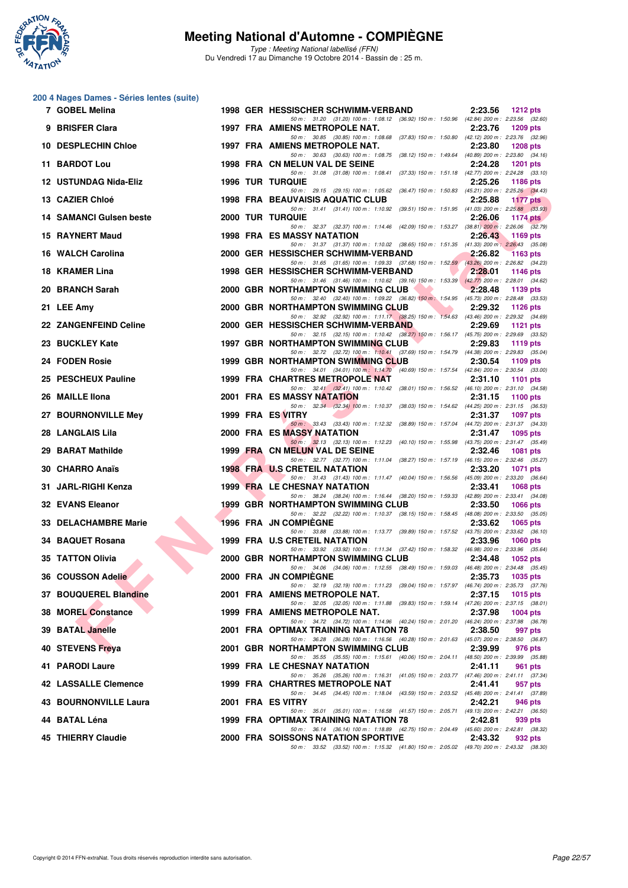# Meeting National d'Automne - COMPIÈGNE

*Type : Meeting National labellisé (FFN)*
Du Vendredi 17 au Dimanche 19 Octobre 2014 - Bassin de : 25 m.

## 200 4 Nages Dames - Séries lentes (suite)

| Place | Nom | Année | Nat | Club | Temps | Points |
|---|---|---|---|---|---|---|
| 7 | GOBEL Melina | 1998 | GER | HESSISCHER SCHWIMM-VERBAND | 2:23.56 | 1212 pts |
| | 50 m : 31.20 (31.20) 100 m : 1:08.12 (36.92) 150 m : 1:50.96 (42.84) 200 m : 2:23.56 (32.60) | | | | | |
| 9 | BRISFER Clara | 1997 | FRA | AMIENS METROPOLE NAT. | 2:23.76 | 1209 pts |
| | 50 m : 30.85 (30.85) 100 m : 1:08.68 (37.83) 150 m : 1:50.80 (42.12) 200 m : 2:23.76 (32.96) | | | | | |
| 10 | DESPLECHIN Chloe | 1997 | FRA | AMIENS METROPOLE NAT. | 2:23.80 | 1208 pts |
| | 50 m : 30.63 (30.63) 100 m : 1:08.75 (38.12) 150 m : 1:49.64 (40.89) 200 m : 2:23.80 (34.16) | | | | | |
| 11 | BARDOT Lou | 1998 | FRA | CN MELUN VAL DE SEINE | 2:24.28 | 1201 pts |
| | 50 m : 31.08 (31.08) 100 m : 1:08.41 (37.33) 150 m : 1:51.18 (42.77) 200 m : 2:24.28 (33.10) | | | | | |
| 12 | USTUNDAG Nida-Eliz | 1996 | TUR | TURQUIE | 2:25.26 | 1186 pts |
| | 50 m : 29.15 (29.15) 100 m : 1:05.62 (36.47) 150 m : 1:50.83 (45.21) 200 m : 2:25.26 (34.43) | | | | | |
| 13 | CAZIER Chloé | 1998 | FRA | BEAUVAISIS AQUATIC CLUB | 2:25.88 | 1177 pts |
| | 50 m : 31.41 (31.41) 100 m : 1:10.92 (39.51) 150 m : 1:51.95 (41.03) 200 m : 2:25.88 (33.93) | | | | | |
| 14 | SAMANCI Gulsen beste | 2000 | TUR | TURQUIE | 2:26.06 | 1174 pts |
| | 50 m : 32.37 (32.37) 100 m : 1:14.46 (42.09) 150 m : 1:53.27 (38.81) 200 m : 2:26.06 (32.79) | | | | | |
| 15 | RAYNERT Maud | 1998 | FRA | ES MASSY NATATION | 2:26.43 | 1169 pts |
| | 50 m : 31.37 (31.37) 100 m : 1:10.02 (38.65) 150 m : 1:51.35 (41.33) 200 m : 2:26.43 (35.08) | | | | | |
| 16 | WALCH Carolina | 2000 | GER | HESSISCHER SCHWIMM-VERBAND | 2:26.82 | 1163 pts |
| | 50 m : 31.65 (31.65) 100 m : 1:09.33 (37.68) 150 m : 1:52.59 (43.26) 200 m : 2:26.82 (34.23) | | | | | |
| 18 | KRAMER Lina | 1998 | GER | HESSISCHER SCHWIMM-VERBAND | 2:28.01 | 1146 pts |
| | 50 m : 31.46 (31.46) 100 m : 1:10.62 (39.16) 150 m : 1:53.39 (42.77) 200 m : 2:28.01 (34.62) | | | | | |
| 20 | BRANCH Sarah | 2000 | GBR | NORTHAMPTON SWIMMING CLUB | 2:28.48 | 1139 pts |
| | 50 m : 32.40 (32.40) 100 m : 1:09.22 (36.82) 150 m : 1:54.95 (45.73) 200 m : 2:28.48 (33.53) | | | | | |
| 21 | LEE Amy | 2000 | GBR | NORTHAMPTON SWIMMING CLUB | 2:29.32 | 1126 pts |
| | 50 m : 32.92 (32.92) 100 m : 1:11.17 (38.25) 150 m : 1:54.63 (43.46) 200 m : 2:29.32 (34.69) | | | | | |
| 22 | ZANGENFEIND Celine | 2000 | GER | HESSISCHER SCHWIMM-VERBAND | 2:29.69 | 1121 pts |
| | 50 m : 32.15 (32.15) 100 m : 1:10.42 (38.27) 150 m : 1:56.17 (45.75) 200 m : 2:29.69 (33.52) | | | | | |
| 23 | BUCKLEY Kate | 1997 | GBR | NORTHAMPTON SWIMMING CLUB | 2:29.83 | 1119 pts |
| | 50 m : 32.72 (32.72) 100 m : 1:10.41 (37.69) 150 m : 1:54.79 (44.38) 200 m : 2:29.83 (35.04) | | | | | |
| 24 | FODEN Rosie | 1999 | GBR | NORTHAMPTON SWIMMING CLUB | 2:30.54 | 1109 pts |
| | 50 m : 34.01 (34.01) 100 m : 1:14.70 (40.69) 150 m : 1:57.54 (42.84) 200 m : 2:30.54 (33.00) | | | | | |
| 25 | PESCHEUX Pauline | 1999 | FRA | CHARTRES METROPOLE NAT | 2:31.10 | 1101 pts |
| | 50 m : 32.41 (32.41) 100 m : 1:10.42 (38.01) 150 m : 1:56.52 (46.10) 200 m : 2:31.10 (34.58) | | | | | |
| 26 | MAILLE Ilona | 2001 | FRA | ES MASSY NATATION | 2:31.15 | 1100 pts |
| | 50 m : 32.34 (32.34) 100 m : 1:10.37 (38.03) 150 m : 1:54.62 (44.25) 200 m : 2:31.15 (36.53) | | | | | |
| 27 | BOURNONVILLE Mey | 1999 | FRA | ES VITRY | 2:31.37 | 1097 pts |
| | 50 m : 33.43 (33.43) 100 m : 1:12.32 (38.89) 150 m : 1:57.04 (44.72) 200 m : 2:31.37 (34.33) | | | | | |
| 28 | LANGLAIS Lila | 2000 | FRA | ES MASSY NATATION | 2:31.47 | 1095 pts |
| | 50 m : 32.13 (32.13) 100 m : 1:12.23 (40.10) 150 m : 1:55.98 (43.75) 200 m : 2:31.47 (35.49) | | | | | |
| 29 | BARAT Mathilde | 1999 | FRA | CN MELUN VAL DE SEINE | 2:32.46 | 1081 pts |
| | 50 m : 32.77 (32.77) 100 m : 1:11.04 (38.27) 150 m : 1:57.19 (46.15) 200 m : 2:32.46 (35.27) | | | | | |
| 30 | CHARRO Anaïs | 1998 | FRA | U.S CRETEIL NATATION | 2:33.20 | 1071 pts |
| | 50 m : 31.43 (31.43) 100 m : 1:11.47 (40.04) 150 m : 1:56.56 (45.09) 200 m : 2:33.20 (36.64) | | | | | |
| 31 | JARL-RIGHI Kenza | 1999 | FRA | LE CHESNAY NATATION | 2:33.41 | 1068 pts |
| | 50 m : 38.24 (38.24) 100 m : 1:16.44 (38.20) 150 m : 1:59.33 (42.89) 200 m : 2:33.41 (34.08) | | | | | |
| 32 | EVANS Eleanor | 1999 | GBR | NORTHAMPTON SWIMMING CLUB | 2:33.50 | 1066 pts |
| | 50 m : 32.22 (32.22) 100 m : 1:10.37 (38.15) 150 m : 1:58.45 (48.08) 200 m : 2:33.50 (35.05) | | | | | |
| 33 | DELACHAMBRE Marie | 1996 | FRA | JN COMPIÈGNE | 2:33.62 | 1065 pts |
| | 50 m : 33.88 (33.88) 100 m : 1:13.77 (39.89) 150 m : 1:57.52 (43.75) 200 m : 2:33.62 (36.10) | | | | | |
| 34 | BAQUET Rosana | 1999 | FRA | U.S CRETEIL NATATION | 2:33.96 | 1060 pts |
| | 50 m : 33.92 (33.92) 100 m : 1:11.34 (37.42) 150 m : 1:58.32 (46.98) 200 m : 2:33.96 (35.64) | | | | | |
| 35 | TATTON Olivia | 2000 | GBR | NORTHAMPTON SWIMMING CLUB | 2:34.48 | 1052 pts |
| | 50 m : 34.06 (34.06) 100 m : 1:12.55 (38.49) 150 m : 1:59.03 (46.48) 200 m : 2:34.48 (35.45) | | | | | |
| 36 | COUSSON Adelie | 2000 | FRA | JN COMPIÈGNE | 2:35.73 | 1035 pts |
| | 50 m : 32.19 (32.19) 100 m : 1:11.23 (39.04) 150 m : 1:57.97 (46.74) 200 m : 2:35.73 (37.76) | | | | | |
| 37 | BOUQUEREL Blandine | 2001 | FRA | AMIENS METROPOLE NAT. | 2:37.15 | 1015 pts |
| | 50 m : 32.05 (32.05) 100 m : 1:11.88 (39.83) 150 m : 1:59.14 (47.26) 200 m : 2:37.15 (38.01) | | | | | |
| 38 | MOREL Constance | 1999 | FRA | AMIENS METROPOLE NAT. | 2:37.98 | 1004 pts |
| | 50 m : 34.72 (34.72) 100 m : 1:14.96 (40.24) 150 m : 2:01.20 (46.24) 200 m : 2:37.98 (36.78) | | | | | |
| 39 | BATAL Janelle | 2001 | FRA | OPTIMAX TRAINING NATATION 78 | 2:38.50 | 997 pts |
| | 50 m : 36.28 (36.28) 100 m : 1:16.56 (40.28) 150 m : 2:01.63 (45.07) 200 m : 2:38.50 (36.87) | | | | | |
| 40 | STEVENS Freya | 2001 | GBR | NORTHAMPTON SWIMMING CLUB | 2:39.99 | 976 pts |
| | 50 m : 35.55 (35.55) 100 m : 1:15.61 (40.06) 150 m : 2:04.11 (48.50) 200 m : 2:39.99 (35.88) | | | | | |
| 41 | PARODI Laure | 1999 | FRA | LE CHESNAY NATATION | 2:41.11 | 961 pts |
| | 50 m : 35.26 (35.26) 100 m : 1:16.31 (41.05) 150 m : 2:03.77 (47.46) 200 m : 2:41.11 (37.34) | | | | | |
| 42 | LASSALLE Clemence | 1999 | FRA | CHARTRES METROPOLE NAT | 2:41.41 | 957 pts |
| | 50 m : 34.45 (34.45) 100 m : 1:18.04 (43.59) 150 m : 2:03.52 (45.48) 200 m : 2:41.41 (37.89) | | | | | |
| 43 | BOURNONVILLE Laura | 2001 | FRA | ES VITRY | 2:42.21 | 946 pts |
| | 50 m : 35.01 (35.01) 100 m : 1:16.58 (41.57) 150 m : 2:05.71 (49.13) 200 m : 2:42.21 (36.50) | | | | | |
| 44 | BATAL Léna | 1999 | FRA | OPTIMAX TRAINING NATATION 78 | 2:42.81 | 939 pts |
| | 50 m : 36.14 (36.14) 100 m : 1:18.89 (42.75) 150 m : 2:04.49 (45.60) 200 m : 2:42.81 (38.32) | | | | | |
| 45 | THIERRY Claudie | 2000 | FRA | SOISSONS NATATION SPORTIVE | 2:43.32 | 932 pts |
| | 50 m : 33.52 (33.52) 100 m : 1:15.32 (41.80) 150 m : 2:05.02 (49.70) 200 m : 2:43.32 (38.30) | | | | | |

Copyright © 2014 FFN-extraNat. Tous droits réservés reproduction interdite sans autorisation.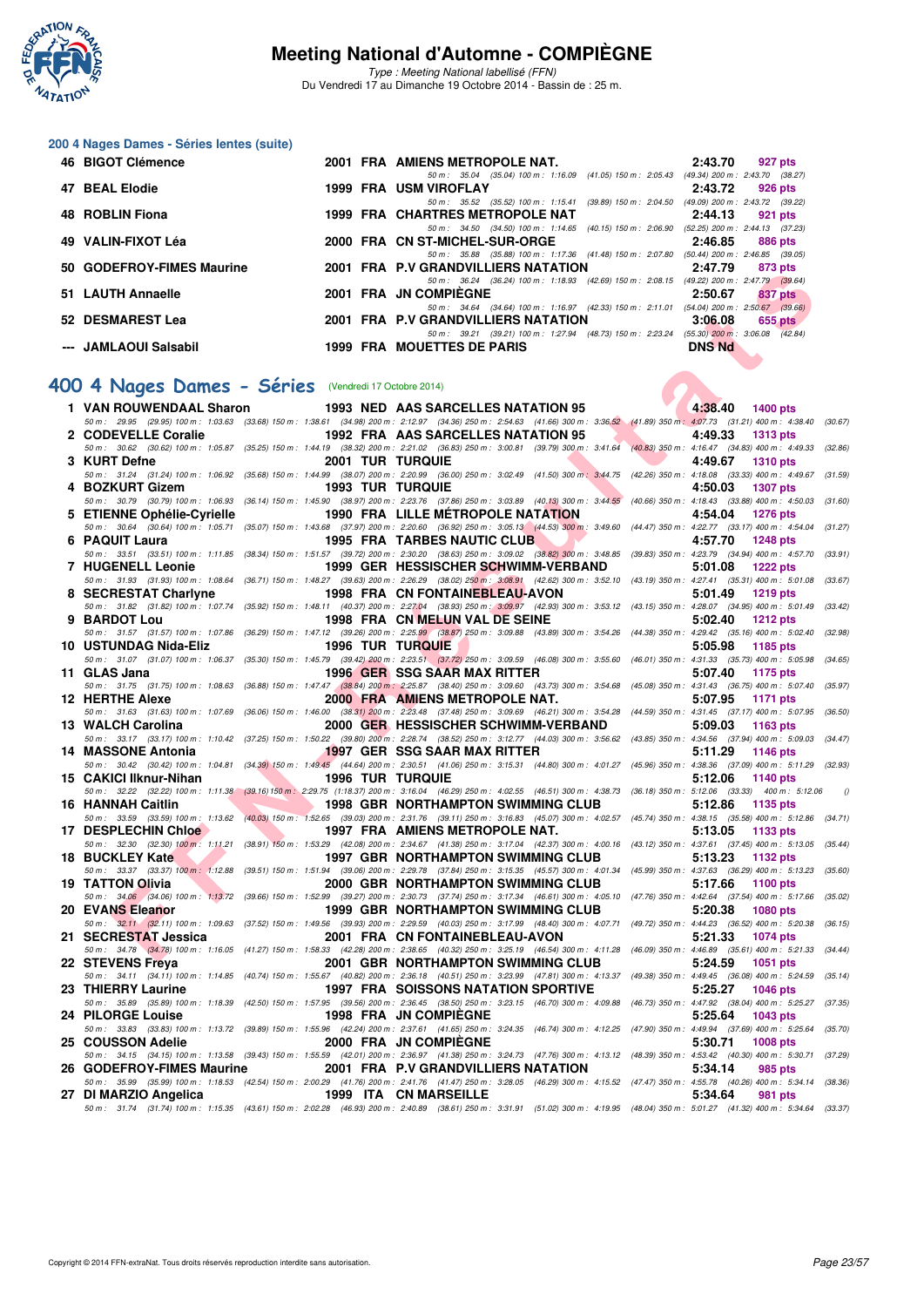# Meeting National d'Automne - COMPIÈGNE

*Type : Meeting National labellisé (FFN)*

Du Vendredi 17 au Dimanche 19 Octobre 2014 - Bassin de : 25 m.

## 200 4 Nages Dames - Séries lentes (suite)

| Pl. | Nom | Année | Nat. | Club | Temps | Points |
|---|---|---|---|---|---|---|
| 46 | BIGOT Clémence | 2001 | FRA | AMIENS METROPOLE NAT. | 2:43.70 | 927 pts |
| | 50 m : 35.04 (35.04) 100 m : 1:16.09 (41.05) 150 m : 2:05.43 (49.34) 200 m : 2:43.70 (38.27) | | | | | |
| 47 | BEAL Elodie | 1999 | FRA | USM VIROFLAY | 2:43.72 | 926 pts |
| | 50 m : 35.52 (35.52) 100 m : 1:15.41 (39.89) 150 m : 2:04.50 (49.09) 200 m : 2:43.72 (39.22) | | | | | |
| 48 | ROBLIN Fiona | 1999 | FRA | CHARTRES METROPOLE NAT | 2:44.13 | 921 pts |
| | 50 m : 34.50 (34.50) 100 m : 1:14.65 (40.15) 150 m : 2:06.90 (52.25) 200 m : 2:44.13 (37.23) | | | | | |
| 49 | VALIN-FIXOT Léa | 2000 | FRA | CN ST-MICHEL-SUR-ORGE | 2:46.85 | 886 pts |
| | 50 m : 35.88 (35.88) 100 m : 1:17.36 (41.48) 150 m : 2:07.80 (50.44) 200 m : 2:46.85 (39.05) | | | | | |
| 50 | GODEFROY-FIMES Maurine | 2001 | FRA | P.V GRANDVILLIERS NATATION | 2:47.79 | 873 pts |
| | 50 m : 36.24 (36.24) 100 m : 1:18.93 (42.69) 150 m : 2:08.15 (49.22) 200 m : 2:47.79 (39.64) | | | | | |
| 51 | LAUTH Annaelle | 2001 | FRA | JN COMPIÈGNE | 2:50.67 | 837 pts |
| | 50 m : 34.64 (34.64) 100 m : 1:16.97 (42.33) 150 m : 2:11.01 (54.04) 200 m : 2:50.67 (39.66) | | | | | |
| 52 | DESMAREST Lea | 2001 | FRA | P.V GRANDVILLIERS NATATION | 3:06.08 | 655 pts |
| | 50 m : 39.21 (39.21) 100 m : 1:27.94 (48.73) 150 m : 2:23.24 (55.30) 200 m : 3:06.08 (42.84) | | | | | |
| --- | JAMLAOUI Salsabil | 1999 | FRA | MOUETTES DE PARIS | DNS Nd | |

## 400 4 Nages Dames - Séries (Vendredi 17 Octobre 2014)

| Pl. | Nom | Année | Nat. | Club | Temps | Points |
|---|---|---|---|---|---|---|
| 1 | VAN ROUWENDAAL Sharon | 1993 | NED | AAS SARCELLES NATATION 95 | 4:38.40 | 1400 pts |
| | 50 m : 29.95 (29.95) 100 m : 1:03.63 (33.68) 150 m : 1:38.61 (34.98) 200 m : 2:12.97 (34.36) 250 m : 2:54.63 (41.66) 300 m : 3:36.52 (41.89) 350 m : 4:07.73 (31.21) 400 m : 4:38.40 (30.67) | | | | | |
| 2 | CODEVELLE Coralie | 1992 | FRA | AAS SARCELLES NATATION 95 | 4:49.33 | 1313 pts |
| | 50 m : 30.62 (30.62) 100 m : 1:05.87 (35.25) 150 m : 1:44.19 (38.32) 200 m : 2:21.02 (36.83) 250 m : 3:00.81 (39.79) 300 m : 3:41.64 (40.83) 350 m : 4:16.47 (34.83) 400 m : 4:49.33 (32.86) | | | | | |
| 3 | KURT Defne | 2001 | TUR | TURQUIE | 4:49.67 | 1310 pts |
| | 50 m : 31.24 (31.24) 100 m : 1:06.92 (35.68) 150 m : 1:44.99 (38.07) 200 m : 2:20.99 (36.00) 250 m : 3:02.49 (41.50) 300 m : 3:44.75 (42.26) 350 m : 4:18.08 (33.33) 400 m : 4:49.67 (31.59) | | | | | |
| 4 | BOZKURT Gizem | 1993 | TUR | TURQUIE | 4:50.03 | 1307 pts |
| | 50 m : 30.79 (30.79) 100 m : 1:06.93 (36.14) 150 m : 1:45.90 (38.97) 200 m : 2:23.76 (37.86) 250 m : 3:03.89 (40.13) 300 m : 3:44.55 (40.66) 350 m : 4:18.43 (33.88) 400 m : 4:50.03 (31.60) | | | | | |
| 5 | ETIENNE Ophélie-Cyrielle | 1990 | FRA | LILLE MÉTROPOLE NATATION | 4:54.04 | 1276 pts |
| | 50 m : 30.64 (30.64) 100 m : 1:05.71 (35.07) 150 m : 1:43.68 (37.97) 200 m : 2:20.60 (36.92) 250 m : 3:05.13 (44.53) 300 m : 3:49.60 (44.47) 350 m : 4:22.77 (33.17) 400 m : 4:54.04 (31.27) | | | | | |
| 6 | PAQUIT Laura | 1995 | FRA | TARBES NAUTIC CLUB | 4:57.70 | 1248 pts |
| | 50 m : 33.51 (33.51) 100 m : 1:11.85 (38.34) 150 m : 1:51.57 (39.72) 200 m : 2:30.20 (38.63) 250 m : 3:09.02 (38.82) 300 m : 3:48.85 (39.83) 350 m : 4:23.79 (34.94) 400 m : 4:57.70 (33.91) | | | | | |
| 7 | HUGENELL Leonie | 1999 | GER | HESSISCHER SCHWIMM-VERBAND | 5:01.08 | 1222 pts |
| | 50 m : 31.93 (31.93) 100 m : 1:08.64 (36.71) 150 m : 1:48.27 (39.63) 200 m : 2:26.29 (38.02) 250 m : 3:08.91 (42.62) 300 m : 3:52.10 (43.19) 350 m : 4:27.41 (35.31) 400 m : 5:01.08 (33.67) | | | | | |
| 8 | SECRESTAT Charlyne | 1998 | FRA | CN FONTAINEBLEAU-AVON | 5:01.49 | 1219 pts |
| | 50 m : 31.82 (31.82) 100 m : 1:07.74 (35.92) 150 m : 1:48.11 (40.37) 200 m : 2:27.04 (38.93) 250 m : 3:09.97 (42.93) 300 m : 3:53.12 (43.15) 350 m : 4:28.07 (34.95) 400 m : 5:01.49 (33.42) | | | | | |
| 9 | BARDOT Lou | 1998 | FRA | CN MELUN VAL DE SEINE | 5:02.40 | 1212 pts |
| | 50 m : 31.57 (31.57) 100 m : 1:07.86 (36.29) 150 m : 1:47.12 (39.26) 200 m : 2:25.99 (38.87) 250 m : 3:09.88 (43.89) 300 m : 3:54.26 (44.38) 350 m : 4:29.42 (35.16) 400 m : 5:02.40 (32.98) | | | | | |
| 10 | USTUNDAG Nida-Eliz | 1996 | TUR | TURQUIE | 5:05.98 | 1185 pts |
| | 50 m : 31.07 (31.07) 100 m : 1:06.37 (35.30) 150 m : 1:45.79 (39.42) 200 m : 2:23.51 (37.72) 250 m : 3:09.59 (46.08) 300 m : 3:55.60 (46.01) 350 m : 4:31.33 (35.73) 400 m : 5:05.98 (34.65) | | | | | |
| 11 | GLAS Jana | 1996 | GER | SSG SAAR MAX RITTER | 5:07.40 | 1175 pts |
| | 50 m : 31.75 (31.75) 100 m : 1:08.63 (36.88) 150 m : 1:47.47 (38.84) 200 m : 2:25.87 (38.40) 250 m : 3:09.60 (43.73) 300 m : 3:54.68 (45.08) 350 m : 4:31.43 (36.75) 400 m : 5:07.40 (35.97) | | | | | |
| 12 | HERTHE Alexe | 2000 | FRA | AMIENS METROPOLE NAT. | 5:07.95 | 1171 pts |
| | 50 m : 31.63 (31.63) 100 m : 1:07.69 (36.06) 150 m : 1:46.00 (38.31) 200 m : 2:23.48 (37.48) 250 m : 3:09.69 (46.21) 300 m : 3:54.28 (44.59) 350 m : 4:31.45 (37.17) 400 m : 5:07.95 (36.50) | | | | | |
| 13 | WALCH Carolina | 2000 | GER | HESSISCHER SCHWIMM-VERBAND | 5:09.03 | 1163 pts |
| | 50 m : 33.17 (33.17) 100 m : 1:10.42 (37.25) 150 m : 1:50.22 (39.80) 200 m : 2:28.74 (38.52) 250 m : 3:12.77 (44.03) 300 m : 3:56.62 (43.85) 350 m : 4:34.56 (37.94) 400 m : 5:09.03 (34.47) | | | | | |
| 14 | MASSONE Antonia | 1997 | GER | SSG SAAR MAX RITTER | 5:11.29 | 1146 pts |
| | 50 m : 30.42 (30.42) 100 m : 1:04.81 (34.39) 150 m : 1:49.45 (44.64) 200 m : 2:30.51 (41.06) 250 m : 3:15.31 (44.80) 300 m : 4:01.27 (45.96) 350 m : 4:38.36 (37.09) 400 m : 5:11.29 (32.93) | | | | | |
| 15 | CAKICI Ilknur-Nihan | 1996 | TUR | TURQUIE | 5:12.06 | 1140 pts |
| | 50 m : 32.22 (32.22) 100 m : 1:11.38 (39.16) 150 m : 2:29.75 (1:18.37) 200 m : 3:16.04 (46.29) 250 m : 4:02.55 (46.51) 300 m : 4:38.73 (36.18) 350 m : 5:12.06 (33.33) 400 m : 5:12.06 () | | | | | |
| 16 | HANNAH Caitlin | 1998 | GBR | NORTHAMPTON SWIMMING CLUB | 5:12.86 | 1135 pts |
| | 50 m : 33.59 (33.59) 100 m : 1:13.62 (40.03) 150 m : 1:52.65 (39.03) 200 m : 2:31.76 (39.11) 250 m : 3:16.83 (45.07) 300 m : 4:02.57 (45.74) 350 m : 4:38.15 (35.58) 400 m : 5:12.86 (34.71) | | | | | |
| 17 | DESPLECHIN Chloe | 1997 | FRA | AMIENS METROPOLE NAT. | 5:13.05 | 1133 pts |
| | 50 m : 32.30 (32.30) 100 m : 1:11.21 (38.91) 150 m : 1:53.29 (42.08) 200 m : 2:34.67 (41.38) 250 m : 3:17.04 (42.37) 300 m : 4:00.16 (43.12) 350 m : 4:37.61 (37.45) 400 m : 5:13.05 (35.44) | | | | | |
| 18 | BUCKLEY Kate | 1997 | GBR | NORTHAMPTON SWIMMING CLUB | 5:13.23 | 1132 pts |
| | 50 m : 33.37 (33.37) 100 m : 1:12.88 (39.51) 150 m : 1:51.94 (39.06) 200 m : 2:29.78 (37.84) 250 m : 3:15.35 (45.57) 300 m : 4:01.34 (45.99) 350 m : 4:37.63 (36.29) 400 m : 5:13.23 (35.60) | | | | | |
| 19 | TATTON Olivia | 2000 | GBR | NORTHAMPTON SWIMMING CLUB | 5:17.66 | 1100 pts |
| | 50 m : 34.06 (34.06) 100 m : 1:13.72 (39.66) 150 m : 1:52.99 (39.27) 200 m : 2:30.73 (37.74) 250 m : 3:17.34 (46.61) 300 m : 4:05.10 (47.76) 350 m : 4:42.64 (37.54) 400 m : 5:17.66 (35.02) | | | | | |
| 20 | EVANS Eleanor | 1999 | GBR | NORTHAMPTON SWIMMING CLUB | 5:20.38 | 1080 pts |
| | 50 m : 32.11 (32.11) 100 m : 1:09.63 (37.52) 150 m : 1:49.56 (39.93) 200 m : 2:29.59 (40.03) 250 m : 3:17.99 (48.40) 300 m : 4:07.71 (49.72) 350 m : 4:44.23 (36.52) 400 m : 5:20.38 (36.15) | | | | | |
| 21 | SECRESTAT Jessica | 2001 | FRA | CN FONTAINEBLEAU-AVON | 5:21.33 | 1074 pts |
| | 50 m : 34.78 (34.78) 100 m : 1:16.05 (41.27) 150 m : 1:58.33 (42.28) 200 m : 2:38.65 (40.32) 250 m : 3:25.19 (46.54) 300 m : 4:11.28 (46.09) 350 m : 4:46.89 (35.61) 400 m : 5:21.33 (34.44) | | | | | |
| 22 | STEVENS Freya | 2001 | GBR | NORTHAMPTON SWIMMING CLUB | 5:24.59 | 1051 pts |
| | 50 m : 34.11 (34.11) 100 m : 1:14.85 (40.74) 150 m : 1:55.67 (40.82) 200 m : 2:36.18 (40.51) 250 m : 3:23.99 (47.81) 300 m : 4:13.37 (49.38) 350 m : 4:49.45 (36.08) 400 m : 5:24.59 (35.14) | | | | | |
| 23 | THIERRY Laurine | 1997 | FRA | SOISSONS NATATION SPORTIVE | 5:25.27 | 1046 pts |
| | 50 m : 35.89 (35.89) 100 m : 1:18.39 (42.50) 150 m : 1:57.95 (39.56) 200 m : 2:36.45 (38.50) 250 m : 3:23.15 (46.70) 300 m : 4:09.88 (46.73) 350 m : 4:47.92 (38.04) 400 m : 5:25.27 (37.35) | | | | | |
| 24 | PILORGE Louise | 1998 | FRA | JN COMPIÈGNE | 5:25.64 | 1043 pts |
| | 50 m : 33.83 (33.83) 100 m : 1:13.72 (39.89) 150 m : 1:55.96 (42.24) 200 m : 2:37.61 (41.65) 250 m : 3:24.35 (46.74) 300 m : 4:12.25 (47.90) 350 m : 4:49.94 (37.69) 400 m : 5:25.64 (35.70) | | | | | |
| 25 | COUSSON Adelie | 2000 | FRA | JN COMPIÈGNE | 5:30.71 | 1008 pts |
| | 50 m : 34.15 (34.15) 100 m : 1:13.58 (39.43) 150 m : 1:55.59 (42.01) 200 m : 2:36.97 (41.38) 250 m : 3:24.73 (47.76) 300 m : 4:13.12 (48.39) 350 m : 4:53.42 (40.30) 400 m : 5:30.71 (37.29) | | | | | |
| 26 | GODEFROY-FIMES Maurine | 2001 | FRA | P.V GRANDVILLIERS NATATION | 5:34.14 | 985 pts |
| | 50 m : 35.99 (35.99) 100 m : 1:18.53 (42.54) 150 m : 2:00.29 (41.76) 200 m : 2:41.76 (41.47) 250 m : 3:28.05 (46.29) 300 m : 4:15.52 (47.47) 350 m : 4:55.78 (40.26) 400 m : 5:34.14 (38.36) | | | | | |
| 27 | DI MARZIO Angelica | 1999 | ITA | CN MARSEILLE | 5:34.64 | 981 pts |
| | 50 m : 31.74 (31.74) 100 m : 1:15.35 (43.61) 150 m : 2:02.28 (46.93) 200 m : 2:40.89 (38.61) 250 m : 3:31.91 (51.02) 300 m : 4:19.95 (48.04) 350 m : 5:01.27 (41.32) 400 m : 5:34.64 (33.37) | | | | | |

Copyright © 2014 FFN-extraNat. Tous droits réservés reproduction interdite sans autorisation.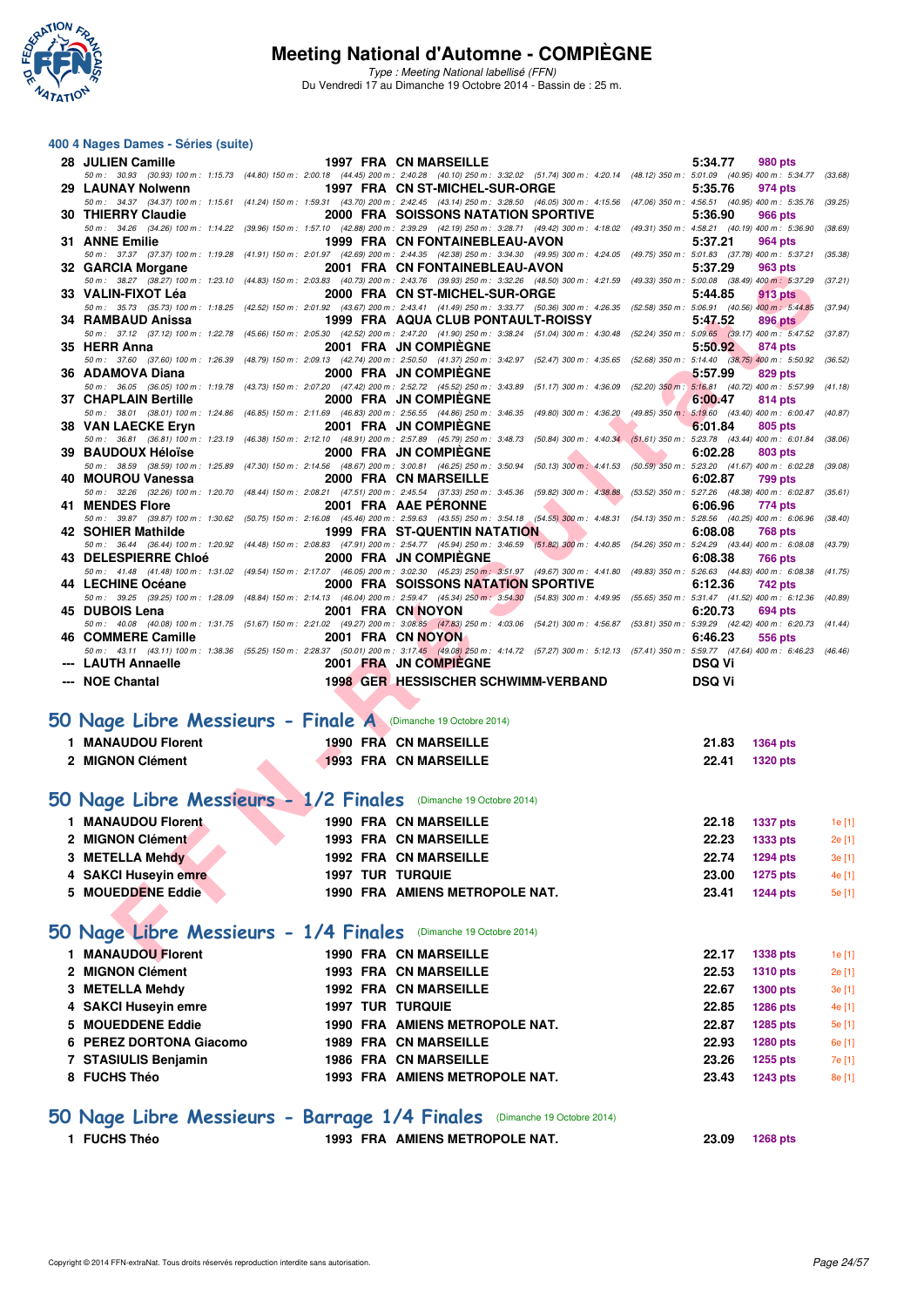## 400 4 Nages Dames - Séries (suite)

| Rang | Nom | Année | Nat | Club | Temps | Points |
|---|---|---|---|---|---|---|
| 28 | JULIEN Camille | 1997 | FRA | CN MARSEILLE | 5:34.77 | 980 pts |
| | 50 m : 30.93 (30.93) 100 m : 1:15.73 (44.80) 150 m : 2:00.18 (44.45) 200 m : 2:40.28 (40.10) 250 m : 3:32.02 (51.74) 300 m : 4:20.14 (48.12) 350 m : 5:01.09 (40.95) 400 m : 5:34.77 (33.68) | | | | | |
| 29 | LAUNAY Nolwenn | 1997 | FRA | CN ST-MICHEL-SUR-ORGE | 5:35.76 | 974 pts |
| | 50 m : 34.37 (34.37) 100 m : 1:15.61 (41.24) 150 m : 1:59.31 (43.70) 200 m : 2:42.45 (43.14) 250 m : 3:28.50 (46.05) 300 m : 4:15.56 (47.06) 350 m : 4:56.51 (40.95) 400 m : 5:35.76 (39.25) | | | | | |
| 30 | THIERRY Claudie | 2000 | FRA | SOISSONS NATATION SPORTIVE | 5:36.90 | 966 pts |
| | 50 m : 34.26 (34.26) 100 m : 1:14.22 (39.96) 150 m : 1:57.10 (42.88) 200 m : 2:39.29 (42.19) 250 m : 3:28.71 (49.42) 300 m : 4:18.02 (49.31) 350 m : 4:58.21 (40.19) 400 m : 5:36.90 (38.69) | | | | | |
| 31 | ANNE Emilie | 1999 | FRA | CN FONTAINEBLEAU-AVON | 5:37.21 | 964 pts |
| | 50 m : 37.37 (37.37) 100 m : 1:19.28 (41.91) 150 m : 2:01.97 (42.69) 200 m : 2:44.35 (42.38) 250 m : 3:34.30 (49.95) 300 m : 4:24.05 (49.75) 350 m : 5:01.83 (37.78) 400 m : 5:37.21 (35.38) | | | | | |
| 32 | GARCIA Morgane | 2001 | FRA | CN FONTAINEBLEAU-AVON | 5:37.29 | 963 pts |
| | 50 m : 38.27 (38.27) 100 m : 1:23.10 (44.83) 150 m : 2:03.83 (40.73) 200 m : 2:43.76 (39.93) 250 m : 3:32.26 (48.50) 300 m : 4:21.59 (49.33) 350 m : 5:00.08 (38.49) 400 m : 5:37.29 (37.21) | | | | | |
| 33 | VALIN-FIXOT Léa | 2000 | FRA | CN ST-MICHEL-SUR-ORGE | 5:44.85 | 913 pts |
| | 50 m : 35.73 (35.73) 100 m : 1:18.25 (42.52) 150 m : 2:01.92 (43.67) 200 m : 2:43.41 (41.49) 250 m : 3:33.77 (50.36) 300 m : 4:26.35 (52.58) 350 m : 5:06.91 (40.56) 400 m : 5:44.85 (37.94) | | | | | |
| 34 | RAMBAUD Anissa | 1999 | FRA | AQUA CLUB PONTAULT-ROISSY | 5:47.52 | 896 pts |
| | 50 m : 37.12 (37.12) 100 m : 1:22.78 (45.66) 150 m : 2:05.30 (42.52) 200 m : 2:47.20 (41.90) 250 m : 3:38.24 (51.04) 300 m : 4:30.48 (52.24) 350 m : 5:09.65 (39.17) 400 m : 5:47.52 (37.87) | | | | | |
| 35 | HERR Anna | 2001 | FRA | JN COMPIÈGNE | 5:50.92 | 874 pts |
| | 50 m : 37.60 (37.60) 100 m : 1:26.39 (48.79) 150 m : 2:09.13 (42.74) 200 m : 2:50.50 (41.37) 250 m : 3:42.97 (52.47) 300 m : 4:35.65 (52.68) 350 m : 5:14.40 (38.75) 400 m : 5:50.92 (36.52) | | | | | |
| 36 | ADAMOVA Diana | 2000 | FRA | JN COMPIÈGNE | 5:57.99 | 829 pts |
| | 50 m : 36.05 (36.05) 100 m : 1:19.78 (43.73) 150 m : 2:07.20 (47.42) 200 m : 2:52.72 (45.52) 250 m : 3:43.89 (51.17) 300 m : 4:36.09 (52.20) 350 m : 5:16.81 (40.72) 400 m : 5:57.99 (41.18) | | | | | |
| 37 | CHAPLAIN Bertille | 2000 | FRA | JN COMPIÈGNE | 6:00.47 | 814 pts |
| | 50 m : 38.01 (38.01) 100 m : 1:24.86 (46.85) 150 m : 2:11.69 (46.83) 200 m : 2:56.55 (44.86) 250 m : 3:46.35 (49.80) 300 m : 4:36.20 (49.85) 350 m : 5:19.60 (43.40) 400 m : 6:00.47 (40.87) | | | | | |
| 38 | VAN LAECKE Eryn | 2001 | FRA | JN COMPIÈGNE | 6:01.84 | 805 pts |
| | 50 m : 36.81 (36.81) 100 m : 1:23.19 (46.38) 150 m : 2:12.10 (48.91) 200 m : 2:57.89 (45.79) 250 m : 3:48.73 (50.84) 300 m : 4:40.34 (51.61) 350 m : 5:23.78 (43.44) 400 m : 6:01.84 (38.06) | | | | | |
| 39 | BAUDOUX Héloïse | 2000 | FRA | JN COMPIÈGNE | 6:02.28 | 803 pts |
| | 50 m : 38.59 (38.59) 100 m : 1:25.89 (47.30) 150 m : 2:14.56 (48.67) 200 m : 3:00.81 (46.25) 250 m : 3:50.94 (50.13) 300 m : 4:41.53 (50.59) 350 m : 5:23.20 (41.67) 400 m : 6:02.28 (39.08) | | | | | |
| 40 | MOUROU Vanessa | 2000 | FRA | CN MARSEILLE | 6:02.87 | 799 pts |
| | 50 m : 32.26 (32.26) 100 m : 1:20.70 (48.44) 150 m : 2:08.21 (47.51) 200 m : 2:45.54 (37.33) 250 m : 3:45.36 (59.82) 300 m : 4:38.88 (53.52) 350 m : 5:27.26 (48.38) 400 m : 6:02.87 (35.61) | | | | | |
| 41 | MENDES Flore | 2001 | FRA | AAE PÉRONNE | 6:06.96 | 774 pts |
| | 50 m : 39.87 (39.87) 100 m : 1:30.62 (50.75) 150 m : 2:16.08 (45.46) 200 m : 2:59.63 (43.55) 250 m : 3:54.18 (54.55) 300 m : 4:48.31 (54.13) 350 m : 5:28.56 (40.25) 400 m : 6:06.96 (38.40) | | | | | |
| 42 | SOHIER Mathilde | 1999 | FRA | ST-QUENTIN NATATION | 6:08.08 | 768 pts |
| | 50 m : 36.44 (36.44) 100 m : 1:20.92 (44.48) 150 m : 2:08.83 (47.91) 200 m : 2:54.77 (45.94) 250 m : 3:46.59 (51.82) 300 m : 4:40.85 (54.26) 350 m : 5:24.29 (43.44) 400 m : 6:08.08 (43.79) | | | | | |
| 43 | DELESPIERRE Chloé | 2000 | FRA | JN COMPIÈGNE | 6:08.38 | 766 pts |
| | 50 m : 41.48 (41.48) 100 m : 1:31.02 (49.54) 150 m : 2:17.07 (46.05) 200 m : 3:02.30 (45.23) 250 m : 3:51.97 (49.67) 300 m : 4:41.80 (49.83) 350 m : 5:26.63 (44.83) 400 m : 6:08.38 (41.75) | | | | | |
| 44 | LECHINE Océane | 2000 | FRA | SOISSONS NATATION SPORTIVE | 6:12.36 | 742 pts |
| | 50 m : 39.25 (39.25) 100 m : 1:28.09 (48.84) 150 m : 2:14.13 (46.04) 200 m : 2:59.47 (45.34) 250 m : 3:54.30 (54.83) 300 m : 4:49.95 (55.65) 350 m : 5:31.47 (41.52) 400 m : 6:12.36 (40.89) | | | | | |
| 45 | DUBOIS Lena | 2001 | FRA | CN NOYON | 6:20.73 | 694 pts |
| | 50 m : 40.08 (40.08) 100 m : 1:31.75 (51.67) 150 m : 2:21.02 (49.27) 200 m : 3:08.85 (47.83) 250 m : 4:03.06 (54.21) 300 m : 4:56.87 (53.81) 350 m : 5:39.29 (42.42) 400 m : 6:20.73 (41.44) | | | | | |
| 46 | COMMERE Camille | 2001 | FRA | CN NOYON | 6:46.23 | 556 pts |
| | 50 m : 43.11 (43.11) 100 m : 1:38.36 (55.25) 150 m : 2:28.37 (50.01) 200 m : 3:17.45 (49.08) 250 m : 4:14.72 (57.27) 300 m : 5:12.13 (57.41) 350 m : 5:59.77 (47.64) 400 m : 6:46.23 (46.46) | | | | | |
| --- | LAUTH Annaelle | 2001 | FRA | JN COMPIÈGNE | DSQ Vi | |
| --- | NOE Chantal | 1998 | GER | HESSISCHER SCHWIMM-VERBAND | DSQ Vi | |

## 50 Nage Libre Messieurs - Finale A (Dimanche 19 Octobre 2014)

| Rang | Nom | Année | Nat | Club | Temps | Points |
|---|---|---|---|---|---|---|
| 1 | MANAUDOU Florent | 1990 | FRA | CN MARSEILLE | 21.83 | 1364 pts |
| 2 | MIGNON Clément | 1993 | FRA | CN MARSEILLE | 22.41 | 1320 pts |

## 50 Nage Libre Messieurs - 1/2 Finales (Dimanche 19 Octobre 2014)

| Rang | Nom | Année | Nat | Club | Temps | Points | |
|---|---|---|---|---|---|---|---|
| 1 | MANAUDOU Florent | 1990 | FRA | CN MARSEILLE | 22.18 | 1337 pts | 1e [1] |
| 2 | MIGNON Clément | 1993 | FRA | CN MARSEILLE | 22.23 | 1333 pts | 2e [1] |
| 3 | METELLA Mehdy | 1992 | FRA | CN MARSEILLE | 22.74 | 1294 pts | 3e [1] |
| 4 | SAKCI Huseyin emre | 1997 | TUR | TURQUIE | 23.00 | 1275 pts | 4e [1] |
| 5 | MOUEDDENE Eddie | 1990 | FRA | AMIENS METROPOLE NAT. | 23.41 | 1244 pts | 5e [1] |

## 50 Nage Libre Messieurs - 1/4 Finales (Dimanche 19 Octobre 2014)

| Rang | Nom | Année | Nat | Club | Temps | Points | |
|---|---|---|---|---|---|---|---|
| 1 | MANAUDOU Florent | 1990 | FRA | CN MARSEILLE | 22.17 | 1338 pts | 1e [1] |
| 2 | MIGNON Clément | 1993 | FRA | CN MARSEILLE | 22.53 | 1310 pts | 2e [1] |
| 3 | METELLA Mehdy | 1992 | FRA | CN MARSEILLE | 22.67 | 1300 pts | 3e [1] |
| 4 | SAKCI Huseyin emre | 1997 | TUR | TURQUIE | 22.85 | 1286 pts | 4e [1] |
| 5 | MOUEDDENE Eddie | 1990 | FRA | AMIENS METROPOLE NAT. | 22.87 | 1285 pts | 5e [1] |
| 6 | PEREZ DORTONA Giacomo | 1989 | FRA | CN MARSEILLE | 22.93 | 1280 pts | 6e [1] |
| 7 | STASIULIS Benjamin | 1986 | FRA | CN MARSEILLE | 23.26 | 1255 pts | 7e [1] |
| 8 | FUCHS Théo | 1993 | FRA | AMIENS METROPOLE NAT. | 23.43 | 1243 pts | 8e [1] |

## 50 Nage Libre Messieurs - Barrage 1/4 Finales (Dimanche 19 Octobre 2014)

| Rang | Nom | Année | Nat | Club | Temps | Points |
|---|---|---|---|---|---|---|
| 1 | FUCHS Théo | 1993 | FRA | AMIENS METROPOLE NAT. | 23.09 | 1268 pts |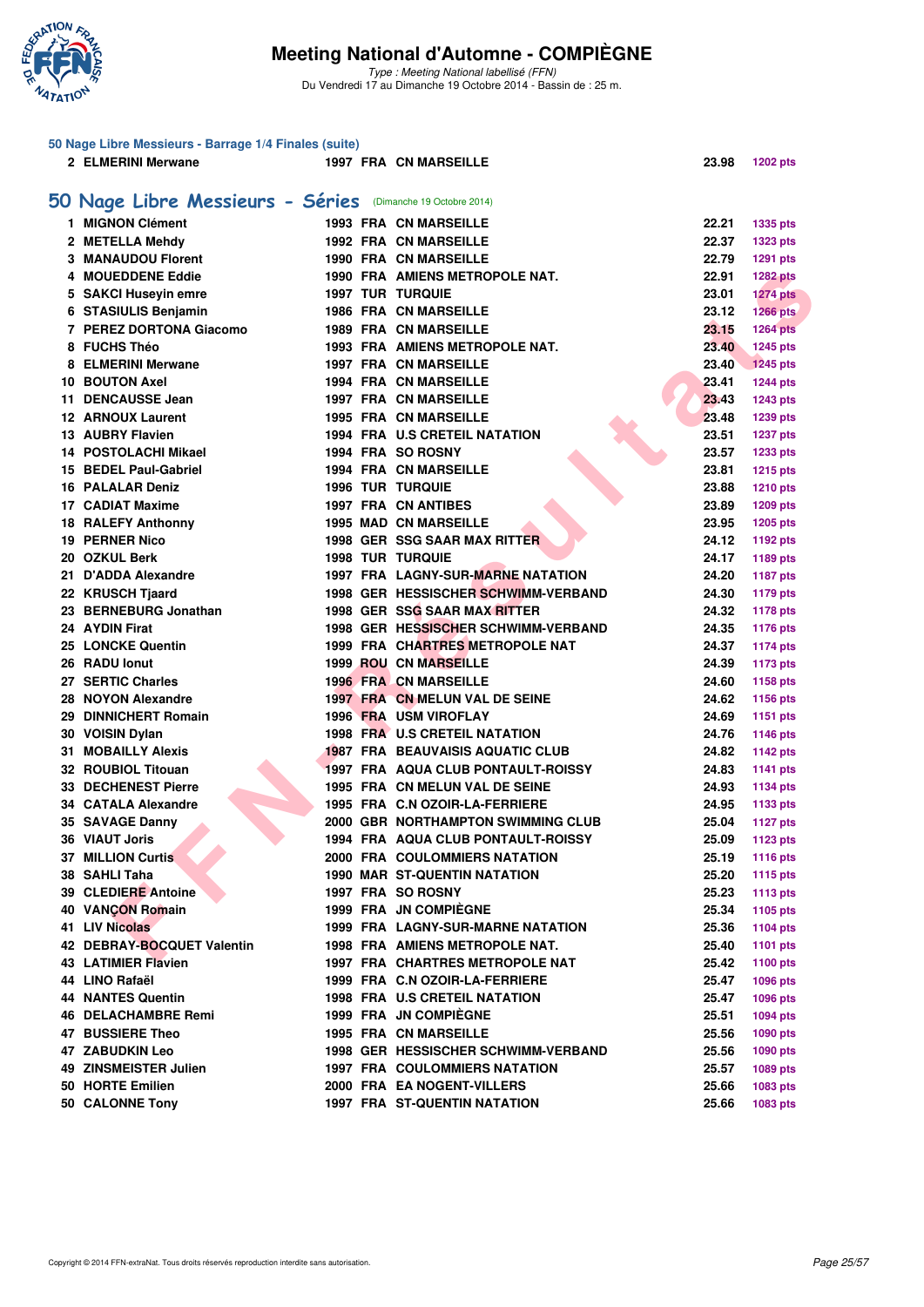# Meeting National d'Automne - COMPIÈGNE

*Type : Meeting National labellisé (FFN)*
Du Vendredi 17 au Dimanche 19 Octobre 2014 - Bassin de : 25 m.

### 50 Nage Libre Messieurs - Barrage 1/4 Finales (suite)

| | | | | | | |
|---|---|---|---|---|---|---|
| 2 | ELMERINI Merwane | 1997 | FRA | CN MARSEILLE | 23.98 | 1202 pts |

## 50 Nage Libre Messieurs - Séries (Dimanche 19 Octobre 2014)

| Rang | Nom | Année | Nat. | Club | Temps | Points |
|---|---|---|---|---|---|---|
| 1 | MIGNON Clément | 1993 | FRA | CN MARSEILLE | 22.21 | 1335 pts |
| 2 | METELLA Mehdy | 1992 | FRA | CN MARSEILLE | 22.37 | 1323 pts |
| 3 | MANAUDOU Florent | 1990 | FRA | CN MARSEILLE | 22.79 | 1291 pts |
| 4 | MOUEDDENE Eddie | 1990 | FRA | AMIENS METROPOLE NAT. | 22.91 | 1282 pts |
| 5 | SAKCI Huseyin emre | 1997 | TUR | TURQUIE | 23.01 | 1274 pts |
| 6 | STASIULIS Benjamin | 1986 | FRA | CN MARSEILLE | 23.12 | 1266 pts |
| 7 | PEREZ DORTONA Giacomo | 1989 | FRA | CN MARSEILLE | 23.15 | 1264 pts |
| 8 | FUCHS Théo | 1993 | FRA | AMIENS METROPOLE NAT. | 23.40 | 1245 pts |
| 8 | ELMERINI Merwane | 1997 | FRA | CN MARSEILLE | 23.40 | 1245 pts |
| 10 | BOUTON Axel | 1994 | FRA | CN MARSEILLE | 23.41 | 1244 pts |
| 11 | DENCAUSSE Jean | 1997 | FRA | CN MARSEILLE | 23.43 | 1243 pts |
| 12 | ARNOUX Laurent | 1995 | FRA | CN MARSEILLE | 23.48 | 1239 pts |
| 13 | AUBRY Flavien | 1994 | FRA | U.S CRETEIL NATATION | 23.51 | 1237 pts |
| 14 | POSTOLACHI Mikael | 1994 | FRA | SO ROSNY | 23.57 | 1233 pts |
| 15 | BEDEL Paul-Gabriel | 1994 | FRA | CN MARSEILLE | 23.81 | 1215 pts |
| 16 | PALALAR Deniz | 1996 | TUR | TURQUIE | 23.88 | 1210 pts |
| 17 | CADIAT Maxime | 1997 | FRA | CN ANTIBES | 23.89 | 1209 pts |
| 18 | RALEFY Anthonny | 1995 | MAD | CN MARSEILLE | 23.95 | 1205 pts |
| 19 | PERNER Nico | 1998 | GER | SSG SAAR MAX RITTER | 24.12 | 1192 pts |
| 20 | OZKUL Berk | 1998 | TUR | TURQUIE | 24.17 | 1189 pts |
| 21 | D'ADDA Alexandre | 1997 | FRA | LAGNY-SUR-MARNE NATATION | 24.20 | 1187 pts |
| 22 | KRUSCH Tjaard | 1998 | GER | HESSISCHER SCHWIMM-VERBAND | 24.30 | 1179 pts |
| 23 | BERNEBURG Jonathan | 1998 | GER | SSG SAAR MAX RITTER | 24.32 | 1178 pts |
| 24 | AYDIN Firat | 1998 | GER | HESSISCHER SCHWIMM-VERBAND | 24.35 | 1176 pts |
| 25 | LONCKE Quentin | 1999 | FRA | CHARTRES METROPOLE NAT | 24.37 | 1174 pts |
| 26 | RADU Ionut | 1999 | ROU | CN MARSEILLE | 24.39 | 1173 pts |
| 27 | SERTIC Charles | 1996 | FRA | CN MARSEILLE | 24.60 | 1158 pts |
| 28 | NOYON Alexandre | 1997 | FRA | CN MELUN VAL DE SEINE | 24.62 | 1156 pts |
| 29 | DINNICHERT Romain | 1996 | FRA | USM VIROFLAY | 24.69 | 1151 pts |
| 30 | VOISIN Dylan | 1998 | FRA | U.S CRETEIL NATATION | 24.76 | 1146 pts |
| 31 | MOBAILLY Alexis | 1987 | FRA | BEAUVAISIS AQUATIC CLUB | 24.82 | 1142 pts |
| 32 | ROUBIOL Titouan | 1997 | FRA | AQUA CLUB PONTAULT-ROISSY | 24.83 | 1141 pts |
| 33 | DECHENEST Pierre | 1995 | FRA | CN MELUN VAL DE SEINE | 24.93 | 1134 pts |
| 34 | CATALA Alexandre | 1995 | FRA | C.N OZOIR-LA-FERRIERE | 24.95 | 1133 pts |
| 35 | SAVAGE Danny | 2000 | GBR | NORTHAMPTON SWIMMING CLUB | 25.04 | 1127 pts |
| 36 | VIAUT Joris | 1994 | FRA | AQUA CLUB PONTAULT-ROISSY | 25.09 | 1123 pts |
| 37 | MILLION Curtis | 2000 | FRA | COULOMMIERS NATATION | 25.19 | 1116 pts |
| 38 | SAHLI Taha | 1990 | MAR | ST-QUENTIN NATATION | 25.20 | 1115 pts |
| 39 | CLEDIERE Antoine | 1997 | FRA | SO ROSNY | 25.23 | 1113 pts |
| 40 | VANÇON Romain | 1999 | FRA | JN COMPIÈGNE | 25.34 | 1105 pts |
| 41 | LIV Nicolas | 1999 | FRA | LAGNY-SUR-MARNE NATATION | 25.36 | 1104 pts |
| 42 | DEBRAY-BOCQUET Valentin | 1998 | FRA | AMIENS METROPOLE NAT. | 25.40 | 1101 pts |
| 43 | LATIMIER Flavien | 1997 | FRA | CHARTRES METROPOLE NAT | 25.42 | 1100 pts |
| 44 | LINO Rafaël | 1999 | FRA | C.N OZOIR-LA-FERRIERE | 25.47 | 1096 pts |
| 44 | NANTES Quentin | 1998 | FRA | U.S CRETEIL NATATION | 25.47 | 1096 pts |
| 46 | DELACHAMBRE Remi | 1999 | FRA | JN COMPIÈGNE | 25.51 | 1094 pts |
| 47 | BUSSIERE Theo | 1995 | FRA | CN MARSEILLE | 25.56 | 1090 pts |
| 47 | ZABUDKIN Leo | 1998 | GER | HESSISCHER SCHWIMM-VERBAND | 25.56 | 1090 pts |
| 49 | ZINSMEISTER Julien | 1997 | FRA | COULOMMIERS NATATION | 25.57 | 1089 pts |
| 50 | HORTE Emilien | 2000 | FRA | EA NOGENT-VILLERS | 25.66 | 1083 pts |
| 50 | CALONNE Tony | 1997 | FRA | ST-QUENTIN NATATION | 25.66 | 1083 pts |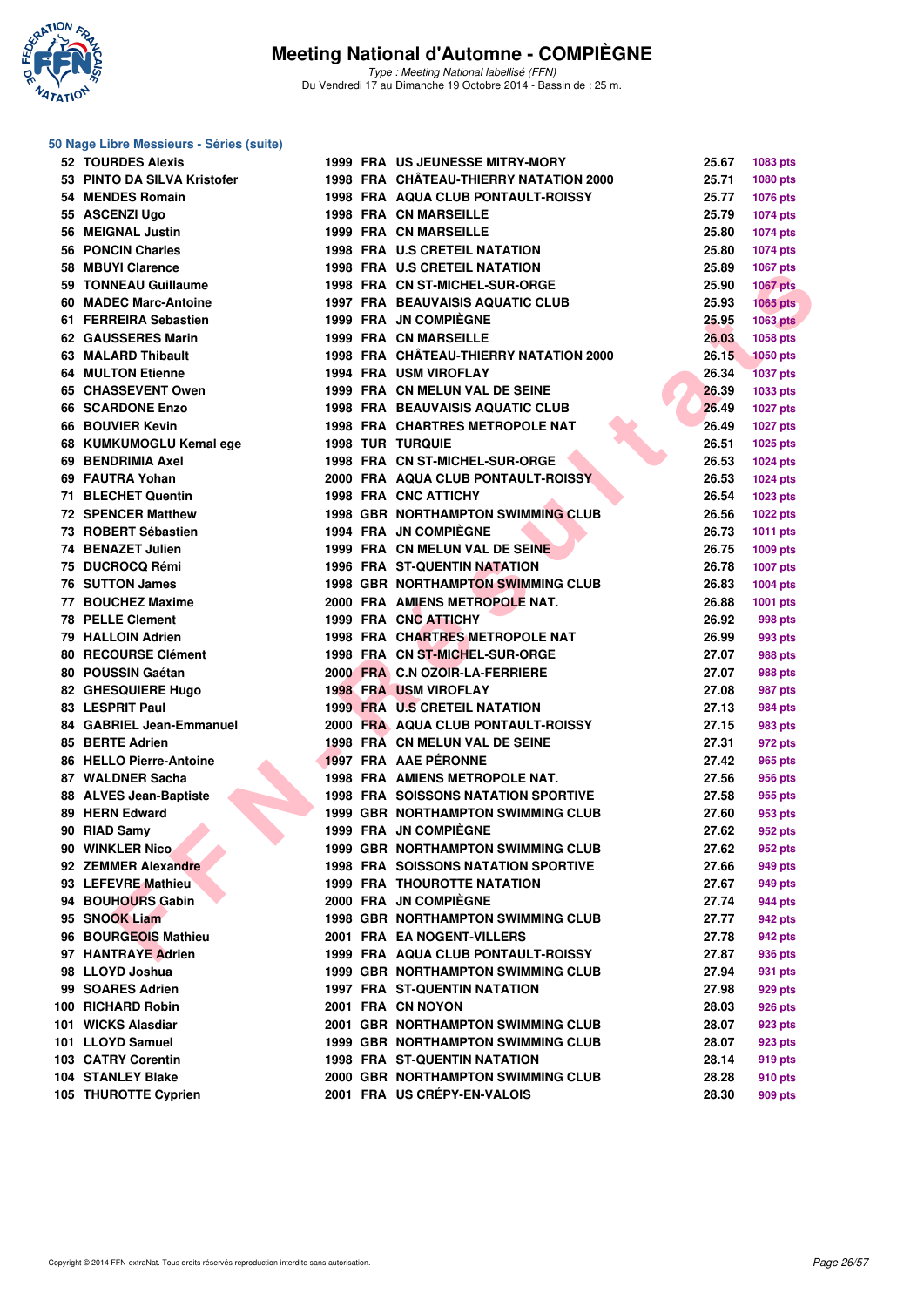# Meeting National d'Automne - COMPIÈGNE

*Type : Meeting National labellisé (FFN)*
Du Vendredi 17 au Dimanche 19 Octobre 2014 - Bassin de : 25 m.

## 50 Nage Libre Messieurs - Séries (suite)

| Rang | Nom | Année | Nat | Club | Temps | Points |
|---|---|---|---|---|---|---|
| 52 | TOURDES Alexis | 1999 | FRA | US JEUNESSE MITRY-MORY | 25.67 | 1083 pts |
| 53 | PINTO DA SILVA Kristofer | 1998 | FRA | CHÂTEAU-THIERRY NATATION 2000 | 25.71 | 1080 pts |
| 54 | MENDES Romain | 1998 | FRA | AQUA CLUB PONTAULT-ROISSY | 25.77 | 1076 pts |
| 55 | ASCENZI Ugo | 1998 | FRA | CN MARSEILLE | 25.79 | 1074 pts |
| 56 | MEIGNAL Justin | 1999 | FRA | CN MARSEILLE | 25.80 | 1074 pts |
| 56 | PONCIN Charles | 1998 | FRA | U.S CRETEIL NATATION | 25.80 | 1074 pts |
| 58 | MBUYI Clarence | 1998 | FRA | U.S CRETEIL NATATION | 25.89 | 1067 pts |
| 59 | TONNEAU Guillaume | 1998 | FRA | CN ST-MICHEL-SUR-ORGE | 25.90 | 1067 pts |
| 60 | MADEC Marc-Antoine | 1997 | FRA | BEAUVAISIS AQUATIC CLUB | 25.93 | 1065 pts |
| 61 | FERREIRA Sebastien | 1999 | FRA | JN COMPIÈGNE | 25.95 | 1063 pts |
| 62 | GAUSSERES Marin | 1999 | FRA | CN MARSEILLE | 26.03 | 1058 pts |
| 63 | MALARD Thibault | 1998 | FRA | CHÂTEAU-THIERRY NATATION 2000 | 26.15 | 1050 pts |
| 64 | MULTON Etienne | 1994 | FRA | USM VIROFLAY | 26.34 | 1037 pts |
| 65 | CHASSEVENT Owen | 1999 | FRA | CN MELUN VAL DE SEINE | 26.39 | 1033 pts |
| 66 | SCARDONE Enzo | 1998 | FRA | BEAUVAISIS AQUATIC CLUB | 26.49 | 1027 pts |
| 66 | BOUVIER Kevin | 1998 | FRA | CHARTRES METROPOLE NAT | 26.49 | 1027 pts |
| 68 | KUMKUMOGLU Kemal ege | 1998 | TUR | TURQUIE | 26.51 | 1025 pts |
| 69 | BENDRIMIA Axel | 1998 | FRA | CN ST-MICHEL-SUR-ORGE | 26.53 | 1024 pts |
| 69 | FAUTRA Yohan | 2000 | FRA | AQUA CLUB PONTAULT-ROISSY | 26.53 | 1024 pts |
| 71 | BLECHET Quentin | 1998 | FRA | CNC ATTICHY | 26.54 | 1023 pts |
| 72 | SPENCER Matthew | 1998 | GBR | NORTHAMPTON SWIMMING CLUB | 26.56 | 1022 pts |
| 73 | ROBERT Sébastien | 1994 | FRA | JN COMPIÈGNE | 26.73 | 1011 pts |
| 74 | BENAZET Julien | 1999 | FRA | CN MELUN VAL DE SEINE | 26.75 | 1009 pts |
| 75 | DUCROCQ Rémi | 1996 | FRA | ST-QUENTIN NATATION | 26.78 | 1007 pts |
| 76 | SUTTON James | 1998 | GBR | NORTHAMPTON SWIMMING CLUB | 26.83 | 1004 pts |
| 77 | BOUCHEZ Maxime | 2000 | FRA | AMIENS METROPOLE NAT. | 26.88 | 1001 pts |
| 78 | PELLE Clement | 1999 | FRA | CNC ATTICHY | 26.92 | 998 pts |
| 79 | HALLOIN Adrien | 1998 | FRA | CHARTRES METROPOLE NAT | 26.99 | 993 pts |
| 80 | RECOURSE Clément | 1998 | FRA | CN ST-MICHEL-SUR-ORGE | 27.07 | 988 pts |
| 80 | POUSSIN Gaétan | 2000 | FRA | C.N OZOIR-LA-FERRIERE | 27.07 | 988 pts |
| 82 | GHESQUIERE Hugo | 1998 | FRA | USM VIROFLAY | 27.08 | 987 pts |
| 83 | LESPRIT Paul | 1999 | FRA | U.S CRETEIL NATATION | 27.13 | 984 pts |
| 84 | GABRIEL Jean-Emmanuel | 2000 | FRA | AQUA CLUB PONTAULT-ROISSY | 27.15 | 983 pts |
| 85 | BERTE Adrien | 1998 | FRA | CN MELUN VAL DE SEINE | 27.31 | 972 pts |
| 86 | HELLO Pierre-Antoine | 1997 | FRA | AAE PÉRONNE | 27.42 | 965 pts |
| 87 | WALDNER Sacha | 1998 | FRA | AMIENS METROPOLE NAT. | 27.56 | 956 pts |
| 88 | ALVES Jean-Baptiste | 1998 | FRA | SOISSONS NATATION SPORTIVE | 27.58 | 955 pts |
| 89 | HERN Edward | 1999 | GBR | NORTHAMPTON SWIMMING CLUB | 27.60 | 953 pts |
| 90 | RIAD Samy | 1999 | FRA | JN COMPIÈGNE | 27.62 | 952 pts |
| 90 | WINKLER Nico | 1999 | GBR | NORTHAMPTON SWIMMING CLUB | 27.62 | 952 pts |
| 92 | ZEMMER Alexandre | 1998 | FRA | SOISSONS NATATION SPORTIVE | 27.66 | 949 pts |
| 93 | LEFEVRE Mathieu | 1999 | FRA | THOUROTTE NATATION | 27.67 | 949 pts |
| 94 | BOUHOURS Gabin | 2000 | FRA | JN COMPIÈGNE | 27.74 | 944 pts |
| 95 | SNOOK Liam | 1998 | GBR | NORTHAMPTON SWIMMING CLUB | 27.77 | 942 pts |
| 96 | BOURGEOIS Mathieu | 2001 | FRA | EA NOGENT-VILLERS | 27.78 | 942 pts |
| 97 | HANTRAYE Adrien | 1999 | FRA | AQUA CLUB PONTAULT-ROISSY | 27.87 | 936 pts |
| 98 | LLOYD Joshua | 1999 | GBR | NORTHAMPTON SWIMMING CLUB | 27.94 | 931 pts |
| 99 | SOARES Adrien | 1997 | FRA | ST-QUENTIN NATATION | 27.98 | 929 pts |
| 100 | RICHARD Robin | 2001 | FRA | CN NOYON | 28.03 | 926 pts |
| 101 | WICKS Alasdiar | 2001 | GBR | NORTHAMPTON SWIMMING CLUB | 28.07 | 923 pts |
| 101 | LLOYD Samuel | 1999 | GBR | NORTHAMPTON SWIMMING CLUB | 28.07 | 923 pts |
| 103 | CATRY Corentin | 1998 | FRA | ST-QUENTIN NATATION | 28.14 | 919 pts |
| 104 | STANLEY Blake | 2000 | GBR | NORTHAMPTON SWIMMING CLUB | 28.28 | 910 pts |
| 105 | THUROTTE Cyprien | 2001 | FRA | US CRÉPY-EN-VALOIS | 28.30 | 909 pts |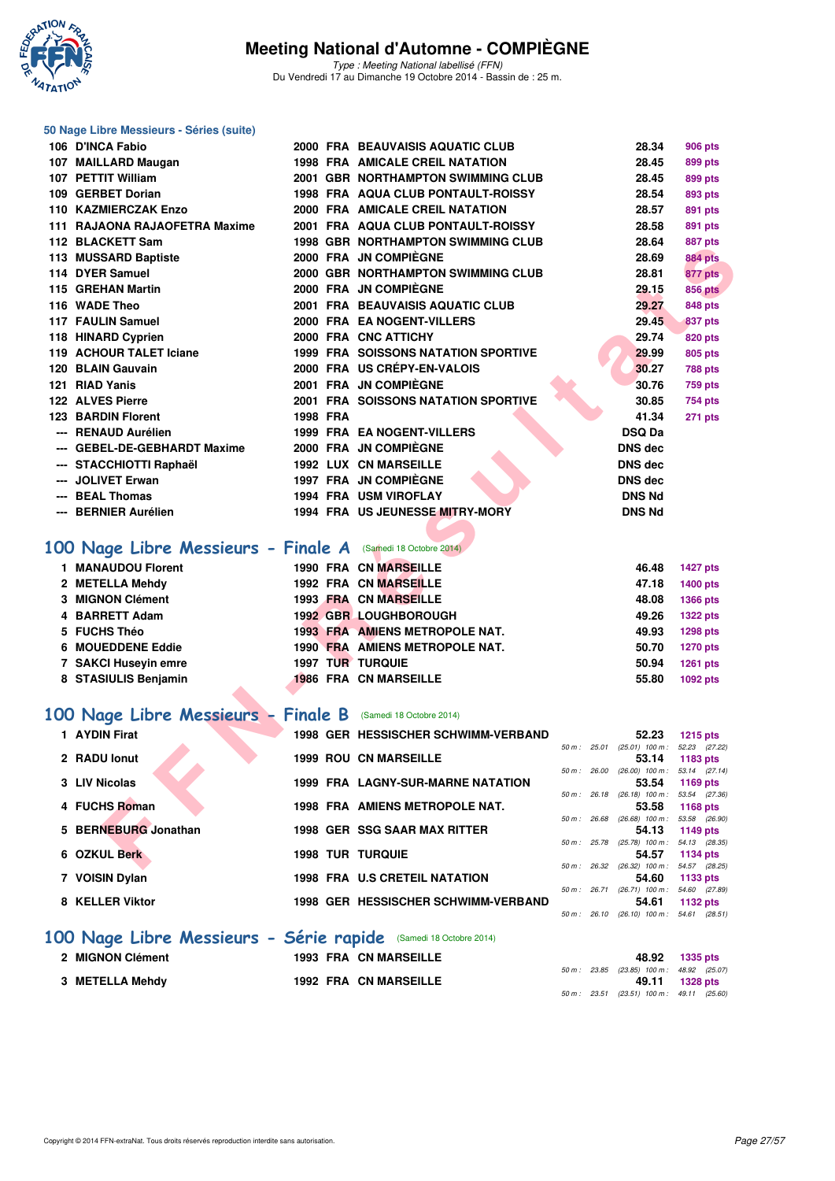# Meeting National d'Automne - COMPIÈGNE

*Type : Meeting National labellisé (FFN)*
Du Vendredi 17 au Dimanche 19 Octobre 2014 - Bassin de : 25 m.

### 50 Nage Libre Messieurs - Séries (suite)

| Rang | Nom | Année | Nat | Club | Temps | Points |
|---|---|---|---|---|---|---|
| 106 | D'INCA Fabio | 2000 | FRA | BEAUVAISIS AQUATIC CLUB | 28.34 | 906 pts |
| 107 | MAILLARD Maugan | 1998 | FRA | AMICALE CREIL NATATION | 28.45 | 899 pts |
| 107 | PETTIT William | 2001 | GBR | NORTHAMPTON SWIMMING CLUB | 28.45 | 899 pts |
| 109 | GERBET Dorian | 1998 | FRA | AQUA CLUB PONTAULT-ROISSY | 28.54 | 893 pts |
| 110 | KAZMIERCZAK Enzo | 2000 | FRA | AMICALE CREIL NATATION | 28.57 | 891 pts |
| 111 | RAJAONA RAJAOFETRA Maxime | 2001 | FRA | AQUA CLUB PONTAULT-ROISSY | 28.58 | 891 pts |
| 112 | BLACKETT Sam | 1998 | GBR | NORTHAMPTON SWIMMING CLUB | 28.64 | 887 pts |
| 113 | MUSSARD Baptiste | 2000 | FRA | JN COMPIÈGNE | 28.69 | 884 pts |
| 114 | DYER Samuel | 2000 | GBR | NORTHAMPTON SWIMMING CLUB | 28.81 | 877 pts |
| 115 | GREHAN Martin | 2000 | FRA | JN COMPIÈGNE | 29.15 | 856 pts |
| 116 | WADE Theo | 2001 | FRA | BEAUVAISIS AQUATIC CLUB | 29.27 | 848 pts |
| 117 | FAULIN Samuel | 2000 | FRA | EA NOGENT-VILLERS | 29.45 | 837 pts |
| 118 | HINARD Cyprien | 2000 | FRA | CNC ATTICHY | 29.74 | 820 pts |
| 119 | ACHOUR TALET Iciane | 1999 | FRA | SOISSONS NATATION SPORTIVE | 29.99 | 805 pts |
| 120 | BLAIN Gauvain | 2000 | FRA | US CRÉPY-EN-VALOIS | 30.27 | 788 pts |
| 121 | RIAD Yanis | 2001 | FRA | JN COMPIÈGNE | 30.76 | 759 pts |
| 122 | ALVES Pierre | 2001 | FRA | SOISSONS NATATION SPORTIVE | 30.85 | 754 pts |
| 123 | BARDIN Florent | 1998 | FRA | | 41.34 | 271 pts |
| --- | RENAUD Aurélien | 1999 | FRA | EA NOGENT-VILLERS | DSQ Da | |
| --- | GEBEL-DE-GEBHARDT Maxime | 2000 | FRA | JN COMPIÈGNE | DNS dec | |
| --- | STACCHIOTTI Raphaël | 1992 | LUX | CN MARSEILLE | DNS dec | |
| --- | JOLIVET Erwan | 1997 | FRA | JN COMPIÈGNE | DNS dec | |
| --- | BEAL Thomas | 1994 | FRA | USM VIROFLAY | DNS Nd | |
| --- | BERNIER Aurélien | 1994 | FRA | US JEUNESSE MITRY-MORY | DNS Nd | |

## 100 Nage Libre Messieurs - Finale A (Samedi 18 Octobre 2014)

| Rang | Nom | Année | Nat | Club | Temps | Points |
|---|---|---|---|---|---|---|
| 1 | MANAUDOU Florent | 1990 | FRA | CN MARSEILLE | 46.48 | 1427 pts |
| 2 | METELLA Mehdy | 1992 | FRA | CN MARSEILLE | 47.18 | 1400 pts |
| 3 | MIGNON Clément | 1993 | FRA | CN MARSEILLE | 48.08 | 1366 pts |
| 4 | BARRETT Adam | 1992 | GBR | LOUGHBOROUGH | 49.26 | 1322 pts |
| 5 | FUCHS Théo | 1993 | FRA | AMIENS METROPOLE NAT. | 49.93 | 1298 pts |
| 6 | MOUEDDENE Eddie | 1990 | FRA | AMIENS METROPOLE NAT. | 50.70 | 1270 pts |
| 7 | SAKCI Huseyin emre | 1997 | TUR | TURQUIE | 50.94 | 1261 pts |
| 8 | STASIULIS Benjamin | 1986 | FRA | CN MARSEILLE | 55.80 | 1092 pts |

## 100 Nage Libre Messieurs - Finale B (Samedi 18 Octobre 2014)

| Rang | Nom | Année | Nat | Club | Temps | Points | Passages |
|---|---|---|---|---|---|---|---|
| 1 | AYDIN Firat | 1998 | GER | HESSISCHER SCHWIMM-VERBAND | 52.23 | 1215 pts | 50 m : 25.01 (25.01) 100 m : 52.23 (27.22) |
| 2 | RADU Ionut | 1999 | ROU | CN MARSEILLE | 53.14 | 1183 pts | 50 m : 26.00 (26.00) 100 m : 53.14 (27.14) |
| 3 | LIV Nicolas | 1999 | FRA | LAGNY-SUR-MARNE NATATION | 53.54 | 1169 pts | 50 m : 26.18 (26.18) 100 m : 53.54 (27.36) |
| 4 | FUCHS Roman | 1998 | FRA | AMIENS METROPOLE NAT. | 53.58 | 1168 pts | 50 m : 26.68 (26.68) 100 m : 53.58 (26.90) |
| 5 | BERNEBURG Jonathan | 1998 | GER | SSG SAAR MAX RITTER | 54.13 | 1149 pts | 50 m : 25.78 (25.78) 100 m : 54.13 (28.35) |
| 6 | OZKUL Berk | 1998 | TUR | TURQUIE | 54.57 | 1134 pts | 50 m : 26.32 (26.32) 100 m : 54.57 (28.25) |
| 7 | VOISIN Dylan | 1998 | FRA | U.S CRETEIL NATATION | 54.60 | 1133 pts | 50 m : 26.71 (26.71) 100 m : 54.60 (27.89) |
| 8 | KELLER Viktor | 1998 | GER | HESSISCHER SCHWIMM-VERBAND | 54.61 | 1132 pts | 50 m : 26.10 (26.10) 100 m : 54.61 (28.51) |

## 100 Nage Libre Messieurs - Série rapide (Samedi 18 Octobre 2014)

| Rang | Nom | Année | Nat | Club | Temps | Points | Passages |
|---|---|---|---|---|---|---|---|
| 2 | MIGNON Clément | 1993 | FRA | CN MARSEILLE | 48.92 | 1335 pts | 50 m : 23.85 (23.85) 100 m : 48.92 (25.07) |
| 3 | METELLA Mehdy | 1992 | FRA | CN MARSEILLE | 49.11 | 1328 pts | 50 m : 23.51 (23.51) 100 m : 49.11 (25.60) |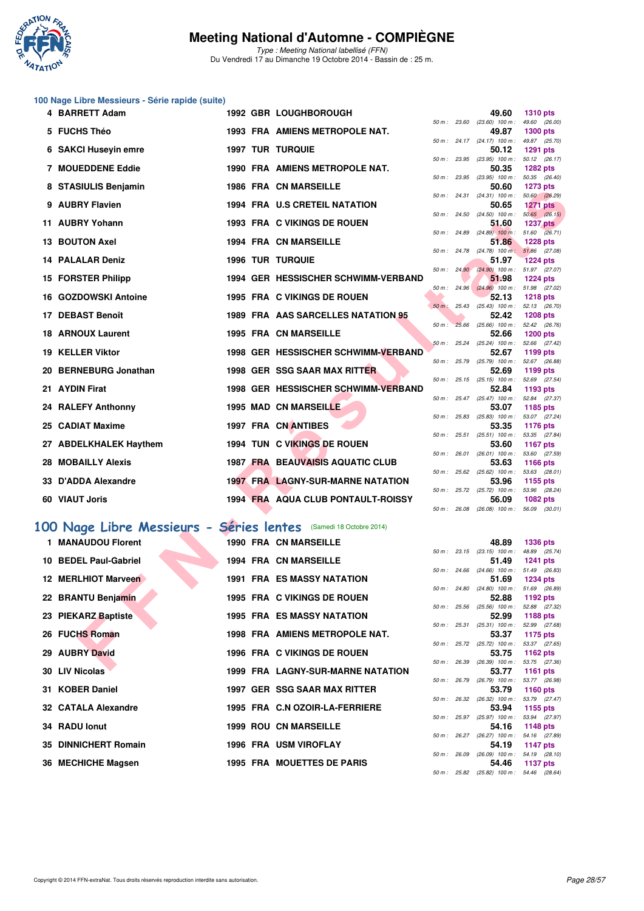# Meeting National d'Automne - COMPIÈGNE

*Type : Meeting National labellisé (FFN)*
Du Vendredi 17 au Dimanche 19 Octobre 2014 - Bassin de : 25 m.

## 100 Nage Libre Messieurs - Série rapide (suite)

| Place | Nom | Année | Nat. | Club | Temps | Points | 50 m | 100 m |
|---|---|---|---|---|---|---|---|---|
| 4 | BARRETT Adam | 1992 | GBR | LOUGHBOROUGH | 49.60 | 1310 pts | 23.60 | (23.60) 49.60 (26.00) |
| 5 | FUCHS Théo | 1993 | FRA | AMIENS METROPOLE NAT. | 49.87 | 1300 pts | 24.17 | (24.17) 49.87 (25.70) |
| 6 | SAKCI Huseyin emre | 1997 | TUR | TURQUIE | 50.12 | 1291 pts | 23.95 | (23.95) 50.12 (26.17) |
| 7 | MOUEDDENE Eddie | 1990 | FRA | AMIENS METROPOLE NAT. | 50.35 | 1282 pts | 23.95 | (23.95) 50.35 (26.40) |
| 8 | STASIULIS Benjamin | 1986 | FRA | CN MARSEILLE | 50.60 | 1273 pts | 24.31 | (24.31) 50.60 (26.29) |
| 9 | AUBRY Flavien | 1994 | FRA | U.S CRETEIL NATATION | 50.65 | 1271 pts | 24.50 | (24.50) 50.65 (26.15) |
| 11 | AUBRY Yohann | 1993 | FRA | C VIKINGS DE ROUEN | 51.60 | 1237 pts | 24.89 | (24.89) 51.60 (26.71) |
| 13 | BOUTON Axel | 1994 | FRA | CN MARSEILLE | 51.86 | 1228 pts | 24.78 | (24.78) 51.86 (27.08) |
| 14 | PALALAR Deniz | 1996 | TUR | TURQUIE | 51.97 | 1224 pts | 24.90 | (24.90) 51.97 (27.07) |
| 15 | FORSTER Philipp | 1994 | GER | HESSISCHER SCHWIMM-VERBAND | 51.98 | 1224 pts | 24.96 | (24.96) 51.98 (27.02) |
| 16 | GOZDOWSKI Antoine | 1995 | FRA | C VIKINGS DE ROUEN | 52.13 | 1218 pts | 25.43 | (25.43) 52.13 (26.70) |
| 17 | DEBAST Benoît | 1989 | FRA | AAS SARCELLES NATATION 95 | 52.42 | 1208 pts | 25.66 | (25.66) 52.42 (26.76) |
| 18 | ARNOUX Laurent | 1995 | FRA | CN MARSEILLE | 52.66 | 1200 pts | 25.24 | (25.24) 52.66 (27.42) |
| 19 | KELLER Viktor | 1998 | GER | HESSISCHER SCHWIMM-VERBAND | 52.67 | 1199 pts | 25.79 | (25.79) 52.67 (26.88) |
| 20 | BERNEBURG Jonathan | 1998 | GER | SSG SAAR MAX RITTER | 52.69 | 1199 pts | 25.15 | (25.15) 52.69 (27.54) |
| 21 | AYDIN Firat | 1998 | GER | HESSISCHER SCHWIMM-VERBAND | 52.84 | 1193 pts | 25.47 | (25.47) 52.84 (27.37) |
| 24 | RALEFY Anthonny | 1995 | MAD | CN MARSEILLE | 53.07 | 1185 pts | 25.83 | (25.83) 53.07 (27.24) |
| 25 | CADIAT Maxime | 1997 | FRA | CN ANTIBES | 53.35 | 1176 pts | 25.51 | (25.51) 53.35 (27.84) |
| 27 | ABDELKHALEK Haythem | 1994 | TUN | C VIKINGS DE ROUEN | 53.60 | 1167 pts | 26.01 | (26.01) 53.60 (27.59) |
| 28 | MOBAILLY Alexis | 1987 | FRA | BEAUVAISIS AQUATIC CLUB | 53.63 | 1166 pts | 25.62 | (25.62) 53.63 (28.01) |
| 33 | D'ADDA Alexandre | 1997 | FRA | LAGNY-SUR-MARNE NATATION | 53.96 | 1155 pts | 25.72 | (25.72) 53.96 (28.24) |
| 60 | VIAUT Joris | 1994 | FRA | AQUA CLUB PONTAULT-ROISSY | 56.09 | 1082 pts | 26.08 | (26.08) 56.09 (30.01) |

## 100 Nage Libre Messieurs - Séries lentes (Samedi 18 Octobre 2014)

| Place | Nom | Année | Nat. | Club | Temps | Points | 50 m | 100 m |
|---|---|---|---|---|---|---|---|---|
| 1 | MANAUDOU Florent | 1990 | FRA | CN MARSEILLE | 48.89 | 1336 pts | 23.15 | (23.15) 48.89 (25.74) |
| 10 | BEDEL Paul-Gabriel | 1994 | FRA | CN MARSEILLE | 51.49 | 1241 pts | 24.66 | (24.66) 51.49 (26.83) |
| 12 | MERLHIOT Marveen | 1991 | FRA | ES MASSY NATATION | 51.69 | 1234 pts | 24.80 | (24.80) 51.69 (26.89) |
| 22 | BRANTU Benjamin | 1995 | FRA | C VIKINGS DE ROUEN | 52.88 | 1192 pts | 25.56 | (25.56) 52.88 (27.32) |
| 23 | PIEKARZ Baptiste | 1995 | FRA | ES MASSY NATATION | 52.99 | 1188 pts | 25.31 | (25.31) 52.99 (27.68) |
| 26 | FUCHS Roman | 1998 | FRA | AMIENS METROPOLE NAT. | 53.37 | 1175 pts | 25.72 | (25.72) 53.37 (27.65) |
| 29 | AUBRY David | 1996 | FRA | C VIKINGS DE ROUEN | 53.75 | 1162 pts | 26.39 | (26.39) 53.75 (27.36) |
| 30 | LIV Nicolas | 1999 | FRA | LAGNY-SUR-MARNE NATATION | 53.77 | 1161 pts | 26.79 | (26.79) 53.77 (26.98) |
| 31 | KOBER Daniel | 1997 | GER | SSG SAAR MAX RITTER | 53.79 | 1160 pts | 26.32 | (26.32) 53.79 (27.47) |
| 32 | CATALA Alexandre | 1995 | FRA | C.N OZOIR-LA-FERRIERE | 53.94 | 1155 pts | 25.97 | (25.97) 53.94 (27.97) |
| 34 | RADU Ionut | 1999 | ROU | CN MARSEILLE | 54.16 | 1148 pts | 26.27 | (26.27) 54.16 (27.89) |
| 35 | DINNICHERT Romain | 1996 | FRA | USM VIROFLAY | 54.19 | 1147 pts | 26.09 | (26.09) 54.19 (28.10) |
| 36 | MECHICHE Magsen | 1995 | FRA | MOUETTES DE PARIS | 54.46 | 1137 pts | 25.82 | (25.82) 54.46 (28.64) |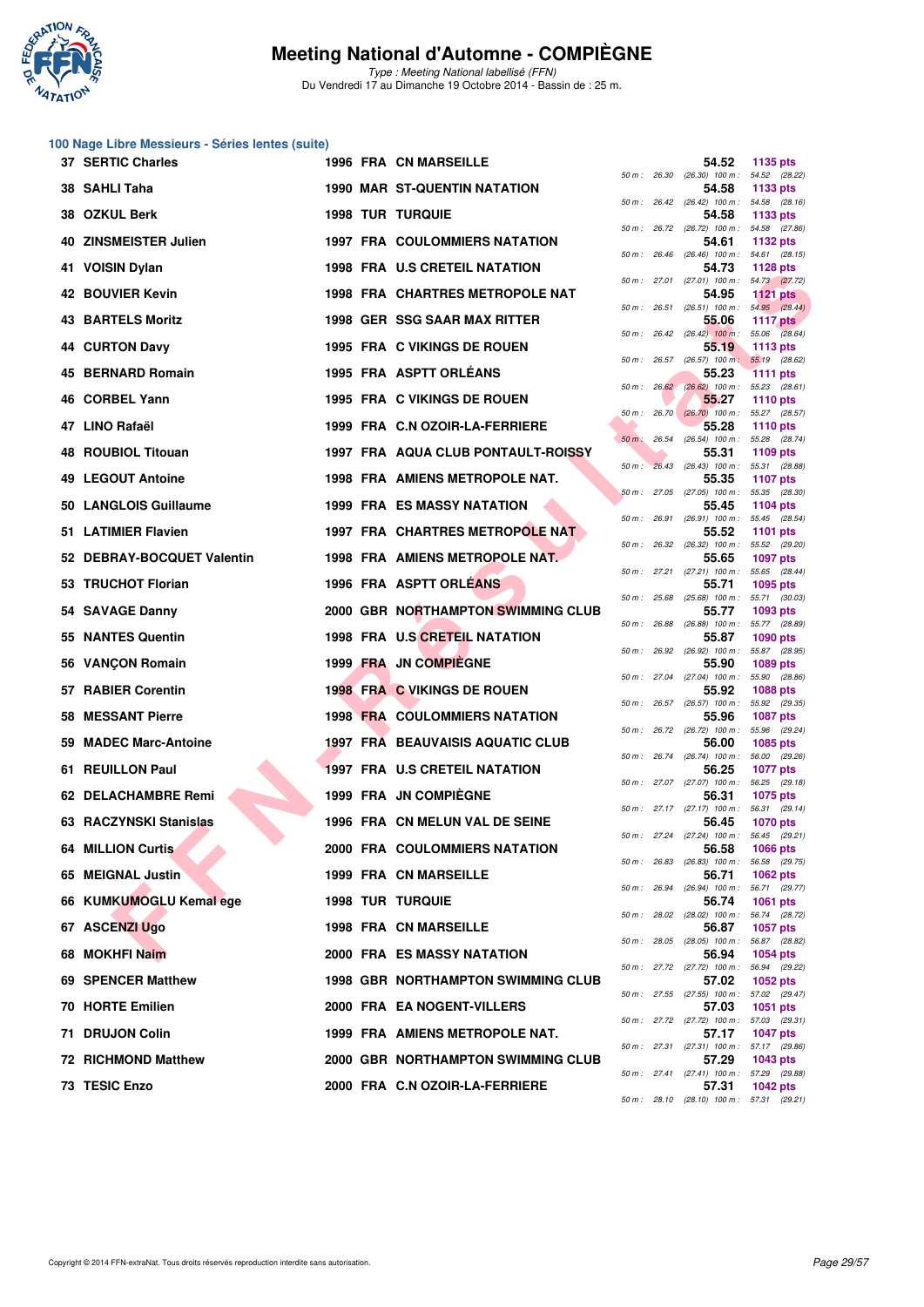# Meeting National d'Automne - COMPIÈGNE

*Type : Meeting National labellisé (FFN)*
Du Vendredi 17 au Dimanche 19 Octobre 2014 - Bassin de : 25 m.

## 100 Nage Libre Messieurs - Séries lentes (suite)

| Rang | Nom | Année | Nat. | Club | Temps | Points | Splits |
|---|---|---|---|---|---|---|---|
| 37 | SERTIC Charles | 1996 | FRA | CN MARSEILLE | 54.52 | 1135 pts | 50 m : 26.30 (26.30) 100 m : 54.52 (28.22) |
| 38 | SAHLI Taha | 1990 | MAR | ST-QUENTIN NATATION | 54.58 | 1133 pts | 50 m : 26.42 (26.42) 100 m : 54.58 (28.16) |
| 38 | OZKUL Berk | 1998 | TUR | TURQUIE | 54.58 | 1133 pts | 50 m : 26.72 (26.72) 100 m : 54.58 (27.86) |
| 40 | ZINSMEISTER Julien | 1997 | FRA | COULOMMIERS NATATION | 54.61 | 1132 pts | 50 m : 26.46 (26.46) 100 m : 54.61 (28.15) |
| 41 | VOISIN Dylan | 1998 | FRA | U.S CRETEIL NATATION | 54.73 | 1128 pts | 50 m : 27.01 (27.01) 100 m : 54.73 (27.72) |
| 42 | BOUVIER Kevin | 1998 | FRA | CHARTRES METROPOLE NAT | 54.95 | 1121 pts | 50 m : 26.51 (26.51) 100 m : 54.95 (28.44) |
| 43 | BARTELS Moritz | 1998 | GER | SSG SAAR MAX RITTER | 55.06 | 1117 pts | 50 m : 26.42 (26.42) 100 m : 55.06 (28.64) |
| 44 | CURTON Davy | 1995 | FRA | C VIKINGS DE ROUEN | 55.19 | 1113 pts | 50 m : 26.57 (26.57) 100 m : 55.19 (28.62) |
| 45 | BERNARD Romain | 1995 | FRA | ASPTT ORLÉANS | 55.23 | 1111 pts | 50 m : 26.62 (26.62) 100 m : 55.23 (28.61) |
| 46 | CORBEL Yann | 1995 | FRA | C VIKINGS DE ROUEN | 55.27 | 1110 pts | 50 m : 26.70 (26.70) 100 m : 55.27 (28.57) |
| 47 | LINO Rafaël | 1999 | FRA | C.N OZOIR-LA-FERRIERE | 55.28 | 1110 pts | 50 m : 26.54 (26.54) 100 m : 55.28 (28.74) |
| 48 | ROUBIOL Titouan | 1997 | FRA | AQUA CLUB PONTAULT-ROISSY | 55.31 | 1109 pts | 50 m : 26.43 (26.43) 100 m : 55.31 (28.88) |
| 49 | LEGOUT Antoine | 1998 | FRA | AMIENS METROPOLE NAT. | 55.35 | 1107 pts | 50 m : 27.05 (27.05) 100 m : 55.35 (28.30) |
| 50 | LANGLOIS Guillaume | 1999 | FRA | ES MASSY NATATION | 55.45 | 1104 pts | 50 m : 26.91 (26.91) 100 m : 55.45 (28.54) |
| 51 | LATIMIER Flavien | 1997 | FRA | CHARTRES METROPOLE NAT | 55.52 | 1101 pts | 50 m : 26.32 (26.32) 100 m : 55.52 (29.20) |
| 52 | DEBRAY-BOCQUET Valentin | 1998 | FRA | AMIENS METROPOLE NAT. | 55.65 | 1097 pts | 50 m : 27.21 (27.21) 100 m : 55.65 (28.44) |
| 53 | TRUCHOT Florian | 1996 | FRA | ASPTT ORLÉANS | 55.71 | 1095 pts | 50 m : 25.68 (25.68) 100 m : 55.71 (30.03) |
| 54 | SAVAGE Danny | 2000 | GBR | NORTHAMPTON SWIMMING CLUB | 55.77 | 1093 pts | 50 m : 26.88 (26.88) 100 m : 55.77 (28.89) |
| 55 | NANTES Quentin | 1998 | FRA | U.S CRETEIL NATATION | 55.87 | 1090 pts | 50 m : 26.92 (26.92) 100 m : 55.87 (28.95) |
| 56 | VANÇON Romain | 1999 | FRA | JN COMPIÈGNE | 55.90 | 1089 pts | 50 m : 27.04 (27.04) 100 m : 55.90 (28.86) |
| 57 | RABIER Corentin | 1998 | FRA | C VIKINGS DE ROUEN | 55.92 | 1088 pts | 50 m : 26.57 (26.57) 100 m : 55.92 (29.35) |
| 58 | MESSANT Pierre | 1998 | FRA | COULOMMIERS NATATION | 55.96 | 1087 pts | 50 m : 26.72 (26.72) 100 m : 55.96 (29.24) |
| 59 | MADEC Marc-Antoine | 1997 | FRA | BEAUVAISIS AQUATIC CLUB | 56.00 | 1085 pts | 50 m : 26.74 (26.74) 100 m : 56.00 (29.26) |
| 61 | REUILLON Paul | 1997 | FRA | U.S CRETEIL NATATION | 56.25 | 1077 pts | 50 m : 27.07 (27.07) 100 m : 56.25 (29.18) |
| 62 | DELACHAMBRE Remi | 1999 | FRA | JN COMPIÈGNE | 56.31 | 1075 pts | 50 m : 27.17 (27.17) 100 m : 56.31 (29.14) |
| 63 | RACZYNSKI Stanislas | 1996 | FRA | CN MELUN VAL DE SEINE | 56.45 | 1070 pts | 50 m : 27.24 (27.24) 100 m : 56.45 (29.21) |
| 64 | MILLION Curtis | 2000 | FRA | COULOMMIERS NATATION | 56.58 | 1066 pts | 50 m : 26.83 (26.83) 100 m : 56.58 (29.75) |
| 65 | MEIGNAL Justin | 1999 | FRA | CN MARSEILLE | 56.71 | 1062 pts | 50 m : 26.94 (26.94) 100 m : 56.71 (29.77) |
| 66 | KUMKUMOGLU Kemal ege | 1998 | TUR | TURQUIE | 56.74 | 1061 pts | 50 m : 28.02 (28.02) 100 m : 56.74 (28.72) |
| 67 | ASCENZI Ugo | 1998 | FRA | CN MARSEILLE | 56.87 | 1057 pts | 50 m : 28.05 (28.05) 100 m : 56.87 (28.82) |
| 68 | MOKHFI Naim | 2000 | FRA | ES MASSY NATATION | 56.94 | 1054 pts | 50 m : 27.72 (27.72) 100 m : 56.94 (29.22) |
| 69 | SPENCER Matthew | 1998 | GBR | NORTHAMPTON SWIMMING CLUB | 57.02 | 1052 pts | 50 m : 27.55 (27.55) 100 m : 57.02 (29.47) |
| 70 | HORTE Emilien | 2000 | FRA | EA NOGENT-VILLERS | 57.03 | 1051 pts | 50 m : 27.72 (27.72) 100 m : 57.03 (29.31) |
| 71 | DRUJON Colin | 1999 | FRA | AMIENS METROPOLE NAT. | 57.17 | 1047 pts | 50 m : 27.31 (27.31) 100 m : 57.17 (29.86) |
| 72 | RICHMOND Matthew | 2000 | GBR | NORTHAMPTON SWIMMING CLUB | 57.29 | 1043 pts | 50 m : 27.41 (27.41) 100 m : 57.29 (29.88) |
| 73 | TESIC Enzo | 2000 | FRA | C.N OZOIR-LA-FERRIERE | 57.31 | 1042 pts | 50 m : 28.10 (28.10) 100 m : 57.31 (29.21) |

Copyright © 2014 FFN-extraNat. Tous droits réservés reproduction interdite sans autorisation.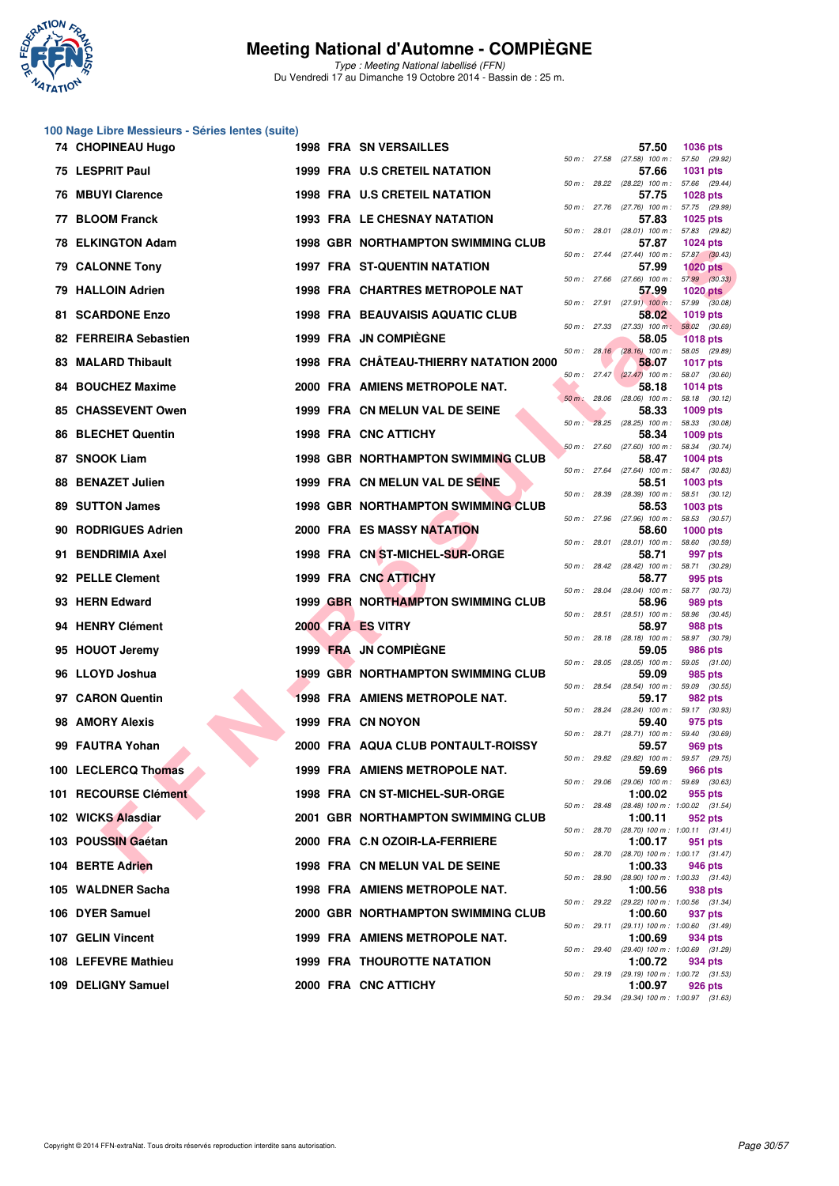# Meeting National d'Automne - COMPIÈGNE

*Type : Meeting National labellisé (FFN)*
Du Vendredi 17 au Dimanche 19 Octobre 2014 - Bassin de : 25 m.

## 100 Nage Libre Messieurs - Séries lentes (suite)

| Rang | Nom | Année | Nat. | Club | Temps | Points | Splits |
|---|---|---|---|---|---|---|---|
| 74 | CHOPINEAU Hugo | 1998 | FRA | SN VERSAILLES | 57.50 | 1036 pts | 50 m : 27.58 (27.58) 100 m : 57.50 (29.92) |
| 75 | LESPRIT Paul | 1999 | FRA | U.S CRETEIL NATATION | 57.66 | 1031 pts | 50 m : 28.22 (28.22) 100 m : 57.66 (29.44) |
| 76 | MBUYI Clarence | 1998 | FRA | U.S CRETEIL NATATION | 57.75 | 1028 pts | 50 m : 27.76 (27.76) 100 m : 57.75 (29.99) |
| 77 | BLOOM Franck | 1993 | FRA | LE CHESNAY NATATION | 57.83 | 1025 pts | 50 m : 28.01 (28.01) 100 m : 57.83 (29.82) |
| 78 | ELKINGTON Adam | 1998 | GBR | NORTHAMPTON SWIMMING CLUB | 57.87 | 1024 pts | 50 m : 27.44 (27.44) 100 m : 57.87 (30.43) |
| 79 | CALONNE Tony | 1997 | FRA | ST-QUENTIN NATATION | 57.99 | 1020 pts | 50 m : 27.66 (27.66) 100 m : 57.99 (30.33) |
| 79 | HALLOIN Adrien | 1998 | FRA | CHARTRES METROPOLE NAT | 57.99 | 1020 pts | 50 m : 27.91 (27.91) 100 m : 57.99 (30.08) |
| 81 | SCARDONE Enzo | 1998 | FRA | BEAUVAISIS AQUATIC CLUB | 58.02 | 1019 pts | 50 m : 27.33 (27.33) 100 m : 58.02 (30.69) |
| 82 | FERREIRA Sebastien | 1999 | FRA | JN COMPIÈGNE | 58.05 | 1018 pts | 50 m : 28.16 (28.16) 100 m : 58.05 (29.89) |
| 83 | MALARD Thibault | 1998 | FRA | CHÂTEAU-THIERRY NATATION 2000 | 58.07 | 1017 pts | 50 m : 27.47 (27.47) 100 m : 58.07 (30.60) |
| 84 | BOUCHEZ Maxime | 2000 | FRA | AMIENS METROPOLE NAT. | 58.18 | 1014 pts | 50 m : 28.06 (28.06) 100 m : 58.18 (30.12) |
| 85 | CHASSEVENT Owen | 1999 | FRA | CN MELUN VAL DE SEINE | 58.33 | 1009 pts | 50 m : 28.25 (28.25) 100 m : 58.33 (30.08) |
| 86 | BLECHET Quentin | 1998 | FRA | CNC ATTICHY | 58.34 | 1009 pts | 50 m : 27.60 (27.60) 100 m : 58.34 (30.74) |
| 87 | SNOOK Liam | 1998 | GBR | NORTHAMPTON SWIMMING CLUB | 58.47 | 1004 pts | 50 m : 27.64 (27.64) 100 m : 58.47 (30.83) |
| 88 | BENAZET Julien | 1999 | FRA | CN MELUN VAL DE SEINE | 58.51 | 1003 pts | 50 m : 28.39 (28.39) 100 m : 58.51 (30.12) |
| 89 | SUTTON James | 1998 | GBR | NORTHAMPTON SWIMMING CLUB | 58.53 | 1003 pts | 50 m : 27.96 (27.96) 100 m : 58.53 (30.57) |
| 90 | RODRIGUES Adrien | 2000 | FRA | ES MASSY NATATION | 58.60 | 1000 pts | 50 m : 28.01 (28.01) 100 m : 58.60 (30.59) |
| 91 | BENDRIMIA Axel | 1998 | FRA | CN ST-MICHEL-SUR-ORGE | 58.71 | 997 pts | 50 m : 28.42 (28.42) 100 m : 58.71 (30.29) |
| 92 | PELLE Clement | 1999 | FRA | CNC ATTICHY | 58.77 | 995 pts | 50 m : 28.04 (28.04) 100 m : 58.77 (30.73) |
| 93 | HERN Edward | 1999 | GBR | NORTHAMPTON SWIMMING CLUB | 58.96 | 989 pts | 50 m : 28.51 (28.51) 100 m : 58.96 (30.45) |
| 94 | HENRY Clément | 2000 | FRA | ES VITRY | 58.97 | 988 pts | 50 m : 28.18 (28.18) 100 m : 58.97 (30.79) |
| 95 | HOUOT Jeremy | 1999 | FRA | JN COMPIÈGNE | 59.05 | 986 pts | 50 m : 28.05 (28.05) 100 m : 59.05 (31.00) |
| 96 | LLOYD Joshua | 1999 | GBR | NORTHAMPTON SWIMMING CLUB | 59.09 | 985 pts | 50 m : 28.54 (28.54) 100 m : 59.09 (30.55) |
| 97 | CARON Quentin | 1998 | FRA | AMIENS METROPOLE NAT. | 59.17 | 982 pts | 50 m : 28.24 (28.24) 100 m : 59.17 (30.93) |
| 98 | AMORY Alexis | 1999 | FRA | CN NOYON | 59.40 | 975 pts | 50 m : 28.71 (28.71) 100 m : 59.40 (30.69) |
| 99 | FAUTRA Yohan | 2000 | FRA | AQUA CLUB PONTAULT-ROISSY | 59.57 | 969 pts | 50 m : 29.82 (29.82) 100 m : 59.57 (29.75) |
| 100 | LECLERCQ Thomas | 1999 | FRA | AMIENS METROPOLE NAT. | 59.69 | 966 pts | 50 m : 29.06 (29.06) 100 m : 59.69 (30.63) |
| 101 | RECOURSE Clément | 1998 | FRA | CN ST-MICHEL-SUR-ORGE | 1:00.02 | 955 pts | 50 m : 28.48 (28.48) 100 m : 1:00.02 (31.54) |
| 102 | WICKS Alasdiar | 2001 | GBR | NORTHAMPTON SWIMMING CLUB | 1:00.11 | 952 pts | 50 m : 28.70 (28.70) 100 m : 1:00.11 (31.41) |
| 103 | POUSSIN Gaétan | 2000 | FRA | C.N OZOIR-LA-FERRIERE | 1:00.17 | 951 pts | 50 m : 28.70 (28.70) 100 m : 1:00.17 (31.47) |
| 104 | BERTE Adrien | 1998 | FRA | CN MELUN VAL DE SEINE | 1:00.33 | 946 pts | 50 m : 28.90 (28.90) 100 m : 1:00.33 (31.43) |
| 105 | WALDNER Sacha | 1998 | FRA | AMIENS METROPOLE NAT. | 1:00.56 | 938 pts | 50 m : 29.22 (29.22) 100 m : 1:00.56 (31.34) |
| 106 | DYER Samuel | 2000 | GBR | NORTHAMPTON SWIMMING CLUB | 1:00.60 | 937 pts | 50 m : 29.11 (29.11) 100 m : 1:00.60 (31.49) |
| 107 | GELIN Vincent | 1999 | FRA | AMIENS METROPOLE NAT. | 1:00.69 | 934 pts | 50 m : 29.40 (29.40) 100 m : 1:00.69 (31.29) |
| 108 | LEFEVRE Mathieu | 1999 | FRA | THOUROTTE NATATION | 1:00.72 | 934 pts | 50 m : 29.19 (29.19) 100 m : 1:00.72 (31.53) |
| 109 | DELIGNY Samuel | 2000 | FRA | CNC ATTICHY | 1:00.97 | 926 pts | 50 m : 29.34 (29.34) 100 m : 1:00.97 (31.63) |

Copyright © 2014 FFN-extraNat. Tous droits réservés reproduction interdite sans autorisation.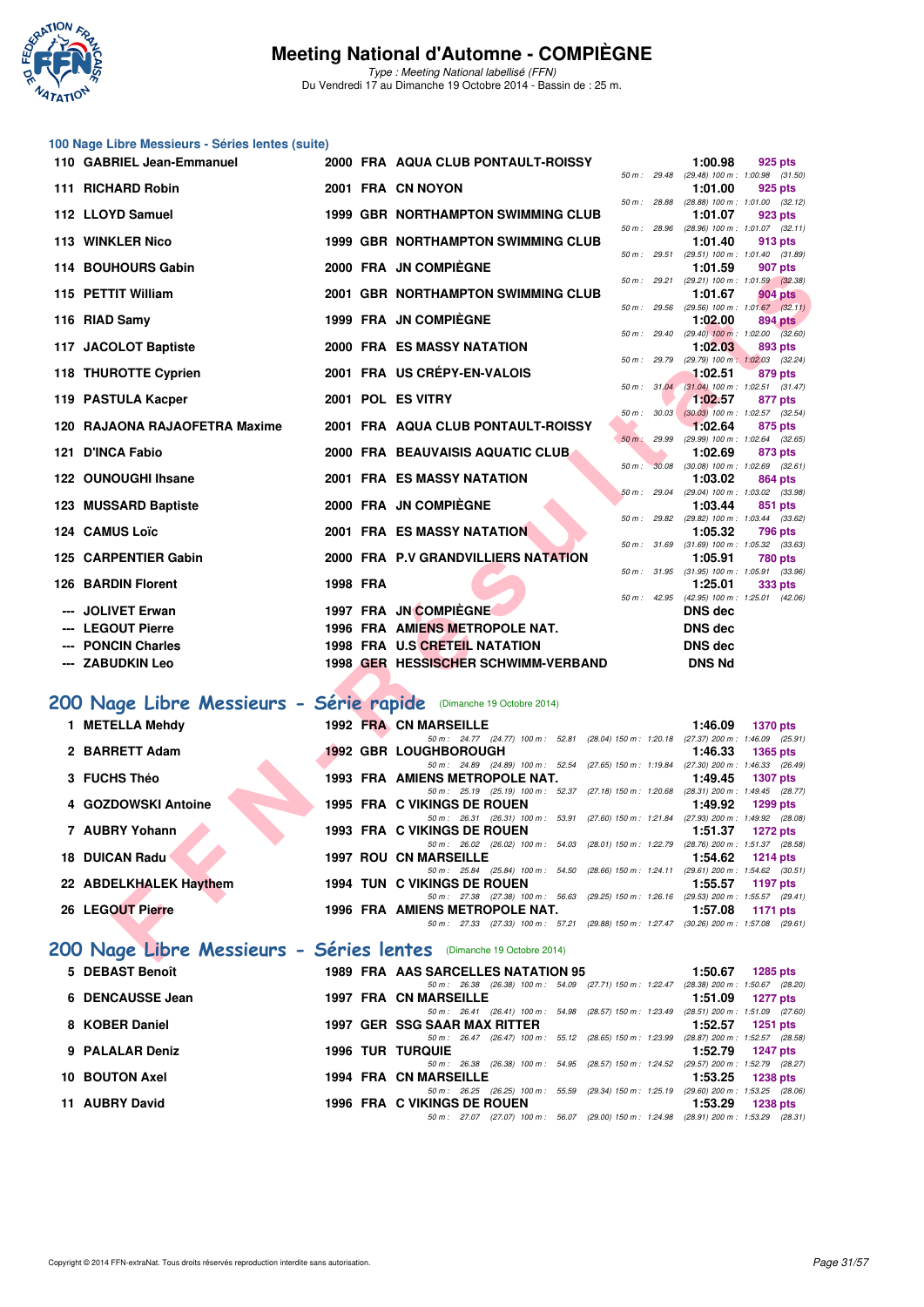# Meeting National d'Automne - COMPIÈGNE

*Type : Meeting National labellisé (FFN)*
Du Vendredi 17 au Dimanche 19 Octobre 2014 - Bassin de : 25 m.

## 100 Nage Libre Messieurs - Séries lentes (suite)

| Rang | Nom | Année | Nat. | Club | Temps | Points | Splits |
|---|---|---|---|---|---|---|---|
| 110 | GABRIEL Jean-Emmanuel | 2000 | FRA | AQUA CLUB PONTAULT-ROISSY | 1:00.98 | 925 pts | 50 m : 29.48 (29.48) 100 m : 1:00.98 (31.50) |
| 111 | RICHARD Robin | 2001 | FRA | CN NOYON | 1:01.00 | 925 pts | 50 m : 28.88 (28.88) 100 m : 1:01.00 (32.12) |
| 112 | LLOYD Samuel | 1999 | GBR | NORTHAMPTON SWIMMING CLUB | 1:01.07 | 923 pts | 50 m : 28.96 (28.96) 100 m : 1:01.07 (32.11) |
| 113 | WINKLER Nico | 1999 | GBR | NORTHAMPTON SWIMMING CLUB | 1:01.40 | 913 pts | 50 m : 29.51 (29.51) 100 m : 1:01.40 (31.89) |
| 114 | BOUHOURS Gabin | 2000 | FRA | JN COMPIÈGNE | 1:01.59 | 907 pts | 50 m : 29.21 (29.21) 100 m : 1:01.59 (32.38) |
| 115 | PETTIT William | 2001 | GBR | NORTHAMPTON SWIMMING CLUB | 1:01.67 | 904 pts | 50 m : 29.56 (29.56) 100 m : 1:01.67 (32.11) |
| 116 | RIAD Samy | 1999 | FRA | JN COMPIÈGNE | 1:02.00 | 894 pts | 50 m : 29.40 (29.40) 100 m : 1:02.00 (32.60) |
| 117 | JACOLOT Baptiste | 2000 | FRA | ES MASSY NATATION | 1:02.03 | 893 pts | 50 m : 29.79 (29.79) 100 m : 1:02.03 (32.24) |
| 118 | THUROTTE Cyprien | 2001 | FRA | US CRÉPY-EN-VALOIS | 1:02.51 | 879 pts | 50 m : 31.04 (31.04) 100 m : 1:02.51 (31.47) |
| 119 | PASTULA Kacper | 2001 | POL | ES VITRY | 1:02.57 | 877 pts | 50 m : 30.03 (30.03) 100 m : 1:02.57 (32.54) |
| 120 | RAJAONA RAJAOFETRA Maxime | 2001 | FRA | AQUA CLUB PONTAULT-ROISSY | 1:02.64 | 875 pts | 50 m : 29.99 (29.99) 100 m : 1:02.64 (32.65) |
| 121 | D'INCA Fabio | 2000 | FRA | BEAUVAISIS AQUATIC CLUB | 1:02.69 | 873 pts | 50 m : 30.08 (30.08) 100 m : 1:02.69 (32.61) |
| 122 | OUNOUGHI Ihsane | 2001 | FRA | ES MASSY NATATION | 1:03.02 | 864 pts | 50 m : 29.04 (29.04) 100 m : 1:03.02 (33.98) |
| 123 | MUSSARD Baptiste | 2000 | FRA | JN COMPIÈGNE | 1:03.44 | 851 pts | 50 m : 29.82 (29.82) 100 m : 1:03.44 (33.62) |
| 124 | CAMUS Loïc | 2001 | FRA | ES MASSY NATATION | 1:05.32 | 796 pts | 50 m : 31.69 (31.69) 100 m : 1:05.32 (33.63) |
| 125 | CARPENTIER Gabin | 2000 | FRA | P.V GRANDVILLIERS NATATION | 1:05.91 | 780 pts | 50 m : 31.95 (31.95) 100 m : 1:05.91 (33.96) |
| 126 | BARDIN Florent | 1998 | FRA | | 1:25.01 | 333 pts | 50 m : 42.95 (42.95) 100 m : 1:25.01 (42.06) |
| --- | JOLIVET Erwan | 1997 | FRA | JN COMPIÈGNE | DNS dec | | |
| --- | LEGOUT Pierre | 1996 | FRA | AMIENS METROPOLE NAT. | DNS dec | | |
| --- | PONCIN Charles | 1998 | FRA | U.S CRETEIL NATATION | DNS dec | | |
| --- | ZABUDKIN Leo | 1998 | GER | HESSISCHER SCHWIMM-VERBAND | DNS Nd | | |

## 200 Nage Libre Messieurs - Série rapide (Dimanche 19 Octobre 2014)

| Rang | Nom | Année | Nat. | Club | Temps | Points | Splits |
|---|---|---|---|---|---|---|---|
| 1 | METELLA Mehdy | 1992 | FRA | CN MARSEILLE | 1:46.09 | 1370 pts | 50 m : 24.77 (24.77) 100 m : 52.81 (28.04) 150 m : 1:20.18 (27.37) 200 m : 1:46.09 (25.91) |
| 2 | BARRETT Adam | 1992 | GBR | LOUGHBOROUGH | 1:46.33 | 1365 pts | 50 m : 24.89 (24.89) 100 m : 52.54 (27.65) 150 m : 1:19.84 (27.30) 200 m : 1:46.33 (26.49) |
| 3 | FUCHS Théo | 1993 | FRA | AMIENS METROPOLE NAT. | 1:49.45 | 1307 pts | 50 m : 25.19 (25.19) 100 m : 52.37 (27.18) 150 m : 1:20.68 (28.31) 200 m : 1:49.45 (28.77) |
| 4 | GOZDOWSKI Antoine | 1995 | FRA | C VIKINGS DE ROUEN | 1:49.92 | 1299 pts | 50 m : 26.31 (26.31) 100 m : 53.91 (27.60) 150 m : 1:21.84 (27.93) 200 m : 1:49.92 (28.08) |
| 7 | AUBRY Yohann | 1993 | FRA | C VIKINGS DE ROUEN | 1:51.37 | 1272 pts | 50 m : 26.02 (26.02) 100 m : 54.03 (28.01) 150 m : 1:22.79 (28.76) 200 m : 1:51.37 (28.58) |
| 18 | DUICAN Radu | 1997 | ROU | CN MARSEILLE | 1:54.62 | 1214 pts | 50 m : 25.84 (25.84) 100 m : 54.50 (28.66) 150 m : 1:24.11 (29.61) 200 m : 1:54.62 (30.51) |
| 22 | ABDELKHALEK Haythem | 1994 | TUN | C VIKINGS DE ROUEN | 1:55.57 | 1197 pts | 50 m : 27.38 (27.38) 100 m : 56.63 (29.25) 150 m : 1:26.16 (29.53) 200 m : 1:55.57 (29.41) |
| 26 | LEGOUT Pierre | 1996 | FRA | AMIENS METROPOLE NAT. | 1:57.08 | 1171 pts | 50 m : 27.33 (27.33) 100 m : 57.21 (29.88) 150 m : 1:27.47 (30.26) 200 m : 1:57.08 (29.61) |

## 200 Nage Libre Messieurs - Séries lentes (Dimanche 19 Octobre 2014)

| Rang | Nom | Année | Nat. | Club | Temps | Points | Splits |
|---|---|---|---|---|---|---|---|
| 5 | DEBAST Benoît | 1989 | FRA | AAS SARCELLES NATATION 95 | 1:50.67 | 1285 pts | 50 m : 26.38 (26.38) 100 m : 54.09 (27.71) 150 m : 1:22.47 (28.38) 200 m : 1:50.67 (28.20) |
| 6 | DENCAUSSE Jean | 1997 | FRA | CN MARSEILLE | 1:51.09 | 1277 pts | 50 m : 26.41 (26.41) 100 m : 54.98 (28.57) 150 m : 1:23.49 (28.51) 200 m : 1:51.09 (27.60) |
| 8 | KOBER Daniel | 1997 | GER | SSG SAAR MAX RITTER | 1:52.57 | 1251 pts | 50 m : 26.47 (26.47) 100 m : 55.12 (28.65) 150 m : 1:23.99 (28.87) 200 m : 1:52.57 (28.58) |
| 9 | PALALAR Deniz | 1996 | TUR | TURQUIE | 1:52.79 | 1247 pts | 50 m : 26.38 (26.38) 100 m : 54.95 (28.57) 150 m : 1:24.52 (29.57) 200 m : 1:52.79 (28.27) |
| 10 | BOUTON Axel | 1994 | FRA | CN MARSEILLE | 1:53.25 | 1238 pts | 50 m : 26.25 (26.25) 100 m : 55.59 (29.34) 150 m : 1:25.19 (29.60) 200 m : 1:53.25 (28.06) |
| 11 | AUBRY David | 1996 | FRA | C VIKINGS DE ROUEN | 1:53.29 | 1238 pts | 50 m : 27.07 (27.07) 100 m : 56.07 (29.00) 150 m : 1:24.98 (28.91) 200 m : 1:53.29 (28.31) |

Copyright © 2014 FFN-extraNat. Tous droits réservés reproduction interdite sans autorisation.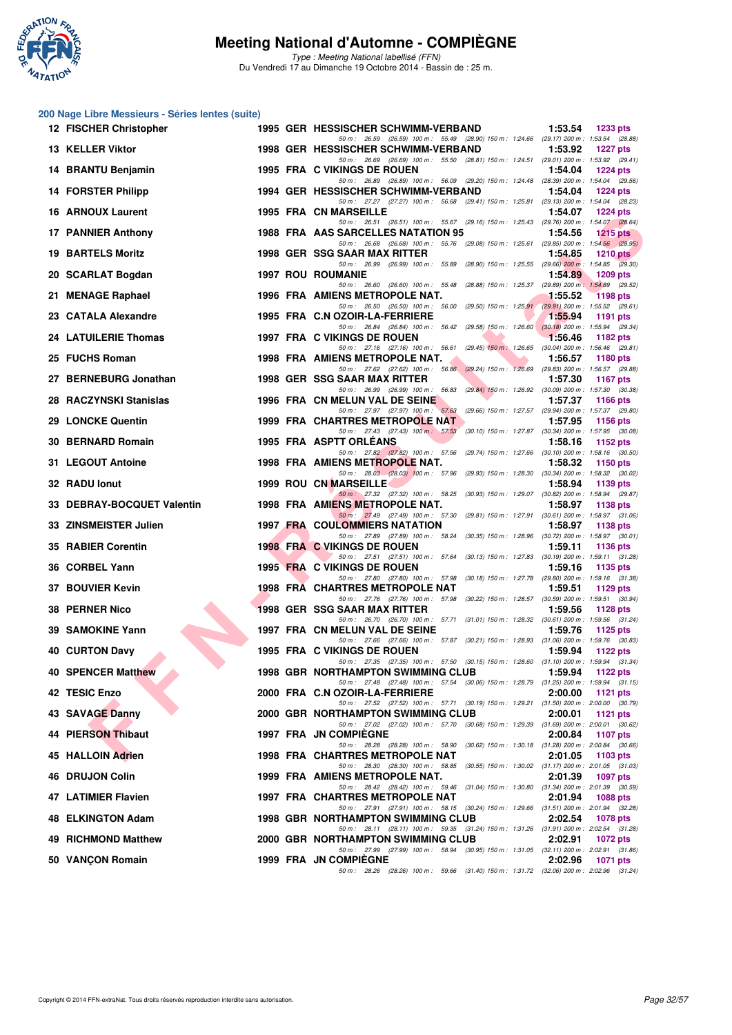# Meeting National d'Automne - COMPIÈGNE

*Type : Meeting National labellisé (FFN)*
Du Vendredi 17 au Dimanche 19 Octobre 2014 - Bassin de : 25 m.

## 200 Nage Libre Messieurs - Séries lentes (suite)

| Rang | Nom | Année | Nat | Club | Temps | Points |
|---|---|---|---|---|---|---|
| 12 | FISCHER Christopher | 1995 | GER | HESSISCHER SCHWIMM-VERBAND | 1:53.54 | 1233 pts |
| | 50 m : 26.59 (26.59) 100 m : 55.49 (28.90) 150 m : 1:24.66 (29.17) 200 m : 1:53.54 (28.88) | | | | | |
| 13 | KELLER Viktor | 1998 | GER | HESSISCHER SCHWIMM-VERBAND | 1:53.92 | 1227 pts |
| | 50 m : 26.69 (26.69) 100 m : 55.50 (28.81) 150 m : 1:24.51 (29.01) 200 m : 1:53.92 (29.41) | | | | | |
| 14 | BRANTU Benjamin | 1995 | FRA | C VIKINGS DE ROUEN | 1:54.04 | 1224 pts |
| | 50 m : 26.89 (26.89) 100 m : 56.09 (29.20) 150 m : 1:24.48 (28.39) 200 m : 1:54.04 (29.56) | | | | | |
| 14 | FORSTER Philipp | 1994 | GER | HESSISCHER SCHWIMM-VERBAND | 1:54.04 | 1224 pts |
| | 50 m : 27.27 (27.27) 100 m : 56.68 (29.41) 150 m : 1:25.81 (29.13) 200 m : 1:54.04 (28.23) | | | | | |
| 16 | ARNOUX Laurent | 1995 | FRA | CN MARSEILLE | 1:54.07 | 1224 pts |
| | 50 m : 26.51 (26.51) 100 m : 55.67 (29.16) 150 m : 1:25.43 (29.76) 200 m : 1:54.07 (28.64) | | | | | |
| 17 | PANNIER Anthony | 1988 | FRA | AAS SARCELLES NATATION 95 | 1:54.56 | 1215 pts |
| | 50 m : 26.68 (26.68) 100 m : 55.76 (29.08) 150 m : 1:25.61 (29.85) 200 m : 1:54.56 (28.95) | | | | | |
| 19 | BARTELS Moritz | 1998 | GER | SSG SAAR MAX RITTER | 1:54.85 | 1210 pts |
| | 50 m : 26.99 (26.99) 100 m : 55.89 (28.90) 150 m : 1:25.55 (29.66) 200 m : 1:54.85 (29.30) | | | | | |
| 20 | SCARLAT Bogdan | 1997 | ROU | ROUMANIE | 1:54.89 | 1209 pts |
| | 50 m : 26.60 (26.60) 100 m : 55.48 (28.88) 150 m : 1:25.37 (29.89) 200 m : 1:54.89 (29.52) | | | | | |
| 21 | MENAGE Raphael | 1996 | FRA | AMIENS METROPOLE NAT. | 1:55.52 | 1198 pts |
| | 50 m : 26.50 (26.50) 100 m : 56.00 (29.50) 150 m : 1:25.91 (29.91) 200 m : 1:55.52 (29.61) | | | | | |
| 23 | CATALA Alexandre | 1995 | FRA | C.N OZOIR-LA-FERRIERE | 1:55.94 | 1191 pts |
| | 50 m : 26.84 (26.84) 100 m : 56.42 (29.58) 150 m : 1:26.60 (30.18) 200 m : 1:55.94 (29.34) | | | | | |
| 24 | LATUILERIE Thomas | 1997 | FRA | C VIKINGS DE ROUEN | 1:56.46 | 1182 pts |
| | 50 m : 27.16 (27.16) 100 m : 56.61 (29.45) 150 m : 1:26.65 (30.04) 200 m : 1:56.46 (29.81) | | | | | |
| 25 | FUCHS Roman | 1998 | FRA | AMIENS METROPOLE NAT. | 1:56.57 | 1180 pts |
| | 50 m : 27.62 (27.62) 100 m : 56.86 (29.24) 150 m : 1:26.69 (29.83) 200 m : 1:56.57 (29.88) | | | | | |
| 27 | BERNEBURG Jonathan | 1998 | GER | SSG SAAR MAX RITTER | 1:57.30 | 1167 pts |
| | 50 m : 26.99 (26.99) 100 m : 56.83 (29.84) 150 m : 1:26.92 (30.09) 200 m : 1:57.30 (30.38) | | | | | |
| 28 | RACZYNSKI Stanislas | 1996 | FRA | CN MELUN VAL DE SEINE | 1:57.37 | 1166 pts |
| | 50 m : 27.97 (27.97) 100 m : 57.63 (29.66) 150 m : 1:27.57 (29.94) 200 m : 1:57.37 (29.80) | | | | | |
| 29 | LONCKE Quentin | 1999 | FRA | CHARTRES METROPOLE NAT | 1:57.95 | 1156 pts |
| | 50 m : 27.43 (27.43) 100 m : 57.53 (30.10) 150 m : 1:27.87 (30.34) 200 m : 1:57.95 (30.08) | | | | | |
| 30 | BERNARD Romain | 1995 | FRA | ASPTT ORLÉANS | 1:58.16 | 1152 pts |
| | 50 m : 27.82 (27.82) 100 m : 57.56 (29.74) 150 m : 1:27.66 (30.10) 200 m : 1:58.16 (30.50) | | | | | |
| 31 | LEGOUT Antoine | 1998 | FRA | AMIENS METROPOLE NAT. | 1:58.32 | 1150 pts |
| | 50 m : 28.03 (28.03) 100 m : 57.96 (29.93) 150 m : 1:28.30 (30.34) 200 m : 1:58.32 (30.02) | | | | | |
| 32 | RADU Ionut | 1999 | ROU | CN MARSEILLE | 1:58.94 | 1139 pts |
| | 50 m : 27.32 (27.32) 100 m : 58.25 (30.93) 150 m : 1:29.07 (30.82) 200 m : 1:58.94 (29.87) | | | | | |
| 33 | DEBRAY-BOCQUET Valentin | 1998 | FRA | AMIENS METROPOLE NAT. | 1:58.97 | 1138 pts |
| | 50 m : 27.49 (27.49) 100 m : 57.30 (29.81) 150 m : 1:27.91 (30.61) 200 m : 1:58.97 (31.06) | | | | | |
| 33 | ZINSMEISTER Julien | 1997 | FRA | COULOMMIERS NATATION | 1:58.97 | 1138 pts |
| | 50 m : 27.89 (27.89) 100 m : 58.24 (30.35) 150 m : 1:28.96 (30.72) 200 m : 1:58.97 (30.01) | | | | | |
| 35 | RABIER Corentin | 1998 | FRA | C VIKINGS DE ROUEN | 1:59.11 | 1136 pts |
| | 50 m : 27.51 (27.51) 100 m : 57.64 (30.13) 150 m : 1:27.83 (30.19) 200 m : 1:59.11 (31.28) | | | | | |
| 36 | CORBEL Yann | 1995 | FRA | C VIKINGS DE ROUEN | 1:59.16 | 1135 pts |
| | 50 m : 27.80 (27.80) 100 m : 57.98 (30.18) 150 m : 1:27.78 (29.80) 200 m : 1:59.16 (31.38) | | | | | |
| 37 | BOUVIER Kevin | 1998 | FRA | CHARTRES METROPOLE NAT | 1:59.51 | 1129 pts |
| | 50 m : 27.76 (27.76) 100 m : 57.98 (30.22) 150 m : 1:28.57 (30.59) 200 m : 1:59.51 (30.94) | | | | | |
| 38 | PERNER Nico | 1998 | GER | SSG SAAR MAX RITTER | 1:59.56 | 1128 pts |
| | 50 m : 26.70 (26.70) 100 m : 57.71 (31.01) 150 m : 1:28.32 (30.61) 200 m : 1:59.56 (31.24) | | | | | |
| 39 | SAMOKINE Yann | 1997 | FRA | CN MELUN VAL DE SEINE | 1:59.76 | 1125 pts |
| | 50 m : 27.66 (27.66) 100 m : 57.87 (30.21) 150 m : 1:28.93 (31.06) 200 m : 1:59.76 (30.83) | | | | | |
| 40 | CURTON Davy | 1995 | FRA | C VIKINGS DE ROUEN | 1:59.94 | 1122 pts |
| | 50 m : 27.35 (27.35) 100 m : 57.50 (30.15) 150 m : 1:28.60 (31.10) 200 m : 1:59.94 (31.34) | | | | | |
| 40 | SPENCER Matthew | 1998 | GBR | NORTHAMPTON SWIMMING CLUB | 1:59.94 | 1122 pts |
| | 50 m : 27.48 (27.48) 100 m : 57.54 (30.06) 150 m : 1:28.79 (31.25) 200 m : 1:59.94 (31.15) | | | | | |
| 42 | TESIC Enzo | 2000 | FRA | C.N OZOIR-LA-FERRIERE | 2:00.00 | 1121 pts |
| | 50 m : 27.52 (27.52) 100 m : 57.71 (30.19) 150 m : 1:29.21 (31.50) 200 m : 2:00.00 (30.79) | | | | | |
| 43 | SAVAGE Danny | 2000 | GBR | NORTHAMPTON SWIMMING CLUB | 2:00.01 | 1121 pts |
| | 50 m : 27.02 (27.02) 100 m : 57.70 (30.68) 150 m : 1:29.39 (31.69) 200 m : 2:00.01 (30.62) | | | | | |
| 44 | PIERSON Thibaut | 1997 | FRA | JN COMPIÈGNE | 2:00.84 | 1107 pts |
| | 50 m : 28.28 (28.28) 100 m : 58.90 (30.62) 150 m : 1:30.18 (31.28) 200 m : 2:00.84 (30.66) | | | | | |
| 45 | HALLOIN Adrien | 1998 | FRA | CHARTRES METROPOLE NAT | 2:01.05 | 1103 pts |
| | 50 m : 28.30 (28.30) 100 m : 58.85 (30.55) 150 m : 1:30.02 (31.17) 200 m : 2:01.05 (31.03) | | | | | |
| 46 | DRUJON Colin | 1999 | FRA | AMIENS METROPOLE NAT. | 2:01.39 | 1097 pts |
| | 50 m : 28.42 (28.42) 100 m : 59.46 (31.04) 150 m : 1:30.80 (31.34) 200 m : 2:01.39 (30.59) | | | | | |
| 47 | LATIMIER Flavien | 1997 | FRA | CHARTRES METROPOLE NAT | 2:01.94 | 1088 pts |
| | 50 m : 27.91 (27.91) 100 m : 58.15 (30.24) 150 m : 1:29.66 (31.51) 200 m : 2:01.94 (32.28) | | | | | |
| 48 | ELKINGTON Adam | 1998 | GBR | NORTHAMPTON SWIMMING CLUB | 2:02.54 | 1078 pts |
| | 50 m : 28.11 (28.11) 100 m : 59.35 (31.24) 150 m : 1:31.26 (31.91) 200 m : 2:02.54 (31.28) | | | | | |
| 49 | RICHMOND Matthew | 2000 | GBR | NORTHAMPTON SWIMMING CLUB | 2:02.91 | 1072 pts |
| | 50 m : 27.99 (27.99) 100 m : 58.94 (30.95) 150 m : 1:31.05 (32.11) 200 m : 2:02.91 (31.86) | | | | | |
| 50 | VANÇON Romain | 1999 | FRA | JN COMPIÈGNE | 2:02.96 | 1071 pts |
| | 50 m : 28.26 (28.26) 100 m : 59.66 (31.40) 150 m : 1:31.72 (32.06) 200 m : 2:02.96 (31.24) | | | | | |

Copyright © 2014 FFN-extraNat. Tous droits réservés reproduction interdite sans autorisation.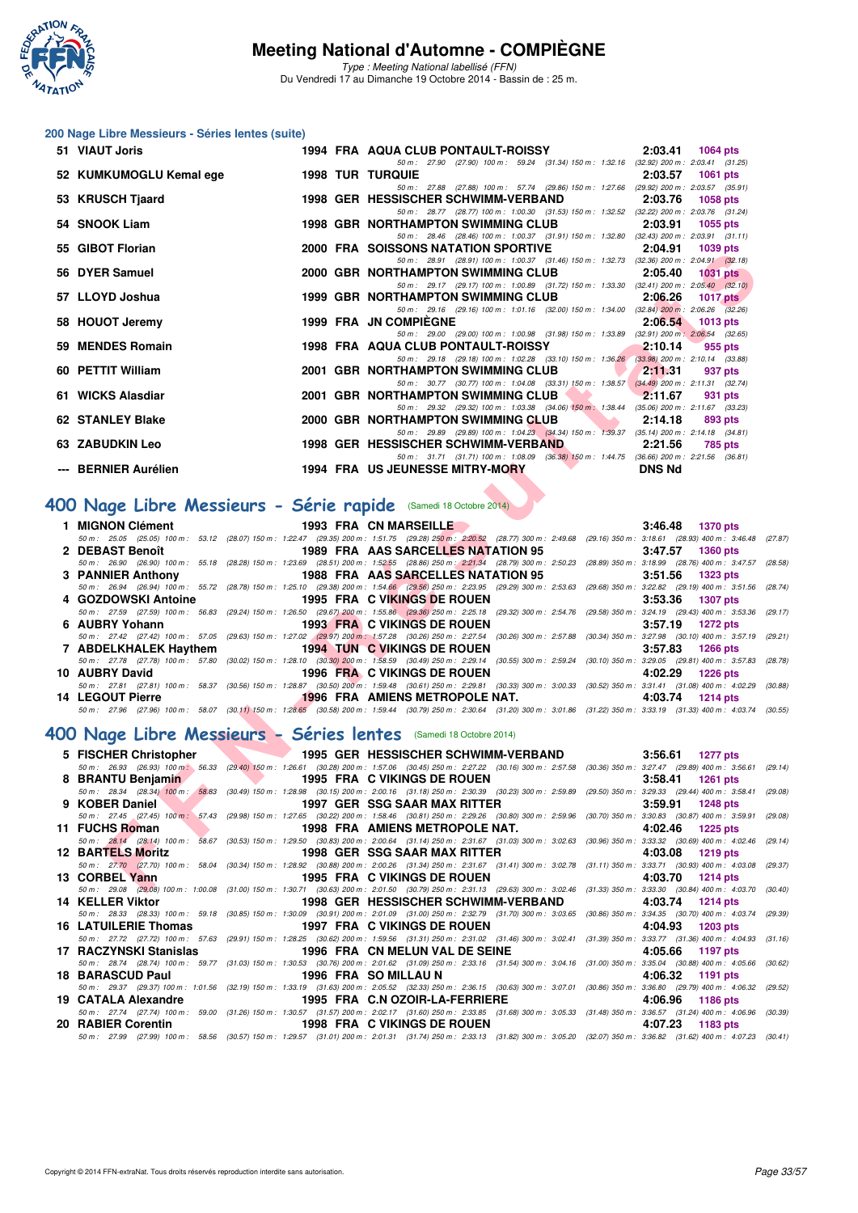# Meeting National d'Automne - COMPIÈGNE

*Type : Meeting National labellisé (FFN)*
Du Vendredi 17 au Dimanche 19 Octobre 2014 - Bassin de : 25 m.

## 200 Nage Libre Messieurs - Séries lentes (suite)

| Rg | Nom | Année | Nat | Club | Temps | Points |
|---|---|---|---|---|---|---|
| 51 | VIAUT Joris | 1994 | FRA | AQUA CLUB PONTAULT-ROISSY | 2:03.41 | 1064 pts |
| | 50 m : 27.90 (27.90) 100 m : 59.24 (31.34) 150 m : 1:32.16 (32.92) 200 m : 2:03.41 (31.25) | | | | | |
| 52 | KUMKUMOGLU Kemal ege | 1998 | TUR | TURQUIE | 2:03.57 | 1061 pts |
| | 50 m : 27.88 (27.88) 100 m : 57.74 (29.86) 150 m : 1:27.66 (29.92) 200 m : 2:03.57 (35.91) | | | | | |
| 53 | KRUSCH Tjaard | 1998 | GER | HESSISCHER SCHWIMM-VERBAND | 2:03.76 | 1058 pts |
| | 50 m : 28.77 (28.77) 100 m : 1:00.30 (31.53) 150 m : 1:32.52 (32.22) 200 m : 2:03.76 (31.24) | | | | | |
| 54 | SNOOK Liam | 1998 | GBR | NORTHAMPTON SWIMMING CLUB | 2:03.91 | 1055 pts |
| | 50 m : 28.46 (28.46) 100 m : 1:00.37 (31.91) 150 m : 1:32.80 (32.43) 200 m : 2:03.91 (31.11) | | | | | |
| 55 | GIBOT Florian | 2000 | FRA | SOISSONS NATATION SPORTIVE | 2:04.91 | 1039 pts |
| | 50 m : 28.91 (28.91) 100 m : 1:00.37 (31.46) 150 m : 1:32.73 (32.36) 200 m : 2:04.91 (32.18) | | | | | |
| 56 | DYER Samuel | 2000 | GBR | NORTHAMPTON SWIMMING CLUB | 2:05.40 | 1031 pts |
| | 50 m : 29.17 (29.17) 100 m : 1:00.89 (31.72) 150 m : 1:33.30 (32.41) 200 m : 2:05.40 (32.10) | | | | | |
| 57 | LLOYD Joshua | 1999 | GBR | NORTHAMPTON SWIMMING CLUB | 2:06.26 | 1017 pts |
| | 50 m : 29.16 (29.16) 100 m : 1:01.16 (32.00) 150 m : 1:34.00 (32.84) 200 m : 2:06.26 (32.26) | | | | | |
| 58 | HOUOT Jeremy | 1999 | FRA | JN COMPIÈGNE | 2:06.54 | 1013 pts |
| | 50 m : 29.00 (29.00) 100 m : 1:00.98 (31.98) 150 m : 1:33.89 (32.91) 200 m : 2:06.54 (32.65) | | | | | |
| 59 | MENDES Romain | 1998 | FRA | AQUA CLUB PONTAULT-ROISSY | 2:10.14 | 955 pts |
| | 50 m : 29.18 (29.18) 100 m : 1:02.28 (33.10) 150 m : 1:36.26 (33.98) 200 m : 2:10.14 (33.88) | | | | | |
| 60 | PETTIT William | 2001 | GBR | NORTHAMPTON SWIMMING CLUB | 2:11.31 | 937 pts |
| | 50 m : 30.77 (30.77) 100 m : 1:04.08 (33.31) 150 m : 1:38.57 (34.49) 200 m : 2:11.31 (32.74) | | | | | |
| 61 | WICKS Alasdiar | 2001 | GBR | NORTHAMPTON SWIMMING CLUB | 2:11.67 | 931 pts |
| | 50 m : 29.32 (29.32) 100 m : 1:03.38 (34.06) 150 m : 1:38.44 (35.06) 200 m : 2:11.67 (33.23) | | | | | |
| 62 | STANLEY Blake | 2000 | GBR | NORTHAMPTON SWIMMING CLUB | 2:14.18 | 893 pts |
| | 50 m : 29.89 (29.89) 100 m : 1:04.23 (34.34) 150 m : 1:39.37 (35.14) 200 m : 2:14.18 (34.81) | | | | | |
| 63 | ZABUDKIN Leo | 1998 | GER | HESSISCHER SCHWIMM-VERBAND | 2:21.56 | 785 pts |
| | 50 m : 31.71 (31.71) 100 m : 1:08.09 (36.38) 150 m : 1:44.75 (36.66) 200 m : 2:21.56 (36.81) | | | | | |
| --- | BERNIER Aurélien | 1994 | FRA | US JEUNESSE MITRY-MORY | DNS Nd | |

## 400 Nage Libre Messieurs - Série rapide (Samedi 18 Octobre 2014)

| Rg | Nom | Année | Nat | Club | Temps | Points |
|---|---|---|---|---|---|---|
| 1 | MIGNON Clément | 1993 | FRA | CN MARSEILLE | 3:46.48 | 1370 pts |
| | 50 m : 25.05 (25.05) 100 m : 53.12 (28.07) 150 m : 1:22.47 (29.35) 200 m : 1:51.75 (29.28) 250 m : 2:20.52 (28.77) 300 m : 2:49.68 (29.16) 350 m : 3:18.61 (28.93) 400 m : 3:46.48 (27.87) | | | | | |
| 2 | DEBAST Benoît | 1989 | FRA | AAS SARCELLES NATATION 95 | 3:47.57 | 1360 pts |
| | 50 m : 26.90 (26.90) 100 m : 55.18 (28.28) 150 m : 1:23.69 (28.51) 200 m : 1:52.55 (28.86) 250 m : 2:21.34 (28.79) 300 m : 2:50.23 (28.89) 350 m : 3:18.99 (28.76) 400 m : 3:47.57 (28.58) | | | | | |
| 3 | PANNIER Anthony | 1988 | FRA | AAS SARCELLES NATATION 95 | 3:51.56 | 1323 pts |
| | 50 m : 26.94 (26.94) 100 m : 55.72 (28.78) 150 m : 1:25.10 (29.38) 200 m : 1:54.66 (29.56) 250 m : 2:23.95 (29.29) 300 m : 2:53.63 (29.68) 350 m : 3:22.82 (29.19) 400 m : 3:51.56 (28.74) | | | | | |
| 4 | GOZDOWSKI Antoine | 1995 | FRA | C VIKINGS DE ROUEN | 3:53.36 | 1307 pts |
| | 50 m : 27.59 (27.59) 100 m : 56.83 (29.24) 150 m : 1:26.50 (29.67) 200 m : 1:55.86 (29.36) 250 m : 2:25.18 (29.32) 300 m : 2:54.76 (29.58) 350 m : 3:24.19 (29.43) 400 m : 3:53.36 (29.17) | | | | | |
| 6 | AUBRY Yohann | 1993 | FRA | C VIKINGS DE ROUEN | 3:57.19 | 1272 pts |
| | 50 m : 27.42 (27.42) 100 m : 57.05 (29.63) 150 m : 1:27.02 (29.97) 200 m : 1:57.28 (30.26) 250 m : 2:27.54 (30.26) 300 m : 2:57.88 (30.34) 350 m : 3:27.98 (30.10) 400 m : 3:57.19 (29.21) | | | | | |
| 7 | ABDELKHALEK Haythem | 1994 | TUN | C VIKINGS DE ROUEN | 3:57.83 | 1266 pts |
| | 50 m : 27.78 (27.78) 100 m : 57.80 (30.02) 150 m : 1:28.10 (30.30) 200 m : 1:58.59 (30.49) 250 m : 2:29.14 (30.55) 300 m : 2:59.24 (30.10) 350 m : 3:29.05 (29.81) 400 m : 3:57.83 (28.78) | | | | | |
| 10 | AUBRY David | 1996 | FRA | C VIKINGS DE ROUEN | 4:02.29 | 1226 pts |
| | 50 m : 27.81 (27.81) 100 m : 58.37 (30.56) 150 m : 1:28.87 (30.50) 200 m : 1:59.48 (30.61) 250 m : 2:29.81 (30.33) 300 m : 3:00.33 (30.52) 350 m : 3:31.41 (31.08) 400 m : 4:02.29 (30.88) | | | | | |
| 14 | LEGOUT Pierre | 1996 | FRA | AMIENS METROPOLE NAT. | 4:03.74 | 1214 pts |
| | 50 m : 27.96 (27.96) 100 m : 58.07 (30.11) 150 m : 1:28.65 (30.58) 200 m : 1:59.44 (30.79) 250 m : 2:30.64 (31.20) 300 m : 3:01.86 (31.22) 350 m : 3:33.19 (31.33) 400 m : 4:03.74 (30.55) | | | | | |

## 400 Nage Libre Messieurs - Séries lentes (Samedi 18 Octobre 2014)

| Rg | Nom | Année | Nat | Club | Temps | Points |
|---|---|---|---|---|---|---|
| 5 | FISCHER Christopher | 1995 | GER | HESSISCHER SCHWIMM-VERBAND | 3:56.61 | 1277 pts |
| | 50 m : 26.93 (26.93) 100 m : 56.33 (29.40) 150 m : 1:26.61 (30.28) 200 m : 1:57.06 (30.45) 250 m : 2:27.22 (30.16) 300 m : 2:57.58 (30.36) 350 m : 3:27.47 (29.89) 400 m : 3:56.61 (29.14) | | | | | |
| 8 | BRANTU Benjamin | 1995 | FRA | C VIKINGS DE ROUEN | 3:58.41 | 1261 pts |
| | 50 m : 28.34 (28.34) 100 m : 58.83 (30.49) 150 m : 1:28.98 (30.15) 200 m : 2:00.16 (31.18) 250 m : 2:30.39 (30.23) 300 m : 2:59.89 (29.50) 350 m : 3:29.33 (29.44) 400 m : 3:58.41 (29.08) | | | | | |
| 9 | KOBER Daniel | 1997 | GER | SSG SAAR MAX RITTER | 3:59.91 | 1248 pts |
| | 50 m : 27.45 (27.45) 100 m : 57.43 (29.98) 150 m : 1:27.65 (30.22) 200 m : 1:58.46 (30.81) 250 m : 2:29.26 (30.80) 300 m : 2:59.96 (30.70) 350 m : 3:30.83 (30.87) 400 m : 3:59.91 (29.08) | | | | | |
| 11 | FUCHS Roman | 1998 | FRA | AMIENS METROPOLE NAT. | 4:02.46 | 1225 pts |
| | 50 m : 28.14 (28.14) 100 m : 58.67 (30.53) 150 m : 1:29.50 (30.83) 200 m : 2:00.64 (31.14) 250 m : 2:31.67 (31.03) 300 m : 3:02.63 (30.96) 350 m : 3:33.32 (30.69) 400 m : 4:02.46 (29.14) | | | | | |
| 12 | BARTELS Moritz | 1998 | GER | SSG SAAR MAX RITTER | 4:03.08 | 1219 pts |
| | 50 m : 27.70 (27.70) 100 m : 58.04 (30.34) 150 m : 1:28.92 (30.88) 200 m : 2:00.26 (31.34) 250 m : 2:31.67 (31.41) 300 m : 3:02.78 (31.11) 350 m : 3:33.71 (30.93) 400 m : 4:03.08 (29.37) | | | | | |
| 13 | CORBEL Yann | 1995 | FRA | C VIKINGS DE ROUEN | 4:03.70 | 1214 pts |
| | 50 m : 29.08 (29.08) 100 m : 1:00.08 (31.00) 150 m : 1:30.71 (30.63) 200 m : 2:01.50 (30.79) 250 m : 2:31.13 (29.63) 300 m : 3:02.46 (31.33) 350 m : 3:33.30 (30.84) 400 m : 4:03.70 (30.40) | | | | | |
| 14 | KELLER Viktor | 1998 | GER | HESSISCHER SCHWIMM-VERBAND | 4:03.74 | 1214 pts |
| | 50 m : 28.33 (28.33) 100 m : 59.18 (30.85) 150 m : 1:30.09 (30.91) 200 m : 2:01.09 (31.00) 250 m : 2:32.79 (31.70) 300 m : 3:03.65 (30.86) 350 m : 3:34.35 (30.70) 400 m : 4:03.74 (29.39) | | | | | |
| 16 | LATUILERIE Thomas | 1997 | FRA | C VIKINGS DE ROUEN | 4:04.93 | 1203 pts |
| | 50 m : 27.72 (27.72) 100 m : 57.63 (29.91) 150 m : 1:28.25 (30.62) 200 m : 1:59.56 (31.31) 250 m : 2:31.02 (31.46) 300 m : 3:02.41 (31.39) 350 m : 3:33.77 (31.36) 400 m : 4:04.93 (31.16) | | | | | |
| 17 | RACZYNSKI Stanislas | 1996 | FRA | CN MELUN VAL DE SEINE | 4:05.66 | 1197 pts |
| | 50 m : 28.74 (28.74) 100 m : 59.77 (31.03) 150 m : 1:30.53 (30.76) 200 m : 2:01.62 (31.09) 250 m : 2:33.16 (31.54) 300 m : 3:04.16 (31.00) 350 m : 3:35.04 (30.88) 400 m : 4:05.66 (30.62) | | | | | |
| 18 | BARASCUD Paul | 1996 | FRA | SO MILLAU N | 4:06.32 | 1191 pts |
| | 50 m : 29.37 (29.37) 100 m : 1:01.56 (32.19) 150 m : 1:33.19 (31.63) 200 m : 2:05.52 (32.33) 250 m : 2:36.15 (30.63) 300 m : 3:07.01 (30.86) 350 m : 3:36.80 (29.79) 400 m : 4:06.32 (29.52) | | | | | |
| 19 | CATALA Alexandre | 1995 | FRA | C.N OZOIR-LA-FERRIERE | 4:06.96 | 1186 pts |
| | 50 m : 27.74 (27.74) 100 m : 59.00 (31.26) 150 m : 1:30.57 (31.57) 200 m : 2:02.17 (31.60) 250 m : 2:33.85 (31.68) 300 m : 3:05.33 (31.48) 350 m : 3:36.57 (31.24) 400 m : 4:06.96 (30.39) | | | | | |
| 20 | RABIER Corentin | 1998 | FRA | C VIKINGS DE ROUEN | 4:07.23 | 1183 pts |
| | 50 m : 27.99 (27.99) 100 m : 58.56 (30.57) 150 m : 1:29.57 (31.01) 200 m : 2:01.31 (31.74) 250 m : 2:33.13 (31.82) 300 m : 3:05.20 (32.07) 350 m : 3:36.82 (31.62) 400 m : 4:07.23 (30.41) | | | | | |

Copyright © 2014 FFN-extraNat. Tous droits réservés reproduction interdite sans autorisation.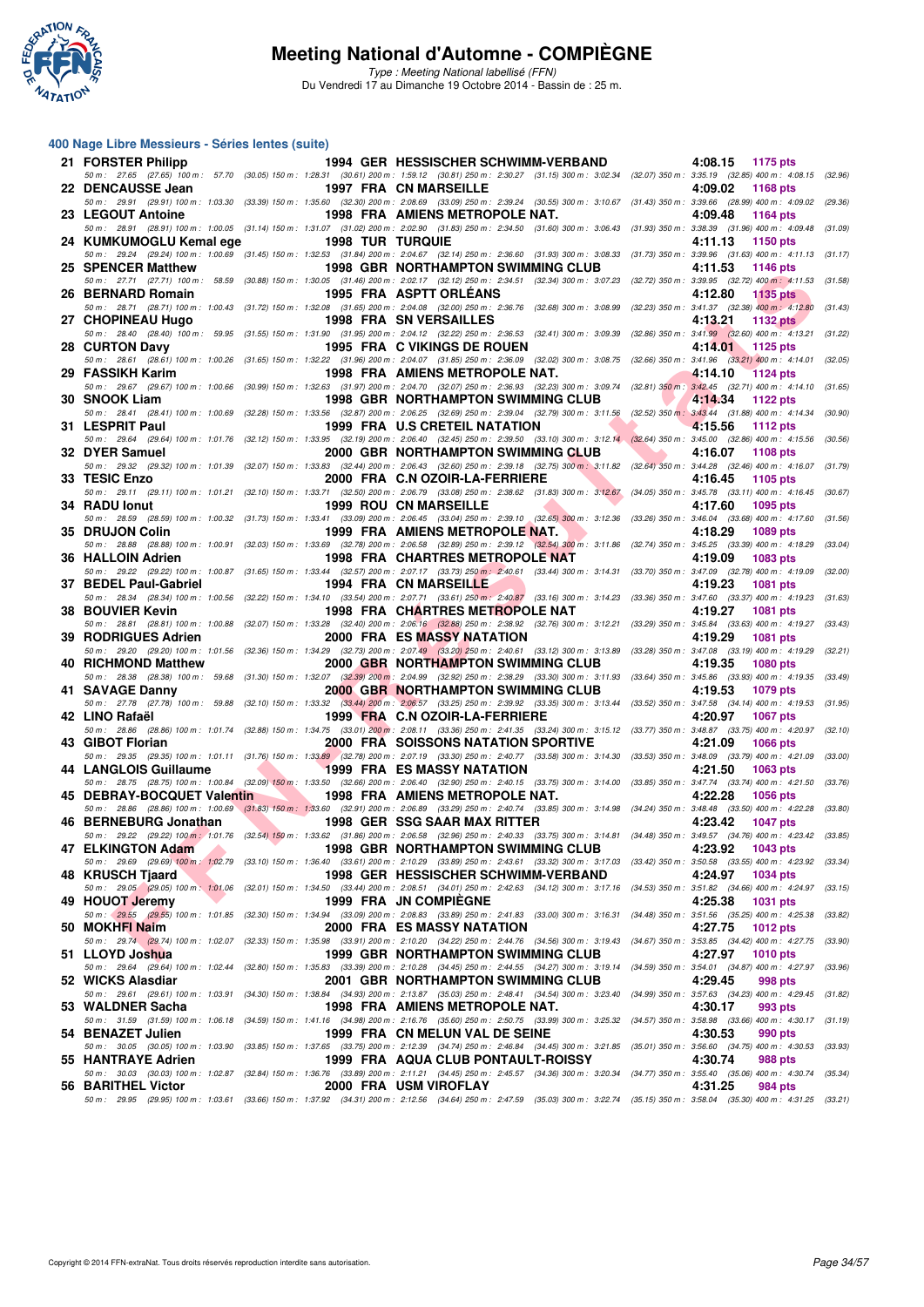# Meeting National d'Automne - COMPIÈGNE

*Type : Meeting National labellisé (FFN)*

Du Vendredi 17 au Dimanche 19 Octobre 2014 - Bassin de : 25 m.

## 400 Nage Libre Messieurs - Séries lentes (suite)

| Rang | Nom | Année | Nat. | Club | Temps | Points |
|---|---|---|---|---|---|---|
| 21 | FORSTER Philipp | 1994 | GER | HESSISCHER SCHWIMM-VERBAND | 4:08.15 | 1175 pts |
| | 50 m : 27.65 (27.65) 100 m : 57.70 (30.05) 150 m : 1:28.31 (30.61) 200 m : 1:59.12 (30.81) 250 m : 2:30.27 (31.15) 300 m : 3:02.34 (32.07) 350 m : 3:35.19 (32.85) 400 m : 4:08.15 (32.96) | | | | | |
| 22 | DENCAUSSE Jean | 1997 | FRA | CN MARSEILLE | 4:09.02 | 1168 pts |
| | 50 m : 29.91 (29.91) 100 m : 1:03.30 (33.39) 150 m : 1:35.60 (32.30) 200 m : 2:08.69 (33.09) 250 m : 2:39.24 (30.55) 300 m : 3:10.67 (31.43) 350 m : 3:39.66 (28.99) 400 m : 4:09.02 (29.36) | | | | | |
| 23 | LEGOUT Antoine | 1998 | FRA | AMIENS METROPOLE NAT. | 4:09.48 | 1164 pts |
| | 50 m : 28.91 (28.91) 100 m : 1:00.05 (31.14) 150 m : 1:31.07 (31.02) 200 m : 2:02.90 (31.83) 250 m : 2:34.50 (31.60) 300 m : 3:06.43 (31.93) 350 m : 3:38.39 (31.96) 400 m : 4:09.48 (31.09) | | | | | |
| 24 | KUMKUMOGLU Kemal ege | 1998 | TUR | TURQUIE | 4:11.13 | 1150 pts |
| | 50 m : 29.24 (29.24) 100 m : 1:00.69 (31.45) 150 m : 1:32.53 (31.84) 200 m : 2:04.67 (32.14) 250 m : 2:36.60 (31.93) 300 m : 3:08.33 (31.73) 350 m : 3:39.96 (31.63) 400 m : 4:11.13 (31.17) | | | | | |
| 25 | SPENCER Matthew | 1998 | GBR | NORTHAMPTON SWIMMING CLUB | 4:11.53 | 1146 pts |
| | 50 m : 27.71 (27.71) 100 m : 58.59 (30.88) 150 m : 1:30.05 (31.46) 200 m : 2:02.17 (32.12) 250 m : 2:34.51 (32.34) 300 m : 3:07.23 (32.72) 350 m : 3:39.95 (32.72) 400 m : 4:11.53 (31.58) | | | | | |
| 26 | BERNARD Romain | 1995 | FRA | ASPTT ORLÉANS | 4:12.80 | 1135 pts |
| | 50 m : 28.71 (28.71) 100 m : 1:00.43 (31.72) 150 m : 1:32.08 (31.65) 200 m : 2:04.08 (32.00) 250 m : 2:36.76 (32.68) 300 m : 3:08.99 (32.23) 350 m : 3:41.37 (32.38) 400 m : 4:12.80 (31.43) | | | | | |
| 27 | CHOPINEAU Hugo | 1998 | FRA | SN VERSAILLES | 4:13.21 | 1132 pts |
| | 50 m : 28.40 (28.40) 100 m : 59.95 (31.55) 150 m : 1:31.90 (31.95) 200 m : 2:04.12 (32.22) 250 m : 2:36.53 (32.41) 300 m : 3:09.39 (32.86) 350 m : 3:41.99 (32.60) 400 m : 4:13.21 (31.22) | | | | | |
| 28 | CURTON Davy | 1995 | FRA | C VIKINGS DE ROUEN | 4:14.01 | 1125 pts |
| | 50 m : 28.61 (28.61) 100 m : 1:00.26 (31.65) 150 m : 1:32.22 (31.96) 200 m : 2:04.07 (31.85) 250 m : 2:36.09 (32.02) 300 m : 3:08.75 (32.66) 350 m : 3:41.96 (33.21) 400 m : 4:14.01 (32.05) | | | | | |
| 29 | FASSIKH Karim | 1998 | FRA | AMIENS METROPOLE NAT. | 4:14.10 | 1124 pts |
| | 50 m : 29.67 (29.67) 100 m : 1:00.66 (30.99) 150 m : 1:32.63 (31.97) 200 m : 2:04.70 (32.07) 250 m : 2:36.93 (32.23) 300 m : 3:09.74 (32.81) 350 m : 3:42.45 (32.71) 400 m : 4:14.10 (31.65) | | | | | |
| 30 | SNOOK Liam | 1998 | GBR | NORTHAMPTON SWIMMING CLUB | 4:14.34 | 1122 pts |
| | 50 m : 28.41 (28.41) 100 m : 1:00.69 (32.28) 150 m : 1:33.56 (32.87) 200 m : 2:06.25 (32.69) 250 m : 2:39.04 (32.79) 300 m : 3:11.56 (32.52) 350 m : 3:43.44 (31.88) 400 m : 4:14.34 (30.90) | | | | | |
| 31 | LESPRIT Paul | 1999 | FRA | U.S CRETEIL NATATION | 4:15.56 | 1112 pts |
| | 50 m : 29.64 (29.64) 100 m : 1:01.76 (32.12) 150 m : 1:33.95 (32.19) 200 m : 2:06.40 (32.45) 250 m : 2:39.50 (33.10) 300 m : 3:12.14 (32.64) 350 m : 3:45.00 (32.86) 400 m : 4:15.56 (30.56) | | | | | |
| 32 | DYER Samuel | 2000 | GBR | NORTHAMPTON SWIMMING CLUB | 4:16.07 | 1108 pts |
| | 50 m : 29.32 (29.32) 100 m : 1:01.39 (32.07) 150 m : 1:33.83 (32.44) 200 m : 2:06.43 (32.60) 250 m : 2:39.18 (32.75) 300 m : 3:11.82 (32.64) 350 m : 3:44.28 (32.46) 400 m : 4:16.07 (31.79) | | | | | |
| 33 | TESIC Enzo | 2000 | FRA | C.N OZOIR-LA-FERRIERE | 4:16.45 | 1105 pts |
| | 50 m : 29.11 (29.11) 100 m : 1:01.21 (32.10) 150 m : 1:33.71 (32.50) 200 m : 2:06.79 (33.08) 250 m : 2:38.62 (31.83) 300 m : 3:12.67 (34.05) 350 m : 3:45.78 (33.11) 400 m : 4:16.45 (30.67) | | | | | |
| 34 | RADU Ionut | 1999 | ROU | CN MARSEILLE | 4:17.60 | 1095 pts |
| | 50 m : 28.59 (28.59) 100 m : 1:00.32 (31.73) 150 m : 1:33.41 (33.09) 200 m : 2:06.45 (33.04) 250 m : 2:39.10 (32.65) 300 m : 3:12.36 (33.26) 350 m : 3:46.04 (33.68) 400 m : 4:17.60 (31.56) | | | | | |
| 35 | DRUJON Colin | 1999 | FRA | AMIENS METROPOLE NAT. | 4:18.29 | 1089 pts |
| | 50 m : 28.88 (28.88) 100 m : 1:00.91 (32.03) 150 m : 1:33.69 (32.78) 200 m : 2:06.58 (32.89) 250 m : 2:39.12 (32.54) 300 m : 3:11.86 (32.74) 350 m : 3:45.25 (33.39) 400 m : 4:18.29 (33.04) | | | | | |
| 36 | HALLOIN Adrien | 1998 | FRA | CHARTRES METROPOLE NAT | 4:19.09 | 1083 pts |
| | 50 m : 29.22 (29.22) 100 m : 1:00.87 (31.65) 150 m : 1:33.44 (32.57) 200 m : 2:07.17 (33.73) 250 m : 2:40.61 (33.44) 300 m : 3:14.31 (33.70) 350 m : 3:47.09 (32.78) 400 m : 4:19.09 (32.00) | | | | | |
| 37 | BEDEL Paul-Gabriel | 1994 | FRA | CN MARSEILLE | 4:19.23 | 1081 pts |
| | 50 m : 28.34 (28.34) 100 m : 1:00.56 (32.22) 150 m : 1:34.10 (33.54) 200 m : 2:07.71 (33.61) 250 m : 2:40.87 (33.16) 300 m : 3:14.23 (33.36) 350 m : 3:47.60 (33.37) 400 m : 4:19.23 (31.63) | | | | | |
| 38 | BOUVIER Kevin | 1998 | FRA | CHARTRES METROPOLE NAT | 4:19.27 | 1081 pts |
| | 50 m : 28.81 (28.81) 100 m : 1:00.88 (32.07) 150 m : 1:33.28 (32.40) 200 m : 2:06.16 (32.88) 250 m : 2:38.92 (32.76) 300 m : 3:12.21 (33.29) 350 m : 3:45.84 (33.63) 400 m : 4:19.27 (33.43) | | | | | |
| 39 | RODRIGUES Adrien | 2000 | FRA | ES MASSY NATATION | 4:19.29 | 1081 pts |
| | 50 m : 29.20 (29.20) 100 m : 1:01.56 (32.36) 150 m : 1:34.29 (32.73) 200 m : 2:07.49 (33.20) 250 m : 2:40.61 (33.12) 300 m : 3:13.89 (33.28) 350 m : 3:47.08 (33.19) 400 m : 4:19.29 (32.21) | | | | | |
| 40 | RICHMOND Matthew | 2000 | GBR | NORTHAMPTON SWIMMING CLUB | 4:19.35 | 1080 pts |
| | 50 m : 28.38 (28.38) 100 m : 59.68 (31.30) 150 m : 1:32.07 (32.39) 200 m : 2:04.99 (32.92) 250 m : 2:38.29 (33.30) 300 m : 3:11.93 (33.64) 350 m : 3:45.86 (33.93) 400 m : 4:19.35 (33.49) | | | | | |
| 41 | SAVAGE Danny | 2000 | GBR | NORTHAMPTON SWIMMING CLUB | 4:19.53 | 1079 pts |
| | 50 m : 27.78 (27.78) 100 m : 59.88 (32.10) 150 m : 1:33.32 (33.44) 200 m : 2:06.57 (33.25) 250 m : 2:39.92 (33.35) 300 m : 3:13.44 (33.52) 350 m : 3:47.58 (34.14) 400 m : 4:19.53 (31.95) | | | | | |
| 42 | LINO Rafaël | 1999 | FRA | C.N OZOIR-LA-FERRIERE | 4:20.97 | 1067 pts |
| | 50 m : 28.86 (28.86) 100 m : 1:01.74 (32.88) 150 m : 1:34.75 (33.01) 200 m : 2:08.11 (33.36) 250 m : 2:41.35 (33.24) 300 m : 3:15.12 (33.77) 350 m : 3:48.87 (33.75) 400 m : 4:20.97 (32.10) | | | | | |
| 43 | GIBOT Florian | 2000 | FRA | SOISSONS NATATION SPORTIVE | 4:21.09 | 1066 pts |
| | 50 m : 29.35 (29.35) 100 m : 1:01.11 (31.76) 150 m : 1:33.89 (32.78) 200 m : 2:07.19 (33.30) 250 m : 2:40.77 (33.58) 300 m : 3:14.30 (33.53) 350 m : 3:48.09 (33.79) 400 m : 4:21.09 (33.00) | | | | | |
| 44 | LANGLOIS Guillaume | 1999 | FRA | ES MASSY NATATION | 4:21.50 | 1063 pts |
| | 50 m : 28.75 (28.75) 100 m : 1:00.84 (32.09) 150 m : 1:33.50 (32.66) 200 m : 2:06.40 (32.90) 250 m : 2:40.15 (33.75) 300 m : 3:14.00 (33.85) 350 m : 3:47.74 (33.74) 400 m : 4:21.50 (33.76) | | | | | |
| 45 | DEBRAY-BOCQUET Valentin | 1998 | FRA | AMIENS METROPOLE NAT. | 4:22.28 | 1056 pts |
| | 50 m : 28.86 (28.86) 100 m : 1:00.69 (31.83) 150 m : 1:33.60 (32.91) 200 m : 2:06.89 (33.29) 250 m : 2:40.74 (33.85) 300 m : 3:14.98 (34.24) 350 m : 3:48.48 (33.50) 400 m : 4:22.28 (33.80) | | | | | |
| 46 | BERNEBURG Jonathan | 1998 | GER | SSG SAAR MAX RITTER | 4:23.42 | 1047 pts |
| | 50 m : 29.22 (29.22) 100 m : 1:01.76 (32.54) 150 m : 1:33.62 (31.86) 200 m : 2:06.58 (32.96) 250 m : 2:40.33 (33.75) 300 m : 3:14.81 (34.48) 350 m : 3:49.57 (34.76) 400 m : 4:23.42 (33.85) | | | | | |
| 47 | ELKINGTON Adam | 1998 | GBR | NORTHAMPTON SWIMMING CLUB | 4:23.92 | 1043 pts |
| | 50 m : 29.69 (29.69) 100 m : 1:02.79 (33.10) 150 m : 1:36.40 (33.61) 200 m : 2:10.29 (33.89) 250 m : 2:43.61 (33.32) 300 m : 3:17.03 (33.42) 350 m : 3:50.58 (33.55) 400 m : 4:23.92 (33.34) | | | | | |
| 48 | KRUSCH Tjaard | 1998 | GER | HESSISCHER SCHWIMM-VERBAND | 4:24.97 | 1034 pts |
| | 50 m : 29.05 (29.05) 100 m : 1:01.06 (32.01) 150 m : 1:34.50 (33.44) 200 m : 2:08.51 (34.01) 250 m : 2:42.63 (34.12) 300 m : 3:17.16 (34.53) 350 m : 3:51.82 (34.66) 400 m : 4:24.97 (33.15) | | | | | |
| 49 | HOUOT Jeremy | 1999 | FRA | JN COMPIÈGNE | 4:25.38 | 1031 pts |
| | 50 m : 29.55 (29.55) 100 m : 1:01.85 (32.30) 150 m : 1:34.94 (33.09) 200 m : 2:08.83 (33.89) 250 m : 2:41.83 (33.00) 300 m : 3:16.31 (34.48) 350 m : 3:51.56 (35.25) 400 m : 4:25.38 (33.82) | | | | | |
| 50 | MOKHFI Naim | 2000 | FRA | ES MASSY NATATION | 4:27.75 | 1012 pts |
| | 50 m : 29.74 (29.74) 100 m : 1:02.07 (32.33) 150 m : 1:35.98 (33.91) 200 m : 2:10.20 (34.22) 250 m : 2:44.76 (34.56) 300 m : 3:19.43 (34.67) 350 m : 3:53.85 (34.42) 400 m : 4:27.75 (33.90) | | | | | |
| 51 | LLOYD Joshua | 1999 | GBR | NORTHAMPTON SWIMMING CLUB | 4:27.97 | 1010 pts |
| | 50 m : 29.64 (29.64) 100 m : 1:02.44 (32.80) 150 m : 1:35.83 (33.39) 200 m : 2:10.28 (34.45) 250 m : 2:44.55 (34.27) 300 m : 3:19.14 (34.59) 350 m : 3:54.01 (34.87) 400 m : 4:27.97 (33.96) | | | | | |
| 52 | WICKS Alasdiar | 2001 | GBR | NORTHAMPTON SWIMMING CLUB | 4:29.45 | 998 pts |
| | 50 m : 29.61 (29.61) 100 m : 1:03.91 (34.30) 150 m : 1:38.84 (34.93) 200 m : 2:13.87 (35.03) 250 m : 2:48.41 (34.54) 300 m : 3:23.40 (34.99) 350 m : 3:57.63 (34.23) 400 m : 4:29.45 (31.82) | | | | | |
| 53 | WALDNER Sacha | 1998 | FRA | AMIENS METROPOLE NAT. | 4:30.17 | 993 pts |
| | 50 m : 31.59 (31.59) 100 m : 1:06.18 (34.59) 150 m : 1:41.16 (34.98) 200 m : 2:16.76 (35.60) 250 m : 2:50.75 (33.99) 300 m : 3:25.32 (34.57) 350 m : 3:58.98 (33.66) 400 m : 4:30.17 (31.19) | | | | | |
| 54 | BENAZET Julien | 1999 | FRA | CN MELUN VAL DE SEINE | 4:30.53 | 990 pts |
| | 50 m : 30.05 (30.05) 100 m : 1:03.90 (33.85) 150 m : 1:37.65 (33.75) 200 m : 2:12.39 (34.74) 250 m : 2:46.84 (34.45) 300 m : 3:21.85 (35.01) 350 m : 3:56.60 (34.75) 400 m : 4:30.53 (33.93) | | | | | |
| 55 | HANTRAYE Adrien | 1999 | FRA | AQUA CLUB PONTAULT-ROISSY | 4:30.74 | 988 pts |
| | 50 m : 30.03 (30.03) 100 m : 1:02.87 (32.84) 150 m : 1:36.76 (33.89) 200 m : 2:11.21 (34.45) 250 m : 2:45.57 (34.36) 300 m : 3:20.34 (34.77) 350 m : 3:55.40 (35.06) 400 m : 4:30.74 (35.34) | | | | | |
| 56 | BARITHEL Victor | 2000 | FRA | USM VIROFLAY | 4:31.25 | 984 pts |
| | 50 m : 29.95 (29.95) 100 m : 1:03.61 (33.66) 150 m : 1:37.92 (34.31) 200 m : 2:12.56 (34.64) 250 m : 2:47.59 (35.03) 300 m : 3:22.74 (35.15) 350 m : 3:58.04 (35.30) 400 m : 4:31.25 (33.21) | | | | | |

Copyright © 2014 FFN-extraNat. Tous droits réservés reproduction interdite sans autorisation.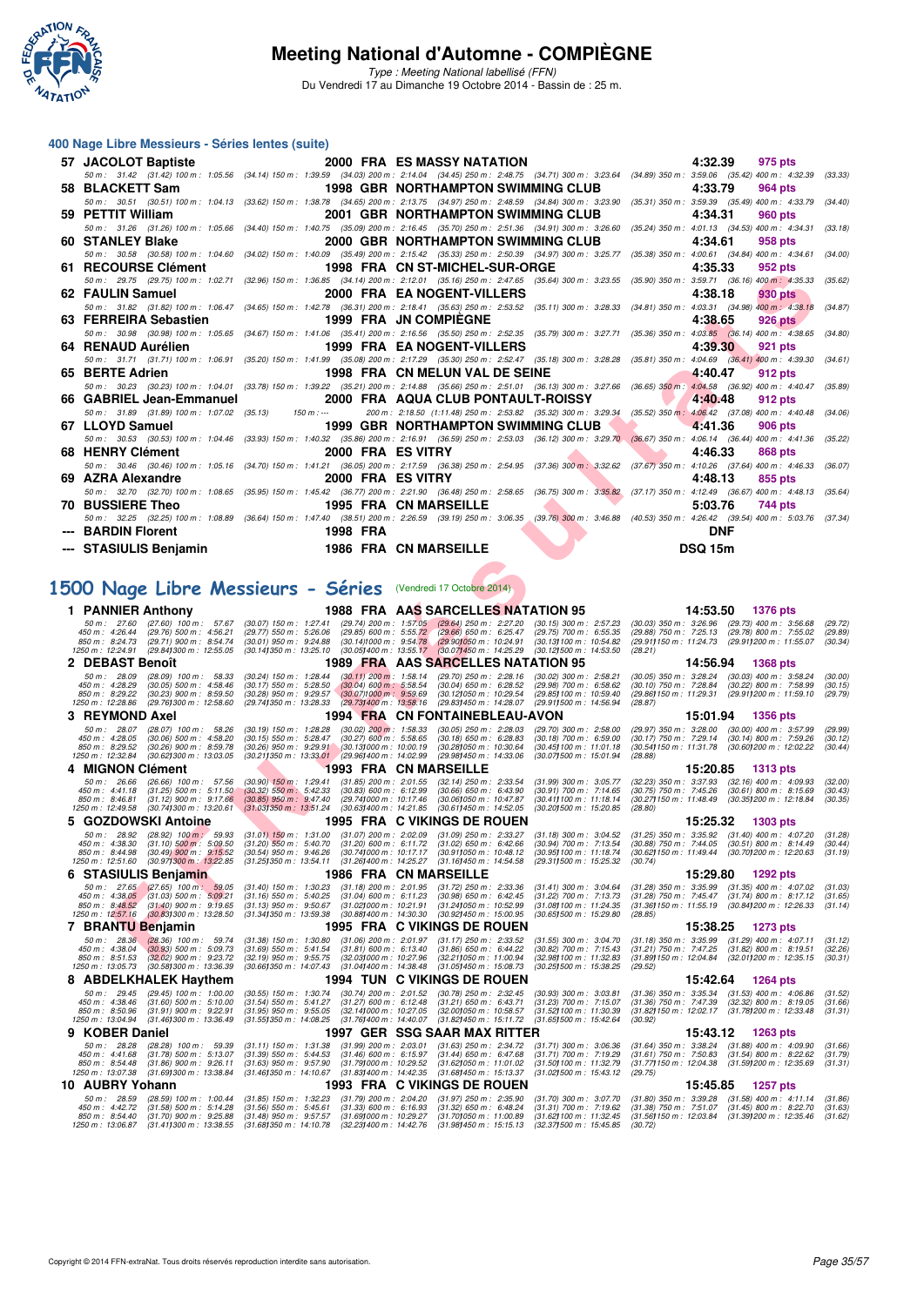# Meeting National d'Automne - COMPIÈGNE

*Type : Meeting National labellisé (FFN)*

Du Vendredi 17 au Dimanche 19 Octobre 2014 - Bassin de : 25 m.

## 400 Nage Libre Messieurs - Séries lentes (suite)

| Rg | Nom | Année | Nat | Club | Temps | Points |
|---|---|---|---|---|---|---|
| 57 | JACOLOT Baptiste | 2000 | FRA | ES MASSY NATATION | 4:32.39 | 975 pts |

50 m : 31.42 (31.42) 100 m : 1:05.56 (34.14) 150 m : 1:39.59 (34.03) 200 m : 2:14.04 (34.45) 250 m : 2:48.75 (34.71) 300 m : 3:23.64 (34.89) 350 m : 3:59.06 (35.42) 400 m : 4:32.39 (33.33)

| 58 | BLACKETT Sam | 1998 | GBR | NORTHAMPTON SWIMMING CLUB | 4:33.79 | 964 pts |
|---|---|---|---|---|---|---|

50 m : 30.51 (30.51) 100 m : 1:04.13 (33.62) 150 m : 1:38.78 (34.65) 200 m : 2:13.75 (34.97) 250 m : 2:48.59 (34.84) 300 m : 3:23.90 (35.31) 350 m : 3:59.39 (35.49) 400 m : 4:33.79 (34.40)

| 59 | PETTIT William | 2001 | GBR | NORTHAMPTON SWIMMING CLUB | 4:34.31 | 960 pts |
|---|---|---|---|---|---|---|

50 m : 31.26 (31.26) 100 m : 1:05.66 (34.40) 150 m : 1:40.75 (35.09) 200 m : 2:16.45 (35.70) 250 m : 2:51.36 (34.91) 300 m : 3:26.60 (35.24) 350 m : 4:01.13 (34.53) 400 m : 4:34.31 (33.18)

| 60 | STANLEY Blake | 2000 | GBR | NORTHAMPTON SWIMMING CLUB | 4:34.61 | 958 pts |
|---|---|---|---|---|---|---|

50 m : 30.58 (30.58) 100 m : 1:04.60 (34.02) 150 m : 1:40.09 (35.49) 200 m : 2:15.42 (35.33) 250 m : 2:50.39 (34.97) 300 m : 3:25.77 (35.38) 350 m : 4:00.61 (34.84) 400 m : 4:34.61 (34.00)

| 61 | RECOURSE Clément | 1998 | FRA | CN ST-MICHEL-SUR-ORGE | 4:35.33 | 952 pts |
|---|---|---|---|---|---|---|

50 m : 29.75 (29.75) 100 m : 1:02.71 (32.96) 150 m : 1:36.85 (34.14) 200 m : 2:12.01 (35.16) 250 m : 2:47.65 (35.64) 300 m : 3:23.55 (35.90) 350 m : 3:59.71 (36.16) 400 m : 4:35.33 (35.62)

| 62 | FAULIN Samuel | 2000 | FRA | EA NOGENT-VILLERS | 4:38.18 | 930 pts |
|---|---|---|---|---|---|---|

50 m : 31.82 (31.82) 100 m : 1:06.47 (34.65) 150 m : 1:42.78 (36.31) 200 m : 2:18.41 (35.63) 250 m : 2:53.52 (35.11) 300 m : 3:28.33 (34.81) 350 m : 4:03.31 (34.98) 400 m : 4:38.18 (34.87)

| 63 | FERREIRA Sebastien | 1999 | FRA | JN COMPIÈGNE | 4:38.65 | 926 pts |
|---|---|---|---|---|---|---|

50 m : 30.98 (30.98) 100 m : 1:05.65 (34.67) 150 m : 1:41.06 (35.41) 200 m : 2:16.56 (35.50) 250 m : 2:52.35 (35.79) 300 m : 3:27.71 (35.36) 350 m : 4:03.85 (36.14) 400 m : 4:38.65 (34.80)

| 64 | RENAUD Aurélien | 1999 | FRA | EA NOGENT-VILLERS | 4:39.30 | 921 pts |
|---|---|---|---|---|---|---|

50 m : 31.71 (31.71) 100 m : 1:06.91 (35.20) 150 m : 1:41.99 (35.08) 200 m : 2:17.29 (35.30) 250 m : 2:52.47 (35.18) 300 m : 3:28.28 (35.81) 350 m : 4:04.69 (36.41) 400 m : 4:39.30 (34.61)

| 65 | BERTE Adrien | 1998 | FRA | CN MELUN VAL DE SEINE | 4:40.47 | 912 pts |
|---|---|---|---|---|---|---|

50 m : 30.23 (30.23) 100 m : 1:04.01 (33.78) 150 m : 1:39.22 (35.21) 200 m : 2:14.88 (35.66) 250 m : 2:51.01 (36.13) 300 m : 3:27.66 (36.65) 350 m : 4:04.58 (36.92) 400 m : 4:40.47 (35.89)

| 66 | GABRIEL Jean-Emmanuel | 2000 | FRA | AQUA CLUB PONTAULT-ROISSY | 4:40.48 | 912 pts |
|---|---|---|---|---|---|---|

50 m : 31.89 (31.89) 100 m : 1:07.02 (35.13) 150 m : --- 200 m : 2:18.50 (1:11.48) 250 m : 2:53.82 (35.32) 300 m : 3:29.34 (35.52) 350 m : 4:06.42 (37.08) 400 m : 4:40.48 (34.06)

| 67 | LLOYD Samuel | 1999 | GBR | NORTHAMPTON SWIMMING CLUB | 4:41.36 | 906 pts |
|---|---|---|---|---|---|---|

50 m : 30.53 (30.53) 100 m : 1:04.46 (33.93) 150 m : 1:40.32 (35.86) 200 m : 2:16.91 (36.59) 250 m : 2:53.03 (36.12) 300 m : 3:29.70 (36.67) 350 m : 4:06.14 (36.44) 400 m : 4:41.36 (35.22)

| 68 | HENRY Clément | 2000 | FRA | ES VITRY | 4:46.33 | 868 pts |
|---|---|---|---|---|---|---|

50 m : 30.46 (30.46) 100 m : 1:05.16 (34.70) 150 m : 1:41.21 (36.05) 200 m : 2:17.59 (36.38) 250 m : 2:54.95 (37.36) 300 m : 3:32.62 (37.67) 350 m : 4:10.26 (37.64) 400 m : 4:46.33 (36.07)

| 69 | AZRA Alexandre | 2000 | FRA | ES VITRY | 4:48.13 | 855 pts |
|---|---|---|---|---|---|---|

50 m : 32.70 (32.70) 100 m : 1:08.65 (35.95) 150 m : 1:45.42 (36.77) 200 m : 2:21.90 (36.48) 250 m : 2:58.65 (36.75) 300 m : 3:35.82 (37.17) 350 m : 4:12.49 (36.67) 400 m : 4:48.13 (35.64)

| 70 | BUSSIERE Theo | 1995 | FRA | CN MARSEILLE | 5:03.76 | 744 pts |
|---|---|---|---|---|---|---|

50 m : 32.25 (32.25) 100 m : 1:08.89 (36.64) 150 m : 1:47.40 (38.51) 200 m : 2:26.59 (39.19) 250 m : 3:06.35 (39.76) 300 m : 3:46.88 (40.53) 350 m : 4:26.42 (39.54) 400 m : 5:03.76 (37.34)

| --- | BARDIN Florent | 1998 | FRA | | DNF | |
|---|---|---|---|---|---|---|
| --- | STASIULIS Benjamin | 1986 | FRA | CN MARSEILLE | DSQ 15m | |

## 1500 Nage Libre Messieurs - Séries (Vendredi 17 Octobre 2014)

| Rg | Nom | Année | Nat | Club | Temps | Points |
|---|---|---|---|---|---|---|
| 1 | PANNIER Anthony | 1988 | FRA | AAS SARCELLES NATATION 95 | 14:53.50 | 1376 pts |

50 m : 27.60 (27.60) 100 m : 57.67 (30.07) 150 m : 1:27.41 (29.74) 200 m : 1:57.05 (29.64) 250 m : 2:27.20 (30.15) 300 m : 2:57.23 (30.03) 350 m : 3:26.96 (29.73) 400 m : 3:56.68 (29.72)
450 m : 4:26.44 (29.76) 500 m : 4:56.21 (29.77) 550 m : 5:26.06 (29.85) 600 m : 5:55.72 (29.66) 650 m : 6:25.47 (29.75) 700 m : 6:55.35 (29.88) 750 m : 7:25.13 (29.78) 800 m : 7:55.02 (29.89)
850 m : 8:24.73 (29.71) 900 m : 8:54.74 (30.01) 950 m : 9:24.88 (30.14) 1000 m : 9:54.78 (29.90) 1050 m : 10:24.91 (30.13) 1100 m : 10:54.82 (29.91) 1150 m : 11:24.73 (29.91) 1200 m : 11:55.07 (30.34)
1250 m : 12:24.91 (29.84) 1300 m : 12:55.05 (30.14) 1350 m : 13:25.10 (30.05) 1400 m : 13:55.17 (30.07) 1450 m : 14:25.29 (30.12) 1500 m : 14:53.50 (28.21)

| 2 | DEBAST Benoît | 1989 | FRA | AAS SARCELLES NATATION 95 | 14:56.94 | 1368 pts |
|---|---|---|---|---|---|---|

50 m : 28.09 (28.09) 100 m : 58.33 (30.24) 150 m : 1:28.44 (30.11) 200 m : 1:58.14 (29.70) 250 m : 2:28.16 (30.02) 300 m : 2:58.21 (30.05) 350 m : 3:28.24 (30.03) 400 m : 3:58.24 (30.00)
450 m : 4:28.29 (30.05) 500 m : 4:58.46 (30.17) 550 m : 5:28.50 (30.04) 600 m : 5:58.54 (30.04) 650 m : 6:28.52 (29.98) 700 m : 6:58.62 (30.10) 750 m : 7:28.84 (30.22) 800 m : 7:58.99 (30.15)
850 m : 8:29.22 (30.23) 900 m : 8:59.50 (30.28) 950 m : 9:29.57 (30.07) 1000 m : 9:59.69 (30.12) 1050 m : 10:29.54 (29.85) 1100 m : 10:59.40 (29.86) 1150 m : 11:29.31 (29.91) 1200 m : 11:59.10 (29.79)
1250 m : 12:28.86 (29.76) 1300 m : 12:58.60 (29.74) 1350 m : 13:28.33 (29.73) 1400 m : 13:58.16 (29.83) 1450 m : 14:28.07 (29.91) 1500 m : 14:56.94 (28.87)

| 3 | REYMOND Axel | 1994 | FRA | CN FONTAINEBLEAU-AVON | 15:01.94 | 1356 pts |
|---|---|---|---|---|---|---|

50 m : 28.07 (28.07) 100 m : 58.26 (30.19) 150 m : 1:28.28 (30.02) 200 m : 1:58.33 (30.05) 250 m : 2:28.03 (29.70) 300 m : 2:58.00 (29.97) 350 m : 3:28.00 (30.00) 400 m : 3:57.99 (29.99)
450 m : 4:28.05 (30.06) 500 m : 4:58.20 (30.15) 550 m : 5:28.47 (30.27) 600 m : 5:58.65 (30.18) 650 m : 6:28.83 (30.18) 700 m : 6:59.00 (30.17) 750 m : 7:29.14 (30.14) 800 m : 7:59.26 (30.12)
850 m : 8:29.52 (30.26) 900 m : 8:59.78 (30.26) 950 m : 9:29.91 (30.13) 1000 m : 10:00.19 (30.28) 1050 m : 10:30.64 (30.45) 1100 m : 11:01.18 (30.54) 1150 m : 11:31.78 (30.60) 1200 m : 12:02.22 (30.44)
1250 m : 12:32.84 (30.62) 1300 m : 13:03.05 (30.21) 1350 m : 13:33.01 (29.96) 1400 m : 14:02.99 (29.98) 1450 m : 14:33.06 (30.07) 1500 m : 15:01.94 (28.88)

| 4 | MIGNON Clément | 1993 | FRA | CN MARSEILLE | 15:20.85 | 1313 pts |
|---|---|---|---|---|---|---|

50 m : 26.66 (26.66) 100 m : 57.56 (30.90) 150 m : 1:29.41 (31.85) 200 m : 2:01.55 (32.14) 250 m : 2:33.54 (31.99) 300 m : 3:05.77 (32.23) 350 m : 3:37.93 (32.16) 400 m : 4:09.93 (32.00)
450 m : 4:41.18 (31.25) 500 m : 5:11.50 (30.32) 550 m : 5:42.33 (30.83) 600 m : 6:12.99 (30.66) 650 m : 6:43.90 (30.91) 700 m : 7:14.65 (30.75) 750 m : 7:45.26 (30.61) 800 m : 8:15.69 (30.43)
850 m : 8:46.81 (31.12) 900 m : 9:17.66 (30.85) 950 m : 9:47.40 (29.74) 1000 m : 10:17.46 (30.06) 1050 m : 10:47.87 (30.41) 1100 m : 11:18.14 (30.27) 1150 m : 11:48.49 (30.35) 1200 m : 12:18.84 (30.35)
1250 m : 12:49.58 (30.74) 1300 m : 13:20.61 (31.03) 1350 m : 13:51.24 (30.63) 1400 m : 14:21.85 (30.61) 1450 m : 14:52.05 (30.20) 1500 m : 15:20.85 (28.80)

| 5 | GOZDOWSKI Antoine | 1995 | FRA | C VIKINGS DE ROUEN | 15:25.32 | 1303 pts |
|---|---|---|---|---|---|---|

50 m : 28.92 (28.92) 100 m : 59.93 (31.01) 150 m : 1:31.00 (31.07) 200 m : 2:02.09 (31.09) 250 m : 2:33.27 (31.18) 300 m : 3:04.52 (31.25) 350 m : 3:35.92 (31.40) 400 m : 4:07.20 (31.28)
450 m : 4:38.30 (31.10) 500 m : 5:09.50 (31.20) 550 m : 5:40.70 (31.20) 600 m : 6:11.72 (31.02) 650 m : 6:42.66 (30.94) 700 m : 7:13.54 (30.88) 750 m : 7:44.05 (30.51) 800 m : 8:14.49 (30.44)
850 m : 8:44.98 (30.49) 900 m : 9:15.52 (30.54) 950 m : 9:46.26 (30.74) 1000 m : 10:17.17 (30.91) 1050 m : 10:48.12 (30.95) 1100 m : 11:18.74 (30.62) 1150 m : 11:49.44 (30.70) 1200 m : 12:20.63 (31.19)
1250 m : 12:51.60 (30.97) 1300 m : 13:22.85 (31.25) 1350 m : 13:54.11 (31.26) 1400 m : 14:25.27 (31.16) 1450 m : 14:54.58 (29.31) 1500 m : 15:25.32 (30.74)

| 6 | STASIULIS Benjamin | 1986 | FRA | CN MARSEILLE | 15:29.80 | 1292 pts |
|---|---|---|---|---|---|---|

50 m : 27.65 (27.65) 100 m : 59.05 (31.40) 150 m : 1:30.23 (31.18) 200 m : 2:01.95 (31.72) 250 m : 2:33.36 (31.41) 300 m : 3:04.64 (31.28) 350 m : 3:35.99 (31.35) 400 m : 4:07.02 (31.03)
450 m : 4:38.05 (31.03) 500 m : 5:09.21 (31.16) 550 m : 5:40.25 (31.04) 600 m : 6:11.23 (30.98) 650 m : 6:42.45 (31.22) 700 m : 7:13.73 (31.28) 750 m : 7:45.47 (31.74) 800 m : 8:17.12 (31.65)
850 m : 8:48.52 (31.40) 900 m : 9:19.65 (31.13) 950 m : 9:50.67 (31.02) 1000 m : 10:21.91 (31.24) 1050 m : 10:52.99 (31.08) 1100 m : 11:24.35 (31.36) 1150 m : 11:55.19 (30.84) 1200 m : 12:26.33 (31.14)
1250 m : 12:57.16 (30.83) 1300 m : 13:28.50 (31.34) 1350 m : 13:59.38 (30.88) 1400 m : 14:30.30 (30.92) 1450 m : 15:00.95 (30.65) 1500 m : 15:29.80 (28.85)

| 7 | BRANTU Benjamin | 1995 | FRA | C VIKINGS DE ROUEN | 15:38.25 | 1273 pts |
|---|---|---|---|---|---|---|

50 m : 28.36 (28.36) 100 m : 59.74 (31.38) 150 m : 1:30.80 (31.06) 200 m : 2:01.97 (31.17) 250 m : 2:33.52 (31.55) 300 m : 3:04.70 (31.18) 350 m : 3:35.99 (31.29) 400 m : 4:07.11 (31.12)
450 m : 4:38.04 (30.93) 500 m : 5:09.73 (31.69) 550 m : 5:41.54 (31.81) 600 m : 6:13.40 (31.86) 650 m : 6:44.22 (30.82) 700 m : 7:15.43 (31.21) 750 m : 7:47.25 (31.82) 800 m : 8:19.51 (32.26)
850 m : 8:51.53 (32.02) 900 m : 9:23.72 (32.19) 950 m : 9:55.75 (32.03) 1000 m : 10:27.96 (32.21) 1050 m : 11:00.94 (32.98) 1100 m : 11:32.83 (31.89) 1150 m : 12:04.84 (32.01) 1200 m : 12:35.15 (30.31)
1250 m : 13:05.73 (30.58) 1300 m : 13:36.39 (30.66) 1350 m : 14:07.43 (31.04) 1400 m : 14:38.48 (31.05) 1450 m : 15:08.73 (30.25) 1500 m : 15:38.25 (29.52)

| 8 | ABDELKHALEK Haythem | 1994 | TUN | C VIKINGS DE ROUEN | 15:42.64 | 1264 pts |
|---|---|---|---|---|---|---|

50 m : 29.45 (29.45) 100 m : 1:00.00 (30.55) 150 m : 1:30.74 (30.74) 200 m : 2:01.52 (30.78) 250 m : 2:32.45 (30.93) 300 m : 3:03.81 (31.36) 350 m : 3:35.34 (31.53) 400 m : 4:06.86 (31.52)
450 m : 4:38.46 (31.60) 500 m : 5:10.00 (31.54) 550 m : 5:41.27 (31.27) 600 m : 6:12.48 (31.21) 650 m : 6:43.71 (31.23) 700 m : 7:15.07 (31.36) 750 m : 7:47.39 (32.32) 800 m : 8:19.05 (31.66)
850 m : 8:50.96 (31.91) 900 m : 9:22.91 (31.95) 950 m : 9:55.05 (32.14) 1000 m : 10:27.05 (32.00) 1050 m : 10:58.57 (31.52) 1100 m : 11:30.39 (31.82) 1150 m : 12:02.17 (31.78) 1200 m : 12:33.48 (31.31)
1250 m : 13:04.94 (31.46) 1300 m : 13:36.49 (31.55) 1350 m : 14:08.25 (31.76) 1400 m : 14:40.07 (31.82) 1450 m : 15:11.72 (31.65) 1500 m : 15:42.64 (30.92)

| 9 | KOBER Daniel | 1997 | GER | SSG SAAR MAX RITTER | 15:43.12 | 1263 pts |
|---|---|---|---|---|---|---|

50 m : 28.28 (28.28) 100 m : 59.39 (31.11) 150 m : 1:31.38 (31.99) 200 m : 2:03.01 (31.63) 250 m : 2:34.72 (31.71) 300 m : 3:06.36 (31.64) 350 m : 3:38.24 (31.88) 400 m : 4:09.90 (31.66)
450 m : 4:41.68 (31.78) 500 m : 5:13.07 (31.39) 550 m : 5:44.53 (31.46) 600 m : 6:15.97 (31.44) 650 m : 6:47.68 (31.71) 700 m : 7:19.29 (31.61) 750 m : 7:50.83 (31.54) 800 m : 8:22.62 (31.79)
850 m : 8:54.48 (31.86) 900 m : 9:26.11 (31.63) 950 m : 9:57.90 (31.79) 1000 m : 10:29.52 (31.62) 1050 m : 11:01.02 (31.50) 1100 m : 11:32.79 (31.77) 1150 m : 12:04.38 (31.59) 1200 m : 12:35.69 (31.31)
1250 m : 13:07.38 (31.69) 1300 m : 13:38.84 (31.46) 1350 m : 14:10.67 (31.83) 1400 m : 14:42.35 (31.68) 1450 m : 15:13.37 (31.02) 1500 m : 15:43.12 (29.75)

| 10 | AUBRY Yohann | 1993 | FRA | C VIKINGS DE ROUEN | 15:45.85 | 1257 pts |
|---|---|---|---|---|---|---|

50 m : 28.59 (28.59) 100 m : 1:00.44 (31.85) 150 m : 1:32.23 (31.79) 200 m : 2:04.20 (31.97) 250 m : 2:35.90 (31.70) 300 m : 3:07.70 (31.80) 350 m : 3:39.28 (31.58) 400 m : 4:11.14 (31.86)
450 m : 4:42.72 (31.58) 500 m : 5:14.28 (31.56) 550 m : 5:45.61 (31.33) 600 m : 6:16.93 (31.32) 650 m : 6:48.24 (31.31) 700 m : 7:19.62 (31.38) 750 m : 7:51.07 (31.45) 800 m : 8:22.70 (31.63)
850 m : 8:54.40 (31.70) 900 m : 9:25.88 (31.48) 950 m : 9:57.57 (31.69) 1000 m : 10:29.27 (31.70) 1050 m : 11:00.89 (31.62) 1100 m : 11:32.45 (31.56) 1150 m : 12:03.84 (31.39) 1200 m : 12:35.46 (31.62)
1250 m : 13:06.87 (31.41) 1300 m : 13:38.55 (31.68) 1350 m : 14:10.78 (32.23) 1400 m : 14:42.76 (31.98) 1450 m : 15:15.13 (32.37) 1500 m : 15:45.85 (30.72)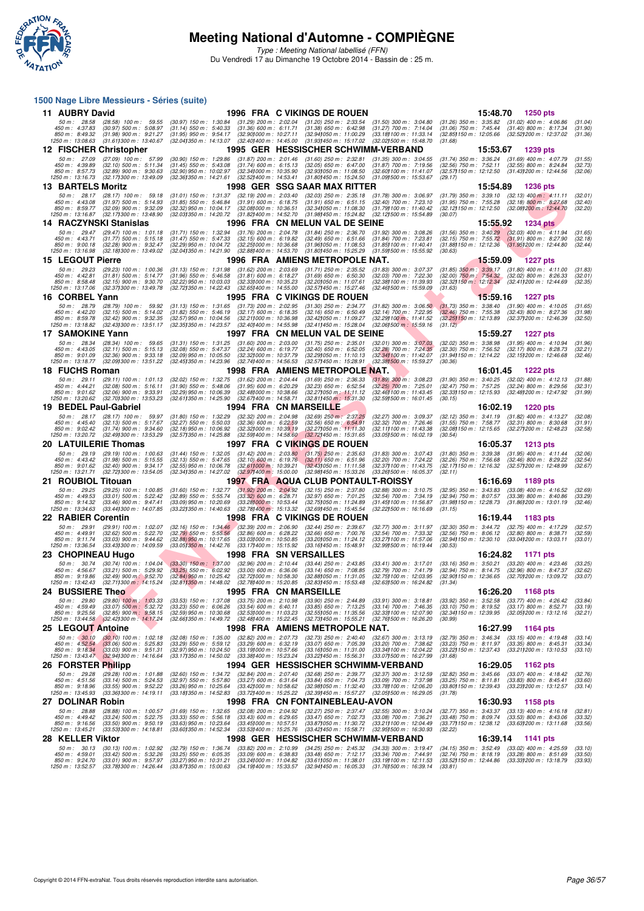# Meeting National d'Automne - COMPIÈGNE

*Type : Meeting National labellisé (FFN)*

Du Vendredi 17 au Dimanche 19 Octobre 2014 - Bassin de : 25 m.

## 1500 Nage Libre Messieurs - Séries (suite)

| Place | Nom | Année | Nat. | Club | Temps | Points |
|---|---|---|---|---|---|---|
| 11 | AUBRY David | 1996 | FRA | C VIKINGS DE ROUEN | 15:48.70 | 1250 pts |
| 12 | FISCHER Christopher | 1995 | GER | HESSISCHER SCHWIMM-VERBAND | 15:53.67 | 1239 pts |
| 13 | BARTELS Moritz | 1998 | GER | SSG SAAR MAX RITTER | 15:54.89 | 1236 pts |
| 14 | RACZYNSKI Stanislas | 1996 | FRA | CN MELUN VAL DE SEINE | 15:55.92 | 1234 pts |
| 15 | LEGOUT Pierre | 1996 | FRA | AMIENS METROPOLE NAT. | 15:59.09 | 1227 pts |
| 16 | CORBEL Yann | 1995 | FRA | C VIKINGS DE ROUEN | 15:59.16 | 1227 pts |
| 17 | SAMOKINE Yann | 1997 | FRA | CN MELUN VAL DE SEINE | 15:59.27 | 1227 pts |
| 18 | FUCHS Roman | 1998 | FRA | AMIENS METROPOLE NAT. | 16:01.45 | 1222 pts |
| 19 | BEDEL Paul-Gabriel | 1994 | FRA | CN MARSEILLE | 16:02.19 | 1220 pts |
| 20 | LATUILERIE Thomas | 1997 | FRA | C VIKINGS DE ROUEN | 16:05.37 | 1213 pts |
| 21 | ROUBIOL Titouan | 1997 | FRA | AQUA CLUB PONTAULT-ROISSY | 16:16.69 | 1189 pts |
| 22 | RABIER Corentin | 1998 | FRA | C VIKINGS DE ROUEN | 16:19.44 | 1183 pts |
| 23 | CHOPINEAU Hugo | 1998 | FRA | SN VERSAILLES | 16:24.82 | 1171 pts |
| 24 | BUSSIERE Theo | 1995 | FRA | CN MARSEILLE | 16:26.20 | 1168 pts |
| 25 | LEGOUT Antoine | 1998 | FRA | AMIENS METROPOLE NAT. | 16:27.99 | 1164 pts |
| 26 | FORSTER Philipp | 1994 | GER | HESSISCHER SCHWIMM-VERBAND | 16:29.05 | 1162 pts |
| 27 | DOLINAR Robin | 1998 | FRA | CN FONTAINEBLEAU-AVON | 16:30.93 | 1158 pts |
| 28 | KELLER Viktor | 1998 | GER | HESSISCHER SCHWIMM-VERBAND | 16:39.14 | 1141 pts |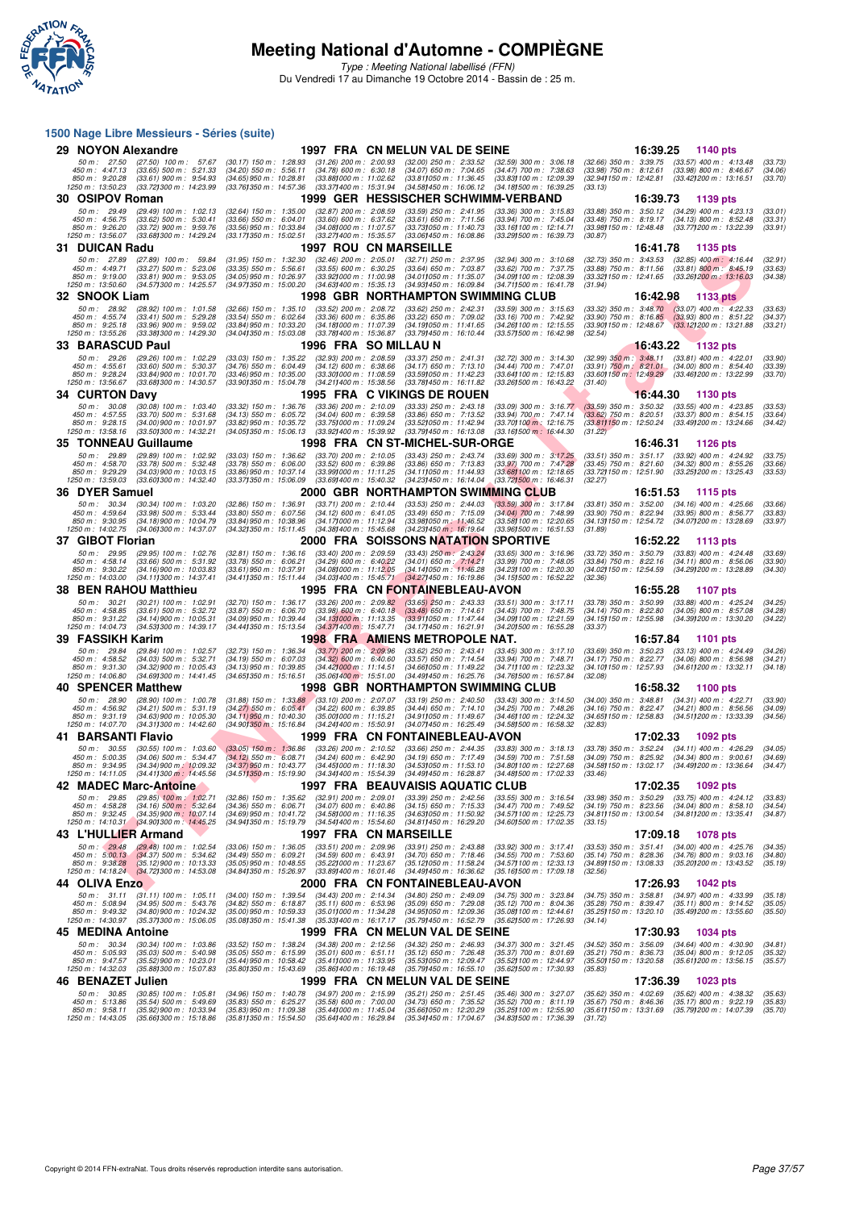# Meeting National d'Automne - COMPIÈGNE

*Type : Meeting National labellisé (FFN)*

Du Vendredi 17 au Dimanche 19 Octobre 2014 - Bassin de : 25 m.

## 1500 Nage Libre Messieurs - Séries (suite)

**29 NOYON Alexandre** — 1997 FRA CN MELUN VAL DE SEINE — 16:39.25 — 1140 pts

50 m : 27.50 (27.50) 100 m : 57.67 (30.17) 150 m : 1:28.93 (31.26) 200 m : 2:00.93 (32.00) 250 m : 2:33.52 (32.59) 300 m : 3:06.18 (32.66) 350 m : 3:39.75 (33.57) 400 m : 4:13.48 (33.73)
450 m : 4:47.13 (33.65) 500 m : 5:21.33 (34.20) 550 m : 5:56.11 (34.78) 600 m : 6:30.18 (34.07) 650 m : 7:04.65 (34.47) 700 m : 7:38.63 (33.98) 750 m : 8:12.61 (33.98) 800 m : 8:46.67 (34.06)
850 m : 9:20.28 (33.61) 900 m : 9:54.93 (34.65) 950 m : 10:28.81 (33.88) 1000 m : 11:02.62 (33.81) 1050 m : 11:36.45 (33.83) 1100 m : 12:09.39 (32.94) 1150 m : 12:42.81 (33.42) 1200 m : 13:16.51 (33.70)
1250 m : 13:50.23 (33.72) 1300 m : 14:23.99 (33.76) 1350 m : 14:57.36 (33.37) 1400 m : 15:31.94 (34.58) 1450 m : 16:06.12 (34.18) 1500 m : 16:39.25 (33.13)

**30 OSIPOV Roman** — 1999 GER HESSISCHER SCHWIMM-VERBAND — 16:39.73 — 1139 pts

50 m : 29.49 (29.49) 100 m : 1:02.13 (32.64) 150 m : 1:35.00 (32.87) 200 m : 2:08.59 (33.59) 250 m : 2:41.95 (33.36) 300 m : 3:15.83 (33.88) 350 m : 3:50.12 (34.29) 400 m : 4:23.13 (33.01)
450 m : 4:56.75 (33.62) 500 m : 5:30.41 (33.66) 550 m : 6:04.01 (33.60) 600 m : 6:37.62 (33.61) 650 m : 7:11.56 (33.94) 700 m : 7:45.04 (33.48) 750 m : 8:19.17 (34.13) 800 m : 8:52.48 (33.31)
850 m : 9:26.20 (33.72) 900 m : 9:59.76 (33.56) 950 m : 10:33.84 (34.08) 1000 m : 11:07.57 (33.73) 1050 m : 11:40.73 (33.16) 1100 m : 12:14.71 (33.98) 1150 m : 12:48.48 (33.77) 1200 m : 13:22.39 (33.91)
1250 m : 13:56.07 (33.68) 1300 m : 14:29.24 (33.17) 1350 m : 15:02.51 (33.27) 1400 m : 15:35.57 (33.06) 1450 m : 16:08.86 (33.29) 1500 m : 16:39.73 (30.87)

**31 DUICAN Radu** — 1997 ROU CN MARSEILLE — 16:41.78 — 1135 pts

50 m : 27.89 (27.89) 100 m : 59.84 (31.95) 150 m : 1:32.30 (32.46) 200 m : 2:05.01 (32.71) 250 m : 2:37.95 (32.94) 300 m : 3:10.68 (32.73) 350 m : 3:43.53 (32.85) 400 m : 4:16.44 (32.91)
450 m : 4:49.71 (33.27) 500 m : 5:23.06 (33.35) 550 m : 5:56.61 (33.55) 600 m : 6:30.25 (33.64) 650 m : 7:03.87 (33.62) 700 m : 7:37.75 (33.88) 750 m : 8:11.56 (33.81) 800 m : 8:45.19 (33.63)
850 m : 9:19.00 (33.81) 900 m : 9:53.05 (34.05) 950 m : 10:26.97 (33.92) 1000 m : 11:00.98 (34.01) 1050 m : 11:35.07 (34.09) 1100 m : 12:08.39 (33.32) 1150 m : 12:41.65 (33.26) 1200 m : 13:16.03 (34.38)
1250 m : 13:50.60 (34.57) 1300 m : 14:25.57 (34.97) 1350 m : 15:00.20 (34.63) 1400 m : 15:35.13 (34.93) 1450 m : 16:09.84 (34.71) 1500 m : 16:41.78 (31.94)

**32 SNOOK Liam** — 1998 GBR NORTHAMPTON SWIMMING CLUB — 16:42.98 — 1133 pts

50 m : 28.92 (28.92) 100 m : 1:01.58 (32.66) 150 m : 1:35.10 (33.52) 200 m : 2:08.72 (33.62) 250 m : 2:42.31 (33.59) 300 m : 3:15.63 (33.32) 350 m : 3:48.70 (33.07) 400 m : 4:22.33 (33.63)
450 m : 4:55.74 (33.41) 500 m : 5:29.28 (33.54) 550 m : 6:02.64 (33.36) 600 m : 6:35.86 (33.22) 650 m : 7:09.02 (33.16) 700 m : 7:42.92 (33.90) 750 m : 8:16.85 (33.93) 800 m : 8:51.22 (34.37)
850 m : 9:25.18 (33.96) 900 m : 9:59.02 (33.84) 950 m : 10:33.20 (34.18) 1000 m : 11:07.39 (34.19) 1050 m : 11:41.65 (34.26) 1100 m : 12:15.55 (33.90) 1150 m : 12:48.67 (33.12) 1200 m : 13:21.88 (33.21)
1250 m : 13:55.26 (33.38) 1300 m : 14:29.30 (34.04) 1350 m : 15:03.08 (33.78) 1400 m : 15:36.87 (33.79) 1450 m : 16:10.44 (33.57) 1500 m : 16:42.98 (32.54)

**33 BARASCUD Paul** — 1996 FRA SO MILLAU N — 16:43.22 — 1132 pts

50 m : 29.26 (29.26) 100 m : 1:02.29 (33.03) 150 m : 1:35.22 (32.93) 200 m : 2:08.59 (33.37) 250 m : 2:41.31 (32.72) 300 m : 3:14.30 (32.99) 350 m : 3:48.11 (33.81) 400 m : 4:22.01 (33.90)
450 m : 4:55.61 (33.60) 500 m : 5:30.37 (34.76) 550 m : 6:04.49 (34.12) 600 m : 6:38.66 (34.17) 650 m : 7:13.10 (34.44) 700 m : 7:47.01 (33.91) 750 m : 8:21.01 (34.00) 800 m : 8:54.40 (33.39)
850 m : 9:28.24 (33.84) 900 m : 10:01.70 (33.46) 950 m : 10:35.00 (33.30) 1000 m : 11:08.59 (33.59) 1050 m : 11:42.23 (33.64) 1100 m : 12:15.83 (33.60) 1150 m : 12:49.29 (33.46) 1200 m : 13:22.99 (33.70)
1250 m : 13:56.67 (33.68) 1300 m : 14:30.57 (33.90) 1350 m : 15:04.78 (34.21) 1400 m : 15:38.56 (33.78) 1450 m : 16:11.82 (33.26) 1500 m : 16:43.22 (31.40)

**34 CURTON Davy** — 1995 FRA C VIKINGS DE ROUEN — 16:44.30 — 1130 pts

50 m : 30.08 (30.08) 100 m : 1:03.40 (33.32) 150 m : 1:36.76 (33.36) 200 m : 2:10.09 (33.33) 250 m : 2:43.18 (33.09) 300 m : 3:16.77 (33.59) 350 m : 3:50.32 (33.55) 400 m : 4:23.85 (33.53)
450 m : 4:57.55 (33.70) 500 m : 5:31.68 (34.13) 550 m : 6:05.72 (34.04) 600 m : 6:39.58 (33.86) 650 m : 7:13.52 (33.94) 700 m : 7:47.14 (33.62) 750 m : 8:20.51 (33.37) 800 m : 8:54.15 (33.64)
850 m : 9:28.15 (34.00) 900 m : 10:01.97 (33.82) 950 m : 10:35.72 (33.75) 1000 m : 11:09.24 (33.52) 1050 m : 11:42.94 (33.70) 1100 m : 12:16.75 (33.81) 1150 m : 12:50.24 (33.49) 1200 m : 13:24.66 (34.42)
1250 m : 13:58.16 (33.50) 1300 m : 14:32.21 (34.05) 1350 m : 15:06.13 (33.92) 1400 m : 15:39.92 (33.79) 1450 m : 16:13.08 (33.16) 1500 m : 16:44.30 (31.22)

**35 TONNEAU Guillaume** — 1998 FRA CN ST-MICHEL-SUR-ORGE — 16:46.31 — 1126 pts

50 m : 29.89 (29.89) 100 m : 1:02.92 (33.03) 150 m : 1:36.62 (33.70) 200 m : 2:10.05 (33.43) 250 m : 2:43.74 (33.69) 300 m : 3:17.25 (33.51) 350 m : 3:51.17 (33.92) 400 m : 4:24.92 (33.75)
450 m : 4:58.70 (33.78) 500 m : 5:32.48 (33.78) 550 m : 6:06.00 (33.52) 600 m : 6:39.86 (33.86) 650 m : 7:13.83 (33.97) 700 m : 7:47.28 (33.45) 750 m : 8:21.60 (34.32) 800 m : 8:55.26 (33.66)
850 m : 9:29.29 (34.03) 900 m : 10:03.15 (33.86) 950 m : 10:37.14 (33.99) 1000 m : 11:11.25 (34.11) 1050 m : 11:44.93 (33.68) 1100 m : 12:18.65 (33.72) 1150 m : 12:51.90 (33.25) 1200 m : 13:25.43 (33.53)
1250 m : 13:59.03 (33.60) 1300 m : 14:32.40 (33.37) 1350 m : 15:06.09 (33.69) 1400 m : 15:40.32 (34.23) 1450 m : 16:14.04 (33.72) 1500 m : 16:46.31 (32.27)

**36 DYER Samuel** — 2000 GBR NORTHAMPTON SWIMMING CLUB — 16:51.53 — 1115 pts

50 m : 30.34 (30.34) 100 m : 1:03.20 (32.86) 150 m : 1:36.91 (33.71) 200 m : 2:10.44 (33.53) 250 m : 2:44.03 (33.59) 300 m : 3:17.84 (33.81) 350 m : 3:52.00 (34.16) 400 m : 4:25.66 (33.66)
450 m : 4:59.64 (33.98) 500 m : 5:33.44 (33.80) 550 m : 6:07.56 (34.12) 600 m : 6:41.05 (33.49) 650 m : 7:15.09 (34.04) 700 m : 7:48.99 (33.90) 750 m : 8:22.94 (33.95) 800 m : 8:56.77 (33.83)
850 m : 9:30.95 (34.18) 900 m : 10:04.79 (33.84) 950 m : 10:38.96 (34.17) 1000 m : 11:12.94 (33.98) 1050 m : 11:46.52 (33.58) 1100 m : 12:20.65 (34.13) 1150 m : 12:54.72 (34.07) 1200 m : 13:28.69 (33.97)
1250 m : 14:02.75 (34.06) 1300 m : 14:37.07 (34.32) 1350 m : 15:11.45 (34.38) 1400 m : 15:45.68 (34.23) 1450 m : 16:19.64 (33.96) 1500 m : 16:51.53 (31.89)

**37 GIBOT Florian** — 2000 FRA SOISSONS NATATION SPORTIVE — 16:52.22 — 1113 pts

50 m : 29.95 (29.95) 100 m : 1:02.76 (32.81) 150 m : 1:36.16 (33.40) 200 m : 2:09.59 (33.43) 250 m : 2:43.24 (33.65) 300 m : 3:16.96 (33.72) 350 m : 3:50.79 (33.83) 400 m : 4:24.48 (33.69)
450 m : 4:58.14 (33.66) 500 m : 5:31.92 (33.78) 550 m : 6:06.21 (34.29) 600 m : 6:40.22 (34.01) 650 m : 7:14.21 (33.99) 700 m : 7:48.05 (33.84) 750 m : 8:22.16 (34.11) 800 m : 8:56.06 (33.90)
850 m : 9:30.22 (34.16) 900 m : 10:03.83 (33.61) 950 m : 10:37.91 (34.08) 1000 m : 11:12.05 (34.14) 1050 m : 11:46.28 (34.23) 1100 m : 12:20.30 (34.02) 1150 m : 12:54.59 (34.29) 1200 m : 13:28.89 (34.30)
1250 m : 14:03.00 (34.11) 1300 m : 14:37.41 (34.41) 1350 m : 15:11.44 (34.03) 1400 m : 15:45.71 (34.27) 1450 m : 16:19.86 (34.15) 1500 m : 16:52.22 (32.36)

**38 BEN RAHOU Matthieu** — 1995 FRA CN FONTAINEBLEAU-AVON — 16:55.28 — 1107 pts

50 m : 30.21 (30.21) 100 m : 1:02.91 (32.70) 150 m : 1:36.17 (33.26) 200 m : 2:09.82 (33.65) 250 m : 2:43.33 (33.51) 300 m : 3:17.11 (33.78) 350 m : 3:50.99 (33.88) 400 m : 4:25.24 (34.25)
450 m : 4:58.85 (33.61) 500 m : 5:32.72 (33.87) 550 m : 6:06.70 (33.98) 600 m : 6:40.18 (33.48) 650 m : 7:14.61 (34.43) 700 m : 7:48.75 (34.14) 750 m : 8:22.80 (34.05) 800 m : 8:57.08 (34.28)
850 m : 9:31.22 (34.14) 900 m : 10:05.31 (34.09) 950 m : 10:39.44 (34.13) 1000 m : 11:13.35 (33.91) 1050 m : 11:47.44 (34.09) 1100 m : 12:21.59 (34.15) 1150 m : 12:55.98 (34.39) 1200 m : 13:30.20 (34.22)
1250 m : 14:04.73 (34.53) 1300 m : 14:39.17 (34.44) 1350 m : 15:13.54 (34.37) 1400 m : 15:47.71 (34.17) 1450 m : 16:21.91 (34.20) 1500 m : 16:55.28 (33.37)

**39 FASSIKH Karim** — 1998 FRA AMIENS METROPOLE NAT. — 16:57.84 — 1101 pts

50 m : 29.84 (29.84) 100 m : 1:02.57 (32.73) 150 m : 1:36.34 (33.77) 200 m : 2:09.96 (33.62) 250 m : 2:43.41 (33.45) 300 m : 3:17.10 (33.69) 350 m : 3:50.23 (33.13) 400 m : 4:24.49 (34.26)
450 m : 4:58.52 (34.03) 500 m : 5:32.71 (34.19) 550 m : 6:07.03 (34.32) 600 m : 6:40.60 (33.57) 650 m : 7:14.54 (33.94) 700 m : 7:48.71 (34.17) 750 m : 8:22.77 (34.06) 800 m : 8:56.98 (34.21)
850 m : 9:31.30 (34.32) 900 m : 10:05.43 (34.13) 950 m : 10:39.85 (34.42) 1000 m : 11:14.51 (34.66) 1050 m : 11:49.22 (34.71) 1100 m : 12:23.32 (34.10) 1150 m : 12:57.93 (34.61) 1200 m : 13:32.11 (34.18)
1250 m : 14:06.80 (34.69) 1300 m : 14:41.45 (34.65) 1350 m : 15:16.51 (35.06) 1400 m : 15:51.00 (34.49) 1450 m : 16:25.76 (34.76) 1500 m : 16:57.84 (32.08)

**40 SPENCER Matthew** — 1998 GBR NORTHAMPTON SWIMMING CLUB — 16:58.32 — 1100 pts

50 m : 28.90 (28.90) 100 m : 1:00.78 (31.88) 150 m : 1:33.88 (33.10) 200 m : 2:07.07 (33.19) 250 m : 2:40.50 (33.43) 300 m : 3:14.50 (34.00) 350 m : 3:48.81 (34.31) 400 m : 4:22.71 (33.90)
450 m : 4:56.92 (34.21) 500 m : 5:31.19 (34.27) 550 m : 6:05.41 (34.22) 600 m : 6:39.85 (34.44) 650 m : 7:14.10 (34.25) 700 m : 7:48.26 (34.16) 750 m : 8:22.47 (34.21) 800 m : 8:56.56 (34.09)
850 m : 9:31.19 (34.63) 900 m : 10:05.30 (34.11) 950 m : 10:40.30 (35.00) 1000 m : 11:15.21 (34.91) 1050 m : 11:49.67 (34.46) 1100 m : 12:24.32 (34.65) 1150 m : 12:58.83 (34.51) 1200 m : 13:33.39 (34.56)
1250 m : 14:07.70 (34.31) 1300 m : 14:42.60 (34.90) 1350 m : 15:16.84 (34.24) 1400 m : 15:50.91 (34.07) 1450 m : 16:25.49 (34.58) 1500 m : 16:58.32 (32.83)

**41 BARSANTI Flavio** — 1999 FRA CN FONTAINEBLEAU-AVON — 17:02.33 — 1092 pts

50 m : 30.55 (30.55) 100 m : 1:03.60 (33.05) 150 m : 1:36.86 (33.26) 200 m : 2:10.52 (33.66) 250 m : 2:44.35 (33.83) 300 m : 3:18.13 (33.78) 350 m : 3:52.24 (34.11) 400 m : 4:26.29 (34.05)
450 m : 5:00.35 (34.06) 500 m : 5:34.47 (34.12) 550 m : 6:08.71 (34.24) 600 m : 6:42.90 (34.19) 650 m : 7:17.49 (34.59) 700 m : 7:51.58 (34.09) 750 m : 8:25.92 (34.34) 800 m : 9:00.61 (34.69)
850 m : 9:34.95 (34.34) 900 m : 10:09.32 (34.37) 950 m : 10:43.77 (34.45) 1000 m : 11:18.30 (34.53) 1050 m : 11:53.10 (34.80) 1100 m : 12:27.68 (34.58) 1150 m : 13:02.17 (34.49) 1200 m : 13:36.64 (34.47)
1250 m : 14:11.05 (34.41) 1300 m : 14:45.56 (34.51) 1350 m : 15:19.90 (34.34) 1400 m : 15:54.39 (34.49) 1450 m : 16:28.87 (34.48) 1500 m : 17:02.33 (33.46)

**42 MADEC Marc-Antoine** — 1997 FRA BEAUVAIS AQUATIC CLUB — 17:02.35 — 1092 pts

50 m : 29.85 (29.85) 100 m : 1:02.71 (32.86) 150 m : 1:35.62 (32.91) 200 m : 2:09.01 (33.39) 250 m : 2:42.56 (33.55) 300 m : 3:16.54 (33.98) 350 m : 3:50.29 (33.75) 400 m : 4:24.12 (33.83)
450 m : 4:58.28 (34.16) 500 m : 5:32.64 (34.36) 550 m : 6:06.71 (34.07) 600 m : 6:40.86 (34.15) 650 m : 7:15.33 (34.47) 700 m : 7:49.52 (34.19) 750 m : 8:23.56 (34.04) 800 m : 8:58.10 (34.54)
850 m : 9:32.45 (34.35) 900 m : 10:07.14 (34.69) 950 m : 10:41.72 (34.58) 1000 m : 11:16.35 (34.63) 1050 m : 11:50.92 (34.57) 1100 m : 12:25.73 (34.81) 1150 m : 13:00.54 (34.81) 1200 m : 13:35.41 (34.87)
1250 m : 14:10.31 (34.90) 1300 m : 14:45.25 (34.94) 1350 m : 15:19.79 (34.54) 1400 m : 15:54.60 (34.81) 1450 m : 16:29.20 (34.60) 1500 m : 17:02.35 (33.15)

**43 L'HULLIER Armand** — 1997 FRA CN MARSEILLE — 17:09.18 — 1078 pts

50 m : 29.48 (29.48) 100 m : 1:02.54 (33.06) 150 m : 1:36.05 (33.51) 200 m : 2:09.96 (33.91) 250 m : 2:43.88 (33.92) 300 m : 3:17.41 (33.53) 350 m : 3:51.41 (34.00) 400 m : 4:25.76 (34.35)
450 m : 5:00.13 (34.37) 500 m : 5:34.62 (34.49) 550 m : 6:09.21 (34.59) 600 m : 6:43.91 (34.70) 650 m : 7:18.46 (34.55) 700 m : 7:53.60 (35.14) 750 m : 8:28.36 (34.76) 800 m : 9:03.16 (34.80)
850 m : 9:38.28 (35.12) 900 m : 10:13.33 (35.05) 950 m : 10:48.55 (35.22) 1000 m : 11:23.67 (35.12) 1050 m : 11:58.24 (34.57) 1100 m : 12:33.13 (34.89) 1150 m : 13:08.33 (35.20) 1200 m : 13:43.52 (35.19)
1250 m : 14:18.24 (34.72) 1300 m : 14:53.08 (34.84) 1350 m : 15:26.97 (33.89) 1400 m : 16:01.46 (34.49) 1450 m : 16:36.62 (35.16) 1500 m : 17:09.18 (32.56)

**44 OLIVA Enzo** — 2000 FRA CN FONTAINEBLEAU-AVON — 17:26.93 — 1042 pts

50 m : 31.11 (31.11) 100 m : 1:05.11 (34.00) 150 m : 1:39.54 (34.43) 200 m : 2:14.34 (34.80) 250 m : 2:49.09 (34.75) 300 m : 3:23.84 (34.75) 350 m : 3:58.81 (34.97) 400 m : 4:33.99 (35.18)
450 m : 5:08.94 (34.95) 500 m : 5:43.76 (34.82) 550 m : 6:18.87 (35.11) 600 m : 6:53.96 (35.09) 650 m : 7:29.08 (35.12) 700 m : 8:04.36 (35.28) 750 m : 8:39.47 (35.11) 800 m : 9:14.52 (35.05)
850 m : 9:49.32 (34.80) 900 m : 10:24.32 (35.00) 950 m : 10:59.33 (35.01) 1000 m : 11:34.28 (34.95) 1050 m : 12:09.36 (35.08) 1100 m : 12:44.61 (35.25) 1150 m : 13:20.10 (35.49) 1200 m : 13:55.60 (35.50)
1250 m : 14:30.97 (35.37) 1300 m : 15:06.05 (35.08) 1350 m : 15:41.38 (35.33) 1400 m : 16:17.17 (35.79) 1450 m : 16:52.79 (35.62) 1500 m : 17:26.93 (34.14)

**45 MEDINA Antoine** — 1999 FRA CN MELUN VAL DE SEINE — 17:30.93 — 1034 pts

50 m : 30.34 (30.34) 100 m : 1:03.86 (33.52) 150 m : 1:38.24 (34.38) 200 m : 2:12.56 (34.32) 250 m : 2:46.93 (34.37) 300 m : 3:21.45 (34.52) 350 m : 3:56.09 (34.64) 400 m : 4:30.90 (34.81)
450 m : 5:05.93 (35.03) 500 m : 5:40.98 (35.05) 550 m : 6:15.99 (35.01) 600 m : 6:51.11 (35.12) 650 m : 7:26.48 (35.37) 700 m : 8:01.69 (35.21) 750 m : 8:36.73 (35.04) 800 m : 9:12.05 (35.32)
850 m : 9:47.57 (35.52) 900 m : 10:23.01 (35.44) 950 m : 10:58.42 (35.41) 1000 m : 11:33.95 (35.53) 1050 m : 12:09.47 (35.52) 1100 m : 12:44.97 (35.50) 1150 m : 13:20.58 (35.61) 1200 m : 13:56.15 (35.57)
1250 m : 14:32.03 (35.88) 1300 m : 15:07.83 (35.80) 1350 m : 15:43.69 (35.86) 1400 m : 16:19.48 (35.79) 1450 m : 16:55.10 (35.62) 1500 m : 17:30.93 (35.83)

**46 BENAZET Julien** — 1999 FRA CN MELUN VAL DE SEINE — 17:36.39 — 1023 pts

50 m : 30.85 (30.85) 100 m : 1:05.81 (34.96) 150 m : 1:40.78 (34.97) 200 m : 2:15.99 (35.21) 250 m : 2:51.45 (35.46) 300 m : 3:27.07 (35.62) 350 m : 4:02.69 (35.62) 400 m : 4:38.32 (35.63)
450 m : 5:13.86 (35.54) 500 m : 5:49.69 (35.83) 550 m : 6:25.27 (35.58) 600 m : 7:00.00 (34.73) 650 m : 7:35.52 (35.52) 700 m : 8:11.19 (35.67) 750 m : 8:46.36 (35.17) 800 m : 9:22.19 (35.83)
850 m : 9:58.11 (35.92) 900 m : 10:33.94 (35.83) 950 m : 11:09.38 (35.44) 1000 m : 11:45.04 (35.66) 1050 m : 12:20.29 (35.25) 1100 m : 12:55.90 (35.61) 1150 m : 13:31.69 (35.79) 1200 m : 14:07.39 (35.70)
1250 m : 14:43.05 (35.66) 1300 m : 15:18.86 (35.81) 1350 m : 15:54.50 (35.64) 1400 m : 16:29.84 (35.34) 1450 m : 17:04.67 (34.83) 1500 m : 17:36.39 (31.72)

Copyright © 2014 FFN-extraNat. Tous droits réservés reproduction interdite sans autorisation.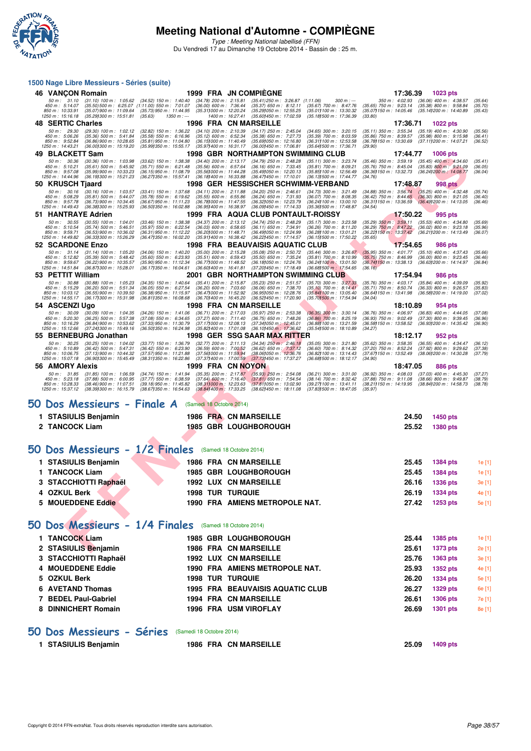# Meeting National d'Automne - COMPIÈGNE

*Type : Meeting National labellisé (FFN)*

Du Vendredi 17 au Dimanche 19 Octobre 2014 - Bassin de : 25 m.

## 1500 Nage Libre Messieurs - Séries (suite)

| | Nom | Année | Nat | Club | Temps | Points |
|---|---|---|---|---|---|---|
| 46 | VANÇON Romain | 1999 | FRA | JN COMPIÈGNE | 17:36.39 | 1023 pts |

50 m : 31.10 (31.10) 100 m : 1:05.62 (34.52) 150 m : 1:40.40 (34.78) 200 m : 2:15.81 (35.41) 250 m : 3:26.87 (1:11.06) 300 m : --- 350 m : 4:02.93 (36.06) 400 m : 4:38.57 (35.64)
450 m : 5:14.07 (35.50) 500 m : 6:25.07 (1:11.00) 550 m : 7:01.07 (36.00) 600 m : 7:36.44 (35.37) 650 m : 8:12.11 (35.67) 700 m : 8:47.76 (35.65) 750 m : 9:23.14 (35.38) 800 m : 9:58.84 (35.70)
850 m : 10:33.91 (35.07) 900 m : 11:09.64 (35.73) 950 m : 11:44.95 (35.31) 1000 m : 12:20.24 (35.29) 1050 m : 12:55.25 (35.01) 1100 m : 13:30.32 (35.07) 1150 m : 14:05.46 (35.14) 1200 m : 14:40.89 (35.43)
1250 m : 15:16.18 (35.29) 1300 m : 15:51.81 (35.63) 1350 m : --- 1400 m : 16:27.41 (35.60) 1450 m : 17:02.59 (35.18) 1500 m : 17:36.39 (33.80)

| | Nom | Année | Nat | Club | Temps | Points |
|---|---|---|---|---|---|---|
| 48 | SERTIC Charles | 1996 | FRA | CN MARSEILLE | 17:36.71 | 1022 pts |

50 m : 29.30 (29.30) 100 m : 1:02.12 (32.82) 150 m : 1:36.22 (34.10) 200 m : 2:10.39 (34.17) 250 m : 2:45.04 (34.65) 300 m : 3:20.15 (35.11) 350 m : 3:55.34 (35.19) 400 m : 4:30.90 (35.56)
450 m : 5:06.26 (35.36) 500 m : 5:41.84 (35.58) 550 m : 6:16.96 (35.12) 600 m : 6:52.34 (35.38) 650 m : 7:27.73 (35.39) 700 m : 8:03.59 (35.86) 750 m : 8:39.57 (35.98) 800 m : 9:15.98 (36.41)
850 m : 9:52.84 (36.86) 900 m : 10:28.65 (35.81) 950 m : 11:04.80 (36.15) 1000 m : 11:40.49 (35.69) 1050 m : 12:16.80 (36.31) 1100 m : 12:53.58 (36.78) 1150 m : 13:30.69 (37.11) 1200 m : 14:07.21 (36.52)
1250 m : 14:43.21 (36.00) 1300 m : 15:19.20 (35.99) 1350 m : 15:55.17 (35.97) 1400 m : 16:31.17 (36.00) 1450 m : 17:06.81 (35.64) 1500 m : 17:36.71 (29.90)

| | Nom | Année | Nat | Club | Temps | Points |
|---|---|---|---|---|---|---|
| 49 | BLACKETT Sam | 1998 | GBR | NORTHAMPTON SWIMMING CLUB | 17:44.77 | 1006 pts |

50 m : 30.36 (30.36) 100 m : 1:03.98 (33.62) 150 m : 1:38.38 (34.40) 200 m : 2:13.17 (34.79) 250 m : 2:48.28 (35.11) 300 m : 3:23.74 (35.46) 350 m : 3:59.19 (35.45) 400 m : 4:34.60 (35.41)
450 m : 5:10.21 (35.61) 500 m : 5:45.92 (35.71) 550 m : 6:21.48 (35.56) 600 m : 6:57.64 (36.16) 650 m : 7:33.45 (35.81) 700 m : 8:09.21 (35.76) 750 m : 8:45.04 (35.83) 800 m : 9:21.09 (36.05)
850 m : 9:57.08 (35.99) 900 m : 10:33.23 (36.15) 950 m : 11:08.79 (35.56) 1000 m : 11:44.28 (35.49) 1050 m : 12:20.13 (35.85) 1100 m : 12:56.49 (36.36) 1150 m : 13:32.73 (36.24) 1200 m : 14:08.77 (36.04)
1250 m : 14:44.96 (36.19) 1300 m : 15:21.23 (36.27) 1350 m : 15:57.41 (36.18) 1400 m : 16:33.88 (36.47) 1450 m : 17:10.01 (36.13) 1500 m : 17:44.77 (34.76)

| | Nom | Année | Nat | Club | Temps | Points |
|---|---|---|---|---|---|---|
| 50 | KRUSCH Tjaard | 1998 | GER | HESSISCHER SCHWIMM-VERBAND | 17:48.87 | 998 pts |

50 m : 30.16 (30.16) 100 m : 1:03.57 (33.41) 150 m : 1:37.68 (34.11) 200 m : 2:11.88 (34.20) 250 m : 2:46.61 (34.73) 300 m : 3:21.49 (34.88) 350 m : 3:56.74 (35.25) 400 m : 4:32.48 (35.74)
450 m : 5:08.29 (35.81) 500 m : 5:44.07 (35.78) 550 m : 6:19.62 (35.55) 600 m : 6:55.86 (36.24) 650 m : 7:31.93 (36.07) 700 m : 8:08.35 (36.42) 750 m : 8:44.65 (36.30) 800 m : 9:21.05 (36.40)
850 m : 9:57.78 (36.73) 900 m : 10:34.45 (36.67) 950 m : 11:11.23 (36.78) 1000 m : 11:47.55 (36.32) 1050 m : 12:23.79 (36.24) 1100 m : 13:00.10 (36.31) 1150 m : 13:36.59 (36.49) 1200 m : 14:13.05 (36.46)
1250 m : 14:49.43 (36.38) 1300 m : 15:25.93 (36.50) 1350 m : 16:02.88 (36.95) 1400 m : 16:38.97 (36.09) 1450 m : 17:14.33 (35.36) 1500 m : 17:48.87 (34.54)

| | Nom | Année | Nat | Club | Temps | Points |
|---|---|---|---|---|---|---|
| 51 | HANTRAYE Adrien | 1999 | FRA | AQUA CLUB PONTAULT-ROISSY | 17:50.22 | 995 pts |

50 m : 30.55 (30.55) 100 m : 1:04.01 (33.46) 150 m : 1:38.38 (34.37) 200 m : 2:13.12 (34.74) 250 m : 2:48.29 (35.17) 300 m : 3:23.58 (35.29) 350 m : 3:59.11 (35.53) 400 m : 4:34.80 (35.69)
450 m : 5:10.54 (35.74) 500 m : 5:46.51 (35.97) 550 m : 6:22.54 (36.03) 600 m : 6:58.65 (36.11) 650 m : 7:34.91 (36.26) 700 m : 8:11.20 (36.29) 750 m : 8:47.22 (36.02) 800 m : 9:23.18 (35.96)
850 m : 9:59.71 (36.53) 900 m : 10:36.02 (36.31) 950 m : 11:12.22 (36.20) 1000 m : 11:48.71 (36.49) 1050 m : 12:24.99 (36.28) 1100 m : 13:01.21 (36.22) 1150 m : 13:37.42 (36.21) 1200 m : 14:13.49 (36.07)
1250 m : 14:49.82 (36.33) 1300 m : 15:26.29 (36.47) 1350 m : 16:02.20 (35.91) 1400 m : 16:38.42 (36.22) 1450 m : 17:14.57 (36.15) 1500 m : 17:50.22 (35.65)

| | Nom | Année | Nat | Club | Temps | Points |
|---|---|---|---|---|---|---|
| 52 | SCARDONE Enzo | 1998 | FRA | BEAUVAISIS AQUATIC CLUB | 17:54.65 | 986 pts |

50 m : 31.14 (31.14) 100 m : 1:05.20 (34.06) 150 m : 1:40.20 (35.00) 200 m : 2:15.28 (35.08) 250 m : 2:50.72 (35.44) 300 m : 3:26.67 (35.95) 350 m : 4:01.77 (35.10) 400 m : 4:37.43 (35.66)
450 m : 5:12.82 (35.39) 500 m : 5:48.42 (35.60) 550 m : 6:23.93 (35.51) 600 m : 6:59.43 (35.50) 650 m : 7:35.24 (35.81) 700 m : 8:10.99 (35.75) 750 m : 8:46.99 (36.00) 800 m : 9:23.45 (36.46)
850 m : 9:59.67 (36.22) 900 m : 10:35.57 (35.90) 950 m : 11:12.34 (36.77) 1000 m : 11:48.52 (36.18) 1050 m : 12:24.76 (36.24) 1100 m : 13:01.50 (36.74) 1150 m : 13:38.13 (36.63) 1200 m : 14:14.97 (36.84)
1250 m : 14:51.84 (36.87) 1300 m : 15:28.01 (36.17) 1350 m : 16:04.61 (36.60) 1400 m : 16:41.81 (37.20) 1450 m : 17:18.49 (36.68) 1500 m : 17:54.65 (36.16)

| | Nom | Année | Nat | Club | Temps | Points |
|---|---|---|---|---|---|---|
| 53 | PETTIT William | 2001 | GBR | NORTHAMPTON SWIMMING CLUB | 17:54.94 | 986 pts |

50 m : 30.88 (30.88) 100 m : 1:05.23 (34.35) 150 m : 1:40.64 (35.41) 200 m : 2:15.87 (35.23) 250 m : 2:51.57 (35.70) 300 m : 3:27.33 (35.76) 350 m : 4:03.17 (35.84) 400 m : 4:39.09 (35.92)
450 m : 5:15.29 (36.20) 500 m : 5:51.34 (36.05) 550 m : 6:27.54 (36.20) 600 m : 7:03.60 (36.06) 650 m : 7:38.70 (35.10) 700 m : 8:14.41 (35.71) 750 m : 8:50.74 (36.33) 800 m : 9:26.57 (35.83)
850 m : 10:03.12 (36.55) 900 m : 10:39.50 (36.38) 950 m : 11:15.97 (36.47) 1000 m : 11:52.92 (36.95) 1050 m : 12:28.76 (35.84) 1100 m : 13:05.40 (36.64) 1150 m : 13:41.98 (36.58) 1200 m : 14:19.00 (37.02)
1250 m : 14:55.17 (36.17) 1300 m : 15:31.98 (36.81) 1350 m : 16:08.68 (36.70) 1400 m : 16:45.20 (36.52) 1450 m : 17:20.90 (35.70) 1500 m : 17:54.94 (34.04)

| | Nom | Année | Nat | Club | Temps | Points |
|---|---|---|---|---|---|---|
| 54 | ASCENZI Ugo | 1998 | FRA | CN MARSEILLE | 18:10.89 | 954 pts |

50 m : 30.09 (30.09) 100 m : 1:04.35 (34.26) 150 m : 1:41.06 (36.71) 200 m : 2:17.03 (35.97) 250 m : 2:53.38 (36.35) 300 m : 3:30.14 (36.76) 350 m : 4:06.97 (36.83) 400 m : 4:44.05 (37.08)
450 m : 5:20.30 (36.25) 500 m : 5:57.38 (37.08) 550 m : 6:34.65 (37.27) 600 m : 7:11.40 (36.75) 650 m : 7:48.26 (36.86) 700 m : 8:25.19 (36.93) 750 m : 9:02.49 (37.30) 800 m : 9:39.45 (36.96)
850 m : 10:16.29 (36.84) 900 m : 10:53.62 (37.33) 950 m : 11:30.79 (37.17) 1000 m : 12:08.13 (37.34) 1050 m : 12:45.01 (36.88) 1100 m : 13:21.59 (36.58) 1150 m : 13:58.52 (36.93) 1200 m : 14:35.42 (36.90)
1250 m : 15:12.66 (37.24) 1300 m : 15:49.16 (36.50) 1350 m : 16:24.98 (35.82) 1400 m : 17:01.08 (36.10) 1450 m : 17:36.62 (35.54) 1500 m : 18:10.89 (34.27)

| | Nom | Année | Nat | Club | Temps | Points |
|---|---|---|---|---|---|---|
| 55 | BERNEBURG Jonathan | 1998 | GER | SSG SAAR MAX RITTER | 18:12.17 | 952 pts |

50 m : 30.25 (30.25) 100 m : 1:04.02 (33.77) 150 m : 1:36.79 (32.77) 200 m : 2:11.13 (34.34) 250 m : 2:46.18 (35.05) 300 m : 3:21.80 (35.62) 350 m : 3:58.35 (36.55) 400 m : 4:34.47 (36.12)
450 m : 5:10.89 (36.42) 500 m : 5:47.31 (36.42) 550 m : 6:23.90 (36.59) 600 m : 7:00.52 (36.62) 650 m : 7:37.12 (36.60) 700 m : 8:14.32 (37.20) 750 m : 8:52.24 (37.92) 800 m : 9:29.62 (37.38)
850 m : 10:06.75 (37.13) 900 m : 10:44.32 (37.57) 950 m : 11:21.88 (37.56) 1000 m : 11:59.94 (38.06) 1050 m : 12:36.76 (36.82) 1100 m : 13:14.43 (37.67) 1150 m : 13:52.49 (38.06) 1200 m : 14:30.28 (37.79)
1250 m : 15:07.18 (36.90) 1300 m : 15:45.49 (38.31) 1350 m : 16:22.86 (37.37) 1400 m : 17:00.59 (37.73) 1450 m : 17:37.27 (36.68) 1500 m : 18:12.17 (34.90)

| | Nom | Année | Nat | Club | Temps | Points |
|---|---|---|---|---|---|---|
| 56 | AMORY Alexis | 1999 | FRA | CN NOYON | 18:47.05 | 886 pts |

50 m : 31.85 (31.85) 100 m : 1:06.59 (34.74) 150 m : 1:41.94 (35.35) 200 m : 2:17.87 (35.93) 250 m : 2:54.08 (36.21) 300 m : 3:31.00 (36.92) 350 m : 4:08.03 (37.03) 400 m : 4:45.30 (37.27)
450 m : 5:23.18 (37.88) 500 m : 6:00.95 (37.77) 550 m : 6:38.59 (37.64) 600 m : 7:16.40 (37.81) 650 m : 7:54.54 (38.14) 700 m : 8:32.42 (37.88) 750 m : 9:11.08 (38.66) 800 m : 9:49.87 (38.79)
850 m : 10:28.33 (38.46) 900 m : 11:07.51 (39.18) 950 m : 11:45.82 (38.31) 1000 m : 12:23.63 (37.81) 1050 m : 13:02.90 (39.27) 1100 m : 13:41.11 (38.21) 1150 m : 14:19.95 (38.84) 1200 m : 14:58.73 (38.78)
1250 m : 15:37.12 (38.39) 1300 m : 16:15.79 (38.67) 1350 m : 16:54.63 (38.84) 1400 m : 17:33.25 (38.62) 1450 m : 18:11.08 (37.83) 1500 m : 18:47.05 (35.97)

## 50 Dos Messieurs - Finale A (Samedi 18 Octobre 2014)

| | Nom | Année | Nat | Club | Temps | Points |
|---|---|---|---|---|---|---|
| 1 | STASIULIS Benjamin | 1986 | FRA | CN MARSEILLE | 24.50 | 1450 pts |
| 2 | TANCOCK Liam | 1985 | GBR | LOUGHBOROUGH | 25.52 | 1380 pts |

## 50 Dos Messieurs - 1/2 Finales (Samedi 18 Octobre 2014)

| | Nom | Année | Nat | Club | Temps | Points | |
|---|---|---|---|---|---|---|---|
| 1 | STASIULIS Benjamin | 1986 | FRA | CN MARSEILLE | 25.45 | 1384 pts | 1e [1] |
| 1 | TANCOCK Liam | 1985 | GBR | LOUGHBOROUGH | 25.45 | 1384 pts | 1e [1] |
| 3 | STACCHIOTTI Raphaël | 1992 | LUX | CN MARSEILLE | 26.16 | 1336 pts | 3e [1] |
| 4 | OZKUL Berk | 1998 | TUR | TURQUIE | 26.19 | 1334 pts | 4e [1] |
| 5 | MOUEDDENE Eddie | 1990 | FRA | AMIENS METROPOLE NAT. | 27.42 | 1253 pts | 5e [1] |

## 50 Dos Messieurs - 1/4 Finales (Samedi 18 Octobre 2014)

| | Nom | Année | Nat | Club | Temps | Points | |
|---|---|---|---|---|---|---|---|
| 1 | TANCOCK Liam | 1985 | GBR | LOUGHBOROUGH | 25.44 | 1385 pts | 1e [1] |
| 2 | STASIULIS Benjamin | 1986 | FRA | CN MARSEILLE | 25.61 | 1373 pts | 2e [1] |
| 3 | STACCHIOTTI Raphaël | 1992 | LUX | CN MARSEILLE | 25.76 | 1363 pts | 3e [1] |
| 4 | MOUEDDENE Eddie | 1990 | FRA | AMIENS METROPOLE NAT. | 25.93 | 1352 pts | 4e [1] |
| 5 | OZKUL Berk | 1998 | TUR | TURQUIE | 26.20 | 1334 pts | 5e [1] |
| 6 | AVETAND Thomas | 1995 | FRA | BEAUVAISIS AQUATIC CLUB | 26.27 | 1329 pts | 6e [1] |
| 7 | BEDEL Paul-Gabriel | 1994 | FRA | CN MARSEILLE | 26.61 | 1306 pts | 7e [1] |
| 8 | DINNICHERT Romain | 1996 | FRA | USM VIROFLAY | 26.69 | 1301 pts | 8e [1] |

## 50 Dos Messieurs - Séries (Samedi 18 Octobre 2014)

| | Nom | Année | Nat | Club | Temps | Points |
|---|---|---|---|---|---|---|
| 1 | STASIULIS Benjamin | 1986 | FRA | CN MARSEILLE | 25.09 | 1409 pts |

Copyright © 2014 FFN-extraNat. Tous droits réservés reproduction interdite sans autorisation.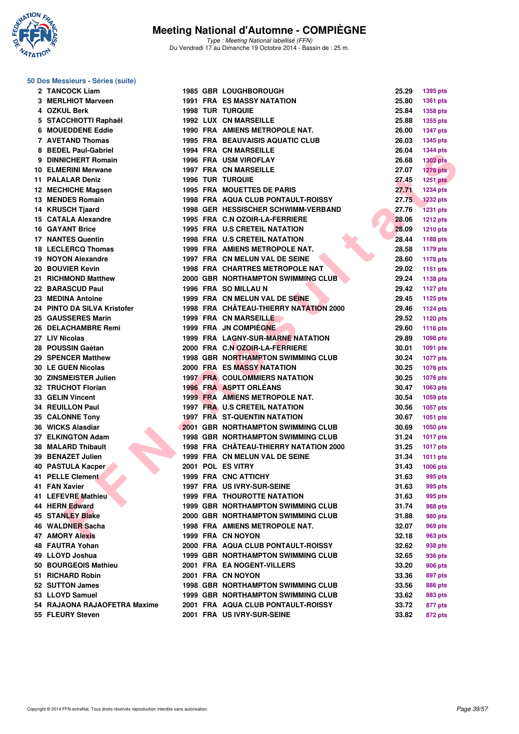# Meeting National d'Automne - COMPIÈGNE

*Type : Meeting National labellisé (FFN)*
Du Vendredi 17 au Dimanche 19 Octobre 2014 - Bassin de : 25 m.

## 50 Dos Messieurs - Séries (suite)

| Rang | Nom | Année | Nat. | Club | Temps | Points |
|---|---|---|---|---|---|---|
| 2 | TANCOCK Liam | 1985 | GBR | LOUGHBOROUGH | 25.29 | 1395 pts |
| 3 | MERLHIOT Marveen | 1991 | FRA | ES MASSY NATATION | 25.80 | 1361 pts |
| 4 | OZKUL Berk | 1998 | TUR | TURQUIE | 25.84 | 1358 pts |
| 5 | STACCHIOTTI Raphaël | 1992 | LUX | CN MARSEILLE | 25.88 | 1355 pts |
| 6 | MOUEDDENE Eddie | 1990 | FRA | AMIENS METROPOLE NAT. | 26.00 | 1347 pts |
| 7 | AVETAND Thomas | 1995 | FRA | BEAUVAISIS AQUATIC CLUB | 26.03 | 1345 pts |
| 8 | BEDEL Paul-Gabriel | 1994 | FRA | CN MARSEILLE | 26.04 | 1344 pts |
| 9 | DINNICHERT Romain | 1996 | FRA | USM VIROFLAY | 26.68 | 1302 pts |
| 10 | ELMERINI Merwane | 1997 | FRA | CN MARSEILLE | 27.07 | 1276 pts |
| 11 | PALALAR Deniz | 1996 | TUR | TURQUIE | 27.45 | 1251 pts |
| 12 | MECHICHE Magsen | 1995 | FRA | MOUETTES DE PARIS | 27.71 | 1234 pts |
| 13 | MENDES Romain | 1998 | FRA | AQUA CLUB PONTAULT-ROISSY | 27.75 | 1232 pts |
| 14 | KRUSCH Tjaard | 1998 | GER | HESSISCHER SCHWIMM-VERBAND | 27.76 | 1231 pts |
| 15 | CATALA Alexandre | 1995 | FRA | C.N OZOIR-LA-FERRIERE | 28.06 | 1212 pts |
| 16 | GAYANT Brice | 1995 | FRA | U.S CRETEIL NATATION | 28.09 | 1210 pts |
| 17 | NANTES Quentin | 1998 | FRA | U.S CRETEIL NATATION | 28.44 | 1188 pts |
| 18 | LECLERCQ Thomas | 1999 | FRA | AMIENS METROPOLE NAT. | 28.58 | 1179 pts |
| 19 | NOYON Alexandre | 1997 | FRA | CN MELUN VAL DE SEINE | 28.60 | 1178 pts |
| 20 | BOUVIER Kevin | 1998 | FRA | CHARTRES METROPOLE NAT | 29.02 | 1151 pts |
| 21 | RICHMOND Matthew | 2000 | GBR | NORTHAMPTON SWIMMING CLUB | 29.24 | 1138 pts |
| 22 | BARASCUD Paul | 1996 | FRA | SO MILLAU N | 29.42 | 1127 pts |
| 23 | MEDINA Antoine | 1999 | FRA | CN MELUN VAL DE SEINE | 29.45 | 1125 pts |
| 24 | PINTO DA SILVA Kristofer | 1998 | FRA | CHÂTEAU-THIERRY NATATION 2000 | 29.46 | 1124 pts |
| 25 | GAUSSERES Marin | 1999 | FRA | CN MARSEILLE | 29.52 | 1120 pts |
| 26 | DELACHAMBRE Remi | 1999 | FRA | JN COMPIÈGNE | 29.60 | 1116 pts |
| 27 | LIV Nicolas | 1999 | FRA | LAGNY-SUR-MARNE NATATION | 29.89 | 1098 pts |
| 28 | POUSSIN Gaétan | 2000 | FRA | C.N OZOIR-LA-FERRIERE | 30.01 | 1091 pts |
| 29 | SPENCER Matthew | 1998 | GBR | NORTHAMPTON SWIMMING CLUB | 30.24 | 1077 pts |
| 30 | LE GUEN Nicolas | 2000 | FRA | ES MASSY NATATION | 30.25 | 1076 pts |
| 30 | ZINSMEISTER Julien | 1997 | FRA | COULOMMIERS NATATION | 30.25 | 1076 pts |
| 32 | TRUCHOT Florian | 1996 | FRA | ASPTT ORLÉANS | 30.47 | 1063 pts |
| 33 | GELIN Vincent | 1999 | FRA | AMIENS METROPOLE NAT. | 30.54 | 1059 pts |
| 34 | REUILLON Paul | 1997 | FRA | U.S CRETEIL NATATION | 30.56 | 1057 pts |
| 35 | CALONNE Tony | 1997 | FRA | ST-QUENTIN NATATION | 30.67 | 1051 pts |
| 36 | WICKS Alasdiar | 2001 | GBR | NORTHAMPTON SWIMMING CLUB | 30.69 | 1050 pts |
| 37 | ELKINGTON Adam | 1998 | GBR | NORTHAMPTON SWIMMING CLUB | 31.24 | 1017 pts |
| 38 | MALARD Thibault | 1998 | FRA | CHÂTEAU-THIERRY NATATION 2000 | 31.25 | 1017 pts |
| 39 | BENAZET Julien | 1999 | FRA | CN MELUN VAL DE SEINE | 31.34 | 1011 pts |
| 40 | PASTULA Kacper | 2001 | POL | ES VITRY | 31.43 | 1006 pts |
| 41 | PELLE Clement | 1999 | FRA | CNC ATTICHY | 31.63 | 995 pts |
| 41 | FAN Xavier | 1997 | FRA | US IVRY-SUR-SEINE | 31.63 | 995 pts |
| 41 | LEFEVRE Mathieu | 1999 | FRA | THOUROTTE NATATION | 31.63 | 995 pts |
| 44 | HERN Edward | 1999 | GBR | NORTHAMPTON SWIMMING CLUB | 31.74 | 988 pts |
| 45 | STANLEY Blake | 2000 | GBR | NORTHAMPTON SWIMMING CLUB | 31.88 | 980 pts |
| 46 | WALDNER Sacha | 1998 | FRA | AMIENS METROPOLE NAT. | 32.07 | 969 pts |
| 47 | AMORY Alexis | 1999 | FRA | CN NOYON | 32.18 | 963 pts |
| 48 | FAUTRA Yohan | 2000 | FRA | AQUA CLUB PONTAULT-ROISSY | 32.62 | 938 pts |
| 49 | LLOYD Joshua | 1999 | GBR | NORTHAMPTON SWIMMING CLUB | 32.65 | 936 pts |
| 50 | BOURGEOIS Mathieu | 2001 | FRA | EA NOGENT-VILLERS | 33.20 | 906 pts |
| 51 | RICHARD Robin | 2001 | FRA | CN NOYON | 33.36 | 897 pts |
| 52 | SUTTON James | 1998 | GBR | NORTHAMPTON SWIMMING CLUB | 33.56 | 886 pts |
| 53 | LLOYD Samuel | 1999 | GBR | NORTHAMPTON SWIMMING CLUB | 33.62 | 883 pts |
| 54 | RAJAONA RAJAOFETRA Maxime | 2001 | FRA | AQUA CLUB PONTAULT-ROISSY | 33.72 | 877 pts |
| 55 | FLEURY Steven | 2001 | FRA | US IVRY-SUR-SEINE | 33.82 | 872 pts |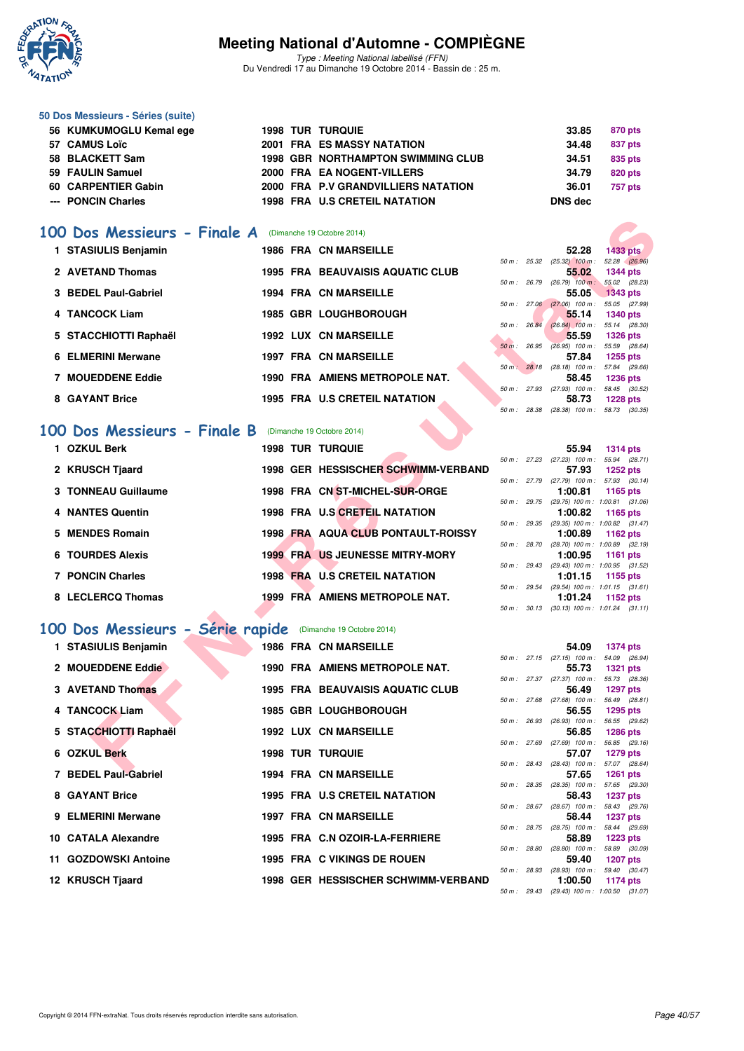### 50 Dos Messieurs - Séries (suite)

| | | | | | | |
|---|---|---|---|---|---|---|
| 56 | KUMKUMOGLU Kemal ege | 1998 | TUR | TURQUIE | 33.85 | 870 pts |
| 57 | CAMUS Loïc | 2001 | FRA | ES MASSY NATATION | 34.48 | 837 pts |
| 58 | BLACKETT Sam | 1998 | GBR | NORTHAMPTON SWIMMING CLUB | 34.51 | 835 pts |
| 59 | FAULIN Samuel | 2000 | FRA | EA NOGENT-VILLERS | 34.79 | 820 pts |
| 60 | CARPENTIER Gabin | 2000 | FRA | P.V GRANDVILLIERS NATATION | 36.01 | 757 pts |
| --- | PONCIN Charles | 1998 | FRA | U.S CRETEIL NATATION | DNS dec | |

## 100 Dos Messieurs - Finale A (Dimanche 19 Octobre 2014)

| | | | | | | | |
|---|---|---|---|---|---|---|---|
| 1 | STASIULIS Benjamin | 1986 | FRA | CN MARSEILLE | 52.28 | 1433 pts | 50 m : 25.32 (25.32) 100 m : 52.28 (26.96) |
| 2 | AVETAND Thomas | 1995 | FRA | BEAUVAISIS AQUATIC CLUB | 55.02 | 1344 pts | 50 m : 26.79 (26.79) 100 m : 55.02 (28.23) |
| 3 | BEDEL Paul-Gabriel | 1994 | FRA | CN MARSEILLE | 55.05 | 1343 pts | 50 m : 27.06 (27.06) 100 m : 55.05 (27.99) |
| 4 | TANCOCK Liam | 1985 | GBR | LOUGHBOROUGH | 55.14 | 1340 pts | 50 m : 26.84 (26.84) 100 m : 55.14 (28.30) |
| 5 | STACCHIOTTI Raphaël | 1992 | LUX | CN MARSEILLE | 55.59 | 1326 pts | 50 m : 26.95 (26.95) 100 m : 55.59 (28.64) |
| 6 | ELMERINI Merwane | 1997 | FRA | CN MARSEILLE | 57.84 | 1255 pts | 50 m : 28.18 (28.18) 100 m : 57.84 (29.66) |
| 7 | MOUEDDENE Eddie | 1990 | FRA | AMIENS METROPOLE NAT. | 58.45 | 1236 pts | 50 m : 27.93 (27.93) 100 m : 58.45 (30.52) |
| 8 | GAYANT Brice | 1995 | FRA | U.S CRETEIL NATATION | 58.73 | 1228 pts | 50 m : 28.38 (28.38) 100 m : 58.73 (30.35) |

## 100 Dos Messieurs - Finale B (Dimanche 19 Octobre 2014)

| | | | | | | | |
|---|---|---|---|---|---|---|---|
| 1 | OZKUL Berk | 1998 | TUR | TURQUIE | 55.94 | 1314 pts | 50 m : 27.23 (27.23) 100 m : 55.94 (28.71) |
| 2 | KRUSCH Tjaard | 1998 | GER | HESSISCHER SCHWIMM-VERBAND | 57.93 | 1252 pts | 50 m : 27.79 (27.79) 100 m : 57.93 (30.14) |
| 3 | TONNEAU Guillaume | 1998 | FRA | CN ST-MICHEL-SUR-ORGE | 1:00.81 | 1165 pts | 50 m : 29.75 (29.75) 100 m : 1:00.81 (31.06) |
| 4 | NANTES Quentin | 1998 | FRA | U.S CRETEIL NATATION | 1:00.82 | 1165 pts | 50 m : 29.35 (29.35) 100 m : 1:00.82 (31.47) |
| 5 | MENDES Romain | 1998 | FRA | AQUA CLUB PONTAULT-ROISSY | 1:00.89 | 1162 pts | 50 m : 28.70 (28.70) 100 m : 1:00.89 (32.19) |
| 6 | TOURDES Alexis | 1999 | FRA | US JEUNESSE MITRY-MORY | 1:00.95 | 1161 pts | 50 m : 29.43 (29.43) 100 m : 1:00.95 (31.52) |
| 7 | PONCIN Charles | 1998 | FRA | U.S CRETEIL NATATION | 1:01.15 | 1155 pts | 50 m : 29.54 (29.54) 100 m : 1:01.15 (31.61) |
| 8 | LECLERCQ Thomas | 1999 | FRA | AMIENS METROPOLE NAT. | 1:01.24 | 1152 pts | 50 m : 30.13 (30.13) 100 m : 1:01.24 (31.11) |

## 100 Dos Messieurs - Série rapide (Dimanche 19 Octobre 2014)

| | | | | | | | |
|---|---|---|---|---|---|---|---|
| 1 | STASIULIS Benjamin | 1986 | FRA | CN MARSEILLE | 54.09 | 1374 pts | 50 m : 27.15 (27.15) 100 m : 54.09 (26.94) |
| 2 | MOUEDDENE Eddie | 1990 | FRA | AMIENS METROPOLE NAT. | 55.73 | 1321 pts | 50 m : 27.37 (27.37) 100 m : 55.73 (28.36) |
| 3 | AVETAND Thomas | 1995 | FRA | BEAUVAISIS AQUATIC CLUB | 56.49 | 1297 pts | 50 m : 27.68 (27.68) 100 m : 56.49 (28.81) |
| 4 | TANCOCK Liam | 1985 | GBR | LOUGHBOROUGH | 56.55 | 1295 pts | 50 m : 26.93 (26.93) 100 m : 56.55 (29.62) |
| 5 | STACCHIOTTI Raphaël | 1992 | LUX | CN MARSEILLE | 56.85 | 1286 pts | 50 m : 27.69 (27.69) 100 m : 56.85 (29.16) |
| 6 | OZKUL Berk | 1998 | TUR | TURQUIE | 57.07 | 1279 pts | 50 m : 28.43 (28.43) 100 m : 57.07 (28.64) |
| 7 | BEDEL Paul-Gabriel | 1994 | FRA | CN MARSEILLE | 57.65 | 1261 pts | 50 m : 28.35 (28.35) 100 m : 57.65 (29.30) |
| 8 | GAYANT Brice | 1995 | FRA | U.S CRETEIL NATATION | 58.43 | 1237 pts | 50 m : 28.67 (28.67) 100 m : 58.43 (29.76) |
| 9 | ELMERINI Merwane | 1997 | FRA | CN MARSEILLE | 58.44 | 1237 pts | 50 m : 28.75 (28.75) 100 m : 58.44 (29.69) |
| 10 | CATALA Alexandre | 1995 | FRA | C.N OZOIR-LA-FERRIERE | 58.89 | 1223 pts | 50 m : 28.80 (28.80) 100 m : 58.89 (30.09) |
| 11 | GOZDOWSKI Antoine | 1995 | FRA | C VIKINGS DE ROUEN | 59.40 | 1207 pts | 50 m : 28.93 (28.93) 100 m : 59.40 (30.47) |
| 12 | KRUSCH Tjaard | 1998 | GER | HESSISCHER SCHWIMM-VERBAND | 1:00.50 | 1174 pts | 50 m : 29.43 (29.43) 100 m : 1:00.50 (31.07) |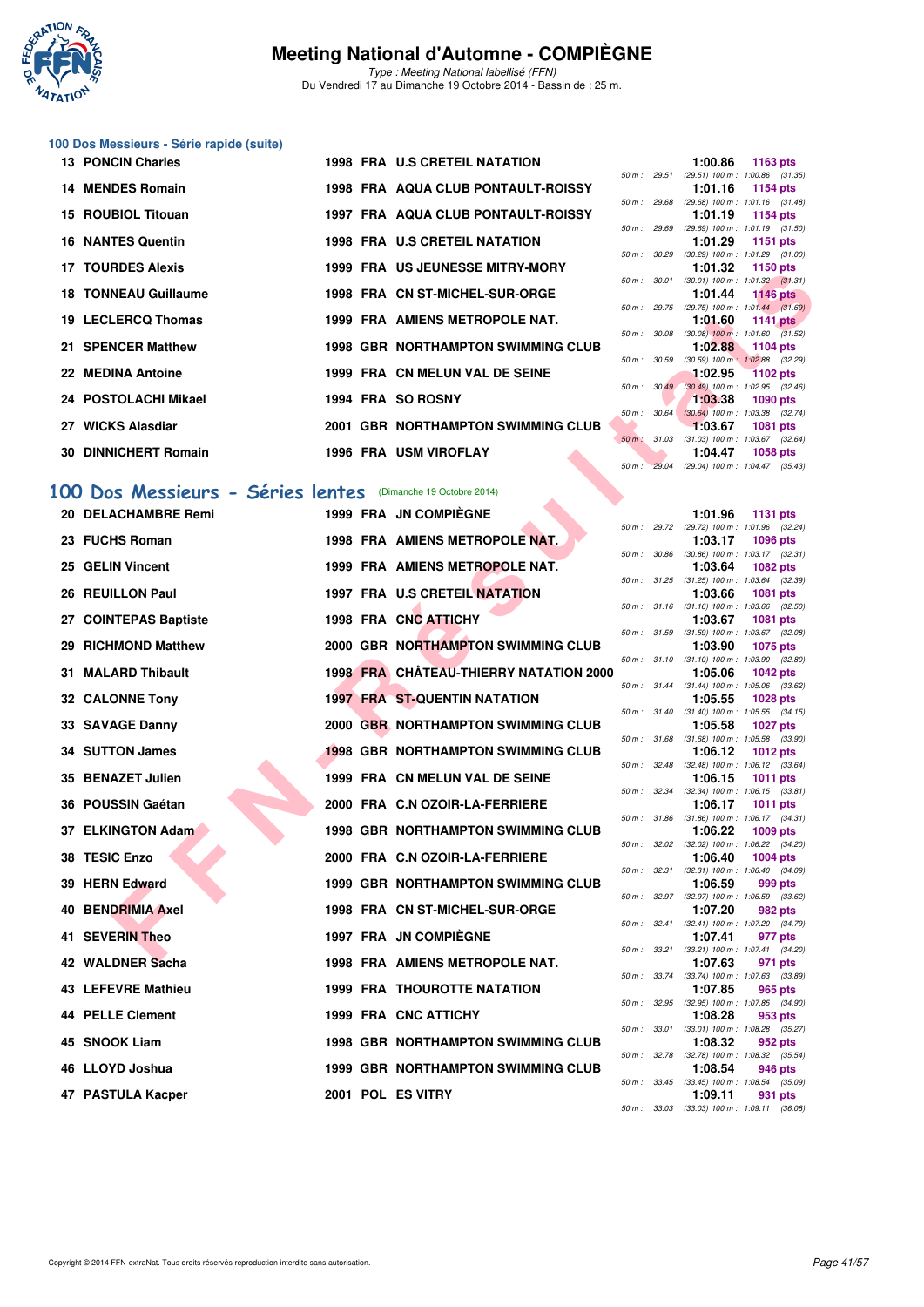# Meeting National d'Automne - COMPIÈGNE

*Type : Meeting National labellisé (FFN)*
Du Vendredi 17 au Dimanche 19 Octobre 2014 - Bassin de : 25 m.

### 100 Dos Messieurs - Série rapide (suite)

| Rang | Nom | Année | Nat | Club | Temps | Points | Splits |
|---|---|---|---|---|---|---|---|
| 13 | PONCIN Charles | 1998 | FRA | U.S CRETEIL NATATION | 1:00.86 | 1163 pts | 50 m : 29.51 (29.51) 100 m : 1:00.86 (31.35) |
| 14 | MENDES Romain | 1998 | FRA | AQUA CLUB PONTAULT-ROISSY | 1:01.16 | 1154 pts | 50 m : 29.68 (29.68) 100 m : 1:01.16 (31.48) |
| 15 | ROUBIOL Titouan | 1997 | FRA | AQUA CLUB PONTAULT-ROISSY | 1:01.19 | 1154 pts | 50 m : 29.69 (29.69) 100 m : 1:01.19 (31.50) |
| 16 | NANTES Quentin | 1998 | FRA | U.S CRETEIL NATATION | 1:01.29 | 1151 pts | 50 m : 30.29 (30.29) 100 m : 1:01.29 (31.00) |
| 17 | TOURDES Alexis | 1999 | FRA | US JEUNESSE MITRY-MORY | 1:01.32 | 1150 pts | 50 m : 30.01 (30.01) 100 m : 1:01.32 (31.31) |
| 18 | TONNEAU Guillaume | 1998 | FRA | CN ST-MICHEL-SUR-ORGE | 1:01.44 | 1146 pts | 50 m : 29.75 (29.75) 100 m : 1:01.44 (31.69) |
| 19 | LECLERCQ Thomas | 1999 | FRA | AMIENS METROPOLE NAT. | 1:01.60 | 1141 pts | 50 m : 30.08 (30.08) 100 m : 1:01.60 (31.52) |
| 21 | SPENCER Matthew | 1998 | GBR | NORTHAMPTON SWIMMING CLUB | 1:02.88 | 1104 pts | 50 m : 30.59 (30.59) 100 m : 1:02.88 (32.29) |
| 22 | MEDINA Antoine | 1999 | FRA | CN MELUN VAL DE SEINE | 1:02.95 | 1102 pts | 50 m : 30.49 (30.49) 100 m : 1:02.95 (32.46) |
| 24 | POSTOLACHI Mikael | 1994 | FRA | SO ROSNY | 1:03.38 | 1090 pts | 50 m : 30.64 (30.64) 100 m : 1:03.38 (32.74) |
| 27 | WICKS Alasdiar | 2001 | GBR | NORTHAMPTON SWIMMING CLUB | 1:03.67 | 1081 pts | 50 m : 31.03 (31.03) 100 m : 1:03.67 (32.64) |
| 30 | DINNICHERT Romain | 1996 | FRA | USM VIROFLAY | 1:04.47 | 1058 pts | 50 m : 29.04 (29.04) 100 m : 1:04.47 (35.43) |

## 100 Dos Messieurs - Séries lentes (Dimanche 19 Octobre 2014)

| Rang | Nom | Année | Nat | Club | Temps | Points | Splits |
|---|---|---|---|---|---|---|---|
| 20 | DELACHAMBRE Remi | 1999 | FRA | JN COMPIÈGNE | 1:01.96 | 1131 pts | 50 m : 29.72 (29.72) 100 m : 1:01.96 (32.24) |
| 23 | FUCHS Roman | 1998 | FRA | AMIENS METROPOLE NAT. | 1:03.17 | 1096 pts | 50 m : 30.86 (30.86) 100 m : 1:03.17 (32.31) |
| 25 | GELIN Vincent | 1999 | FRA | AMIENS METROPOLE NAT. | 1:03.64 | 1082 pts | 50 m : 31.25 (31.25) 100 m : 1:03.64 (32.39) |
| 26 | REUILLON Paul | 1997 | FRA | U.S CRETEIL NATATION | 1:03.66 | 1081 pts | 50 m : 31.16 (31.16) 100 m : 1:03.66 (32.50) |
| 27 | COINTEPAS Baptiste | 1998 | FRA | CNC ATTICHY | 1:03.67 | 1081 pts | 50 m : 31.59 (31.59) 100 m : 1:03.67 (32.08) |
| 29 | RICHMOND Matthew | 2000 | GBR | NORTHAMPTON SWIMMING CLUB | 1:03.90 | 1075 pts | 50 m : 31.10 (31.10) 100 m : 1:03.90 (32.80) |
| 31 | MALARD Thibault | 1998 | FRA | CHÂTEAU-THIERRY NATATION 2000 | 1:05.06 | 1042 pts | 50 m : 31.44 (31.44) 100 m : 1:05.06 (33.62) |
| 32 | CALONNE Tony | 1997 | FRA | ST-QUENTIN NATATION | 1:05.55 | 1028 pts | 50 m : 31.40 (31.40) 100 m : 1:05.55 (34.15) |
| 33 | SAVAGE Danny | 2000 | GBR | NORTHAMPTON SWIMMING CLUB | 1:05.58 | 1027 pts | 50 m : 31.68 (31.68) 100 m : 1:05.58 (33.90) |
| 34 | SUTTON James | 1998 | GBR | NORTHAMPTON SWIMMING CLUB | 1:06.12 | 1012 pts | 50 m : 32.48 (32.48) 100 m : 1:06.12 (33.64) |
| 35 | BENAZET Julien | 1999 | FRA | CN MELUN VAL DE SEINE | 1:06.15 | 1011 pts | 50 m : 32.34 (32.34) 100 m : 1:06.15 (33.81) |
| 36 | POUSSIN Gaétan | 2000 | FRA | C.N OZOIR-LA-FERRIERE | 1:06.17 | 1011 pts | 50 m : 31.86 (31.86) 100 m : 1:06.17 (34.31) |
| 37 | ELKINGTON Adam | 1998 | GBR | NORTHAMPTON SWIMMING CLUB | 1:06.22 | 1009 pts | 50 m : 32.02 (32.02) 100 m : 1:06.22 (34.20) |
| 38 | TESIC Enzo | 2000 | FRA | C.N OZOIR-LA-FERRIERE | 1:06.40 | 1004 pts | 50 m : 32.31 (32.31) 100 m : 1:06.40 (34.09) |
| 39 | HERN Edward | 1999 | GBR | NORTHAMPTON SWIMMING CLUB | 1:06.59 | 999 pts | 50 m : 32.97 (32.97) 100 m : 1:06.59 (33.62) |
| 40 | BENDRIMIA Axel | 1998 | FRA | CN ST-MICHEL-SUR-ORGE | 1:07.20 | 982 pts | 50 m : 32.41 (32.41) 100 m : 1:07.20 (34.79) |
| 41 | SEVERIN Theo | 1997 | FRA | JN COMPIÈGNE | 1:07.41 | 977 pts | 50 m : 33.21 (33.21) 100 m : 1:07.41 (34.20) |
| 42 | WALDNER Sacha | 1998 | FRA | AMIENS METROPOLE NAT. | 1:07.63 | 971 pts | 50 m : 33.74 (33.74) 100 m : 1:07.63 (33.89) |
| 43 | LEFEVRE Mathieu | 1999 | FRA | THOUROTTE NATATION | 1:07.85 | 965 pts | 50 m : 32.95 (32.95) 100 m : 1:07.85 (34.90) |
| 44 | PELLE Clement | 1999 | FRA | CNC ATTICHY | 1:08.28 | 953 pts | 50 m : 33.01 (33.01) 100 m : 1:08.28 (35.27) |
| 45 | SNOOK Liam | 1998 | GBR | NORTHAMPTON SWIMMING CLUB | 1:08.32 | 952 pts | 50 m : 32.78 (32.78) 100 m : 1:08.32 (35.54) |
| 46 | LLOYD Joshua | 1999 | GBR | NORTHAMPTON SWIMMING CLUB | 1:08.54 | 946 pts | 50 m : 33.45 (33.45) 100 m : 1:08.54 (35.09) |
| 47 | PASTULA Kacper | 2001 | POL | ES VITRY | 1:09.11 | 931 pts | 50 m : 33.03 (33.03) 100 m : 1:09.11 (36.08) |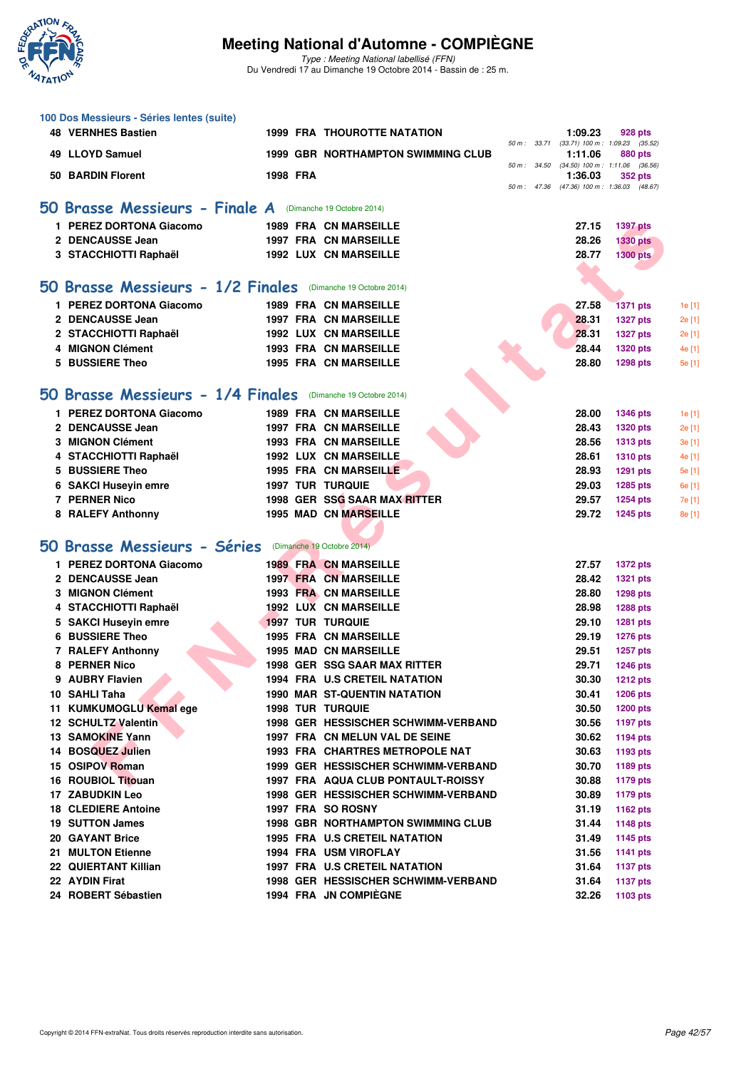# Meeting National d'Automne - COMPIÈGNE

*Type : Meeting National labellisé (FFN)*
Du Vendredi 17 au Dimanche 19 Octobre 2014 - Bassin de : 25 m.

### 100 Dos Messieurs - Séries lentes (suite)

| Rang | Nom | Année | Nat. | Club | Temps | Points |
|---|---|---|---|---|---|---|
| 48 | VERNHES Bastien | 1999 | FRA | THOUROTTE NATATION | 1:09.23 | 928 pts |
| | | | | *50 m : 33.71 (33.71) 100 m : 1:09.23 (35.52)* | | |
| 49 | LLOYD Samuel | 1999 | GBR | NORTHAMPTON SWIMMING CLUB | 1:11.06 | 880 pts |
| | | | | *50 m : 34.50 (34.50) 100 m : 1:11.06 (36.56)* | | |
| 50 | BARDIN Florent | 1998 | FRA | | 1:36.03 | 352 pts |
| | | | | *50 m : 47.36 (47.36) 100 m : 1:36.03 (48.67)* | | |

## 50 Brasse Messieurs - Finale A (Dimanche 19 Octobre 2014)

| Rang | Nom | Année | Nat. | Club | Temps | Points |
|---|---|---|---|---|---|---|
| 1 | PEREZ DORTONA Giacomo | 1989 | FRA | CN MARSEILLE | 27.15 | 1397 pts |
| 2 | DENCAUSSE Jean | 1997 | FRA | CN MARSEILLE | 28.26 | 1330 pts |
| 3 | STACCHIOTTI Raphaël | 1992 | LUX | CN MARSEILLE | 28.77 | 1300 pts |

## 50 Brasse Messieurs - 1/2 Finales (Dimanche 19 Octobre 2014)

| Rang | Nom | Année | Nat. | Club | Temps | Points | Place |
|---|---|---|---|---|---|---|---|
| 1 | PEREZ DORTONA Giacomo | 1989 | FRA | CN MARSEILLE | 27.58 | 1371 pts | 1e [1] |
| 2 | DENCAUSSE Jean | 1997 | FRA | CN MARSEILLE | 28.31 | 1327 pts | 2e [1] |
| 2 | STACCHIOTTI Raphaël | 1992 | LUX | CN MARSEILLE | 28.31 | 1327 pts | 2e [1] |
| 4 | MIGNON Clément | 1993 | FRA | CN MARSEILLE | 28.44 | 1320 pts | 4e [1] |
| 5 | BUSSIERE Theo | 1995 | FRA | CN MARSEILLE | 28.80 | 1298 pts | 5e [1] |

## 50 Brasse Messieurs - 1/4 Finales (Dimanche 19 Octobre 2014)

| Rang | Nom | Année | Nat. | Club | Temps | Points | Place |
|---|---|---|---|---|---|---|---|
| 1 | PEREZ DORTONA Giacomo | 1989 | FRA | CN MARSEILLE | 28.00 | 1346 pts | 1e [1] |
| 2 | DENCAUSSE Jean | 1997 | FRA | CN MARSEILLE | 28.43 | 1320 pts | 2e [1] |
| 3 | MIGNON Clément | 1993 | FRA | CN MARSEILLE | 28.56 | 1313 pts | 3e [1] |
| 4 | STACCHIOTTI Raphaël | 1992 | LUX | CN MARSEILLE | 28.61 | 1310 pts | 4e [1] |
| 5 | BUSSIERE Theo | 1995 | FRA | CN MARSEILLE | 28.93 | 1291 pts | 5e [1] |
| 6 | SAKCI Huseyin emre | 1997 | TUR | TURQUIE | 29.03 | 1285 pts | 6e [1] |
| 7 | PERNER Nico | 1998 | GER | SSG SAAR MAX RITTER | 29.57 | 1254 pts | 7e [1] |
| 8 | RALEFY Anthonny | 1995 | MAD | CN MARSEILLE | 29.72 | 1245 pts | 8e [1] |

## 50 Brasse Messieurs - Séries (Dimanche 19 Octobre 2014)

| Rang | Nom | Année | Nat. | Club | Temps | Points |
|---|---|---|---|---|---|---|
| 1 | PEREZ DORTONA Giacomo | 1989 | FRA | CN MARSEILLE | 27.57 | 1372 pts |
| 2 | DENCAUSSE Jean | 1997 | FRA | CN MARSEILLE | 28.42 | 1321 pts |
| 3 | MIGNON Clément | 1993 | FRA | CN MARSEILLE | 28.80 | 1298 pts |
| 4 | STACCHIOTTI Raphaël | 1992 | LUX | CN MARSEILLE | 28.98 | 1288 pts |
| 5 | SAKCI Huseyin emre | 1997 | TUR | TURQUIE | 29.10 | 1281 pts |
| 6 | BUSSIERE Theo | 1995 | FRA | CN MARSEILLE | 29.19 | 1276 pts |
| 7 | RALEFY Anthonny | 1995 | MAD | CN MARSEILLE | 29.51 | 1257 pts |
| 8 | PERNER Nico | 1998 | GER | SSG SAAR MAX RITTER | 29.71 | 1246 pts |
| 9 | AUBRY Flavien | 1994 | FRA | U.S CRETEIL NATATION | 30.30 | 1212 pts |
| 10 | SAHLI Taha | 1990 | MAR | ST-QUENTIN NATATION | 30.41 | 1206 pts |
| 11 | KUMKUMOGLU Kemal ege | 1998 | TUR | TURQUIE | 30.50 | 1200 pts |
| 12 | SCHULTZ Valentin | 1998 | GER | HESSISCHER SCHWIMM-VERBAND | 30.56 | 1197 pts |
| 13 | SAMOKINE Yann | 1997 | FRA | CN MELUN VAL DE SEINE | 30.62 | 1194 pts |
| 14 | BOSQUEZ Julien | 1993 | FRA | CHARTRES METROPOLE NAT | 30.63 | 1193 pts |
| 15 | OSIPOV Roman | 1999 | GER | HESSISCHER SCHWIMM-VERBAND | 30.70 | 1189 pts |
| 16 | ROUBIOL Titouan | 1997 | FRA | AQUA CLUB PONTAULT-ROISSY | 30.88 | 1179 pts |
| 17 | ZABUDKIN Leo | 1998 | GER | HESSISCHER SCHWIMM-VERBAND | 30.89 | 1179 pts |
| 18 | CLEDIERE Antoine | 1997 | FRA | SO ROSNY | 31.19 | 1162 pts |
| 19 | SUTTON James | 1998 | GBR | NORTHAMPTON SWIMMING CLUB | 31.44 | 1148 pts |
| 20 | GAYANT Brice | 1995 | FRA | U.S CRETEIL NATATION | 31.49 | 1145 pts |
| 21 | MULTON Etienne | 1994 | FRA | USM VIROFLAY | 31.56 | 1141 pts |
| 22 | QUIERTANT Killian | 1997 | FRA | U.S CRETEIL NATATION | 31.64 | 1137 pts |
| 22 | AYDIN Firat | 1998 | GER | HESSISCHER SCHWIMM-VERBAND | 31.64 | 1137 pts |
| 24 | ROBERT Sébastien | 1994 | FRA | JN COMPIÈGNE | 32.26 | 1103 pts |

Copyright © 2014 FFN-extraNat. Tous droits réservés reproduction interdite sans autorisation.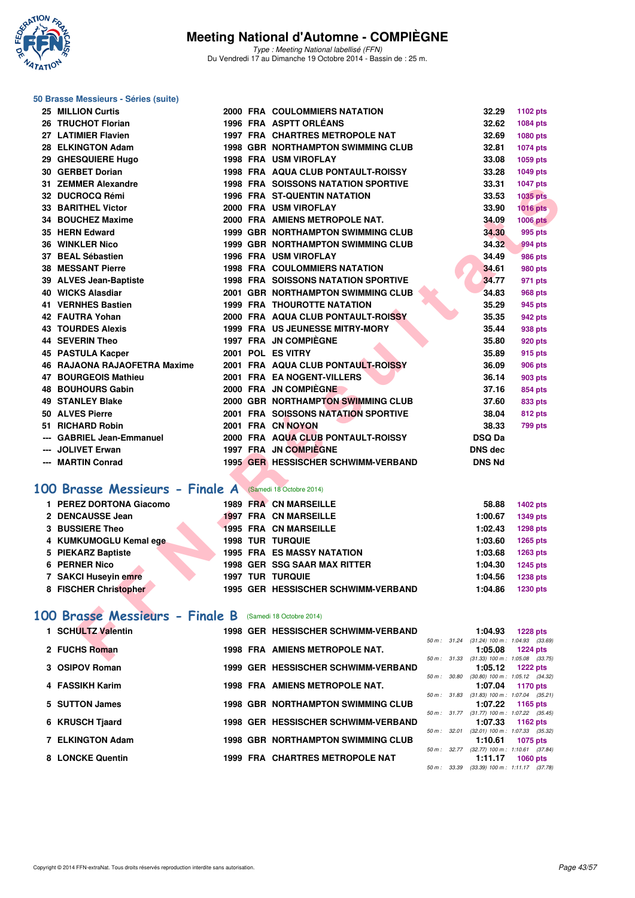# Meeting National d'Automne - COMPIÈGNE

*Type : Meeting National labellisé (FFN)*
Du Vendredi 17 au Dimanche 19 Octobre 2014 - Bassin de : 25 m.

## 50 Brasse Messieurs - Séries (suite)

| | | | | | | |
|---|---|---|---|---|---|---|
| 25 | MILLION Curtis | 2000 | FRA | COULOMMIERS NATATION | 32.29 | 1102 pts |
| 26 | TRUCHOT Florian | 1996 | FRA | ASPTT ORLÉANS | 32.62 | 1084 pts |
| 27 | LATIMIER Flavien | 1997 | FRA | CHARTRES METROPOLE NAT | 32.69 | 1080 pts |
| 28 | ELKINGTON Adam | 1998 | GBR | NORTHAMPTON SWIMMING CLUB | 32.81 | 1074 pts |
| 29 | GHESQUIERE Hugo | 1998 | FRA | USM VIROFLAY | 33.08 | 1059 pts |
| 30 | GERBET Dorian | 1998 | FRA | AQUA CLUB PONTAULT-ROISSY | 33.28 | 1049 pts |
| 31 | ZEMMER Alexandre | 1998 | FRA | SOISSONS NATATION SPORTIVE | 33.31 | 1047 pts |
| 32 | DUCROCQ Rémi | 1996 | FRA | ST-QUENTIN NATATION | 33.53 | 1035 pts |
| 33 | BARITHEL Victor | 2000 | FRA | USM VIROFLAY | 33.90 | 1016 pts |
| 34 | BOUCHEZ Maxime | 2000 | FRA | AMIENS METROPOLE NAT. | 34.09 | 1006 pts |
| 35 | HERN Edward | 1999 | GBR | NORTHAMPTON SWIMMING CLUB | 34.30 | 995 pts |
| 36 | WINKLER Nico | 1999 | GBR | NORTHAMPTON SWIMMING CLUB | 34.32 | 994 pts |
| 37 | BEAL Sébastien | 1996 | FRA | USM VIROFLAY | 34.49 | 986 pts |
| 38 | MESSANT Pierre | 1998 | FRA | COULOMMIERS NATATION | 34.61 | 980 pts |
| 39 | ALVES Jean-Baptiste | 1998 | FRA | SOISSONS NATATION SPORTIVE | 34.77 | 971 pts |
| 40 | WICKS Alasdiar | 2001 | GBR | NORTHAMPTON SWIMMING CLUB | 34.83 | 968 pts |
| 41 | VERNHES Bastien | 1999 | FRA | THOUROTTE NATATION | 35.29 | 945 pts |
| 42 | FAUTRA Yohan | 2000 | FRA | AQUA CLUB PONTAULT-ROISSY | 35.35 | 942 pts |
| 43 | TOURDES Alexis | 1999 | FRA | US JEUNESSE MITRY-MORY | 35.44 | 938 pts |
| 44 | SEVERIN Theo | 1997 | FRA | JN COMPIÈGNE | 35.80 | 920 pts |
| 45 | PASTULA Kacper | 2001 | POL | ES VITRY | 35.89 | 915 pts |
| 46 | RAJAONA RAJAOFETRA Maxime | 2001 | FRA | AQUA CLUB PONTAULT-ROISSY | 36.09 | 906 pts |
| 47 | BOURGEOIS Mathieu | 2001 | FRA | EA NOGENT-VILLERS | 36.14 | 903 pts |
| 48 | BOUHOURS Gabin | 2000 | FRA | JN COMPIÈGNE | 37.16 | 854 pts |
| 49 | STANLEY Blake | 2000 | GBR | NORTHAMPTON SWIMMING CLUB | 37.60 | 833 pts |
| 50 | ALVES Pierre | 2001 | FRA | SOISSONS NATATION SPORTIVE | 38.04 | 812 pts |
| 51 | RICHARD Robin | 2001 | FRA | CN NOYON | 38.33 | 799 pts |
| --- | GABRIEL Jean-Emmanuel | 2000 | FRA | AQUA CLUB PONTAULT-ROISSY | DSQ Da | |
| --- | JOLIVET Erwan | 1997 | FRA | JN COMPIÈGNE | DNS dec | |
| --- | MARTIN Conrad | 1995 | GER | HESSISCHER SCHWIMM-VERBAND | DNS Nd | |

## 100 Brasse Messieurs - Finale A (Samedi 18 Octobre 2014)

| | | | | | | |
|---|---|---|---|---|---|---|
| 1 | PEREZ DORTONA Giacomo | 1989 | FRA | CN MARSEILLE | 58.88 | 1402 pts |
| 2 | DENCAUSSE Jean | 1997 | FRA | CN MARSEILLE | 1:00.67 | 1349 pts |
| 3 | BUSSIERE Theo | 1995 | FRA | CN MARSEILLE | 1:02.43 | 1298 pts |
| 4 | KUMKUMOGLU Kemal ege | 1998 | TUR | TURQUIE | 1:03.60 | 1265 pts |
| 5 | PIEKARZ Baptiste | 1995 | FRA | ES MASSY NATATION | 1:03.68 | 1263 pts |
| 6 | PERNER Nico | 1998 | GER | SSG SAAR MAX RITTER | 1:04.30 | 1245 pts |
| 7 | SAKCI Huseyin emre | 1997 | TUR | TURQUIE | 1:04.56 | 1238 pts |
| 8 | FISCHER Christopher | 1995 | GER | HESSISCHER SCHWIMM-VERBAND | 1:04.86 | 1230 pts |

## 100 Brasse Messieurs - Finale B (Samedi 18 Octobre 2014)

| | | | | | | | |
|---|---|---|---|---|---|---|---|
| 1 | SCHULTZ Valentin | 1998 | GER | HESSISCHER SCHWIMM-VERBAND | 1:04.93 | 1228 pts | 50 m : 31.24 (31.24) 100 m : 1:04.93 (33.69) |
| 2 | FUCHS Roman | 1998 | FRA | AMIENS METROPOLE NAT. | 1:05.08 | 1224 pts | 50 m : 31.33 (31.33) 100 m : 1:05.08 (33.75) |
| 3 | OSIPOV Roman | 1999 | GER | HESSISCHER SCHWIMM-VERBAND | 1:05.12 | 1222 pts | 50 m : 30.80 (30.80) 100 m : 1:05.12 (34.32) |
| 4 | FASSIKH Karim | 1998 | FRA | AMIENS METROPOLE NAT. | 1:07.04 | 1170 pts | 50 m : 31.83 (31.83) 100 m : 1:07.04 (35.21) |
| 5 | SUTTON James | 1998 | GBR | NORTHAMPTON SWIMMING CLUB | 1:07.22 | 1165 pts | 50 m : 31.77 (31.77) 100 m : 1:07.22 (35.45) |
| 6 | KRUSCH Tjaard | 1998 | GER | HESSISCHER SCHWIMM-VERBAND | 1:07.33 | 1162 pts | 50 m : 32.01 (32.01) 100 m : 1:07.33 (35.32) |
| 7 | ELKINGTON Adam | 1998 | GBR | NORTHAMPTON SWIMMING CLUB | 1:10.61 | 1075 pts | 50 m : 32.77 (32.77) 100 m : 1:10.61 (37.84) |
| 8 | LONCKE Quentin | 1999 | FRA | CHARTRES METROPOLE NAT | 1:11.17 | 1060 pts | 50 m : 33.39 (33.39) 100 m : 1:11.17 (37.78) |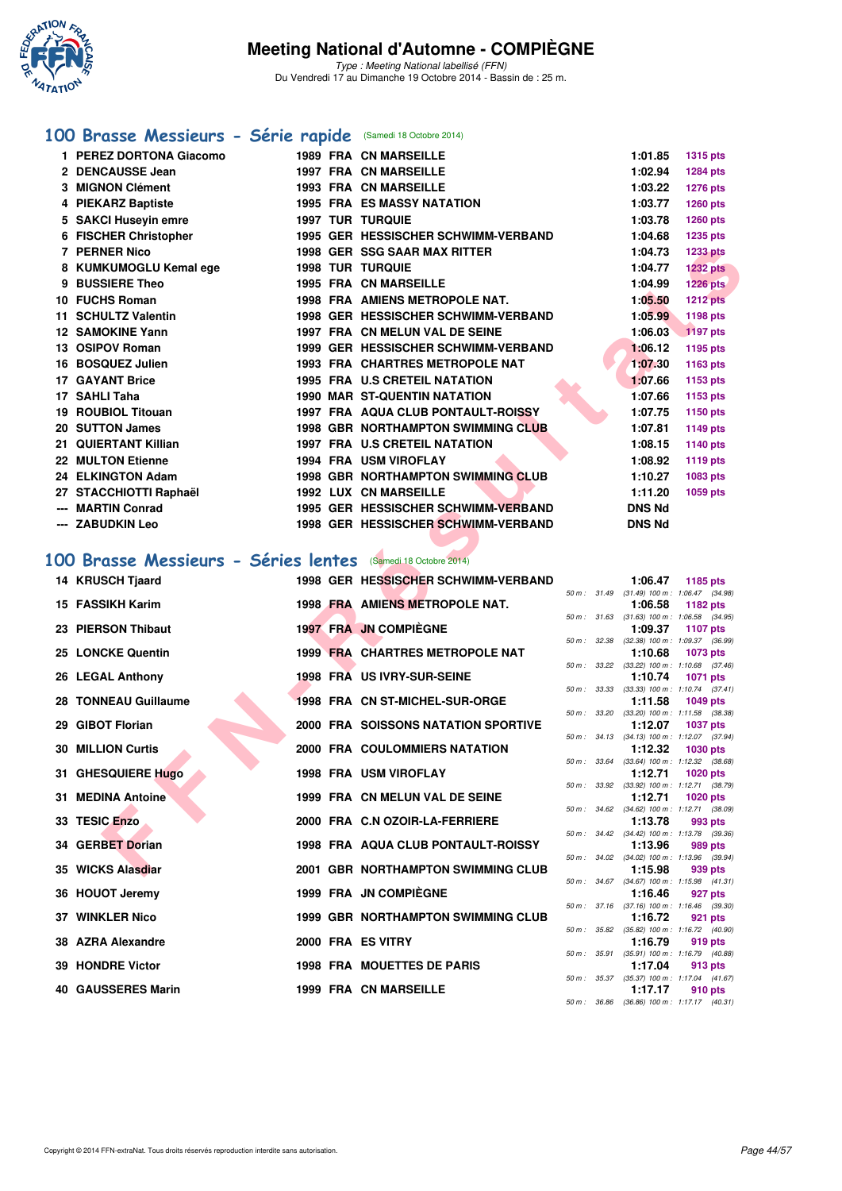# Meeting National d'Automne - COMPIÈGNE

*Type : Meeting National labellisé (FFN)*
Du Vendredi 17 au Dimanche 19 Octobre 2014 - Bassin de : 25 m.

## 100 Brasse Messieurs - Série rapide (Samedi 18 Octobre 2014)

| Rang | Nom | Année | Nat | Club | Temps | Points |
|---|---|---|---|---|---|---|
| 1 | PEREZ DORTONA Giacomo | 1989 | FRA | CN MARSEILLE | 1:01.85 | 1315 pts |
| 2 | DENCAUSSE Jean | 1997 | FRA | CN MARSEILLE | 1:02.94 | 1284 pts |
| 3 | MIGNON Clément | 1993 | FRA | CN MARSEILLE | 1:03.22 | 1276 pts |
| 4 | PIEKARZ Baptiste | 1995 | FRA | ES MASSY NATATION | 1:03.77 | 1260 pts |
| 5 | SAKCI Huseyin emre | 1997 | TUR | TURQUIE | 1:03.78 | 1260 pts |
| 6 | FISCHER Christopher | 1995 | GER | HESSISCHER SCHWIMM-VERBAND | 1:04.68 | 1235 pts |
| 7 | PERNER Nico | 1998 | GER | SSG SAAR MAX RITTER | 1:04.73 | 1233 pts |
| 8 | KUMKUMOGLU Kemal ege | 1998 | TUR | TURQUIE | 1:04.77 | 1232 pts |
| 9 | BUSSIERE Theo | 1995 | FRA | CN MARSEILLE | 1:04.99 | 1226 pts |
| 10 | FUCHS Roman | 1998 | FRA | AMIENS METROPOLE NAT. | 1:05.50 | 1212 pts |
| 11 | SCHULTZ Valentin | 1998 | GER | HESSISCHER SCHWIMM-VERBAND | 1:05.99 | 1198 pts |
| 12 | SAMOKINE Yann | 1997 | FRA | CN MELUN VAL DE SEINE | 1:06.03 | 1197 pts |
| 13 | OSIPOV Roman | 1999 | GER | HESSISCHER SCHWIMM-VERBAND | 1:06.12 | 1195 pts |
| 16 | BOSQUEZ Julien | 1993 | FRA | CHARTRES METROPOLE NAT | 1:07.30 | 1163 pts |
| 17 | GAYANT Brice | 1995 | FRA | U.S CRETEIL NATATION | 1:07.66 | 1153 pts |
| 17 | SAHLI Taha | 1990 | MAR | ST-QUENTIN NATATION | 1:07.66 | 1153 pts |
| 19 | ROUBIOL Titouan | 1997 | FRA | AQUA CLUB PONTAULT-ROISSY | 1:07.75 | 1150 pts |
| 20 | SUTTON James | 1998 | GBR | NORTHAMPTON SWIMMING CLUB | 1:07.81 | 1149 pts |
| 21 | QUIERTANT Killian | 1997 | FRA | U.S CRETEIL NATATION | 1:08.15 | 1140 pts |
| 22 | MULTON Etienne | 1994 | FRA | USM VIROFLAY | 1:08.92 | 1119 pts |
| 24 | ELKINGTON Adam | 1998 | GBR | NORTHAMPTON SWIMMING CLUB | 1:10.27 | 1083 pts |
| 27 | STACCHIOTTI Raphaël | 1992 | LUX | CN MARSEILLE | 1:11.20 | 1059 pts |
| --- | MARTIN Conrad | 1995 | GER | HESSISCHER SCHWIMM-VERBAND | DNS Nd | |
| --- | ZABUDKIN Leo | 1998 | GER | HESSISCHER SCHWIMM-VERBAND | DNS Nd | |

## 100 Brasse Messieurs - Séries lentes (Samedi 18 Octobre 2014)

| Rang | Nom | Année | Nat | Club | Temps | Points | Intermédiaires |
|---|---|---|---|---|---|---|---|
| 14 | KRUSCH Tjaard | 1998 | GER | HESSISCHER SCHWIMM-VERBAND | 1:06.47 | 1185 pts | 50 m : 31.49 (31.49) 100 m : 1:06.47 (34.98) |
| 15 | FASSIKH Karim | 1998 | FRA | AMIENS METROPOLE NAT. | 1:06.58 | 1182 pts | 50 m : 31.63 (31.63) 100 m : 1:06.58 (34.95) |
| 23 | PIERSON Thibaut | 1997 | FRA | JN COMPIÈGNE | 1:09.37 | 1107 pts | 50 m : 32.38 (32.38) 100 m : 1:09.37 (36.99) |
| 25 | LONCKE Quentin | 1999 | FRA | CHARTRES METROPOLE NAT | 1:10.68 | 1073 pts | 50 m : 33.22 (33.22) 100 m : 1:10.68 (37.46) |
| 26 | LEGAL Anthony | 1998 | FRA | US IVRY-SUR-SEINE | 1:10.74 | 1071 pts | 50 m : 33.33 (33.33) 100 m : 1:10.74 (37.41) |
| 28 | TONNEAU Guillaume | 1998 | FRA | CN ST-MICHEL-SUR-ORGE | 1:11.58 | 1049 pts | 50 m : 33.20 (33.20) 100 m : 1:11.58 (38.38) |
| 29 | GIBOT Florian | 2000 | FRA | SOISSONS NATATION SPORTIVE | 1:12.07 | 1037 pts | 50 m : 34.13 (34.13) 100 m : 1:12.07 (37.94) |
| 30 | MILLION Curtis | 2000 | FRA | COULOMMIERS NATATION | 1:12.32 | 1030 pts | 50 m : 33.64 (33.64) 100 m : 1:12.32 (38.68) |
| 31 | GHESQUIERE Hugo | 1998 | FRA | USM VIROFLAY | 1:12.71 | 1020 pts | 50 m : 33.92 (33.92) 100 m : 1:12.71 (38.79) |
| 31 | MEDINA Antoine | 1999 | FRA | CN MELUN VAL DE SEINE | 1:12.71 | 1020 pts | 50 m : 34.62 (34.62) 100 m : 1:12.71 (38.09) |
| 33 | TESIC Enzo | 2000 | FRA | C.N OZOIR-LA-FERRIERE | 1:13.78 | 993 pts | 50 m : 34.42 (34.42) 100 m : 1:13.78 (39.36) |
| 34 | GERBET Dorian | 1998 | FRA | AQUA CLUB PONTAULT-ROISSY | 1:13.96 | 989 pts | 50 m : 34.02 (34.02) 100 m : 1:13.96 (39.94) |
| 35 | WICKS Alasdiar | 2001 | GBR | NORTHAMPTON SWIMMING CLUB | 1:15.98 | 939 pts | 50 m : 34.67 (34.67) 100 m : 1:15.98 (41.31) |
| 36 | HOUOT Jeremy | 1999 | FRA | JN COMPIÈGNE | 1:16.46 | 927 pts | 50 m : 37.16 (37.16) 100 m : 1:16.46 (39.30) |
| 37 | WINKLER Nico | 1999 | GBR | NORTHAMPTON SWIMMING CLUB | 1:16.72 | 921 pts | 50 m : 35.82 (35.82) 100 m : 1:16.72 (40.90) |
| 38 | AZRA Alexandre | 2000 | FRA | ES VITRY | 1:16.79 | 919 pts | 50 m : 35.91 (35.91) 100 m : 1:16.79 (40.88) |
| 39 | HONDRE Victor | 1998 | FRA | MOUETTES DE PARIS | 1:17.04 | 913 pts | 50 m : 35.37 (35.37) 100 m : 1:17.04 (41.67) |
| 40 | GAUSSERES Marin | 1999 | FRA | CN MARSEILLE | 1:17.17 | 910 pts | 50 m : 36.86 (36.86) 100 m : 1:17.17 (40.31) |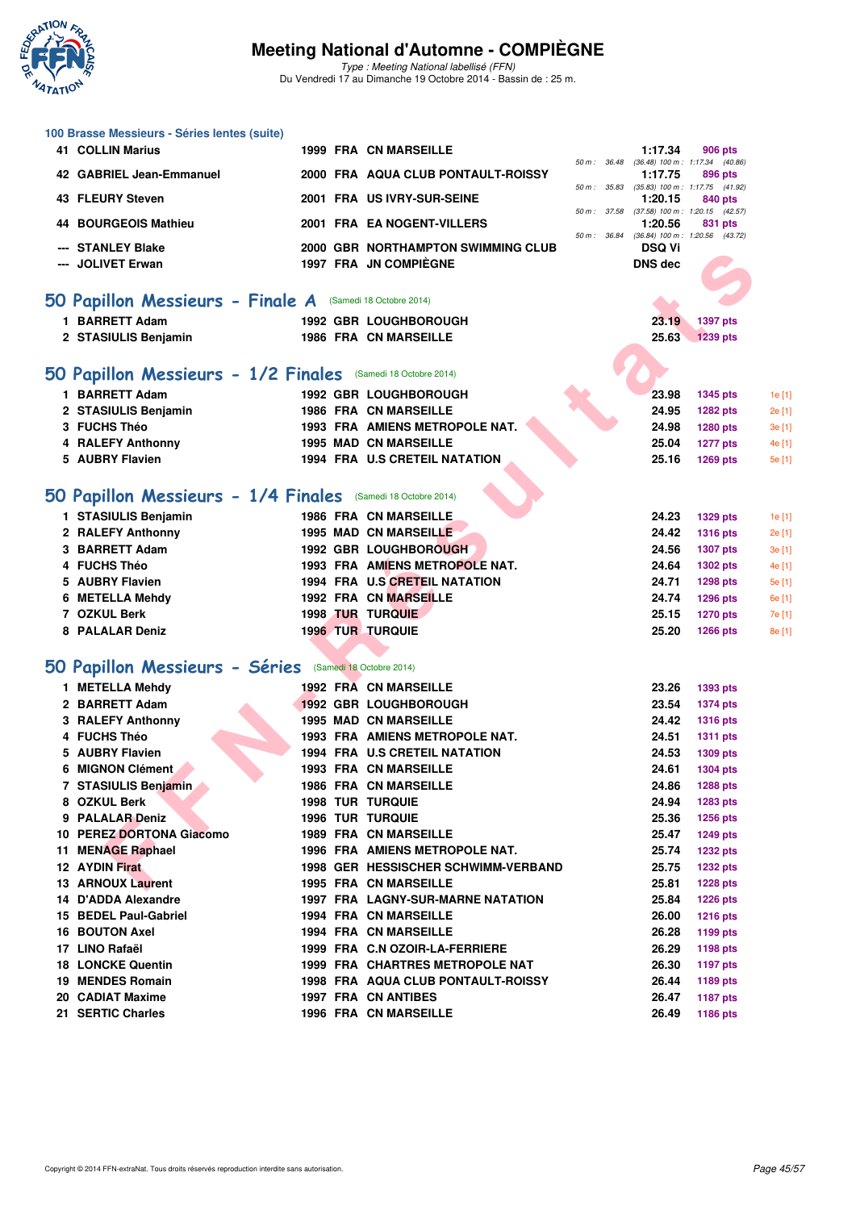### 100 Brasse Messieurs - Séries lentes (suite)

| Rang | Nom | Année | Nat. | Club | Splits | Temps | Points |
|---|---|---|---|---|---|---|---|
| 41 | COLLIN Marius | 1999 | FRA | CN MARSEILLE | 50 m : 36.48 (36.48) 100 m : 1:17.34 (40.86) | 1:17.34 | 906 pts |
| 42 | GABRIEL Jean-Emmanuel | 2000 | FRA | AQUA CLUB PONTAULT-ROISSY | 50 m : 35.83 (35.83) 100 m : 1:17.75 (41.92) | 1:17.75 | 896 pts |
| 43 | FLEURY Steven | 2001 | FRA | US IVRY-SUR-SEINE | 50 m : 37.58 (37.58) 100 m : 1:20.15 (42.57) | 1:20.15 | 840 pts |
| 44 | BOURGEOIS Mathieu | 2001 | FRA | EA NOGENT-VILLERS | 50 m : 36.84 (36.84) 100 m : 1:20.56 (43.72) | 1:20.56 | 831 pts |
| --- | STANLEY Blake | 2000 | GBR | NORTHAMPTON SWIMMING CLUB | | DSQ Vi | |
| --- | JOLIVET Erwan | 1997 | FRA | JN COMPIÈGNE | | DNS dec | |

## 50 Papillon Messieurs - Finale A (Samedi 18 Octobre 2014)

| Rang | Nom | Année | Nat. | Club | Temps | Points |
|---|---|---|---|---|---|---|
| 1 | BARRETT Adam | 1992 | GBR | LOUGHBOROUGH | 23.19 | 1397 pts |
| 2 | STASIULIS Benjamin | 1986 | FRA | CN MARSEILLE | 25.63 | 1239 pts |

## 50 Papillon Messieurs - 1/2 Finales (Samedi 18 Octobre 2014)

| Rang | Nom | Année | Nat. | Club | Temps | Points | Place |
|---|---|---|---|---|---|---|---|
| 1 | BARRETT Adam | 1992 | GBR | LOUGHBOROUGH | 23.98 | 1345 pts | 1e [1] |
| 2 | STASIULIS Benjamin | 1986 | FRA | CN MARSEILLE | 24.95 | 1282 pts | 2e [1] |
| 3 | FUCHS Théo | 1993 | FRA | AMIENS METROPOLE NAT. | 24.98 | 1280 pts | 3e [1] |
| 4 | RALEFY Anthonny | 1995 | MAD | CN MARSEILLE | 25.04 | 1277 pts | 4e [1] |
| 5 | AUBRY Flavien | 1994 | FRA | U.S CRETEIL NATATION | 25.16 | 1269 pts | 5e [1] |

## 50 Papillon Messieurs - 1/4 Finales (Samedi 18 Octobre 2014)

| Rang | Nom | Année | Nat. | Club | Temps | Points | Place |
|---|---|---|---|---|---|---|---|
| 1 | STASIULIS Benjamin | 1986 | FRA | CN MARSEILLE | 24.23 | 1329 pts | 1e [1] |
| 2 | RALEFY Anthonny | 1995 | MAD | CN MARSEILLE | 24.42 | 1316 pts | 2e [1] |
| 3 | BARRETT Adam | 1992 | GBR | LOUGHBOROUGH | 24.56 | 1307 pts | 3e [1] |
| 4 | FUCHS Théo | 1993 | FRA | AMIENS METROPOLE NAT. | 24.64 | 1302 pts | 4e [1] |
| 5 | AUBRY Flavien | 1994 | FRA | U.S CRETEIL NATATION | 24.71 | 1298 pts | 5e [1] |
| 6 | METELLA Mehdy | 1992 | FRA | CN MARSEILLE | 24.74 | 1296 pts | 6e [1] |
| 7 | OZKUL Berk | 1998 | TUR | TURQUIE | 25.15 | 1270 pts | 7e [1] |
| 8 | PALALAR Deniz | 1996 | TUR | TURQUIE | 25.20 | 1266 pts | 8e [1] |

## 50 Papillon Messieurs - Séries (Samedi 18 Octobre 2014)

| Rang | Nom | Année | Nat. | Club | Temps | Points |
|---|---|---|---|---|---|---|
| 1 | METELLA Mehdy | 1992 | FRA | CN MARSEILLE | 23.26 | 1393 pts |
| 2 | BARRETT Adam | 1992 | GBR | LOUGHBOROUGH | 23.54 | 1374 pts |
| 3 | RALEFY Anthonny | 1995 | MAD | CN MARSEILLE | 24.42 | 1316 pts |
| 4 | FUCHS Théo | 1993 | FRA | AMIENS METROPOLE NAT. | 24.51 | 1311 pts |
| 5 | AUBRY Flavien | 1994 | FRA | U.S CRETEIL NATATION | 24.53 | 1309 pts |
| 6 | MIGNON Clément | 1993 | FRA | CN MARSEILLE | 24.61 | 1304 pts |
| 7 | STASIULIS Benjamin | 1986 | FRA | CN MARSEILLE | 24.86 | 1288 pts |
| 8 | OZKUL Berk | 1998 | TUR | TURQUIE | 24.94 | 1283 pts |
| 9 | PALALAR Deniz | 1996 | TUR | TURQUIE | 25.36 | 1256 pts |
| 10 | PEREZ DORTONA Giacomo | 1989 | FRA | CN MARSEILLE | 25.47 | 1249 pts |
| 11 | MENAGE Raphael | 1996 | FRA | AMIENS METROPOLE NAT. | 25.74 | 1232 pts |
| 12 | AYDIN Firat | 1998 | GER | HESSISCHER SCHWIMM-VERBAND | 25.75 | 1232 pts |
| 13 | ARNOUX Laurent | 1995 | FRA | CN MARSEILLE | 25.81 | 1228 pts |
| 14 | D'ADDA Alexandre | 1997 | FRA | LAGNY-SUR-MARNE NATATION | 25.84 | 1226 pts |
| 15 | BEDEL Paul-Gabriel | 1994 | FRA | CN MARSEILLE | 26.00 | 1216 pts |
| 16 | BOUTON Axel | 1994 | FRA | CN MARSEILLE | 26.28 | 1199 pts |
| 17 | LINO Rafaël | 1999 | FRA | C.N OZOIR-LA-FERRIERE | 26.29 | 1198 pts |
| 18 | LONCKE Quentin | 1999 | FRA | CHARTRES METROPOLE NAT | 26.30 | 1197 pts |
| 19 | MENDES Romain | 1998 | FRA | AQUA CLUB PONTAULT-ROISSY | 26.44 | 1189 pts |
| 20 | CADIAT Maxime | 1997 | FRA | CN ANTIBES | 26.47 | 1187 pts |
| 21 | SERTIC Charles | 1996 | FRA | CN MARSEILLE | 26.49 | 1186 pts |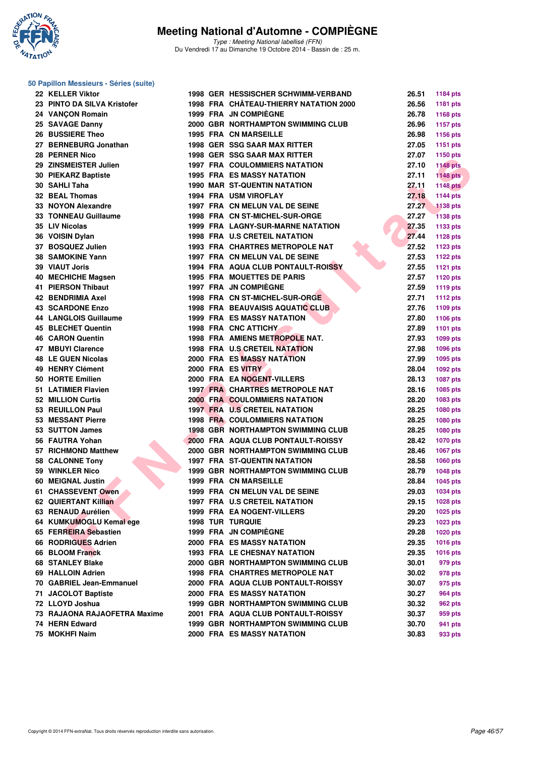# Meeting National d'Automne - COMPIÈGNE

*Type : Meeting National labellisé (FFN)*
Du Vendredi 17 au Dimanche 19 Octobre 2014 - Bassin de : 25 m.

## 50 Papillon Messieurs - Séries (suite)

| Place | Nom | Année | Nation | Club | Temps | Points |
|---|---|---|---|---|---|---|
| 22 | KELLER Viktor | 1998 | GER | HESSISCHER SCHWIMM-VERBAND | 26.51 | 1184 pts |
| 23 | PINTO DA SILVA Kristofer | 1998 | FRA | CHÂTEAU-THIERRY NATATION 2000 | 26.56 | 1181 pts |
| 24 | VANÇON Romain | 1999 | FRA | JN COMPIÈGNE | 26.78 | 1168 pts |
| 25 | SAVAGE Danny | 2000 | GBR | NORTHAMPTON SWIMMING CLUB | 26.96 | 1157 pts |
| 26 | BUSSIERE Theo | 1995 | FRA | CN MARSEILLE | 26.98 | 1156 pts |
| 27 | BERNEBURG Jonathan | 1998 | GER | SSG SAAR MAX RITTER | 27.05 | 1151 pts |
| 28 | PERNER Nico | 1998 | GER | SSG SAAR MAX RITTER | 27.07 | 1150 pts |
| 29 | ZINSMEISTER Julien | 1997 | FRA | COULOMMIERS NATATION | 27.10 | 1148 pts |
| 30 | PIEKARZ Baptiste | 1995 | FRA | ES MASSY NATATION | 27.11 | 1148 pts |
| 30 | SAHLI Taha | 1990 | MAR | ST-QUENTIN NATATION | 27.11 | 1148 pts |
| 32 | BEAL Thomas | 1994 | FRA | USM VIROFLAY | 27.18 | 1144 pts |
| 33 | NOYON Alexandre | 1997 | FRA | CN MELUN VAL DE SEINE | 27.27 | 1138 pts |
| 33 | TONNEAU Guillaume | 1998 | FRA | CN ST-MICHEL-SUR-ORGE | 27.27 | 1138 pts |
| 35 | LIV Nicolas | 1999 | FRA | LAGNY-SUR-MARNE NATATION | 27.35 | 1133 pts |
| 36 | VOISIN Dylan | 1998 | FRA | U.S CRETEIL NATATION | 27.44 | 1128 pts |
| 37 | BOSQUEZ Julien | 1993 | FRA | CHARTRES METROPOLE NAT | 27.52 | 1123 pts |
| 38 | SAMOKINE Yann | 1997 | FRA | CN MELUN VAL DE SEINE | 27.53 | 1122 pts |
| 39 | VIAUT Joris | 1994 | FRA | AQUA CLUB PONTAULT-ROISSY | 27.55 | 1121 pts |
| 40 | MECHICHE Magsen | 1995 | FRA | MOUETTES DE PARIS | 27.57 | 1120 pts |
| 41 | PIERSON Thibaut | 1997 | FRA | JN COMPIÈGNE | 27.59 | 1119 pts |
| 42 | BENDRIMIA Axel | 1998 | FRA | CN ST-MICHEL-SUR-ORGE | 27.71 | 1112 pts |
| 43 | SCARDONE Enzo | 1998 | FRA | BEAUVAISIS AQUATIC CLUB | 27.76 | 1109 pts |
| 44 | LANGLOIS Guillaume | 1999 | FRA | ES MASSY NATATION | 27.80 | 1106 pts |
| 45 | BLECHET Quentin | 1998 | FRA | CNC ATTICHY | 27.89 | 1101 pts |
| 46 | CARON Quentin | 1998 | FRA | AMIENS METROPOLE NAT. | 27.93 | 1099 pts |
| 47 | MBUYI Clarence | 1998 | FRA | U.S CRETEIL NATATION | 27.98 | 1096 pts |
| 48 | LE GUEN Nicolas | 2000 | FRA | ES MASSY NATATION | 27.99 | 1095 pts |
| 49 | HENRY Clément | 2000 | FRA | ES VITRY | 28.04 | 1092 pts |
| 50 | HORTE Emilien | 2000 | FRA | EA NOGENT-VILLERS | 28.13 | 1087 pts |
| 51 | LATIMIER Flavien | 1997 | FRA | CHARTRES METROPOLE NAT | 28.16 | 1085 pts |
| 52 | MILLION Curtis | 2000 | FRA | COULOMMIERS NATATION | 28.20 | 1083 pts |
| 53 | REUILLON Paul | 1997 | FRA | U.S CRETEIL NATATION | 28.25 | 1080 pts |
| 53 | MESSANT Pierre | 1998 | FRA | COULOMMIERS NATATION | 28.25 | 1080 pts |
| 53 | SUTTON James | 1998 | GBR | NORTHAMPTON SWIMMING CLUB | 28.25 | 1080 pts |
| 56 | FAUTRA Yohan | 2000 | FRA | AQUA CLUB PONTAULT-ROISSY | 28.42 | 1070 pts |
| 57 | RICHMOND Matthew | 2000 | GBR | NORTHAMPTON SWIMMING CLUB | 28.46 | 1067 pts |
| 58 | CALONNE Tony | 1997 | FRA | ST-QUENTIN NATATION | 28.58 | 1060 pts |
| 59 | WINKLER Nico | 1999 | GBR | NORTHAMPTON SWIMMING CLUB | 28.79 | 1048 pts |
| 60 | MEIGNAL Justin | 1999 | FRA | CN MARSEILLE | 28.84 | 1045 pts |
| 61 | CHASSEVENT Owen | 1999 | FRA | CN MELUN VAL DE SEINE | 29.03 | 1034 pts |
| 62 | QUIERTANT Killian | 1997 | FRA | U.S CRETEIL NATATION | 29.15 | 1028 pts |
| 63 | RENAUD Aurélien | 1999 | FRA | EA NOGENT-VILLERS | 29.20 | 1025 pts |
| 64 | KUMKUMOGLU Kemal ege | 1998 | TUR | TURQUIE | 29.23 | 1023 pts |
| 65 | FERREIRA Sebastien | 1999 | FRA | JN COMPIÈGNE | 29.28 | 1020 pts |
| 66 | RODRIGUES Adrien | 2000 | FRA | ES MASSY NATATION | 29.35 | 1016 pts |
| 66 | BLOOM Franck | 1993 | FRA | LE CHESNAY NATATION | 29.35 | 1016 pts |
| 68 | STANLEY Blake | 2000 | GBR | NORTHAMPTON SWIMMING CLUB | 30.01 | 979 pts |
| 69 | HALLOIN Adrien | 1998 | FRA | CHARTRES METROPOLE NAT | 30.02 | 978 pts |
| 70 | GABRIEL Jean-Emmanuel | 2000 | FRA | AQUA CLUB PONTAULT-ROISSY | 30.07 | 975 pts |
| 71 | JACOLOT Baptiste | 2000 | FRA | ES MASSY NATATION | 30.27 | 964 pts |
| 72 | LLOYD Joshua | 1999 | GBR | NORTHAMPTON SWIMMING CLUB | 30.32 | 962 pts |
| 73 | RAJAONA RAJAOFETRA Maxime | 2001 | FRA | AQUA CLUB PONTAULT-ROISSY | 30.37 | 959 pts |
| 74 | HERN Edward | 1999 | GBR | NORTHAMPTON SWIMMING CLUB | 30.70 | 941 pts |
| 75 | MOKHFI Naim | 2000 | FRA | ES MASSY NATATION | 30.83 | 933 pts |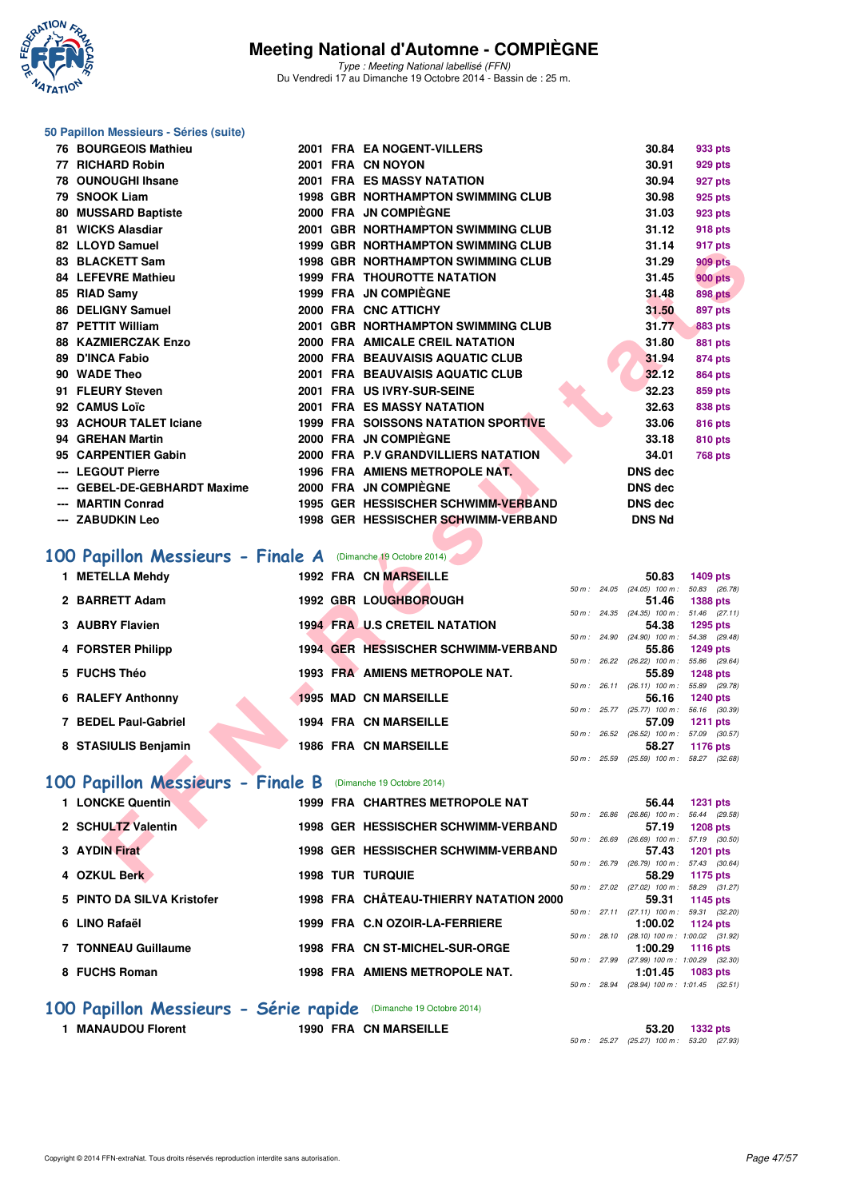# Meeting National d'Automne - COMPIÈGNE

*Type : Meeting National labellisé (FFN)*
Du Vendredi 17 au Dimanche 19 Octobre 2014 - Bassin de : 25 m.

### 50 Papillon Messieurs - Séries (suite)

| Rang | Nom | Année | Nat. | Club | Temps | Points |
|---|---|---|---|---|---|---|
| 76 | BOURGEOIS Mathieu | 2001 | FRA | EA NOGENT-VILLERS | 30.84 | 933 pts |
| 77 | RICHARD Robin | 2001 | FRA | CN NOYON | 30.91 | 929 pts |
| 78 | OUNOUGHI Ihsane | 2001 | FRA | ES MASSY NATATION | 30.94 | 927 pts |
| 79 | SNOOK Liam | 1998 | GBR | NORTHAMPTON SWIMMING CLUB | 30.98 | 925 pts |
| 80 | MUSSARD Baptiste | 2000 | FRA | JN COMPIÈGNE | 31.03 | 923 pts |
| 81 | WICKS Alasdiar | 2001 | GBR | NORTHAMPTON SWIMMING CLUB | 31.12 | 918 pts |
| 82 | LLOYD Samuel | 1999 | GBR | NORTHAMPTON SWIMMING CLUB | 31.14 | 917 pts |
| 83 | BLACKETT Sam | 1998 | GBR | NORTHAMPTON SWIMMING CLUB | 31.29 | 909 pts |
| 84 | LEFEVRE Mathieu | 1999 | FRA | THOUROTTE NATATION | 31.45 | 900 pts |
| 85 | RIAD Samy | 1999 | FRA | JN COMPIÈGNE | 31.48 | 898 pts |
| 86 | DELIGNY Samuel | 2000 | FRA | CNC ATTICHY | 31.50 | 897 pts |
| 87 | PETTIT William | 2001 | GBR | NORTHAMPTON SWIMMING CLUB | 31.77 | 883 pts |
| 88 | KAZMIERCZAK Enzo | 2000 | FRA | AMICALE CREIL NATATION | 31.80 | 881 pts |
| 89 | D'INCA Fabio | 2000 | FRA | BEAUVAISIS AQUATIC CLUB | 31.94 | 874 pts |
| 90 | WADE Theo | 2001 | FRA | BEAUVAISIS AQUATIC CLUB | 32.12 | 864 pts |
| 91 | FLEURY Steven | 2001 | FRA | US IVRY-SUR-SEINE | 32.23 | 859 pts |
| 92 | CAMUS Loïc | 2001 | FRA | ES MASSY NATATION | 32.63 | 838 pts |
| 93 | ACHOUR TALET Iciane | 1999 | FRA | SOISSONS NATATION SPORTIVE | 33.06 | 816 pts |
| 94 | GREHAN Martin | 2000 | FRA | JN COMPIÈGNE | 33.18 | 810 pts |
| 95 | CARPENTIER Gabin | 2000 | FRA | P.V GRANDVILLIERS NATATION | 34.01 | 768 pts |
| --- | LEGOUT Pierre | 1996 | FRA | AMIENS METROPOLE NAT. | DNS dec | |
| --- | GEBEL-DE-GEBHARDT Maxime | 2000 | FRA | JN COMPIÈGNE | DNS dec | |
| --- | MARTIN Conrad | 1995 | GER | HESSISCHER SCHWIMM-VERBAND | DNS dec | |
| --- | ZABUDKIN Leo | 1998 | GER | HESSISCHER SCHWIMM-VERBAND | DNS Nd | |

## 100 Papillon Messieurs - Finale A (Dimanche 19 Octobre 2014)

| Rang | Nom | Année | Nat. | Club | Temps | Points | Splits |
|---|---|---|---|---|---|---|---|
| 1 | METELLA Mehdy | 1992 | FRA | CN MARSEILLE | 50.83 | 1409 pts | 50 m : 24.05 (24.05) 100 m : 50.83 (26.78) |
| 2 | BARRETT Adam | 1992 | GBR | LOUGHBOROUGH | 51.46 | 1388 pts | 50 m : 24.35 (24.35) 100 m : 51.46 (27.11) |
| 3 | AUBRY Flavien | 1994 | FRA | U.S CRETEIL NATATION | 54.38 | 1295 pts | 50 m : 24.90 (24.90) 100 m : 54.38 (29.48) |
| 4 | FORSTER Philipp | 1994 | GER | HESSISCHER SCHWIMM-VERBAND | 55.86 | 1249 pts | 50 m : 26.22 (26.22) 100 m : 55.86 (29.64) |
| 5 | FUCHS Théo | 1993 | FRA | AMIENS METROPOLE NAT. | 55.89 | 1248 pts | 50 m : 26.11 (26.11) 100 m : 55.89 (29.78) |
| 6 | RALEFY Anthonny | 1995 | MAD | CN MARSEILLE | 56.16 | 1240 pts | 50 m : 25.77 (25.77) 100 m : 56.16 (30.39) |
| 7 | BEDEL Paul-Gabriel | 1994 | FRA | CN MARSEILLE | 57.09 | 1211 pts | 50 m : 26.52 (26.52) 100 m : 57.09 (30.57) |
| 8 | STASIULIS Benjamin | 1986 | FRA | CN MARSEILLE | 58.27 | 1176 pts | 50 m : 25.59 (25.59) 100 m : 58.27 (32.68) |

## 100 Papillon Messieurs - Finale B (Dimanche 19 Octobre 2014)

| Rang | Nom | Année | Nat. | Club | Temps | Points | Splits |
|---|---|---|---|---|---|---|---|
| 1 | LONCKE Quentin | 1999 | FRA | CHARTRES METROPOLE NAT | 56.44 | 1231 pts | 50 m : 26.86 (26.86) 100 m : 56.44 (29.58) |
| 2 | SCHULTZ Valentin | 1998 | GER | HESSISCHER SCHWIMM-VERBAND | 57.19 | 1208 pts | 50 m : 26.69 (26.69) 100 m : 57.19 (30.50) |
| 3 | AYDIN Firat | 1998 | GER | HESSISCHER SCHWIMM-VERBAND | 57.43 | 1201 pts | 50 m : 26.79 (26.79) 100 m : 57.43 (30.64) |
| 4 | OZKUL Berk | 1998 | TUR | TURQUIE | 58.29 | 1175 pts | 50 m : 27.02 (27.02) 100 m : 58.29 (31.27) |
| 5 | PINTO DA SILVA Kristofer | 1998 | FRA | CHÂTEAU-THIERRY NATATION 2000 | 59.31 | 1145 pts | 50 m : 27.11 (27.11) 100 m : 59.31 (32.20) |
| 6 | LINO Rafaël | 1999 | FRA | C.N OZOIR-LA-FERRIERE | 1:00.02 | 1124 pts | 50 m : 28.10 (28.10) 100 m : 1:00.02 (31.92) |
| 7 | TONNEAU Guillaume | 1998 | FRA | CN ST-MICHEL-SUR-ORGE | 1:00.29 | 1116 pts | 50 m : 27.99 (27.99) 100 m : 1:00.29 (32.30) |
| 8 | FUCHS Roman | 1998 | FRA | AMIENS METROPOLE NAT. | 1:01.45 | 1083 pts | 50 m : 28.94 (28.94) 100 m : 1:01.45 (32.51) |

## 100 Papillon Messieurs - Série rapide (Dimanche 19 Octobre 2014)

| Rang | Nom | Année | Nat. | Club | Temps | Points | Splits |
|---|---|---|---|---|---|---|---|
| 1 | MANAUDOU Florent | 1990 | FRA | CN MARSEILLE | 53.20 | 1332 pts | 50 m : 25.27 (25.27) 100 m : 53.20 (27.93) |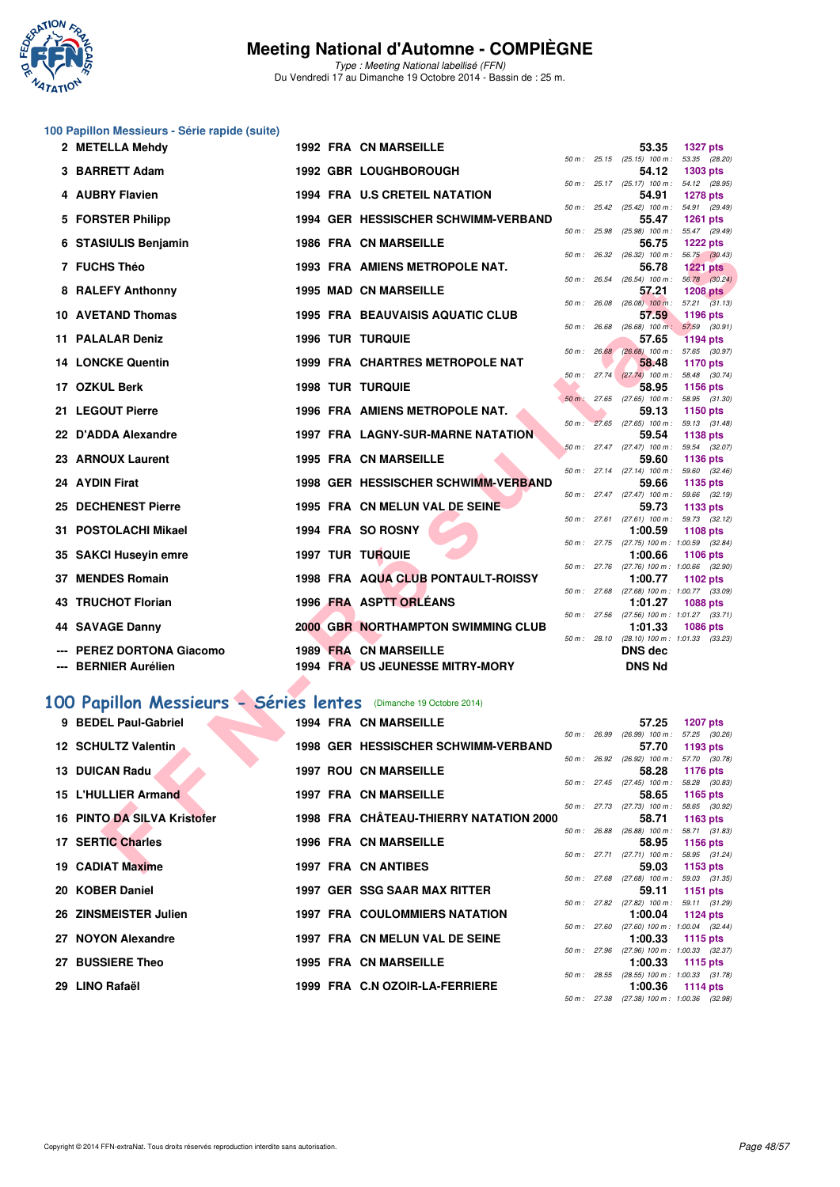# Meeting National d'Automne - COMPIÈGNE

*Type : Meeting National labellisé (FFN)*

Du Vendredi 17 au Dimanche 19 Octobre 2014 - Bassin de : 25 m.

## 100 Papillon Messieurs - Série rapide (suite)

| Place | Nom | Année | Nat. | Club | Temps | Points | Splits |
|---|---|---|---|---|---|---|---|
| 2 | METELLA Mehdy | 1992 | FRA | CN MARSEILLE | 53.35 | 1327 pts | 50 m : 25.15 (25.15) 100 m : 53.35 (28.20) |
| 3 | BARRETT Adam | 1992 | GBR | LOUGHBOROUGH | 54.12 | 1303 pts | 50 m : 25.17 (25.17) 100 m : 54.12 (28.95) |
| 4 | AUBRY Flavien | 1994 | FRA | U.S CRETEIL NATATION | 54.91 | 1278 pts | 50 m : 25.42 (25.42) 100 m : 54.91 (29.49) |
| 5 | FORSTER Philipp | 1994 | GER | HESSISCHER SCHWIMM-VERBAND | 55.47 | 1261 pts | 50 m : 25.98 (25.98) 100 m : 55.47 (29.49) |
| 6 | STASIULIS Benjamin | 1986 | FRA | CN MARSEILLE | 56.75 | 1222 pts | 50 m : 26.32 (26.32) 100 m : 56.75 (30.43) |
| 7 | FUCHS Théo | 1993 | FRA | AMIENS METROPOLE NAT. | 56.78 | 1221 pts | 50 m : 26.54 (26.54) 100 m : 56.78 (30.24) |
| 8 | RALEFY Anthonny | 1995 | MAD | CN MARSEILLE | 57.21 | 1208 pts | 50 m : 26.08 (26.08) 100 m : 57.21 (31.13) |
| 10 | AVETAND Thomas | 1995 | FRA | BEAUVAISIS AQUATIC CLUB | 57.59 | 1196 pts | 50 m : 26.68 (26.68) 100 m : 57.59 (30.91) |
| 11 | PALALAR Deniz | 1996 | TUR | TURQUIE | 57.65 | 1194 pts | 50 m : 26.68 (26.68) 100 m : 57.65 (30.97) |
| 14 | LONCKE Quentin | 1999 | FRA | CHARTRES METROPOLE NAT | 58.48 | 1170 pts | 50 m : 27.74 (27.74) 100 m : 58.48 (30.74) |
| 17 | OZKUL Berk | 1998 | TUR | TURQUIE | 58.95 | 1156 pts | 50 m : 27.65 (27.65) 100 m : 58.95 (31.30) |
| 21 | LEGOUT Pierre | 1996 | FRA | AMIENS METROPOLE NAT. | 59.13 | 1150 pts | 50 m : 27.65 (27.65) 100 m : 59.13 (31.48) |
| 22 | D'ADDA Alexandre | 1997 | FRA | LAGNY-SUR-MARNE NATATION | 59.54 | 1138 pts | 50 m : 27.47 (27.47) 100 m : 59.54 (32.07) |
| 23 | ARNOUX Laurent | 1995 | FRA | CN MARSEILLE | 59.60 | 1136 pts | 50 m : 27.14 (27.14) 100 m : 59.60 (32.46) |
| 24 | AYDIN Firat | 1998 | GER | HESSISCHER SCHWIMM-VERBAND | 59.66 | 1135 pts | 50 m : 27.47 (27.47) 100 m : 59.66 (32.19) |
| 25 | DECHENEST Pierre | 1995 | FRA | CN MELUN VAL DE SEINE | 59.73 | 1133 pts | 50 m : 27.61 (27.61) 100 m : 59.73 (32.12) |
| 31 | POSTOLACHI Mikael | 1994 | FRA | SO ROSNY | 1:00.59 | 1108 pts | 50 m : 27.75 (27.75) 100 m : 1:00.59 (32.84) |
| 35 | SAKCI Huseyin emre | 1997 | TUR | TURQUIE | 1:00.66 | 1106 pts | 50 m : 27.76 (27.76) 100 m : 1:00.66 (32.90) |
| 37 | MENDES Romain | 1998 | FRA | AQUA CLUB PONTAULT-ROISSY | 1:00.77 | 1102 pts | 50 m : 27.68 (27.68) 100 m : 1:00.77 (33.09) |
| 43 | TRUCHOT Florian | 1996 | FRA | ASPTT ORLÉANS | 1:01.27 | 1088 pts | 50 m : 27.56 (27.56) 100 m : 1:01.27 (33.71) |
| 44 | SAVAGE Danny | 2000 | GBR | NORTHAMPTON SWIMMING CLUB | 1:01.33 | 1086 pts | 50 m : 28.10 (28.10) 100 m : 1:01.33 (33.23) |
| --- | PEREZ DORTONA Giacomo | 1989 | FRA | CN MARSEILLE | DNS dec | | |
| --- | BERNIER Aurélien | 1994 | FRA | US JEUNESSE MITRY-MORY | DNS Nd | | |

## 100 Papillon Messieurs - Séries lentes (Dimanche 19 Octobre 2014)

| Place | Nom | Année | Nat. | Club | Temps | Points | Splits |
|---|---|---|---|---|---|---|---|
| 9 | BEDEL Paul-Gabriel | 1994 | FRA | CN MARSEILLE | 57.25 | 1207 pts | 50 m : 26.99 (26.99) 100 m : 57.25 (30.26) |
| 12 | SCHULTZ Valentin | 1998 | GER | HESSISCHER SCHWIMM-VERBAND | 57.70 | 1193 pts | 50 m : 26.92 (26.92) 100 m : 57.70 (30.78) |
| 13 | DUICAN Radu | 1997 | ROU | CN MARSEILLE | 58.28 | 1176 pts | 50 m : 27.45 (27.45) 100 m : 58.28 (30.83) |
| 15 | L'HULLIER Armand | 1997 | FRA | CN MARSEILLE | 58.65 | 1165 pts | 50 m : 27.73 (27.73) 100 m : 58.65 (30.92) |
| 16 | PINTO DA SILVA Kristofer | 1998 | FRA | CHÂTEAU-THIERRY NATATION 2000 | 58.71 | 1163 pts | 50 m : 26.88 (26.88) 100 m : 58.71 (31.83) |
| 17 | SERTIC Charles | 1996 | FRA | CN MARSEILLE | 58.95 | 1156 pts | 50 m : 27.71 (27.71) 100 m : 58.95 (31.24) |
| 19 | CADIAT Maxime | 1997 | FRA | CN ANTIBES | 59.03 | 1153 pts | 50 m : 27.68 (27.68) 100 m : 59.03 (31.35) |
| 20 | KOBER Daniel | 1997 | GER | SSG SAAR MAX RITTER | 59.11 | 1151 pts | 50 m : 27.82 (27.82) 100 m : 59.11 (31.29) |
| 26 | ZINSMEISTER Julien | 1997 | FRA | COULOMMIERS NATATION | 1:00.04 | 1124 pts | 50 m : 27.60 (27.60) 100 m : 1:00.04 (32.44) |
| 27 | NOYON Alexandre | 1997 | FRA | CN MELUN VAL DE SEINE | 1:00.33 | 1115 pts | 50 m : 27.96 (27.96) 100 m : 1:00.33 (32.37) |
| 27 | BUSSIERE Theo | 1995 | FRA | CN MARSEILLE | 1:00.33 | 1115 pts | 50 m : 28.55 (28.55) 100 m : 1:00.33 (31.78) |
| 29 | LINO Rafaël | 1999 | FRA | C.N OZOIR-LA-FERRIERE | 1:00.36 | 1114 pts | 50 m : 27.38 (27.38) 100 m : 1:00.36 (32.98) |

Copyright © 2014 FFN-extraNat. Tous droits réservés reproduction interdite sans autorisation.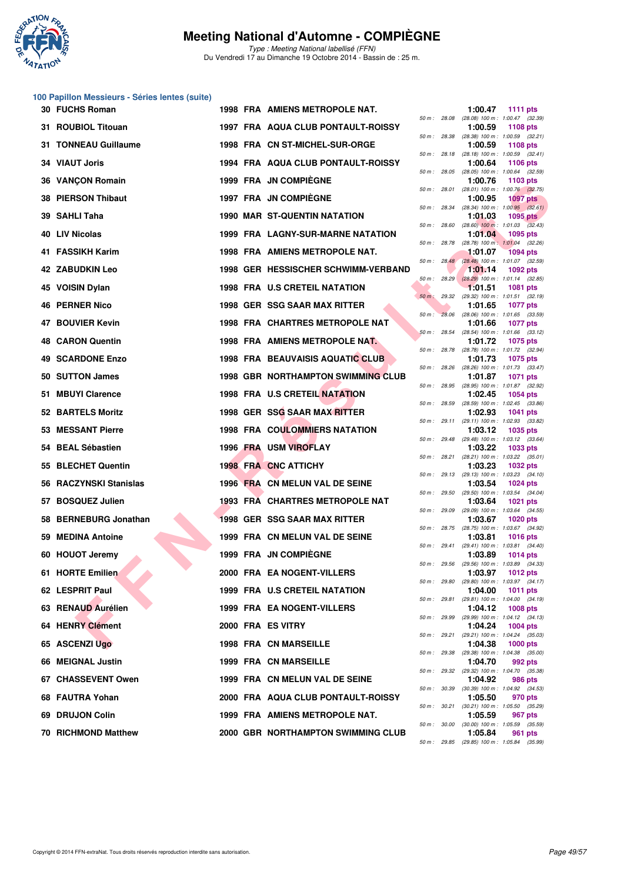# Meeting National d'Automne - COMPIÈGNE

*Type : Meeting National labellisé (FFN)*
Du Vendredi 17 au Dimanche 19 Octobre 2014 - Bassin de : 25 m.

## 100 Papillon Messieurs - Séries lentes (suite)

| Rang | Nom | Année | Nat. | Club | Temps | Points | 50 m | 100 m |
|---|---|---|---|---|---|---|---|---|
| 30 | FUCHS Roman | 1998 | FRA | AMIENS METROPOLE NAT. | 1:00.47 | 1111 pts | 28.08 | (28.08) 1:00.47 (32.39) |
| 31 | ROUBIOL Titouan | 1997 | FRA | AQUA CLUB PONTAULT-ROISSY | 1:00.59 | 1108 pts | 28.38 | (28.38) 1:00.59 (32.21) |
| 31 | TONNEAU Guillaume | 1998 | FRA | CN ST-MICHEL-SUR-ORGE | 1:00.59 | 1108 pts | 28.18 | (28.18) 1:00.59 (32.41) |
| 34 | VIAUT Joris | 1994 | FRA | AQUA CLUB PONTAULT-ROISSY | 1:00.64 | 1106 pts | 28.05 | (28.05) 1:00.64 (32.59) |
| 36 | VANÇON Romain | 1999 | FRA | JN COMPIÈGNE | 1:00.76 | 1103 pts | 28.01 | (28.01) 1:00.76 (32.75) |
| 38 | PIERSON Thibaut | 1997 | FRA | JN COMPIÈGNE | 1:00.95 | 1097 pts | 28.34 | (28.34) 1:00.95 (32.61) |
| 39 | SAHLI Taha | 1990 | MAR | ST-QUENTIN NATATION | 1:01.03 | 1095 pts | 28.60 | (28.60) 1:01.03 (32.43) |
| 40 | LIV Nicolas | 1999 | FRA | LAGNY-SUR-MARNE NATATION | 1:01.04 | 1095 pts | 28.78 | (28.78) 1:01.04 (32.26) |
| 41 | FASSIKH Karim | 1998 | FRA | AMIENS METROPOLE NAT. | 1:01.07 | 1094 pts | 28.48 | (28.48) 1:01.07 (32.59) |
| 42 | ZABUDKIN Leo | 1998 | GER | HESSISCHER SCHWIMM-VERBAND | 1:01.14 | 1092 pts | 28.29 | (28.29) 1:01.14 (32.85) |
| 45 | VOISIN Dylan | 1998 | FRA | U.S CRETEIL NATATION | 1:01.51 | 1081 pts | 29.32 | (29.32) 1:01.51 (32.19) |
| 46 | PERNER Nico | 1998 | GER | SSG SAAR MAX RITTER | 1:01.65 | 1077 pts | 28.06 | (28.06) 1:01.65 (33.59) |
| 47 | BOUVIER Kevin | 1998 | FRA | CHARTRES METROPOLE NAT | 1:01.66 | 1077 pts | 28.54 | (28.54) 1:01.66 (33.12) |
| 48 | CARON Quentin | 1998 | FRA | AMIENS METROPOLE NAT. | 1:01.72 | 1075 pts | 28.78 | (28.78) 1:01.72 (32.94) |
| 49 | SCARDONE Enzo | 1998 | FRA | BEAUVAISIS AQUATIC CLUB | 1:01.73 | 1075 pts | 28.26 | (28.26) 1:01.73 (33.47) |
| 50 | SUTTON James | 1998 | GBR | NORTHAMPTON SWIMMING CLUB | 1:01.87 | 1071 pts | 28.95 | (28.95) 1:01.87 (32.92) |
| 51 | MBUYI Clarence | 1998 | FRA | U.S CRETEIL NATATION | 1:02.45 | 1054 pts | 28.59 | (28.59) 1:02.45 (33.86) |
| 52 | BARTELS Moritz | 1998 | GER | SSG SAAR MAX RITTER | 1:02.93 | 1041 pts | 29.11 | (29.11) 1:02.93 (33.82) |
| 53 | MESSANT Pierre | 1998 | FRA | COULOMMIERS NATATION | 1:03.12 | 1035 pts | 29.48 | (29.48) 1:03.12 (33.64) |
| 54 | BEAL Sébastien | 1996 | FRA | USM VIROFLAY | 1:03.22 | 1033 pts | 28.21 | (28.21) 1:03.22 (35.01) |
| 55 | BLECHET Quentin | 1998 | FRA | CNC ATTICHY | 1:03.23 | 1032 pts | 29.13 | (29.13) 1:03.23 (34.10) |
| 56 | RACZYNSKI Stanislas | 1996 | FRA | CN MELUN VAL DE SEINE | 1:03.54 | 1024 pts | 29.50 | (29.50) 1:03.54 (34.04) |
| 57 | BOSQUEZ Julien | 1993 | FRA | CHARTRES METROPOLE NAT | 1:03.64 | 1021 pts | 29.09 | (29.09) 1:03.64 (34.55) |
| 58 | BERNEBURG Jonathan | 1998 | GER | SSG SAAR MAX RITTER | 1:03.67 | 1020 pts | 28.75 | (28.75) 1:03.67 (34.92) |
| 59 | MEDINA Antoine | 1999 | FRA | CN MELUN VAL DE SEINE | 1:03.81 | 1016 pts | 29.41 | (29.41) 1:03.81 (34.40) |
| 60 | HOUOT Jeremy | 1999 | FRA | JN COMPIÈGNE | 1:03.89 | 1014 pts | 29.56 | (29.56) 1:03.89 (34.33) |
| 61 | HORTE Emilien | 2000 | FRA | EA NOGENT-VILLERS | 1:03.97 | 1012 pts | 29.80 | (29.80) 1:03.97 (34.17) |
| 62 | LESPRIT Paul | 1999 | FRA | U.S CRETEIL NATATION | 1:04.00 | 1011 pts | 29.81 | (29.81) 1:04.00 (34.19) |
| 63 | RENAUD Aurélien | 1999 | FRA | EA NOGENT-VILLERS | 1:04.12 | 1008 pts | 29.99 | (29.99) 1:04.12 (34.13) |
| 64 | HENRY Clément | 2000 | FRA | ES VITRY | 1:04.24 | 1004 pts | 29.21 | (29.21) 1:04.24 (35.03) |
| 65 | ASCENZI Ugo | 1998 | FRA | CN MARSEILLE | 1:04.38 | 1000 pts | 29.38 | (29.38) 1:04.38 (35.00) |
| 66 | MEIGNAL Justin | 1999 | FRA | CN MARSEILLE | 1:04.70 | 992 pts | 29.32 | (29.32) 1:04.70 (35.38) |
| 67 | CHASSEVENT Owen | 1999 | FRA | CN MELUN VAL DE SEINE | 1:04.92 | 986 pts | 30.39 | (30.39) 1:04.92 (34.53) |
| 68 | FAUTRA Yohan | 2000 | FRA | AQUA CLUB PONTAULT-ROISSY | 1:05.50 | 970 pts | 30.21 | (30.21) 1:05.50 (35.29) |
| 69 | DRUJON Colin | 1999 | FRA | AMIENS METROPOLE NAT. | 1:05.59 | 967 pts | 30.00 | (30.00) 1:05.59 (35.59) |
| 70 | RICHMOND Matthew | 2000 | GBR | NORTHAMPTON SWIMMING CLUB | 1:05.84 | 961 pts | 29.85 | (29.85) 1:05.84 (35.99) |

Copyright © 2014 FFN-extraNat. Tous droits réservés reproduction interdite sans autorisation.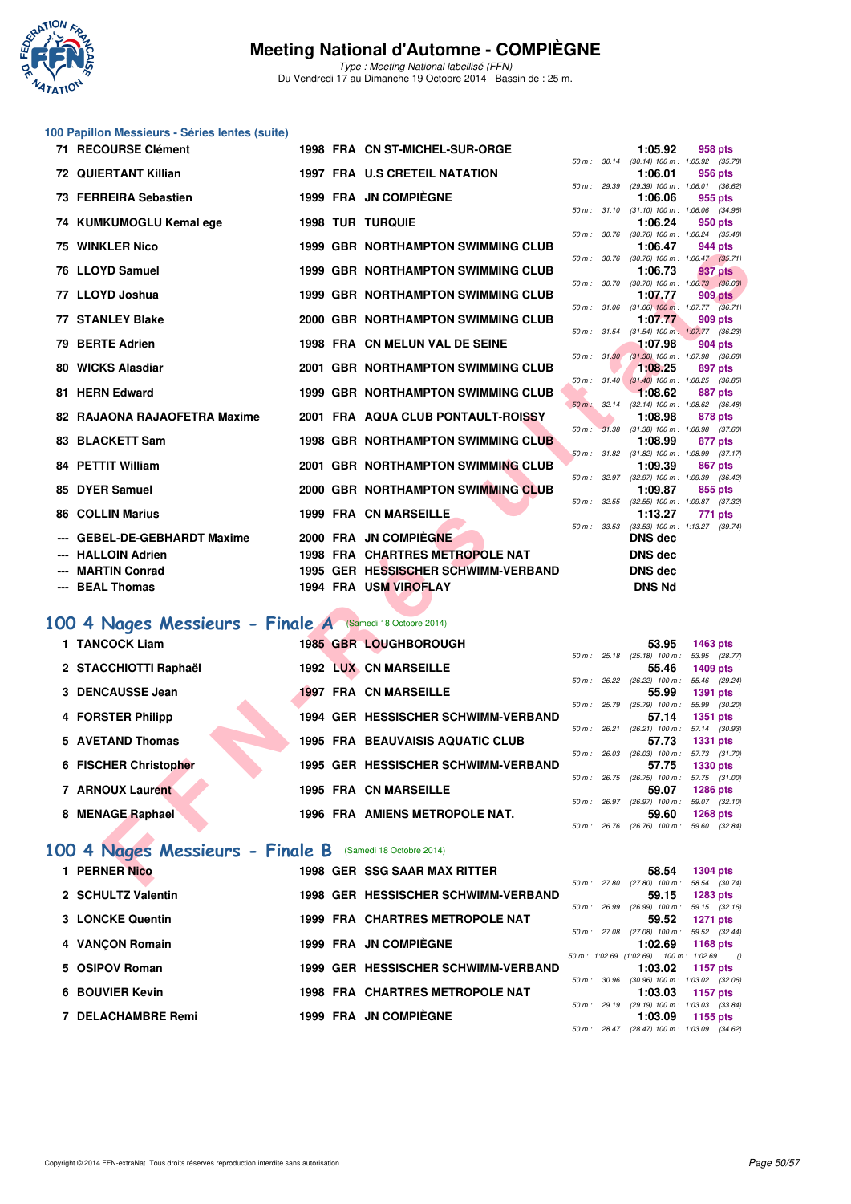## 100 Papillon Messieurs - Séries lentes (suite)

| Rang | Nom | Année | Nat | Club | Temps | Points | Splits |
|---|---|---|---|---|---|---|---|
| 71 | RECOURSE Clément | 1998 | FRA | CN ST-MICHEL-SUR-ORGE | 1:05.92 | 958 pts | 50 m : 30.14 (30.14) 100 m : 1:05.92 (35.78) |
| 72 | QUIERTANT Killian | 1997 | FRA | U.S CRETEIL NATATION | 1:06.01 | 956 pts | 50 m : 29.39 (29.39) 100 m : 1:06.01 (36.62) |
| 73 | FERREIRA Sebastien | 1999 | FRA | JN COMPIÈGNE | 1:06.06 | 955 pts | 50 m : 31.10 (31.10) 100 m : 1:06.06 (34.96) |
| 74 | KUMKUMOGLU Kemal ege | 1998 | TUR | TURQUIE | 1:06.24 | 950 pts | 50 m : 30.76 (30.76) 100 m : 1:06.24 (35.48) |
| 75 | WINKLER Nico | 1999 | GBR | NORTHAMPTON SWIMMING CLUB | 1:06.47 | 944 pts | 50 m : 30.76 (30.76) 100 m : 1:06.47 (35.71) |
| 76 | LLOYD Samuel | 1999 | GBR | NORTHAMPTON SWIMMING CLUB | 1:06.73 | 937 pts | 50 m : 30.70 (30.70) 100 m : 1:06.73 (36.03) |
| 77 | LLOYD Joshua | 1999 | GBR | NORTHAMPTON SWIMMING CLUB | 1:07.77 | 909 pts | 50 m : 31.06 (31.06) 100 m : 1:07.77 (36.71) |
| 77 | STANLEY Blake | 2000 | GBR | NORTHAMPTON SWIMMING CLUB | 1:07.77 | 909 pts | 50 m : 31.54 (31.54) 100 m : 1:07.77 (36.23) |
| 79 | BERTE Adrien | 1998 | FRA | CN MELUN VAL DE SEINE | 1:07.98 | 904 pts | 50 m : 31.30 (31.30) 100 m : 1:07.98 (36.68) |
| 80 | WICKS Alasdiar | 2001 | GBR | NORTHAMPTON SWIMMING CLUB | 1:08.25 | 897 pts | 50 m : 31.40 (31.40) 100 m : 1:08.25 (36.85) |
| 81 | HERN Edward | 1999 | GBR | NORTHAMPTON SWIMMING CLUB | 1:08.62 | 887 pts | 50 m : 32.14 (32.14) 100 m : 1:08.62 (36.48) |
| 82 | RAJAONA RAJAOFETRA Maxime | 2001 | FRA | AQUA CLUB PONTAULT-ROISSY | 1:08.98 | 878 pts | 50 m : 31.38 (31.38) 100 m : 1:08.98 (37.60) |
| 83 | BLACKETT Sam | 1998 | GBR | NORTHAMPTON SWIMMING CLUB | 1:08.99 | 877 pts | 50 m : 31.82 (31.82) 100 m : 1:08.99 (37.17) |
| 84 | PETTIT William | 2001 | GBR | NORTHAMPTON SWIMMING CLUB | 1:09.39 | 867 pts | 50 m : 32.97 (32.97) 100 m : 1:09.39 (36.42) |
| 85 | DYER Samuel | 2000 | GBR | NORTHAMPTON SWIMMING CLUB | 1:09.87 | 855 pts | 50 m : 32.55 (32.55) 100 m : 1:09.87 (37.32) |
| 86 | COLLIN Marius | 1999 | FRA | CN MARSEILLE | 1:13.27 | 771 pts | 50 m : 33.53 (33.53) 100 m : 1:13.27 (39.74) |
| --- | GEBEL-DE-GEBHARDT Maxime | 2000 | FRA | JN COMPIÈGNE | DNS dec | | |
| --- | HALLOIN Adrien | 1998 | FRA | CHARTRES METROPOLE NAT | DNS dec | | |
| --- | MARTIN Conrad | 1995 | GER | HESSISCHER SCHWIMM-VERBAND | DNS dec | | |
| --- | BEAL Thomas | 1994 | FRA | USM VIROFLAY | DNS Nd | | |

## 100 4 Nages Messieurs - Finale A (Samedi 18 Octobre 2014)

| Rang | Nom | Année | Nat | Club | Temps | Points | Splits |
|---|---|---|---|---|---|---|---|
| 1 | TANCOCK Liam | 1985 | GBR | LOUGHBOROUGH | 53.95 | 1463 pts | 50 m : 25.18 (25.18) 100 m : 53.95 (28.77) |
| 2 | STACCHIOTTI Raphaël | 1992 | LUX | CN MARSEILLE | 55.46 | 1409 pts | 50 m : 26.22 (26.22) 100 m : 55.46 (29.24) |
| 3 | DENCAUSSE Jean | 1997 | FRA | CN MARSEILLE | 55.99 | 1391 pts | 50 m : 25.79 (25.79) 100 m : 55.99 (30.20) |
| 4 | FORSTER Philipp | 1994 | GER | HESSISCHER SCHWIMM-VERBAND | 57.14 | 1351 pts | 50 m : 26.21 (26.21) 100 m : 57.14 (30.93) |
| 5 | AVETAND Thomas | 1995 | FRA | BEAUVAISIS AQUATIC CLUB | 57.73 | 1331 pts | 50 m : 26.03 (26.03) 100 m : 57.73 (31.70) |
| 6 | FISCHER Christopher | 1995 | GER | HESSISCHER SCHWIMM-VERBAND | 57.75 | 1330 pts | 50 m : 26.75 (26.75) 100 m : 57.75 (31.00) |
| 7 | ARNOUX Laurent | 1995 | FRA | CN MARSEILLE | 59.07 | 1286 pts | 50 m : 26.97 (26.97) 100 m : 59.07 (32.10) |
| 8 | MENAGE Raphael | 1996 | FRA | AMIENS METROPOLE NAT. | 59.60 | 1268 pts | 50 m : 26.76 (26.76) 100 m : 59.60 (32.84) |

## 100 4 Nages Messieurs - Finale B (Samedi 18 Octobre 2014)

| Rang | Nom | Année | Nat | Club | Temps | Points | Splits |
|---|---|---|---|---|---|---|---|
| 1 | PERNER Nico | 1998 | GER | SSG SAAR MAX RITTER | 58.54 | 1304 pts | 50 m : 27.80 (27.80) 100 m : 58.54 (30.74) |
| 2 | SCHULTZ Valentin | 1998 | GER | HESSISCHER SCHWIMM-VERBAND | 59.15 | 1283 pts | 50 m : 26.99 (26.99) 100 m : 59.15 (32.16) |
| 3 | LONCKE Quentin | 1999 | FRA | CHARTRES METROPOLE NAT | 59.52 | 1271 pts | 50 m : 27.08 (27.08) 100 m : 59.52 (32.44) |
| 4 | VANÇON Romain | 1999 | FRA | JN COMPIÈGNE | 1:02.69 | 1168 pts | 50 m : 1:02.69 (1:02.69) 100 m : 1:02.69 () |
| 5 | OSIPOV Roman | 1999 | GER | HESSISCHER SCHWIMM-VERBAND | 1:03.02 | 1157 pts | 50 m : 30.96 (30.96) 100 m : 1:03.02 (32.06) |
| 6 | BOUVIER Kevin | 1998 | FRA | CHARTRES METROPOLE NAT | 1:03.03 | 1157 pts | 50 m : 29.19 (29.19) 100 m : 1:03.03 (33.84) |
| 7 | DELACHAMBRE Remi | 1999 | FRA | JN COMPIÈGNE | 1:03.09 | 1155 pts | 50 m : 28.47 (28.47) 100 m : 1:03.09 (34.62) |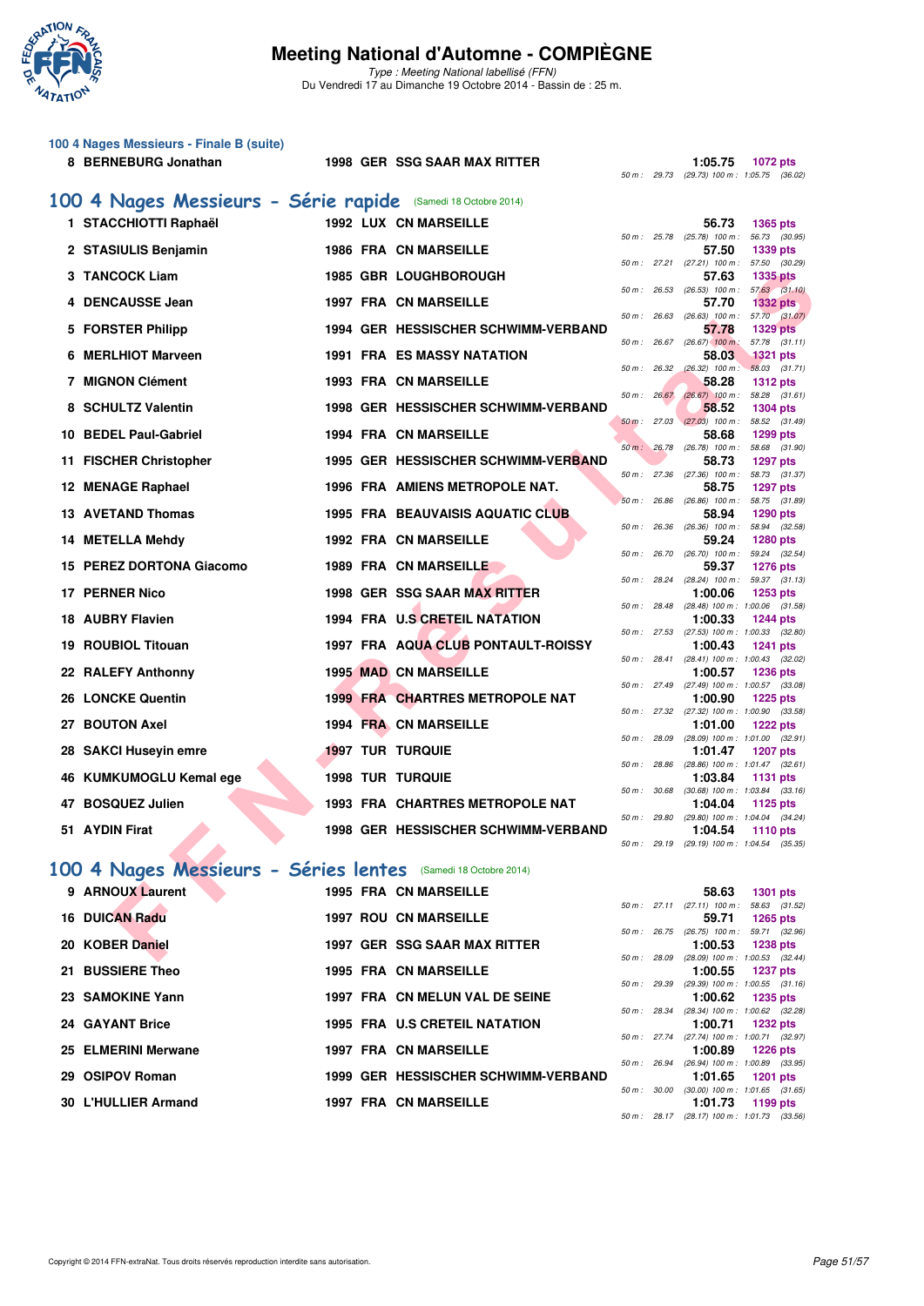# Meeting National d'Automne - COMPIÈGNE

*Type : Meeting National labellisé (FFN)*
Du Vendredi 17 au Dimanche 19 Octobre 2014 - Bassin de : 25 m.

### 100 4 Nages Messieurs - Finale B (suite)

| Rang | Nom | Année | Nat. | Club | Temps | Points | Splits |
|---|---|---|---|---|---|---|---|
| 8 | BERNEBURG Jonathan | 1998 | GER | SSG SAAR MAX RITTER | 1:05.75 | 1072 pts | 50 m : 29.73 (29.73) 100 m : 1:05.75 (36.02) |

## 100 4 Nages Messieurs - Série rapide (Samedi 18 Octobre 2014)

| Rang | Nom | Année | Nat. | Club | Temps | Points | Splits |
|---|---|---|---|---|---|---|---|
| 1 | STACCHIOTTI Raphaël | 1992 | LUX | CN MARSEILLE | 56.73 | 1365 pts | 50 m : 25.78 (25.78) 100 m : 56.73 (30.95) |
| 2 | STASIULIS Benjamin | 1986 | FRA | CN MARSEILLE | 57.50 | 1339 pts | 50 m : 27.21 (27.21) 100 m : 57.50 (30.29) |
| 3 | TANCOCK Liam | 1985 | GBR | LOUGHBOROUGH | 57.63 | 1335 pts | 50 m : 26.53 (26.53) 100 m : 57.63 (31.10) |
| 4 | DENCAUSSE Jean | 1997 | FRA | CN MARSEILLE | 57.70 | 1332 pts | 50 m : 26.63 (26.63) 100 m : 57.70 (31.07) |
| 5 | FORSTER Philipp | 1994 | GER | HESSISCHER SCHWIMM-VERBAND | 57.78 | 1329 pts | 50 m : 26.67 (26.67) 100 m : 57.78 (31.11) |
| 6 | MERLHIOT Marveen | 1991 | FRA | ES MASSY NATATION | 58.03 | 1321 pts | 50 m : 26.32 (26.32) 100 m : 58.03 (31.71) |
| 7 | MIGNON Clément | 1993 | FRA | CN MARSEILLE | 58.28 | 1312 pts | 50 m : 26.67 (26.67) 100 m : 58.28 (31.61) |
| 8 | SCHULTZ Valentin | 1998 | GER | HESSISCHER SCHWIMM-VERBAND | 58.52 | 1304 pts | 50 m : 27.03 (27.03) 100 m : 58.52 (31.49) |
| 10 | BEDEL Paul-Gabriel | 1994 | FRA | CN MARSEILLE | 58.68 | 1299 pts | 50 m : 26.78 (26.78) 100 m : 58.68 (31.90) |
| 11 | FISCHER Christopher | 1995 | GER | HESSISCHER SCHWIMM-VERBAND | 58.73 | 1297 pts | 50 m : 27.36 (27.36) 100 m : 58.73 (31.37) |
| 12 | MENAGE Raphael | 1996 | FRA | AMIENS METROPOLE NAT. | 58.75 | 1297 pts | 50 m : 26.86 (26.86) 100 m : 58.75 (31.89) |
| 13 | AVETAND Thomas | 1995 | FRA | BEAUVAISIS AQUATIC CLUB | 58.94 | 1290 pts | 50 m : 26.36 (26.36) 100 m : 58.94 (32.58) |
| 14 | METELLA Mehdy | 1992 | FRA | CN MARSEILLE | 59.24 | 1280 pts | 50 m : 26.70 (26.70) 100 m : 59.24 (32.54) |
| 15 | PEREZ DORTONA Giacomo | 1989 | FRA | CN MARSEILLE | 59.37 | 1276 pts | 50 m : 28.24 (28.24) 100 m : 59.37 (31.13) |
| 17 | PERNER Nico | 1998 | GER | SSG SAAR MAX RITTER | 1:00.06 | 1253 pts | 50 m : 28.48 (28.48) 100 m : 1:00.06 (31.58) |
| 18 | AUBRY Flavien | 1994 | FRA | U.S CRETEIL NATATION | 1:00.33 | 1244 pts | 50 m : 27.53 (27.53) 100 m : 1:00.33 (32.80) |
| 19 | ROUBIOL Titouan | 1997 | FRA | AQUA CLUB PONTAULT-ROISSY | 1:00.43 | 1241 pts | 50 m : 28.41 (28.41) 100 m : 1:00.43 (32.02) |
| 22 | RALEFY Anthonny | 1995 | MAD | CN MARSEILLE | 1:00.57 | 1236 pts | 50 m : 27.49 (27.49) 100 m : 1:00.57 (33.08) |
| 26 | LONCKE Quentin | 1999 | FRA | CHARTRES METROPOLE NAT | 1:00.90 | 1225 pts | 50 m : 27.32 (27.32) 100 m : 1:00.90 (33.58) |
| 27 | BOUTON Axel | 1994 | FRA | CN MARSEILLE | 1:01.00 | 1222 pts | 50 m : 28.09 (28.09) 100 m : 1:01.00 (32.91) |
| 28 | SAKCI Huseyin emre | 1997 | TUR | TURQUIE | 1:01.47 | 1207 pts | 50 m : 28.86 (28.86) 100 m : 1:01.47 (32.61) |
| 46 | KUMKUMOGLU Kemal ege | 1998 | TUR | TURQUIE | 1:03.84 | 1131 pts | 50 m : 30.68 (30.68) 100 m : 1:03.84 (33.16) |
| 47 | BOSQUEZ Julien | 1993 | FRA | CHARTRES METROPOLE NAT | 1:04.04 | 1125 pts | 50 m : 29.80 (29.80) 100 m : 1:04.04 (34.24) |
| 51 | AYDIN Firat | 1998 | GER | HESSISCHER SCHWIMM-VERBAND | 1:04.54 | 1110 pts | 50 m : 29.19 (29.19) 100 m : 1:04.54 (35.35) |

## 100 4 Nages Messieurs - Séries lentes (Samedi 18 Octobre 2014)

| Rang | Nom | Année | Nat. | Club | Temps | Points | Splits |
|---|---|---|---|---|---|---|---|
| 9 | ARNOUX Laurent | 1995 | FRA | CN MARSEILLE | 58.63 | 1301 pts | 50 m : 27.11 (27.11) 100 m : 58.63 (31.52) |
| 16 | DUICAN Radu | 1997 | ROU | CN MARSEILLE | 59.71 | 1265 pts | 50 m : 26.75 (26.75) 100 m : 59.71 (32.96) |
| 20 | KOBER Daniel | 1997 | GER | SSG SAAR MAX RITTER | 1:00.53 | 1238 pts | 50 m : 28.09 (28.09) 100 m : 1:00.53 (32.44) |
| 21 | BUSSIERE Theo | 1995 | FRA | CN MARSEILLE | 1:00.55 | 1237 pts | 50 m : 29.39 (29.39) 100 m : 1:00.55 (31.16) |
| 23 | SAMOKINE Yann | 1997 | FRA | CN MELUN VAL DE SEINE | 1:00.62 | 1235 pts | 50 m : 28.34 (28.34) 100 m : 1:00.62 (32.28) |
| 24 | GAYANT Brice | 1995 | FRA | U.S CRETEIL NATATION | 1:00.71 | 1232 pts | 50 m : 27.74 (27.74) 100 m : 1:00.71 (32.97) |
| 25 | ELMERINI Merwane | 1997 | FRA | CN MARSEILLE | 1:00.89 | 1226 pts | 50 m : 26.94 (26.94) 100 m : 1:00.89 (33.95) |
| 29 | OSIPOV Roman | 1999 | GER | HESSISCHER SCHWIMM-VERBAND | 1:01.65 | 1201 pts | 50 m : 30.00 (30.00) 100 m : 1:01.65 (31.65) |
| 30 | L'HULLIER Armand | 1997 | FRA | CN MARSEILLE | 1:01.73 | 1199 pts | 50 m : 28.17 (28.17) 100 m : 1:01.73 (33.56) |

Copyright © 2014 FFN-extraNat. Tous droits réservés reproduction interdite sans autorisation.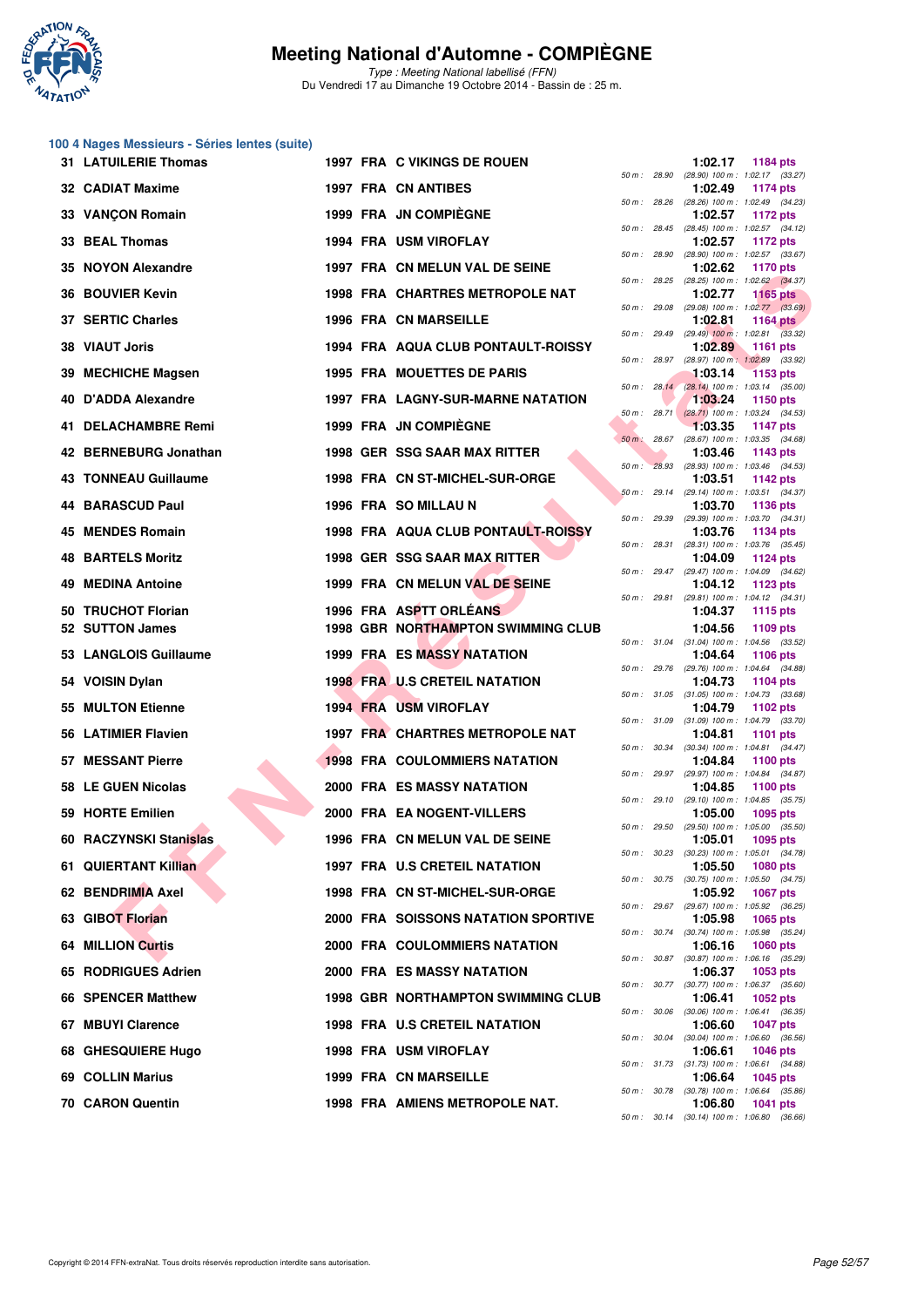# Meeting National d'Automne - COMPIÈGNE

*Type : Meeting National labellisé (FFN)*
Du Vendredi 17 au Dimanche 19 Octobre 2014 - Bassin de : 25 m.

## 100 4 Nages Messieurs - Séries lentes (suite)

| Rang | Nom | Année | Nat | Club | Temps | Points | Splits |
|---|---|---|---|---|---|---|---|
| 31 | LATUILERIE Thomas | 1997 | FRA | C VIKINGS DE ROUEN | 1:02.17 | 1184 pts | 50 m : 28.90 (28.90) 100 m : 1:02.17 (33.27) |
| 32 | CADIAT Maxime | 1997 | FRA | CN ANTIBES | 1:02.49 | 1174 pts | 50 m : 28.26 (28.26) 100 m : 1:02.49 (34.23) |
| 33 | VANÇON Romain | 1999 | FRA | JN COMPIÈGNE | 1:02.57 | 1172 pts | 50 m : 28.45 (28.45) 100 m : 1:02.57 (34.12) |
| 33 | BEAL Thomas | 1994 | FRA | USM VIROFLAY | 1:02.57 | 1172 pts | 50 m : 28.90 (28.90) 100 m : 1:02.57 (33.67) |
| 35 | NOYON Alexandre | 1997 | FRA | CN MELUN VAL DE SEINE | 1:02.62 | 1170 pts | 50 m : 28.25 (28.25) 100 m : 1:02.62 (34.37) |
| 36 | BOUVIER Kevin | 1998 | FRA | CHARTRES METROPOLE NAT | 1:02.77 | 1165 pts | 50 m : 29.08 (29.08) 100 m : 1:02.77 (33.69) |
| 37 | SERTIC Charles | 1996 | FRA | CN MARSEILLE | 1:02.81 | 1164 pts | 50 m : 29.49 (29.49) 100 m : 1:02.81 (33.32) |
| 38 | VIAUT Joris | 1994 | FRA | AQUA CLUB PONTAULT-ROISSY | 1:02.89 | 1161 pts | 50 m : 28.97 (28.97) 100 m : 1:02.89 (33.92) |
| 39 | MECHICHE Magsen | 1995 | FRA | MOUETTES DE PARIS | 1:03.14 | 1153 pts | 50 m : 28.14 (28.14) 100 m : 1:03.14 (35.00) |
| 40 | D'ADDA Alexandre | 1997 | FRA | LAGNY-SUR-MARNE NATATION | 1:03.24 | 1150 pts | 50 m : 28.71 (28.71) 100 m : 1:03.24 (34.53) |
| 41 | DELACHAMBRE Remi | 1999 | FRA | JN COMPIÈGNE | 1:03.35 | 1147 pts | 50 m : 28.67 (28.67) 100 m : 1:03.35 (34.68) |
| 42 | BERNEBURG Jonathan | 1998 | GER | SSG SAAR MAX RITTER | 1:03.46 | 1143 pts | 50 m : 28.93 (28.93) 100 m : 1:03.46 (34.53) |
| 43 | TONNEAU Guillaume | 1998 | FRA | CN ST-MICHEL-SUR-ORGE | 1:03.51 | 1142 pts | 50 m : 29.14 (29.14) 100 m : 1:03.51 (34.37) |
| 44 | BARASCUD Paul | 1996 | FRA | SO MILLAU N | 1:03.70 | 1136 pts | 50 m : 29.39 (29.39) 100 m : 1:03.70 (34.31) |
| 45 | MENDES Romain | 1998 | FRA | AQUA CLUB PONTAULT-ROISSY | 1:03.76 | 1134 pts | 50 m : 28.31 (28.31) 100 m : 1:03.76 (35.45) |
| 48 | BARTELS Moritz | 1998 | GER | SSG SAAR MAX RITTER | 1:04.09 | 1124 pts | 50 m : 29.47 (29.47) 100 m : 1:04.09 (34.62) |
| 49 | MEDINA Antoine | 1999 | FRA | CN MELUN VAL DE SEINE | 1:04.12 | 1123 pts | 50 m : 29.81 (29.81) 100 m : 1:04.12 (34.31) |
| 50 | TRUCHOT Florian | 1996 | FRA | ASPTT ORLÉANS | 1:04.37 | 1115 pts | |
| 52 | SUTTON James | 1998 | GBR | NORTHAMPTON SWIMMING CLUB | 1:04.56 | 1109 pts | 50 m : 31.04 (31.04) 100 m : 1:04.56 (33.52) |
| 53 | LANGLOIS Guillaume | 1999 | FRA | ES MASSY NATATION | 1:04.64 | 1106 pts | 50 m : 29.76 (29.76) 100 m : 1:04.64 (34.88) |
| 54 | VOISIN Dylan | 1998 | FRA | U.S CRETEIL NATATION | 1:04.73 | 1104 pts | 50 m : 31.05 (31.05) 100 m : 1:04.73 (33.68) |
| 55 | MULTON Etienne | 1994 | FRA | USM VIROFLAY | 1:04.79 | 1102 pts | 50 m : 31.09 (31.09) 100 m : 1:04.79 (33.70) |
| 56 | LATIMIER Flavien | 1997 | FRA | CHARTRES METROPOLE NAT | 1:04.81 | 1101 pts | 50 m : 30.34 (30.34) 100 m : 1:04.81 (34.47) |
| 57 | MESSANT Pierre | 1998 | FRA | COULOMMIERS NATATION | 1:04.84 | 1100 pts | 50 m : 29.97 (29.97) 100 m : 1:04.84 (34.87) |
| 58 | LE GUEN Nicolas | 2000 | FRA | ES MASSY NATATION | 1:04.85 | 1100 pts | 50 m : 29.10 (29.10) 100 m : 1:04.85 (35.75) |
| 59 | HORTE Emilien | 2000 | FRA | EA NOGENT-VILLERS | 1:05.00 | 1095 pts | 50 m : 29.50 (29.50) 100 m : 1:05.00 (35.50) |
| 60 | RACZYNSKI Stanislas | 1996 | FRA | CN MELUN VAL DE SEINE | 1:05.01 | 1095 pts | 50 m : 30.23 (30.23) 100 m : 1:05.01 (34.78) |
| 61 | QUIERTANT Killian | 1997 | FRA | U.S CRETEIL NATATION | 1:05.50 | 1080 pts | 50 m : 30.75 (30.75) 100 m : 1:05.50 (34.75) |
| 62 | BENDRIMIA Axel | 1998 | FRA | CN ST-MICHEL-SUR-ORGE | 1:05.92 | 1067 pts | 50 m : 29.67 (29.67) 100 m : 1:05.92 (36.25) |
| 63 | GIBOT Florian | 2000 | FRA | SOISSONS NATATION SPORTIVE | 1:05.98 | 1065 pts | 50 m : 30.74 (30.74) 100 m : 1:05.98 (35.24) |
| 64 | MILLION Curtis | 2000 | FRA | COULOMMIERS NATATION | 1:06.16 | 1060 pts | 50 m : 30.87 (30.87) 100 m : 1:06.16 (35.29) |
| 65 | RODRIGUES Adrien | 2000 | FRA | ES MASSY NATATION | 1:06.37 | 1053 pts | 50 m : 30.77 (30.77) 100 m : 1:06.37 (35.60) |
| 66 | SPENCER Matthew | 1998 | GBR | NORTHAMPTON SWIMMING CLUB | 1:06.41 | 1052 pts | 50 m : 30.06 (30.06) 100 m : 1:06.41 (36.35) |
| 67 | MBUYI Clarence | 1998 | FRA | U.S CRETEIL NATATION | 1:06.60 | 1047 pts | 50 m : 30.04 (30.04) 100 m : 1:06.60 (36.56) |
| 68 | GHESQUIERE Hugo | 1998 | FRA | USM VIROFLAY | 1:06.61 | 1046 pts | 50 m : 31.73 (31.73) 100 m : 1:06.61 (34.88) |
| 69 | COLLIN Marius | 1999 | FRA | CN MARSEILLE | 1:06.64 | 1045 pts | 50 m : 30.78 (30.78) 100 m : 1:06.64 (35.86) |
| 70 | CARON Quentin | 1998 | FRA | AMIENS METROPOLE NAT. | 1:06.80 | 1041 pts | 50 m : 30.14 (30.14) 100 m : 1:06.80 (36.66) |

Copyright © 2014 FFN-extraNat. Tous droits réservés reproduction interdite sans autorisation.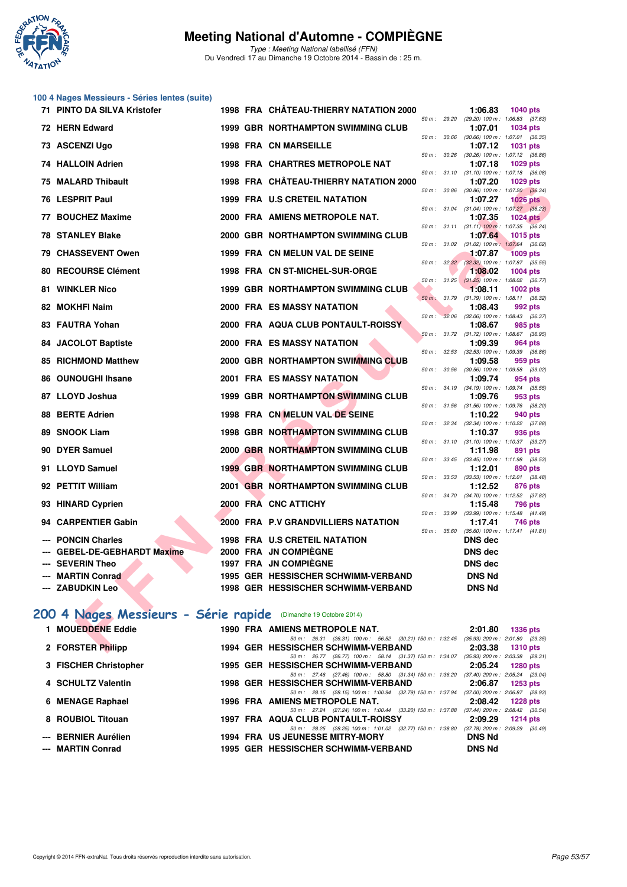# Meeting National d'Automne - COMPIÈGNE

*Type : Meeting National labellisé (FFN)*
Du Vendredi 17 au Dimanche 19 Octobre 2014 - Bassin de : 25 m.

### 100 4 Nages Messieurs - Séries lentes (suite)

| Rg | Nom | Année | Nat | Club | Temps | Points | Splits |
|---|---|---|---|---|---|---|---|
| 71 | PINTO DA SILVA Kristofer | 1998 | FRA | CHÂTEAU-THIERRY NATATION 2000 | 1:06.83 | 1040 pts | 50 m : 29.20 (29.20) 100 m : 1:06.83 (37.63) |
| 72 | HERN Edward | 1999 | GBR | NORTHAMPTON SWIMMING CLUB | 1:07.01 | 1034 pts | 50 m : 30.66 (30.66) 100 m : 1:07.01 (36.35) |
| 73 | ASCENZI Ugo | 1998 | FRA | CN MARSEILLE | 1:07.12 | 1031 pts | 50 m : 30.26 (30.26) 100 m : 1:07.12 (36.86) |
| 74 | HALLOIN Adrien | 1998 | FRA | CHARTRES METROPOLE NAT | 1:07.18 | 1029 pts | 50 m : 31.10 (31.10) 100 m : 1:07.18 (36.08) |
| 75 | MALARD Thibault | 1998 | FRA | CHÂTEAU-THIERRY NATATION 2000 | 1:07.20 | 1029 pts | 50 m : 30.86 (30.86) 100 m : 1:07.20 (36.34) |
| 76 | LESPRIT Paul | 1999 | FRA | U.S CRETEIL NATATION | 1:07.27 | 1026 pts | 50 m : 31.04 (31.04) 100 m : 1:07.27 (36.23) |
| 77 | BOUCHEZ Maxime | 2000 | FRA | AMIENS METROPOLE NAT. | 1:07.35 | 1024 pts | 50 m : 31.11 (31.11) 100 m : 1:07.35 (36.24) |
| 78 | STANLEY Blake | 2000 | GBR | NORTHAMPTON SWIMMING CLUB | 1:07.64 | 1015 pts | 50 m : 31.02 (31.02) 100 m : 1:07.64 (36.62) |
| 79 | CHASSEVENT Owen | 1999 | FRA | CN MELUN VAL DE SEINE | 1:07.87 | 1009 pts | 50 m : 32.32 (32.32) 100 m : 1:07.87 (35.55) |
| 80 | RECOURSE Clément | 1998 | FRA | CN ST-MICHEL-SUR-ORGE | 1:08.02 | 1004 pts | 50 m : 31.25 (31.25) 100 m : 1:08.02 (36.77) |
| 81 | WINKLER Nico | 1999 | GBR | NORTHAMPTON SWIMMING CLUB | 1:08.11 | 1002 pts | 50 m : 31.79 (31.79) 100 m : 1:08.11 (36.32) |
| 82 | MOKHFI Naim | 2000 | FRA | ES MASSY NATATION | 1:08.43 | 992 pts | 50 m : 32.06 (32.06) 100 m : 1:08.43 (36.37) |
| 83 | FAUTRA Yohan | 2000 | FRA | AQUA CLUB PONTAULT-ROISSY | 1:08.67 | 985 pts | 50 m : 31.72 (31.72) 100 m : 1:08.67 (36.95) |
| 84 | JACOLOT Baptiste | 2000 | FRA | ES MASSY NATATION | 1:09.39 | 964 pts | 50 m : 32.53 (32.53) 100 m : 1:09.39 (36.86) |
| 85 | RICHMOND Matthew | 2000 | GBR | NORTHAMPTON SWIMMING CLUB | 1:09.58 | 959 pts | 50 m : 30.56 (30.56) 100 m : 1:09.58 (39.02) |
| 86 | OUNOUGHI Ihsane | 2001 | FRA | ES MASSY NATATION | 1:09.74 | 954 pts | 50 m : 34.19 (34.19) 100 m : 1:09.74 (35.55) |
| 87 | LLOYD Joshua | 1999 | GBR | NORTHAMPTON SWIMMING CLUB | 1:09.76 | 953 pts | 50 m : 31.56 (31.56) 100 m : 1:09.76 (38.20) |
| 88 | BERTE Adrien | 1998 | FRA | CN MELUN VAL DE SEINE | 1:10.22 | 940 pts | 50 m : 32.34 (32.34) 100 m : 1:10.22 (37.88) |
| 89 | SNOOK Liam | 1998 | GBR | NORTHAMPTON SWIMMING CLUB | 1:10.37 | 936 pts | 50 m : 31.10 (31.10) 100 m : 1:10.37 (39.27) |
| 90 | DYER Samuel | 2000 | GBR | NORTHAMPTON SWIMMING CLUB | 1:11.98 | 891 pts | 50 m : 33.45 (33.45) 100 m : 1:11.98 (38.53) |
| 91 | LLOYD Samuel | 1999 | GBR | NORTHAMPTON SWIMMING CLUB | 1:12.01 | 890 pts | 50 m : 33.53 (33.53) 100 m : 1:12.01 (38.48) |
| 92 | PETTIT William | 2001 | GBR | NORTHAMPTON SWIMMING CLUB | 1:12.52 | 876 pts | 50 m : 34.70 (34.70) 100 m : 1:12.52 (37.82) |
| 93 | HINARD Cyprien | 2000 | FRA | CNC ATTICHY | 1:15.48 | 796 pts | 50 m : 33.99 (33.99) 100 m : 1:15.48 (41.49) |
| 94 | CARPENTIER Gabin | 2000 | FRA | P.V GRANDVILLIERS NATATION | 1:17.41 | 746 pts | 50 m : 35.60 (35.60) 100 m : 1:17.41 (41.81) |
| --- | PONCIN Charles | 1998 | FRA | U.S CRETEIL NATATION | DNS dec | | |
| --- | GEBEL-DE-GEBHARDT Maxime | 2000 | FRA | JN COMPIÈGNE | DNS dec | | |
| --- | SEVERIN Theo | 1997 | FRA | JN COMPIÈGNE | DNS dec | | |
| --- | MARTIN Conrad | 1995 | GER | HESSISCHER SCHWIMM-VERBAND | DNS Nd | | |
| --- | ZABUDKIN Leo | 1998 | GER | HESSISCHER SCHWIMM-VERBAND | DNS Nd | | |

## 200 4 Nages Messieurs - Série rapide (Dimanche 19 Octobre 2014)

| Rg | Nom | Année | Nat | Club | Temps | Points | Splits |
|---|---|---|---|---|---|---|---|
| 1 | MOUEDDENE Eddie | 1990 | FRA | AMIENS METROPOLE NAT. | 2:01.80 | 1336 pts | 50 m : 26.31 (26.31) 100 m : 56.52 (30.21) 150 m : 1:32.45 (35.93) 200 m : 2:01.80 (29.35) |
| 2 | FORSTER Philipp | 1994 | GER | HESSISCHER SCHWIMM-VERBAND | 2:03.38 | 1310 pts | 50 m : 26.77 (26.77) 100 m : 58.14 (31.37) 150 m : 1:34.07 (35.93) 200 m : 2:03.38 (29.31) |
| 3 | FISCHER Christopher | 1995 | GER | HESSISCHER SCHWIMM-VERBAND | 2:05.24 | 1280 pts | 50 m : 27.46 (27.46) 100 m : 58.80 (31.34) 150 m : 1:36.20 (37.40) 200 m : 2:05.24 (29.04) |
| 4 | SCHULTZ Valentin | 1998 | GER | HESSISCHER SCHWIMM-VERBAND | 2:06.87 | 1253 pts | 50 m : 28.15 (28.15) 100 m : 1:00.94 (32.79) 150 m : 1:37.94 (37.00) 200 m : 2:06.87 (28.93) |
| 6 | MENAGE Raphael | 1996 | FRA | AMIENS METROPOLE NAT. | 2:08.42 | 1228 pts | 50 m : 27.24 (27.24) 100 m : 1:00.44 (33.20) 150 m : 1:37.88 (37.44) 200 m : 2:08.42 (30.54) |
| 8 | ROUBIOL Titouan | 1997 | FRA | AQUA CLUB PONTAULT-ROISSY | 2:09.29 | 1214 pts | 50 m : 28.25 (28.25) 100 m : 1:01.02 (32.77) 150 m : 1:38.80 (37.78) 200 m : 2:09.29 (30.49) |
| --- | BERNIER Aurélien | 1994 | FRA | US JEUNESSE MITRY-MORY | DNS Nd | | |
| --- | MARTIN Conrad | 1995 | GER | HESSISCHER SCHWIMM-VERBAND | DNS Nd | | |

Copyright © 2014 FFN-extraNat. Tous droits réservés reproduction interdite sans autorisation.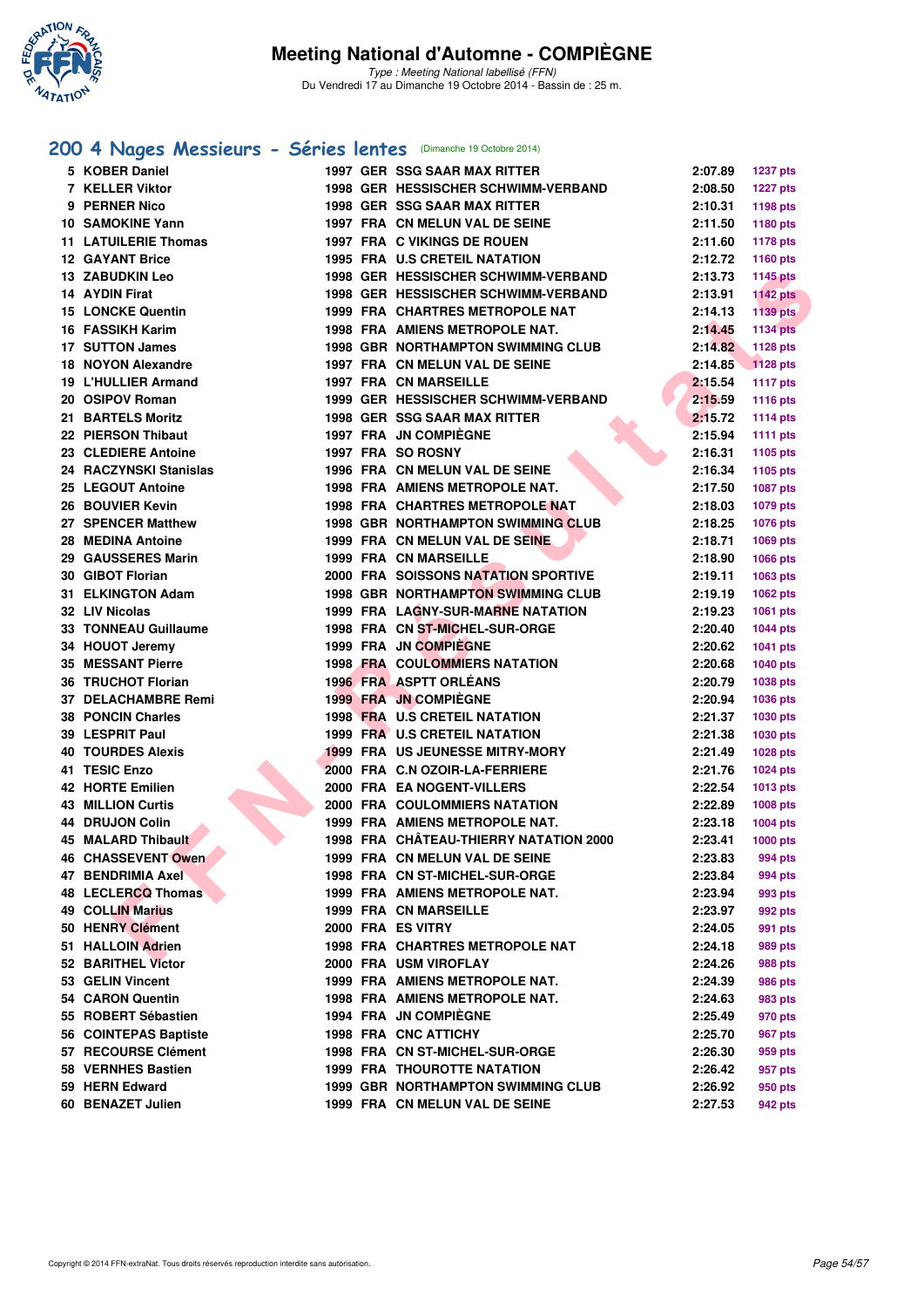# Meeting National d'Automne - COMPIÈGNE

*Type : Meeting National labellisé (FFN)*
Du Vendredi 17 au Dimanche 19 Octobre 2014 - Bassin de : 25 m.

## 200 4 Nages Messieurs - Séries lentes (Dimanche 19 Octobre 2014)

| Place | Nom | Année | Nat. | Club | Temps | Points |
|---|---|---|---|---|---|---|
| 5 | KOBER Daniel | 1997 | GER | SSG SAAR MAX RITTER | 2:07.89 | 1237 pts |
| 7 | KELLER Viktor | 1998 | GER | HESSISCHER SCHWIMM-VERBAND | 2:08.50 | 1227 pts |
| 9 | PERNER Nico | 1998 | GER | SSG SAAR MAX RITTER | 2:10.31 | 1198 pts |
| 10 | SAMOKINE Yann | 1997 | FRA | CN MELUN VAL DE SEINE | 2:11.50 | 1180 pts |
| 11 | LATUILERIE Thomas | 1997 | FRA | C VIKINGS DE ROUEN | 2:11.60 | 1178 pts |
| 12 | GAYANT Brice | 1995 | FRA | U.S CRETEIL NATATION | 2:12.72 | 1160 pts |
| 13 | ZABUDKIN Leo | 1998 | GER | HESSISCHER SCHWIMM-VERBAND | 2:13.73 | 1145 pts |
| 14 | AYDIN Firat | 1998 | GER | HESSISCHER SCHWIMM-VERBAND | 2:13.91 | 1142 pts |
| 15 | LONCKE Quentin | 1999 | FRA | CHARTRES METROPOLE NAT | 2:14.13 | 1139 pts |
| 16 | FASSIKH Karim | 1998 | FRA | AMIENS METROPOLE NAT. | 2:14.45 | 1134 pts |
| 17 | SUTTON James | 1998 | GBR | NORTHAMPTON SWIMMING CLUB | 2:14.82 | 1128 pts |
| 18 | NOYON Alexandre | 1997 | FRA | CN MELUN VAL DE SEINE | 2:14.85 | 1128 pts |
| 19 | L'HULLIER Armand | 1997 | FRA | CN MARSEILLE | 2:15.54 | 1117 pts |
| 20 | OSIPOV Roman | 1999 | GER | HESSISCHER SCHWIMM-VERBAND | 2:15.59 | 1116 pts |
| 21 | BARTELS Moritz | 1998 | GER | SSG SAAR MAX RITTER | 2:15.72 | 1114 pts |
| 22 | PIERSON Thibaut | 1997 | FRA | JN COMPIÈGNE | 2:15.94 | 1111 pts |
| 23 | CLEDIERE Antoine | 1997 | FRA | SO ROSNY | 2:16.31 | 1105 pts |
| 24 | RACZYNSKI Stanislas | 1996 | FRA | CN MELUN VAL DE SEINE | 2:16.34 | 1105 pts |
| 25 | LEGOUT Antoine | 1998 | FRA | AMIENS METROPOLE NAT. | 2:17.50 | 1087 pts |
| 26 | BOUVIER Kevin | 1998 | FRA | CHARTRES METROPOLE NAT | 2:18.03 | 1079 pts |
| 27 | SPENCER Matthew | 1998 | GBR | NORTHAMPTON SWIMMING CLUB | 2:18.25 | 1076 pts |
| 28 | MEDINA Antoine | 1999 | FRA | CN MELUN VAL DE SEINE | 2:18.71 | 1069 pts |
| 29 | GAUSSERES Marin | 1999 | FRA | CN MARSEILLE | 2:18.90 | 1066 pts |
| 30 | GIBOT Florian | 2000 | FRA | SOISSONS NATATION SPORTIVE | 2:19.11 | 1063 pts |
| 31 | ELKINGTON Adam | 1998 | GBR | NORTHAMPTON SWIMMING CLUB | 2:19.19 | 1062 pts |
| 32 | LIV Nicolas | 1999 | FRA | LAGNY-SUR-MARNE NATATION | 2:19.23 | 1061 pts |
| 33 | TONNEAU Guillaume | 1998 | FRA | CN ST-MICHEL-SUR-ORGE | 2:20.40 | 1044 pts |
| 34 | HOUOT Jeremy | 1999 | FRA | JN COMPIÈGNE | 2:20.62 | 1041 pts |
| 35 | MESSANT Pierre | 1998 | FRA | COULOMMIERS NATATION | 2:20.68 | 1040 pts |
| 36 | TRUCHOT Florian | 1996 | FRA | ASPTT ORLÉANS | 2:20.79 | 1038 pts |
| 37 | DELACHAMBRE Remi | 1999 | FRA | JN COMPIÈGNE | 2:20.94 | 1036 pts |
| 38 | PONCIN Charles | 1998 | FRA | U.S CRETEIL NATATION | 2:21.37 | 1030 pts |
| 39 | LESPRIT Paul | 1999 | FRA | U.S CRETEIL NATATION | 2:21.38 | 1030 pts |
| 40 | TOURDES Alexis | 1999 | FRA | US JEUNESSE MITRY-MORY | 2:21.49 | 1028 pts |
| 41 | TESIC Enzo | 2000 | FRA | C.N OZOIR-LA-FERRIERE | 2:21.76 | 1024 pts |
| 42 | HORTE Emilien | 2000 | FRA | EA NOGENT-VILLERS | 2:22.54 | 1013 pts |
| 43 | MILLION Curtis | 2000 | FRA | COULOMMIERS NATATION | 2:22.89 | 1008 pts |
| 44 | DRUJON Colin | 1999 | FRA | AMIENS METROPOLE NAT. | 2:23.18 | 1004 pts |
| 45 | MALARD Thibault | 1998 | FRA | CHÂTEAU-THIERRY NATATION 2000 | 2:23.41 | 1000 pts |
| 46 | CHASSEVENT Owen | 1999 | FRA | CN MELUN VAL DE SEINE | 2:23.83 | 994 pts |
| 47 | BENDRIMIA Axel | 1998 | FRA | CN ST-MICHEL-SUR-ORGE | 2:23.84 | 994 pts |
| 48 | LECLERCQ Thomas | 1999 | FRA | AMIENS METROPOLE NAT. | 2:23.94 | 993 pts |
| 49 | COLLIN Marius | 1999 | FRA | CN MARSEILLE | 2:23.97 | 992 pts |
| 50 | HENRY Clément | 2000 | FRA | ES VITRY | 2:24.05 | 991 pts |
| 51 | HALLOIN Adrien | 1998 | FRA | CHARTRES METROPOLE NAT | 2:24.18 | 989 pts |
| 52 | BARITHEL Victor | 2000 | FRA | USM VIROFLAY | 2:24.26 | 988 pts |
| 53 | GELIN Vincent | 1999 | FRA | AMIENS METROPOLE NAT. | 2:24.39 | 986 pts |
| 54 | CARON Quentin | 1998 | FRA | AMIENS METROPOLE NAT. | 2:24.63 | 983 pts |
| 55 | ROBERT Sébastien | 1994 | FRA | JN COMPIÈGNE | 2:25.49 | 970 pts |
| 56 | COINTEPAS Baptiste | 1998 | FRA | CNC ATTICHY | 2:25.70 | 967 pts |
| 57 | RECOURSE Clément | 1998 | FRA | CN ST-MICHEL-SUR-ORGE | 2:26.30 | 959 pts |
| 58 | VERNHES Bastien | 1999 | FRA | THOUROTTE NATATION | 2:26.42 | 957 pts |
| 59 | HERN Edward | 1999 | GBR | NORTHAMPTON SWIMMING CLUB | 2:26.92 | 950 pts |
| 60 | BENAZET Julien | 1999 | FRA | CN MELUN VAL DE SEINE | 2:27.53 | 942 pts |

Copyright © 2014 FFN-extraNat. Tous droits réservés reproduction interdite sans autorisation.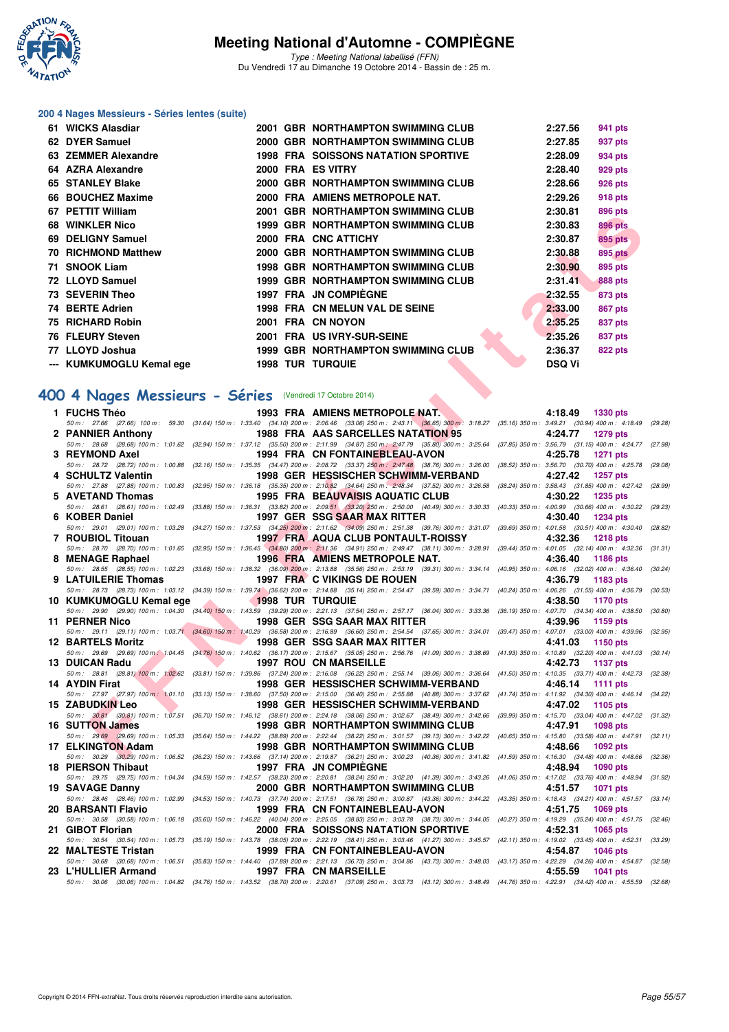# Meeting National d'Automne - COMPIÈGNE

*Type : Meeting National labellisé (FFN)*
Du Vendredi 17 au Dimanche 19 Octobre 2014 - Bassin de : 25 m.

### 200 4 Nages Messieurs - Séries lentes (suite)

| Rang | Nom | Année | Nat | Club | Temps | Points |
|---|---|---|---|---|---|---|
| 61 | WICKS Alasdiar | 2001 | GBR | NORTHAMPTON SWIMMING CLUB | 2:27.56 | 941 pts |
| 62 | DYER Samuel | 2000 | GBR | NORTHAMPTON SWIMMING CLUB | 2:27.85 | 937 pts |
| 63 | ZEMMER Alexandre | 1998 | FRA | SOISSONS NATATION SPORTIVE | 2:28.09 | 934 pts |
| 64 | AZRA Alexandre | 2000 | FRA | ES VITRY | 2:28.40 | 929 pts |
| 65 | STANLEY Blake | 2000 | GBR | NORTHAMPTON SWIMMING CLUB | 2:28.66 | 926 pts |
| 66 | BOUCHEZ Maxime | 2000 | FRA | AMIENS METROPOLE NAT. | 2:29.26 | 918 pts |
| 67 | PETTIT William | 2001 | GBR | NORTHAMPTON SWIMMING CLUB | 2:30.81 | 896 pts |
| 68 | WINKLER Nico | 1999 | GBR | NORTHAMPTON SWIMMING CLUB | 2:30.83 | 896 pts |
| 69 | DELIGNY Samuel | 2000 | FRA | CNC ATTICHY | 2:30.87 | 895 pts |
| 70 | RICHMOND Matthew | 2000 | GBR | NORTHAMPTON SWIMMING CLUB | 2:30.88 | 895 pts |
| 71 | SNOOK Liam | 1998 | GBR | NORTHAMPTON SWIMMING CLUB | 2:30.90 | 895 pts |
| 72 | LLOYD Samuel | 1999 | GBR | NORTHAMPTON SWIMMING CLUB | 2:31.41 | 888 pts |
| 73 | SEVERIN Theo | 1997 | FRA | JN COMPIÈGNE | 2:32.55 | 873 pts |
| 74 | BERTE Adrien | 1998 | FRA | CN MELUN VAL DE SEINE | 2:33.00 | 867 pts |
| 75 | RICHARD Robin | 2001 | FRA | CN NOYON | 2:35.25 | 837 pts |
| 76 | FLEURY Steven | 2001 | FRA | US IVRY-SUR-SEINE | 2:35.26 | 837 pts |
| 77 | LLOYD Joshua | 1999 | GBR | NORTHAMPTON SWIMMING CLUB | 2:36.37 | 822 pts |
| --- | KUMKUMOGLU Kemal ege | 1998 | TUR | TURQUIE | DSQ Vi | |

## 400 4 Nages Messieurs - Séries (Vendredi 17 Octobre 2014)

| Rang | Nom | Année | Nat | Club | Temps | Points |
|---|---|---|---|---|---|---|
| 1 | FUCHS Théo | 1993 | FRA | AMIENS METROPOLE NAT. | 4:18.49 | 1330 pts |
| | 50 m : 27.66 (27.66) 100 m : 59.30 (31.64) 150 m : 1:33.40 (34.10) 200 m : 2:06.46 (33.06) 250 m : 2:43.11 (36.65) 300 m : 3:18.27 (35.16) 350 m : 3:49.21 (30.94) 400 m : 4:18.49 (29.28) | | | | | |
| 2 | PANNIER Anthony | 1988 | FRA | AAS SARCELLES NATATION 95 | 4:24.77 | 1279 pts |
| | 50 m : 28.68 (28.68) 100 m : 1:01.62 (32.94) 150 m : 1:37.12 (35.50) 200 m : 2:11.99 (34.87) 250 m : 2:47.79 (35.80) 300 m : 3:25.64 (37.85) 350 m : 3:56.79 (31.15) 400 m : 4:24.77 (27.98) | | | | | |
| 3 | REYMOND Axel | 1994 | FRA | CN FONTAINEBLEAU-AVON | 4:25.78 | 1271 pts |
| | 50 m : 28.72 (28.72) 100 m : 1:00.88 (32.16) 150 m : 1:35.35 (34.47) 200 m : 2:08.72 (33.37) 250 m : 2:47.48 (38.76) 300 m : 3:26.00 (38.52) 350 m : 3:56.70 (30.70) 400 m : 4:25.78 (29.08) | | | | | |
| 4 | SCHULTZ Valentin | 1998 | GER | HESSISCHER SCHWIMM-VERBAND | 4:27.42 | 1257 pts |
| | 50 m : 27.88 (27.88) 100 m : 1:00.83 (32.95) 150 m : 1:36.18 (35.35) 200 m : 2:10.82 (34.64) 250 m : 2:48.34 (37.52) 300 m : 3:26.58 (38.24) 350 m : 3:58.43 (31.85) 400 m : 4:27.42 (28.99) | | | | | |
| 5 | AVETAND Thomas | 1995 | FRA | BEAUVAISIS AQUATIC CLUB | 4:30.22 | 1235 pts |
| | 50 m : 28.61 (28.61) 100 m : 1:02.49 (33.88) 150 m : 1:36.31 (33.82) 200 m : 2:09.51 (33.20) 250 m : 2:50.00 (40.49) 300 m : 3:30.33 (40.33) 350 m : 4:00.99 (30.66) 400 m : 4:30.22 (29.23) | | | | | |
| 6 | KOBER Daniel | 1997 | GER | SSG SAAR MAX RITTER | 4:30.40 | 1234 pts |
| | 50 m : 29.01 (29.01) 100 m : 1:03.28 (34.27) 150 m : 1:37.53 (34.25) 200 m : 2:11.62 (34.09) 250 m : 2:51.38 (39.76) 300 m : 3:31.07 (39.69) 350 m : 4:01.58 (30.51) 400 m : 4:30.40 (28.82) | | | | | |
| 7 | ROUBIOL Titouan | 1997 | FRA | AQUA CLUB PONTAULT-ROISSY | 4:32.36 | 1218 pts |
| | 50 m : 28.70 (28.70) 100 m : 1:01.65 (32.95) 150 m : 1:36.45 (34.80) 200 m : 2:11.36 (34.91) 250 m : 2:49.47 (38.11) 300 m : 3:28.91 (39.44) 350 m : 4:01.05 (32.14) 400 m : 4:32.36 (31.31) | | | | | |
| 8 | MENAGE Raphael | 1996 | FRA | AMIENS METROPOLE NAT. | 4:36.40 | 1186 pts |
| | 50 m : 28.55 (28.55) 100 m : 1:02.23 (33.68) 150 m : 1:38.32 (36.09) 200 m : 2:13.88 (35.56) 250 m : 2:53.19 (39.31) 300 m : 3:34.14 (40.95) 350 m : 4:06.16 (32.02) 400 m : 4:36.40 (30.24) | | | | | |
| 9 | LATUILERIE Thomas | 1997 | FRA | C VIKINGS DE ROUEN | 4:36.79 | 1183 pts |
| | 50 m : 28.73 (28.73) 100 m : 1:03.12 (34.39) 150 m : 1:39.74 (36.62) 200 m : 2:14.88 (35.14) 250 m : 2:54.47 (39.59) 300 m : 3:34.71 (40.24) 350 m : 4:06.26 (31.55) 400 m : 4:36.79 (30.53) | | | | | |
| 10 | KUMKUMOGLU Kemal ege | 1998 | TUR | TURQUIE | 4:38.50 | 1170 pts |
| | 50 m : 29.90 (29.90) 100 m : 1:04.30 (34.40) 150 m : 1:43.59 (39.29) 200 m : 2:21.13 (37.54) 250 m : 2:57.17 (36.04) 300 m : 3:33.36 (36.19) 350 m : 4:07.70 (34.34) 400 m : 4:38.50 (30.80) | | | | | |
| 11 | PERNER Nico | 1998 | GER | SSG SAAR MAX RITTER | 4:39.96 | 1159 pts |
| | 50 m : 29.11 (29.11) 100 m : 1:03.71 (34.60) 150 m : 1:40.29 (36.58) 200 m : 2:16.89 (36.60) 250 m : 2:54.54 (37.65) 300 m : 3:34.01 (39.47) 350 m : 4:07.01 (33.00) 400 m : 4:39.96 (32.95) | | | | | |
| 12 | BARTELS Moritz | 1998 | GER | SSG SAAR MAX RITTER | 4:41.03 | 1150 pts |
| | 50 m : 29.69 (29.69) 100 m : 1:04.45 (34.76) 150 m : 1:40.62 (36.17) 200 m : 2:15.67 (35.05) 250 m : 2:56.76 (41.09) 300 m : 3:38.69 (41.93) 350 m : 4:10.89 (32.20) 400 m : 4:41.03 (30.14) | | | | | |
| 13 | DUICAN Radu | 1997 | ROU | CN MARSEILLE | 4:42.73 | 1137 pts |
| | 50 m : 28.81 (28.81) 100 m : 1:02.62 (33.81) 150 m : 1:39.86 (37.24) 200 m : 2:16.08 (36.22) 250 m : 2:55.14 (39.06) 300 m : 3:36.64 (41.50) 350 m : 4:10.35 (33.71) 400 m : 4:42.73 (32.38) | | | | | |
| 14 | AYDIN Firat | 1998 | GER | HESSISCHER SCHWIMM-VERBAND | 4:46.14 | 1111 pts |
| | 50 m : 27.97 (27.97) 100 m : 1:01.10 (33.13) 150 m : 1:38.60 (37.50) 200 m : 2:15.00 (36.40) 250 m : 2:55.88 (40.88) 300 m : 3:37.62 (41.74) 350 m : 4:11.92 (34.30) 400 m : 4:46.14 (34.22) | | | | | |
| 15 | ZABUDKIN Leo | 1998 | GER | HESSISCHER SCHWIMM-VERBAND | 4:47.02 | 1105 pts |
| | 50 m : 30.81 (30.81) 100 m : 1:07.51 (36.70) 150 m : 1:46.12 (38.61) 200 m : 2:24.18 (38.06) 250 m : 3:02.67 (38.49) 300 m : 3:42.66 (39.99) 350 m : 4:15.70 (33.04) 400 m : 4:47.02 (31.32) | | | | | |
| 16 | SUTTON James | 1998 | GBR | NORTHAMPTON SWIMMING CLUB | 4:47.91 | 1098 pts |
| | 50 m : 29.69 (29.69) 100 m : 1:05.33 (35.64) 150 m : 1:44.22 (38.89) 200 m : 2:22.44 (38.22) 250 m : 3:01.57 (39.13) 300 m : 3:42.22 (40.65) 350 m : 4:15.80 (33.58) 400 m : 4:47.91 (32.11) | | | | | |
| 17 | ELKINGTON Adam | 1998 | GBR | NORTHAMPTON SWIMMING CLUB | 4:48.66 | 1092 pts |
| | 50 m : 30.29 (30.29) 100 m : 1:06.52 (36.23) 150 m : 1:43.66 (37.14) 200 m : 2:19.87 (36.21) 250 m : 3:00.23 (40.36) 300 m : 3:41.82 (41.59) 350 m : 4:16.30 (34.48) 400 m : 4:48.66 (32.36) | | | | | |
| 18 | PIERSON Thibaut | 1997 | FRA | JN COMPIÈGNE | 4:48.94 | 1090 pts |
| | 50 m : 29.75 (29.75) 100 m : 1:04.34 (34.59) 150 m : 1:42.57 (38.23) 200 m : 2:20.81 (38.24) 250 m : 3:02.20 (41.39) 300 m : 3:43.26 (41.06) 350 m : 4:17.02 (33.76) 400 m : 4:48.94 (31.92) | | | | | |
| 19 | SAVAGE Danny | 2000 | GBR | NORTHAMPTON SWIMMING CLUB | 4:51.57 | 1071 pts |
| | 50 m : 28.46 (28.46) 100 m : 1:02.99 (34.53) 150 m : 1:40.73 (37.74) 200 m : 2:17.51 (36.78) 250 m : 3:00.87 (43.36) 300 m : 3:44.22 (43.35) 350 m : 4:18.43 (34.21) 400 m : 4:51.57 (33.14) | | | | | |
| 20 | BARSANTI Flavio | 1999 | FRA | CN FONTAINEBLEAU-AVON | 4:51.75 | 1069 pts |
| | 50 m : 30.58 (30.58) 100 m : 1:06.18 (35.60) 150 m : 1:46.22 (40.04) 200 m : 2:25.05 (38.83) 250 m : 3:03.78 (38.73) 300 m : 3:44.05 (40.27) 350 m : 4:19.29 (35.24) 400 m : 4:51.75 (32.46) | | | | | |
| 21 | GIBOT Florian | 2000 | FRA | SOISSONS NATATION SPORTIVE | 4:52.31 | 1065 pts |
| | 50 m : 30.54 (30.54) 100 m : 1:05.73 (35.19) 150 m : 1:43.78 (38.05) 200 m : 2:22.19 (38.41) 250 m : 3:03.46 (41.27) 300 m : 3:45.57 (42.11) 350 m : 4:19.02 (33.45) 400 m : 4:52.31 (33.29) | | | | | |
| 22 | MALTESTE Tristan | 1999 | FRA | CN FONTAINEBLEAU-AVON | 4:54.87 | 1046 pts |
| | 50 m : 30.68 (30.68) 100 m : 1:06.51 (35.83) 150 m : 1:44.40 (37.89) 200 m : 2:21.13 (36.73) 250 m : 3:04.86 (43.73) 300 m : 3:48.03 (43.17) 350 m : 4:22.29 (34.26) 400 m : 4:54.87 (32.58) | | | | | |
| 23 | L'HULLIER Armand | 1997 | FRA | CN MARSEILLE | 4:55.59 | 1041 pts |
| | 50 m : 30.06 (30.06) 100 m : 1:04.82 (34.76) 150 m : 1:43.52 (38.70) 200 m : 2:20.61 (37.09) 250 m : 3:03.73 (43.12) 300 m : 3:48.49 (44.76) 350 m : 4:22.91 (34.42) 400 m : 4:55.59 (32.68) | | | | | |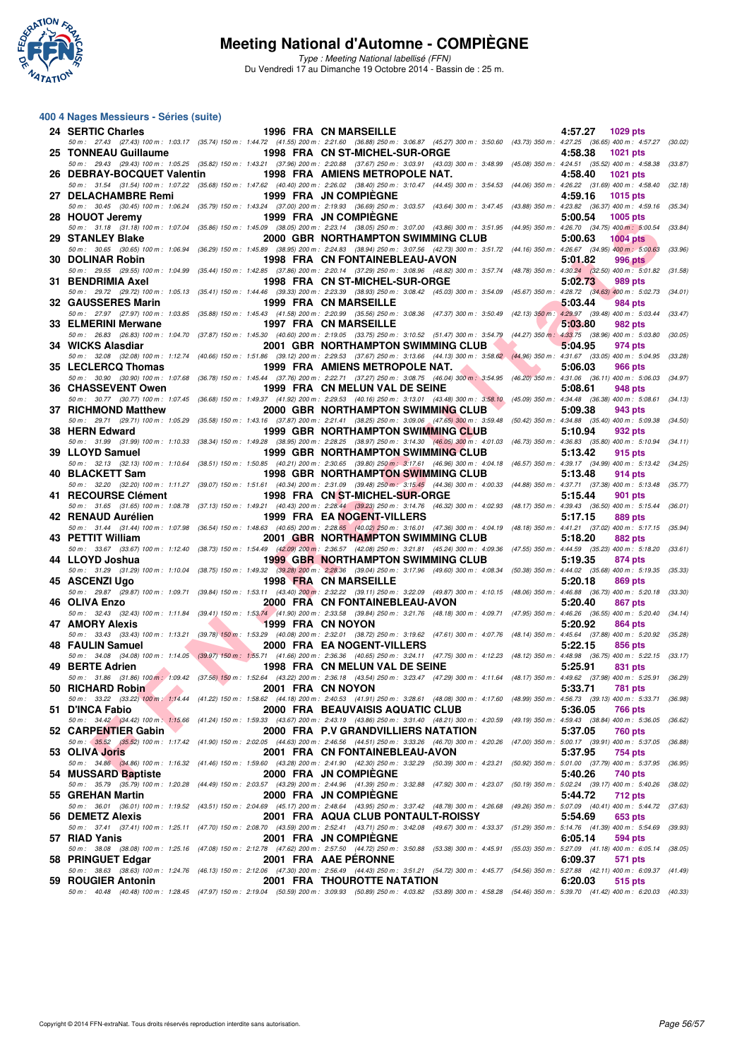# Meeting National d'Automne - COMPIÈGNE

*Type : Meeting National labellisé (FFN)*
Du Vendredi 17 au Dimanche 19 Octobre 2014 - Bassin de : 25 m.

## 400 4 Nages Messieurs - Séries (suite)

| Rang | Nom | Année | Nat | Club | Temps | Points |
|---|---|---|---|---|---|---|
| 24 | SERTIC Charles | 1996 | FRA | CN MARSEILLE | 4:57.27 | 1029 pts |
| | *50 m : 27.43 (27.43) 100 m : 1:03.17 (35.74) 150 m : 1:44.72 (41.55) 200 m : 2:21.60 (36.88) 250 m : 3:06.87 (45.27) 300 m : 3:50.60 (43.73) 350 m : 4:27.25 (36.65) 400 m : 4:57.27 (30.02)* | | | | | |
| 25 | TONNEAU Guillaume | 1998 | FRA | CN ST-MICHEL-SUR-ORGE | 4:58.38 | 1021 pts |
| | *50 m : 29.43 (29.43) 100 m : 1:05.25 (35.82) 150 m : 1:43.21 (37.96) 200 m : 2:20.88 (37.67) 250 m : 3:03.91 (43.03) 300 m : 3:48.99 (45.08) 350 m : 4:24.51 (35.52) 400 m : 4:58.38 (33.87)* | | | | | |
| 26 | DEBRAY-BOCQUET Valentin | 1998 | FRA | AMIENS METROPOLE NAT. | 4:58.40 | 1021 pts |
| | *50 m : 31.54 (31.54) 100 m : 1:07.22 (35.68) 150 m : 1:47.62 (40.40) 200 m : 2:26.02 (38.40) 250 m : 3:10.47 (44.45) 300 m : 3:54.53 (44.06) 350 m : 4:26.22 (31.69) 400 m : 4:58.40 (32.18)* | | | | | |
| 27 | DELACHAMBRE Remi | 1999 | FRA | JN COMPIÈGNE | 4:59.16 | 1015 pts |
| | *50 m : 30.45 (30.45) 100 m : 1:06.24 (35.79) 150 m : 1:43.24 (37.00) 200 m : 2:19.93 (36.69) 250 m : 3:03.57 (43.64) 300 m : 3:47.45 (43.88) 350 m : 4:23.82 (36.37) 400 m : 4:59.16 (35.34)* | | | | | |
| 28 | HOUOT Jeremy | 1999 | FRA | JN COMPIÈGNE | 5:00.54 | 1005 pts |
| | *50 m : 31.18 (31.18) 100 m : 1:07.04 (35.86) 150 m : 1:45.09 (38.05) 200 m : 2:23.14 (38.05) 250 m : 3:07.00 (43.86) 300 m : 3:51.95 (44.95) 350 m : 4:26.70 (34.75) 400 m : 5:00.54 (33.84)* | | | | | |
| 29 | STANLEY Blake | 2000 | GBR | NORTHAMPTON SWIMMING CLUB | 5:00.63 | 1004 pts |
| | *50 m : 30.65 (30.65) 100 m : 1:06.94 (36.29) 150 m : 1:45.89 (38.95) 200 m : 2:24.83 (38.94) 250 m : 3:07.56 (42.73) 300 m : 3:51.72 (44.16) 350 m : 4:26.67 (34.95) 400 m : 5:00.63 (33.96)* | | | | | |
| 30 | DOLINAR Robin | 1998 | FRA | CN FONTAINEBLEAU-AVON | 5:01.82 | 996 pts |
| | *50 m : 29.55 (29.55) 100 m : 1:04.99 (35.44) 150 m : 1:42.85 (37.86) 200 m : 2:20.14 (37.29) 250 m : 3:08.96 (48.82) 300 m : 3:57.74 (48.78) 350 m : 4:30.24 (32.50) 400 m : 5:01.82 (31.58)* | | | | | |
| 31 | BENDRIMIA Axel | 1998 | FRA | CN ST-MICHEL-SUR-ORGE | 5:02.73 | 989 pts |
| | *50 m : 29.72 (29.72) 100 m : 1:05.13 (35.41) 150 m : 1:44.46 (39.33) 200 m : 2:23.39 (38.93) 250 m : 3:08.42 (45.03) 300 m : 3:54.09 (45.67) 350 m : 4:28.72 (34.63) 400 m : 5:02.73 (34.01)* | | | | | |
| 32 | GAUSSERES Marin | 1999 | FRA | CN MARSEILLE | 5:03.44 | 984 pts |
| | *50 m : 27.97 (27.97) 100 m : 1:03.85 (35.88) 150 m : 1:45.43 (41.58) 200 m : 2:20.99 (35.56) 250 m : 3:08.36 (47.37) 300 m : 3:50.49 (42.13) 350 m : 4:29.97 (39.48) 400 m : 5:03.44 (33.47)* | | | | | |
| 33 | ELMERINI Merwane | 1997 | FRA | CN MARSEILLE | 5:03.80 | 982 pts |
| | *50 m : 26.83 (26.83) 100 m : 1:04.70 (37.87) 150 m : 1:45.30 (40.60) 200 m : 2:19.05 (33.75) 250 m : 3:10.52 (51.47) 300 m : 3:54.79 (44.27) 350 m : 4:33.75 (38.96) 400 m : 5:03.80 (30.05)* | | | | | |
| 34 | WICKS Alasdiar | 2001 | GBR | NORTHAMPTON SWIMMING CLUB | 5:04.95 | 974 pts |
| | *50 m : 32.08 (32.08) 100 m : 1:12.74 (40.66) 150 m : 1:51.86 (39.12) 200 m : 2:29.53 (37.67) 250 m : 3:13.66 (44.13) 300 m : 3:58.62 (44.96) 350 m : 4:31.67 (33.05) 400 m : 5:04.95 (33.28)* | | | | | |
| 35 | LECLERCQ Thomas | 1999 | FRA | AMIENS METROPOLE NAT. | 5:06.03 | 966 pts |
| | *50 m : 30.90 (30.90) 100 m : 1:07.68 (36.78) 150 m : 1:45.44 (37.76) 200 m : 2:22.71 (37.27) 250 m : 3:08.75 (46.04) 300 m : 3:54.95 (46.20) 350 m : 4:31.06 (36.11) 400 m : 5:06.03 (34.97)* | | | | | |
| 36 | CHASSEVENT Owen | 1999 | FRA | CN MELUN VAL DE SEINE | 5:08.61 | 948 pts |
| | *50 m : 30.77 (30.77) 100 m : 1:07.45 (36.68) 150 m : 1:49.37 (41.92) 200 m : 2:29.53 (40.16) 250 m : 3:13.01 (43.48) 300 m : 3:58.10 (45.09) 350 m : 4:34.48 (36.38) 400 m : 5:08.61 (34.13)* | | | | | |
| 37 | RICHMOND Matthew | 2000 | GBR | NORTHAMPTON SWIMMING CLUB | 5:09.38 | 943 pts |
| | *50 m : 29.71 (29.71) 100 m : 1:05.29 (35.58) 150 m : 1:43.16 (37.87) 200 m : 2:21.41 (38.25) 250 m : 3:09.06 (47.65) 300 m : 3:59.48 (50.42) 350 m : 4:34.88 (35.40) 400 m : 5:09.38 (34.50)* | | | | | |
| 38 | HERN Edward | 1999 | GBR | NORTHAMPTON SWIMMING CLUB | 5:10.94 | 932 pts |
| | *50 m : 31.99 (31.99) 100 m : 1:10.33 (38.34) 150 m : 1:49.28 (38.95) 200 m : 2:28.25 (38.97) 250 m : 3:14.30 (46.05) 300 m : 4:01.03 (46.73) 350 m : 4:36.83 (35.80) 400 m : 5:10.94 (34.11)* | | | | | |
| 39 | LLOYD Samuel | 1999 | GBR | NORTHAMPTON SWIMMING CLUB | 5:13.42 | 915 pts |
| | *50 m : 32.13 (32.13) 100 m : 1:10.64 (38.51) 150 m : 1:50.85 (40.21) 200 m : 2:30.65 (39.80) 250 m : 3:17.61 (46.96) 300 m : 4:04.18 (46.57) 350 m : 4:39.17 (34.99) 400 m : 5:13.42 (34.25)* | | | | | |
| 40 | BLACKETT Sam | 1998 | GBR | NORTHAMPTON SWIMMING CLUB | 5:13.48 | 914 pts |
| | *50 m : 32.20 (32.20) 100 m : 1:11.27 (39.07) 150 m : 1:51.61 (40.34) 200 m : 2:31.09 (39.48) 250 m : 3:15.45 (44.36) 300 m : 4:00.33 (44.88) 350 m : 4:37.71 (37.38) 400 m : 5:13.48 (35.77)* | | | | | |
| 41 | RECOURSE Clément | 1998 | FRA | CN ST-MICHEL-SUR-ORGE | 5:15.44 | 901 pts |
| | *50 m : 31.65 (31.65) 100 m : 1:08.78 (37.13) 150 m : 1:49.21 (40.43) 200 m : 2:28.44 (39.23) 250 m : 3:14.76 (46.32) 300 m : 4:02.93 (48.17) 350 m : 4:39.43 (36.50) 400 m : 5:15.44 (36.01)* | | | | | |
| 42 | RENAUD Aurélien | 1999 | FRA | EA NOGENT-VILLERS | 5:17.15 | 889 pts |
| | *50 m : 31.44 (31.44) 100 m : 1:07.98 (36.54) 150 m : 1:48.63 (40.65) 200 m : 2:28.65 (40.02) 250 m : 3:16.01 (47.36) 300 m : 4:04.19 (48.18) 350 m : 4:41.21 (37.02) 400 m : 5:17.15 (35.94)* | | | | | |
| 43 | PETTIT William | 2001 | GBR | NORTHAMPTON SWIMMING CLUB | 5:18.20 | 882 pts |
| | *50 m : 33.67 (33.67) 100 m : 1:12.40 (38.73) 150 m : 1:54.49 (42.09) 200 m : 2:36.57 (42.08) 250 m : 3:21.81 (45.24) 300 m : 4:09.36 (47.55) 350 m : 4:44.59 (35.23) 400 m : 5:18.20 (33.61)* | | | | | |
| 44 | LLOYD Joshua | 1999 | GBR | NORTHAMPTON SWIMMING CLUB | 5:19.35 | 874 pts |
| | *50 m : 31.29 (31.29) 100 m : 1:10.04 (38.75) 150 m : 1:49.32 (39.28) 200 m : 2:28.36 (39.04) 250 m : 3:17.96 (49.60) 300 m : 4:08.34 (50.38) 350 m : 4:44.02 (35.68) 400 m : 5:19.35 (35.33)* | | | | | |
| 45 | ASCENZI Ugo | 1998 | FRA | CN MARSEILLE | 5:20.18 | 869 pts |
| | *50 m : 29.87 (29.87) 100 m : 1:09.71 (39.84) 150 m : 1:53.11 (43.40) 200 m : 2:32.22 (39.11) 250 m : 3:22.09 (49.87) 300 m : 4:10.15 (48.06) 350 m : 4:46.88 (36.73) 400 m : 5:20.18 (33.30)* | | | | | |
| 46 | OLIVA Enzo | 2000 | FRA | CN FONTAINEBLEAU-AVON | 5:20.40 | 867 pts |
| | *50 m : 32.43 (32.43) 100 m : 1:11.84 (39.41) 150 m : 1:53.74 (41.90) 200 m : 2:33.58 (39.84) 250 m : 3:21.76 (48.18) 300 m : 4:09.71 (47.95) 350 m : 4:46.26 (36.55) 400 m : 5:20.40 (34.14)* | | | | | |
| 47 | AMORY Alexis | 1999 | FRA | CN NOYON | 5:20.92 | 864 pts |
| | *50 m : 33.43 (33.43) 100 m : 1:13.21 (39.78) 150 m : 1:53.29 (40.08) 200 m : 2:32.01 (38.72) 250 m : 3:19.62 (47.61) 300 m : 4:07.76 (48.14) 350 m : 4:45.64 (37.88) 400 m : 5:20.92 (35.28)* | | | | | |
| 48 | FAULIN Samuel | 2000 | FRA | EA NOGENT-VILLERS | 5:22.15 | 856 pts |
| | *50 m : 34.08 (34.08) 100 m : 1:14.05 (39.97) 150 m : 1:55.71 (41.66) 200 m : 2:36.36 (40.65) 250 m : 3:24.11 (47.75) 300 m : 4:12.23 (48.12) 350 m : 4:48.98 (36.75) 400 m : 5:22.15 (33.17)* | | | | | |
| 49 | BERTE Adrien | 1998 | FRA | CN MELUN VAL DE SEINE | 5:25.91 | 831 pts |
| | *50 m : 31.86 (31.86) 100 m : 1:09.42 (37.56) 150 m : 1:52.64 (43.22) 200 m : 2:36.18 (43.54) 250 m : 3:23.47 (47.29) 300 m : 4:11.64 (48.17) 350 m : 4:49.62 (37.98) 400 m : 5:25.91 (36.29)* | | | | | |
| 50 | RICHARD Robin | 2001 | FRA | CN NOYON | 5:33.71 | 781 pts |
| | *50 m : 33.22 (33.22) 100 m : 1:14.44 (41.22) 150 m : 1:58.62 (44.18) 200 m : 2:40.53 (41.91) 250 m : 3:28.61 (48.08) 300 m : 4:17.60 (48.99) 350 m : 4:56.73 (39.13) 400 m : 5:33.71 (36.98)* | | | | | |
| 51 | D'INCA Fabio | 2000 | FRA | BEAUVAISIS AQUATIC CLUB | 5:36.05 | 766 pts |
| | *50 m : 34.42 (34.42) 100 m : 1:15.66 (41.24) 150 m : 1:59.33 (43.67) 200 m : 2:43.19 (43.86) 250 m : 3:31.40 (48.21) 300 m : 4:20.59 (49.19) 350 m : 4:59.43 (38.84) 400 m : 5:36.05 (36.62)* | | | | | |
| 52 | CARPENTIER Gabin | 2000 | FRA | P.V GRANDVILLIERS NATATION | 5:37.05 | 760 pts |
| | *50 m : 35.52 (35.52) 100 m : 1:17.42 (41.90) 150 m : 2:02.05 (44.63) 200 m : 2:46.56 (44.51) 250 m : 3:33.26 (46.70) 300 m : 4:20.26 (47.00) 350 m : 5:00.17 (39.91) 400 m : 5:37.05 (36.88)* | | | | | |
| 53 | OLIVA Joris | 2001 | FRA | CN FONTAINEBLEAU-AVON | 5:37.95 | 754 pts |
| | *50 m : 34.86 (34.86) 100 m : 1:16.32 (41.46) 150 m : 1:59.60 (43.28) 200 m : 2:41.90 (42.30) 250 m : 3:32.29 (50.39) 300 m : 4:23.21 (50.92) 350 m : 5:01.00 (37.79) 400 m : 5:37.95 (36.95)* | | | | | |
| 54 | MUSSARD Baptiste | 2000 | FRA | JN COMPIÈGNE | 5:40.26 | 740 pts |
| | *50 m : 35.79 (35.79) 100 m : 1:20.28 (44.49) 150 m : 2:03.57 (43.29) 200 m : 2:44.96 (41.39) 250 m : 3:32.88 (47.92) 300 m : 4:23.07 (50.19) 350 m : 5:02.24 (39.17) 400 m : 5:40.26 (38.02)* | | | | | |
| 55 | GREHAN Martin | 2000 | FRA | JN COMPIÈGNE | 5:44.72 | 712 pts |
| | *50 m : 36.01 (36.01) 100 m : 1:19.52 (43.51) 150 m : 2:04.69 (45.17) 200 m : 2:48.64 (43.95) 250 m : 3:37.42 (48.78) 300 m : 4:26.68 (49.26) 350 m : 5:07.09 (40.41) 400 m : 5:44.72 (37.63)* | | | | | |
| 56 | DEMETZ Alexis | 2001 | FRA | AQUA CLUB PONTAULT-ROISSY | 5:54.69 | 653 pts |
| | *50 m : 37.41 (37.41) 100 m : 1:25.11 (47.70) 150 m : 2:08.70 (43.59) 200 m : 2:52.41 (43.71) 250 m : 3:42.08 (49.67) 300 m : 4:33.37 (51.29) 350 m : 5:14.76 (41.39) 400 m : 5:54.69 (39.93)* | | | | | |
| 57 | RIAD Yanis | 2001 | FRA | JN COMPIÈGNE | 6:05.14 | 594 pts |
| | *50 m : 38.08 (38.08) 100 m : 1:25.16 (47.08) 150 m : 2:12.78 (47.62) 200 m : 2:57.50 (44.72) 250 m : 3:50.88 (53.38) 300 m : 4:45.91 (55.03) 350 m : 5:27.09 (41.18) 400 m : 6:05.14 (38.05)* | | | | | |
| 58 | PRINGUET Edgar | 2001 | FRA | AAE PÉRONNE | 6:09.37 | 571 pts |
| | *50 m : 38.63 (38.63) 100 m : 1:24.76 (46.13) 150 m : 2:12.06 (47.30) 200 m : 2:56.49 (44.43) 250 m : 3:51.21 (54.72) 300 m : 4:45.77 (54.56) 350 m : 5:27.88 (42.11) 400 m : 6:09.37 (41.49)* | | | | | |
| 59 | ROUGIER Antonin | 2001 | FRA | THOUROTTE NATATION | 6:20.03 | 515 pts |
| | *50 m : 40.48 (40.48) 100 m : 1:28.45 (47.97) 150 m : 2:19.04 (50.59) 200 m : 3:09.93 (50.89) 250 m : 4:03.82 (53.89) 300 m : 4:58.28 (54.46) 350 m : 5:39.70 (41.42) 400 m : 6:20.03 (40.33)* | | | | | |

Copyright © 2014 FFN-extraNat. Tous droits réservés reproduction interdite sans autorisation.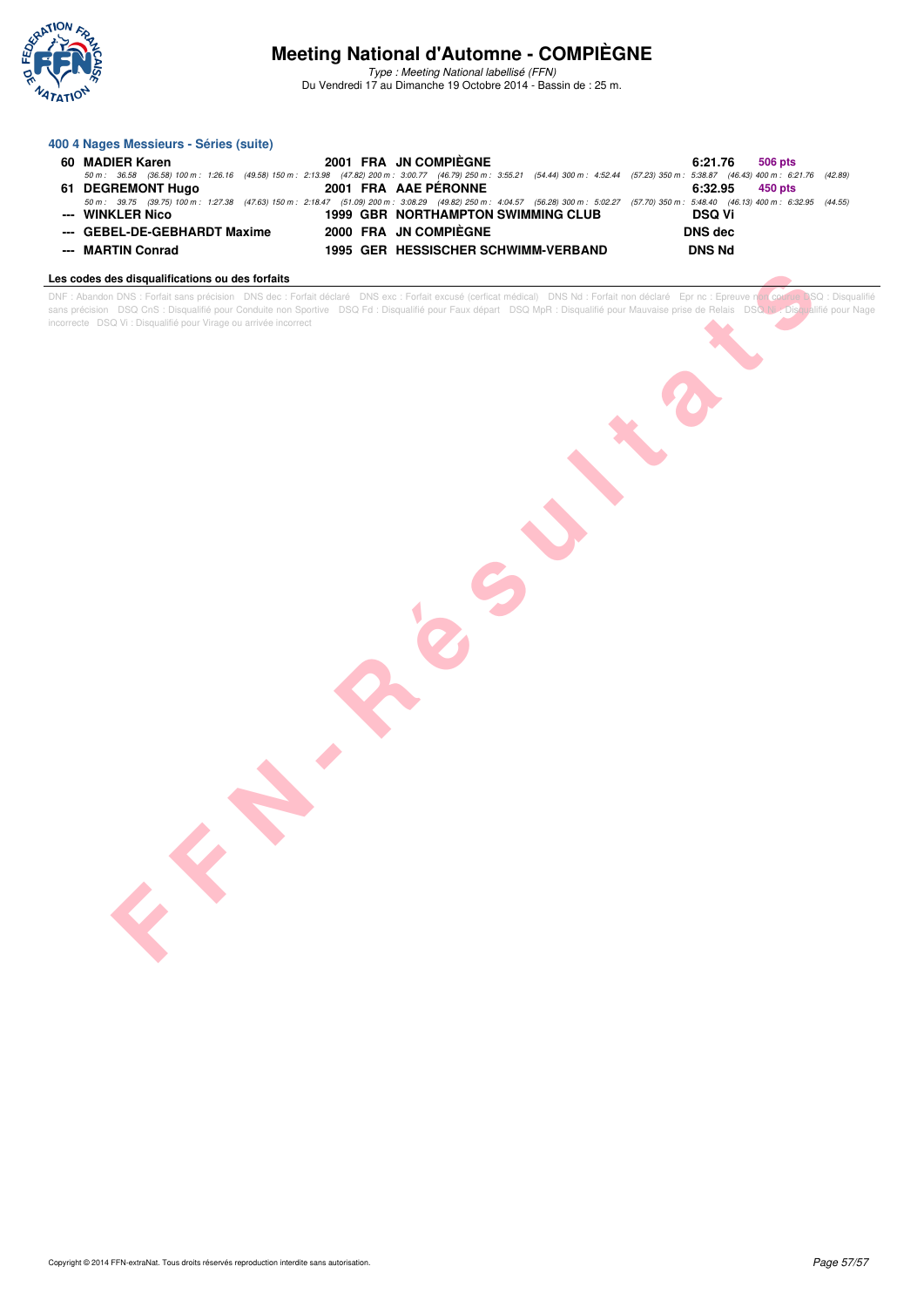## 400 4 Nages Messieurs - Séries (suite)

| | | | | | | |
|---|---|---|---|---|---|---|
| 60 | MADIER Karen | 2001 | FRA | JN COMPIÈGNE | 6:21.76 | 506 pts |
| | *50 m : 36.58 (36.58) 100 m : 1:26.16 (49.58) 150 m : 2:13.98 (47.82) 200 m : 3:00.77 (46.79) 250 m : 3:55.21 (54.44) 300 m : 4:52.44 (57.23) 350 m : 5:38.87 (46.43) 400 m : 6:21.76 (42.89)* | | | | | |
| 61 | DEGREMONT Hugo | 2001 | FRA | AAE PÉRONNE | 6:32.95 | 450 pts |
| | *50 m : 39.75 (39.75) 100 m : 1:27.38 (47.63) 150 m : 2:18.47 (51.09) 200 m : 3:08.29 (49.82) 250 m : 4:04.57 (56.28) 300 m : 5:02.27 (57.70) 350 m : 5:48.40 (46.13) 400 m : 6:32.95 (44.55)* | | | | | |
| --- | WINKLER Nico | 1999 | GBR | NORTHAMPTON SWIMMING CLUB | DSQ Vi | |
| --- | GEBEL-DE-GEBHARDT Maxime | 2000 | FRA | JN COMPIÈGNE | DNS dec | |
| --- | MARTIN Conrad | 1995 | GER | HESSISCHER SCHWIMM-VERBAND | DNS Nd | |

**Les codes des disqualifications ou des forfaits**

DNF : Abandon DNS : Forfait sans précision DNS dec : Forfait déclaré DNS exc : Forfait excusé (cerficat médical) DNS Nd : Forfait non déclaré Epr nc : Epreuve non courue DSQ : Disqualifié sans précision DSQ CnS : Disqualifié pour Conduite non Sportive DSQ Fd : Disqualifié pour Faux départ DSQ MpR : Disqualifié pour Mauvaise prise de Relais DSQ Ni : Disqualifié pour Nage incorrecte DSQ Vi : Disqualifié pour Virage ou arrivée incorrect